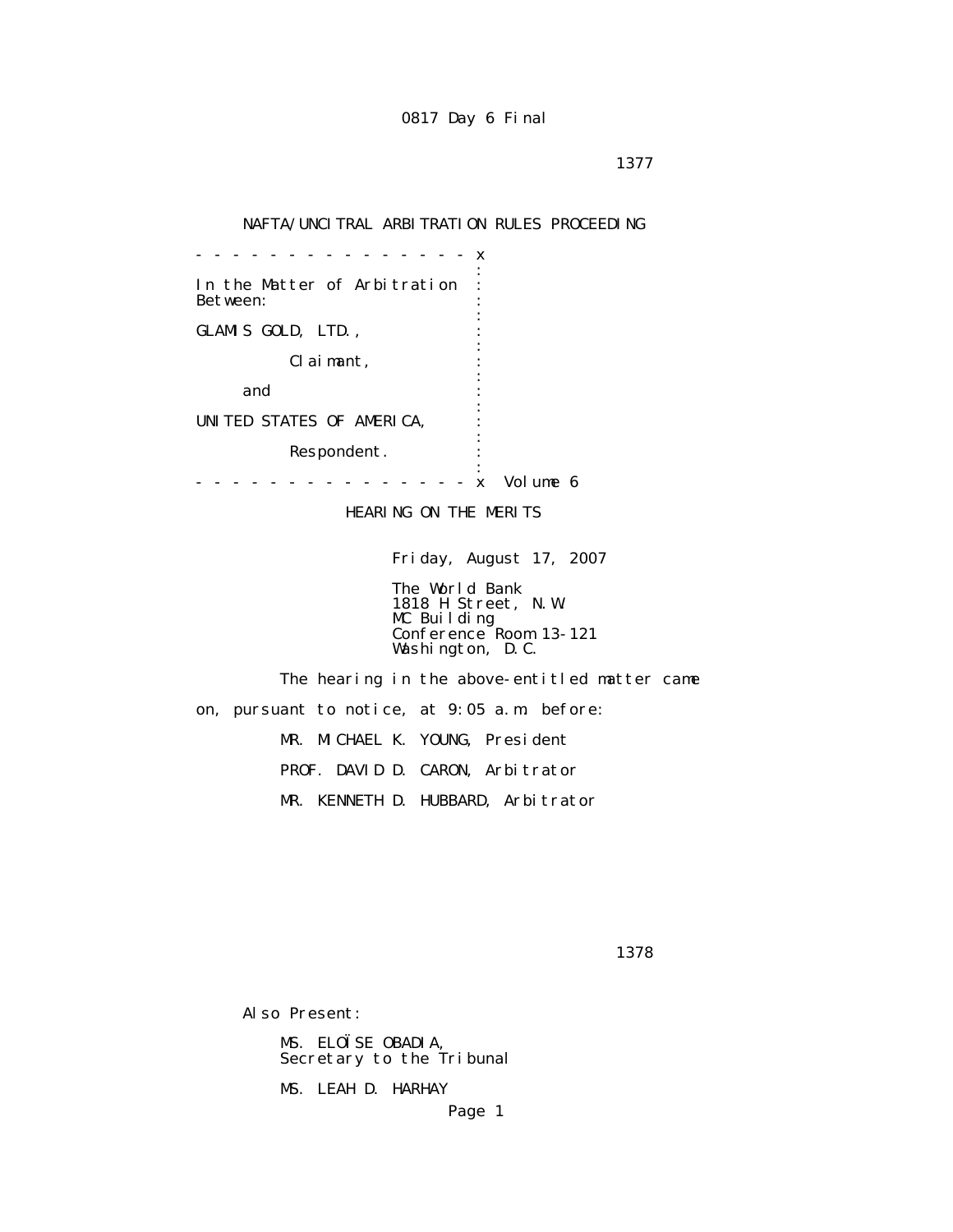0817 Day 6 Final

NAFTA/UNCITRAL ARBITRATION RULES PROCEEDING

```
- - - - - - - - - - - - - - - - x
                                :
In the Matter of Arbitration    :
Between:                        :
                                :
GLAMIS GOLD, LTD.,              :
                                :
          Claimant,             :
                                :
     and                        :
                                :
UNITED STATES OF AMERICA,       :
                                :
          Respondent.           :
                                :
- - - - - - - - - - - - - - - - x  Volume 6
```

HEARING ON THE MERITS

Friday, August 17, 2007

The World Bank
1818 H Street, N.W.
MC Building
Conference Room 13-121
Washington, D.C.

The hearing in the above-entitled matter came on, pursuant to notice, at 9:05 a.m. before:

MR. MICHAEL K. YOUNG, President

PROF. DAVID D. CARON, Arbitrator

MR. KENNETH D. HUBBARD, Arbitrator

Also Present:

MS. ELOÏSE OBADIA,
Secretary to the Tribunal

MS. LEAH D. HARHAY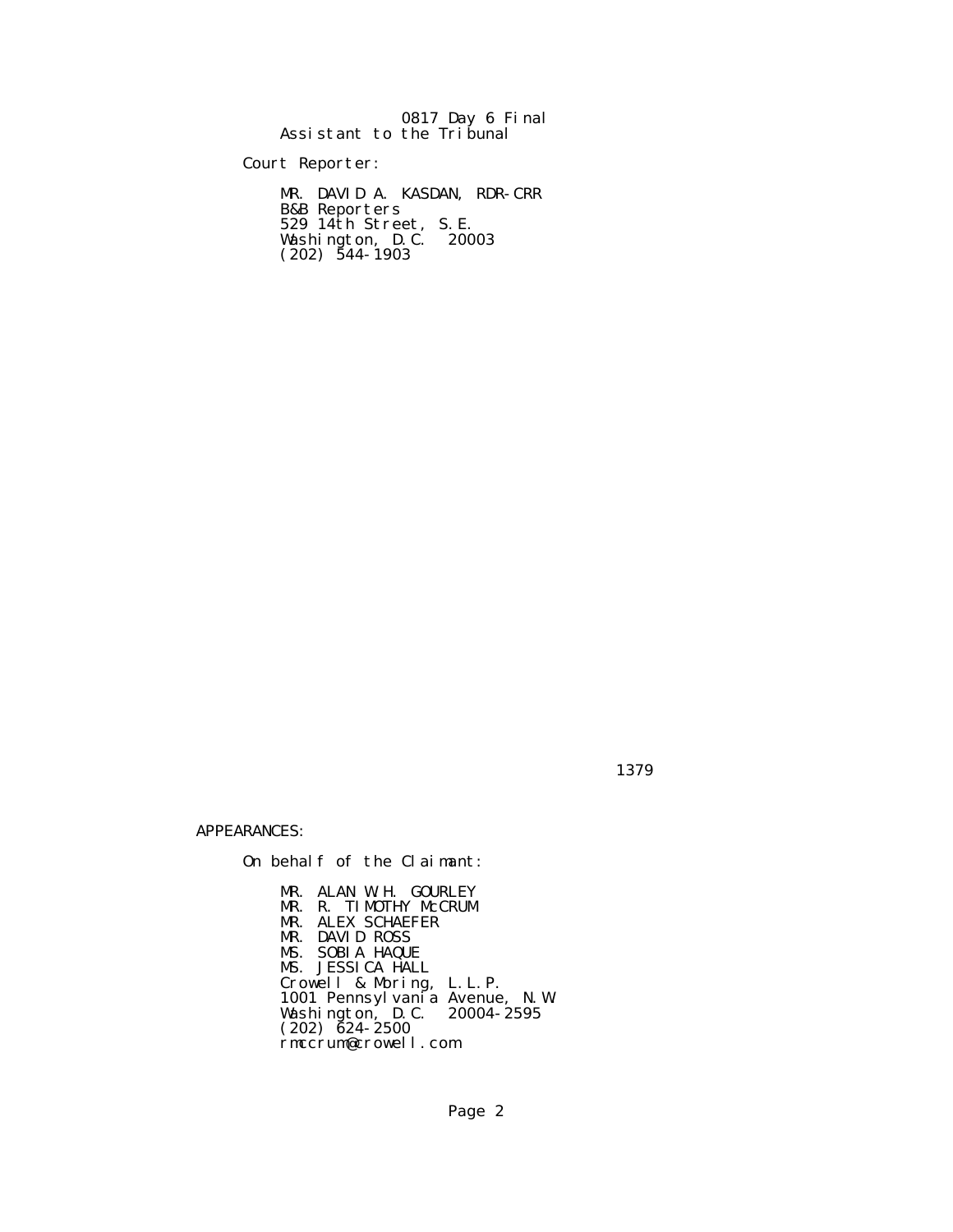0817 Day 6 Final
Assistant to the Tribunal

Court Reporter:

MR. DAVID A. KASDAN, RDR-CRR
B&B Reporters
529 14th Street, S.E.
Washington, D.C. 20003
(202) 544-1903

1379

APPEARANCES:

On behalf of the Claimant:

MR. ALAN W.H. GOURLEY
MR. R. TIMOTHY McCRUM
MR. ALEX SCHAEFER
MR. DAVID ROSS
MS. SOBIA HAQUE
MS. JESSICA HALL
Crowell & Moring, L.L.P.
1001 Pennsylvania Avenue, N.W.
Washington, D.C. 20004-2595
(202) 624-2500
rmccrum@crowell.com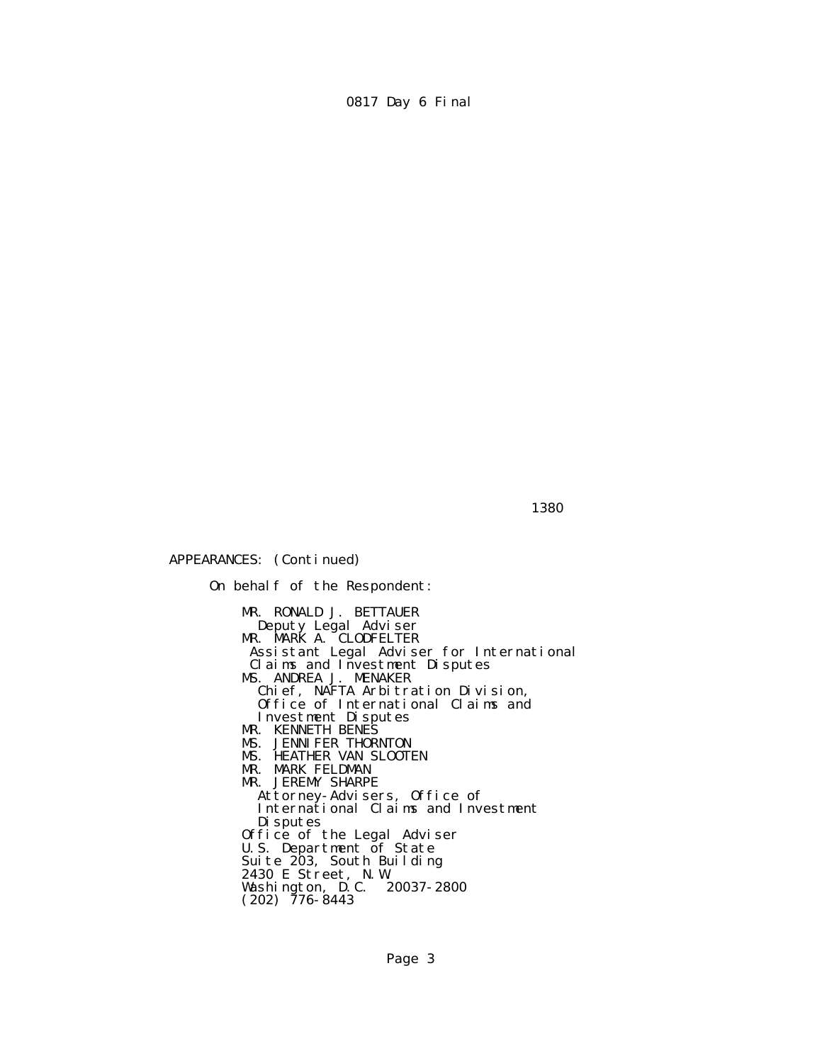APPEARANCES: (Continued)

On behalf of the Respondent:

MR. RONALD J. BETTAUER
Deputy Legal Adviser
MR. MARK A. CLODFELTER
Assistant Legal Adviser for International Claims and Investment Disputes
MS. ANDREA J. MENAKER
Chief, NAFTA Arbitration Division, Office of International Claims and Investment Disputes
MR. KENNETH BENES
MS. JENNIFER THORNTON
MS. HEATHER VAN SLOOTEN
MR. MARK FELDMAN
MR. JEREMY SHARPE
Attorney-Advisers, Office of International Claims and Investment Disputes
Office of the Legal Adviser
U.S. Department of State
Suite 203, South Building
2430 E Street, N.W.
Washington, D.C. 20037-2800
(202) 776-8443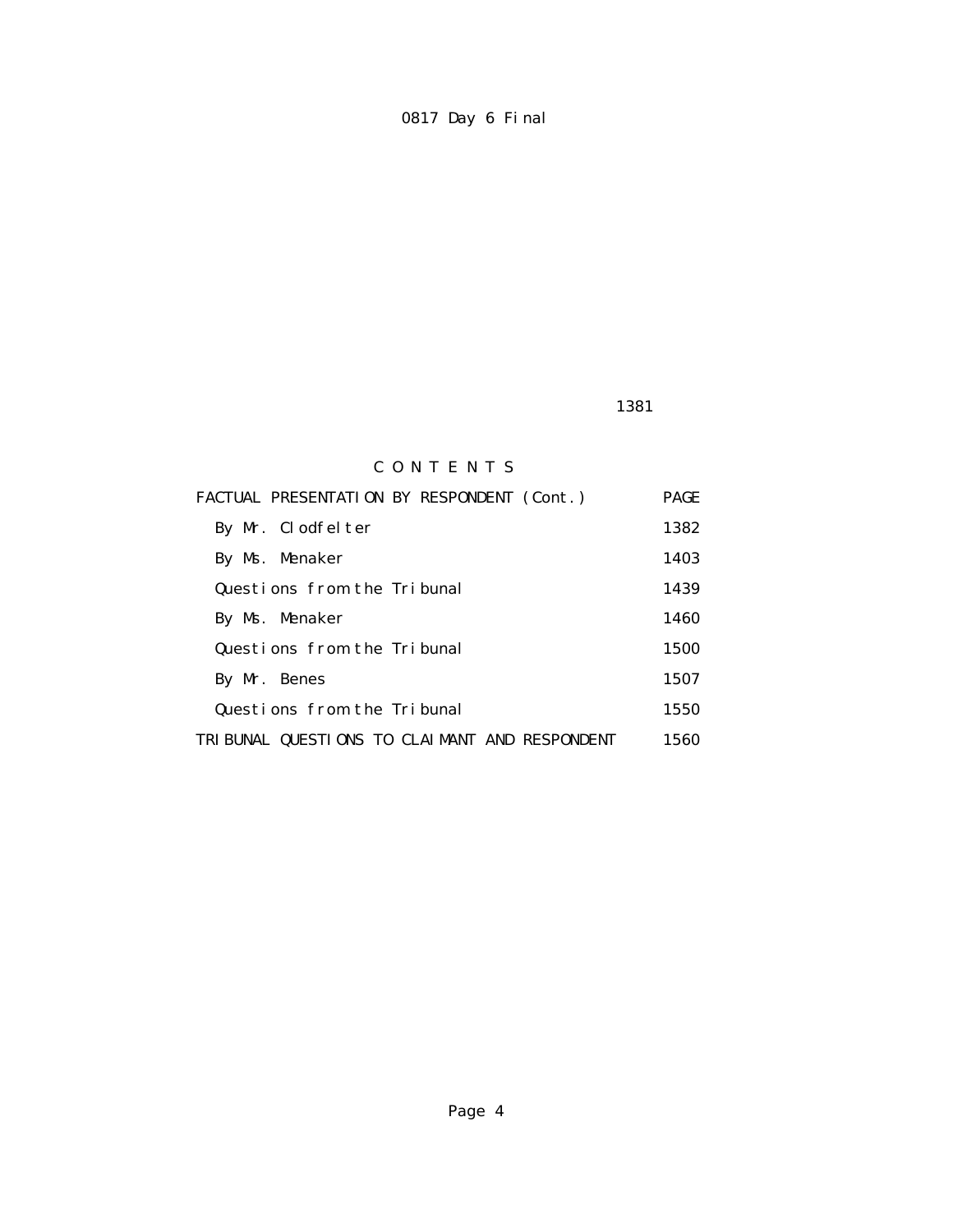# C O N T E N T S

| FACTUAL PRESENTATION BY RESPONDENT (Cont.) | PAGE |
|---|---|
| By Mr. Clodfelter | 1382 |
| By Ms. Menaker | 1403 |
| Questions from the Tribunal | 1439 |
| By Ms. Menaker | 1460 |
| Questions from the Tribunal | 1500 |
| By Mr. Benes | 1507 |
| Questions from the Tribunal | 1550 |
| TRIBUNAL QUESTIONS TO CLAIMANT AND RESPONDENT | 1560 |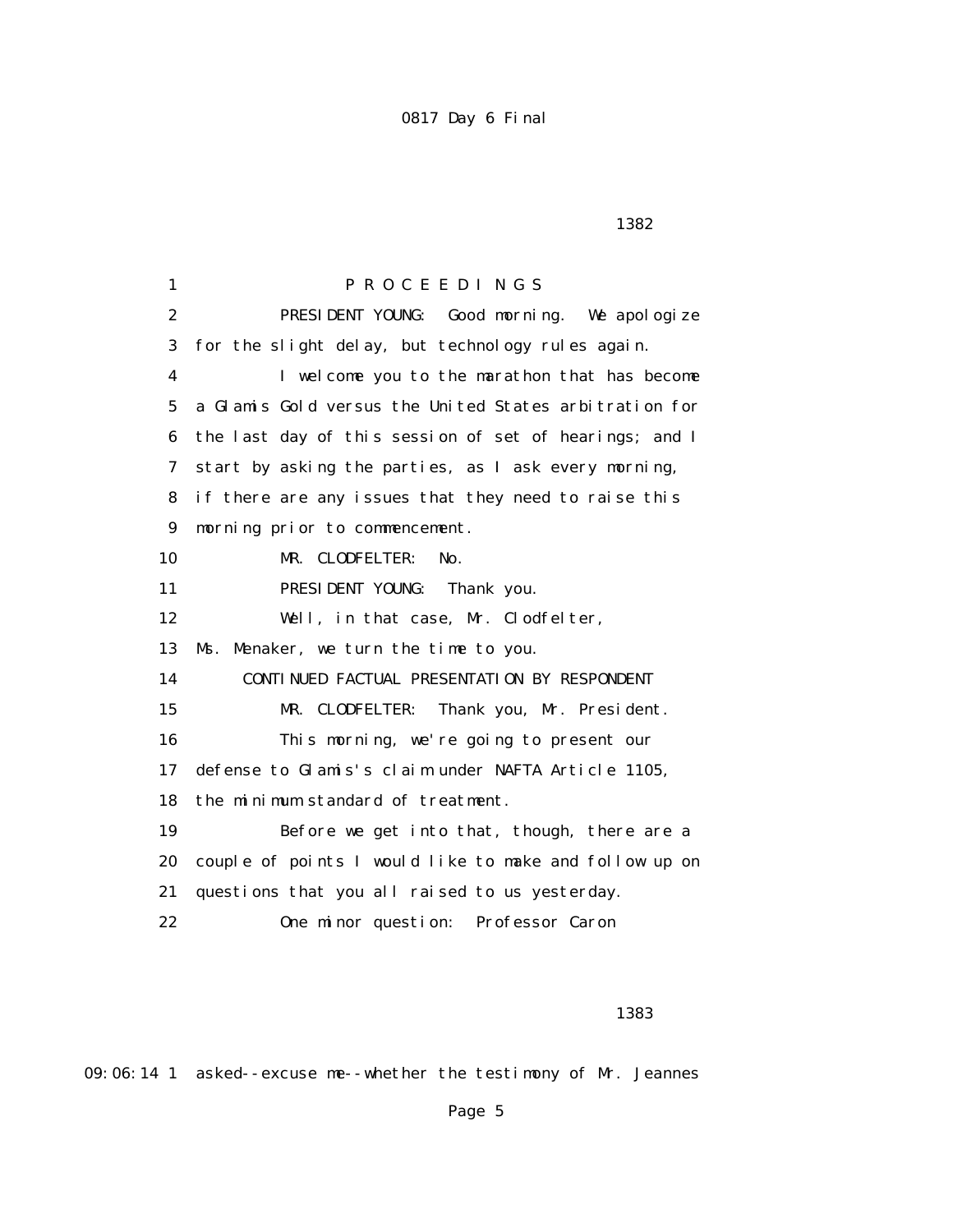1 P R O C E E D I N G S

2 PRESIDENT YOUNG: Good morning. We apologize

3 for the slight delay, but technology rules again.

4 I welcome you to the marathon that has become

5 a Glamis Gold versus the United States arbitration for

6 the last day of this session of set of hearings; and I

7 start by asking the parties, as I ask every morning,

8 if there are any issues that they need to raise this

9 morning prior to commencement.

10 MR. CLODFELTER: No.

11 PRESIDENT YOUNG: Thank you.

12 Well, in that case, Mr. Clodfelter,

13 Ms. Menaker, we turn the time to you.

14 CONTINUED FACTUAL PRESENTATION BY RESPONDENT

15 MR. CLODFELTER: Thank you, Mr. President.

16 This morning, we're going to present our

17 defense to Glamis's claim under NAFTA Article 1105,

18 the minimum standard of treatment.

19 Before we get into that, though, there are a

20 couple of points I would like to make and follow up on

21 questions that you all raised to us yesterday.

22 One minor question: Professor Caron

1383

09:06:14 1 asked--excuse me--whether the testimony of Mr. Jeannes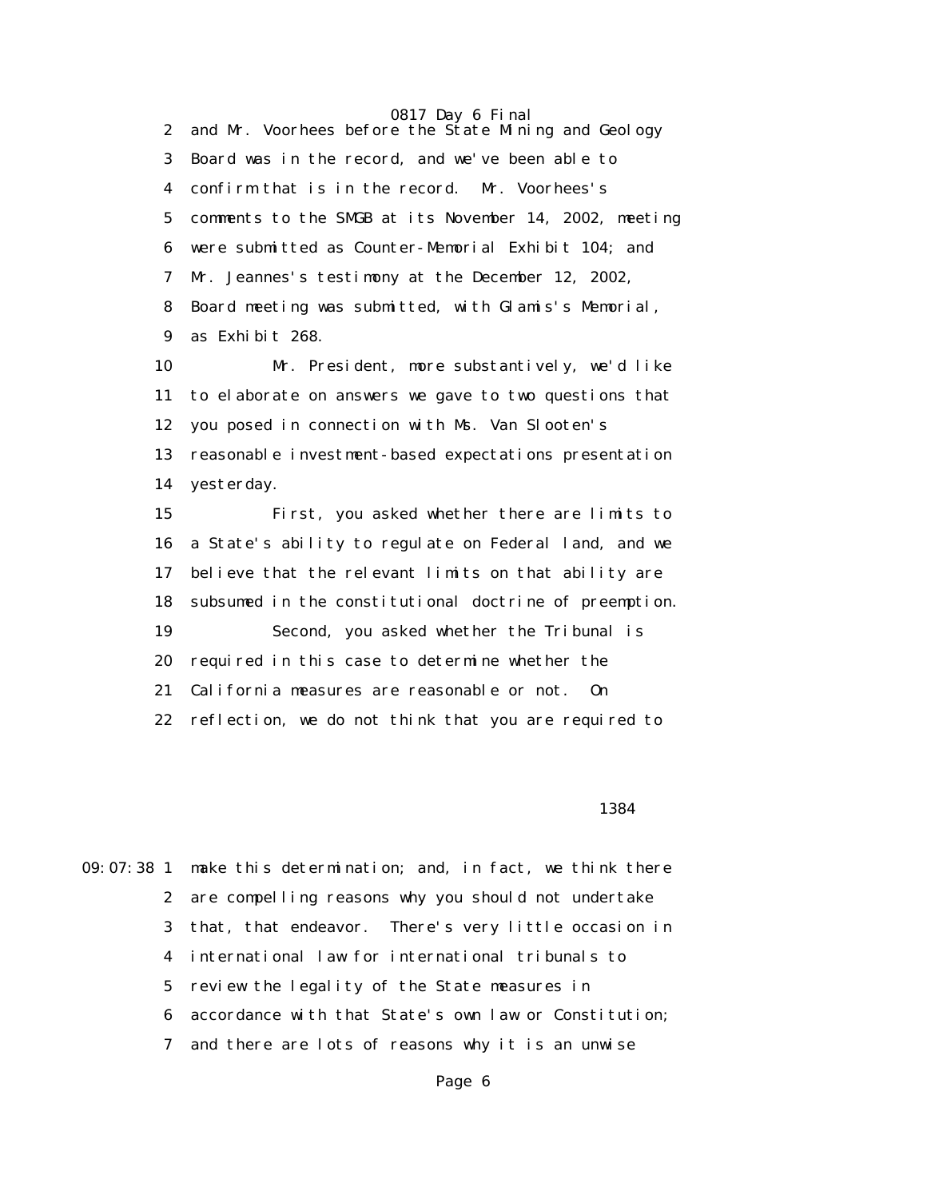2 and Mr. Voorhees before the State Mining and Geology

3 Board was in the record, and we've been able to

4 confirm that is in the record. Mr. Voorhees's

5 comments to the SMGB at its November 14, 2002, meeting

6 were submitted as Counter-Memorial Exhibit 104; and

7 Mr. Jeannes's testimony at the December 12, 2002,

8 Board meeting was submitted, with Glamis's Memorial,

9 as Exhibit 268.

10 Mr. President, more substantively, we'd like

11 to elaborate on answers we gave to two questions that

12 you posed in connection with Ms. Van Slooten's

13 reasonable investment-based expectations presentation

14 yesterday.

15 First, you asked whether there are limits to

16 a State's ability to regulate on Federal land, and we

17 believe that the relevant limits on that ability are

18 subsumed in the constitutional doctrine of preemption.

19 Second, you asked whether the Tribunal is

20 required in this case to determine whether the

21 California measures are reasonable or not. On

22 reflection, we do not think that you are required to

1384

09:07:38 1 make this determination; and, in fact, we think there

2 are compelling reasons why you should not undertake

3 that, that endeavor. There's very little occasion in

4 international law for international tribunals to

5 review the legality of the State measures in

6 accordance with that State's own law or Constitution;

7 and there are lots of reasons why it is an unwise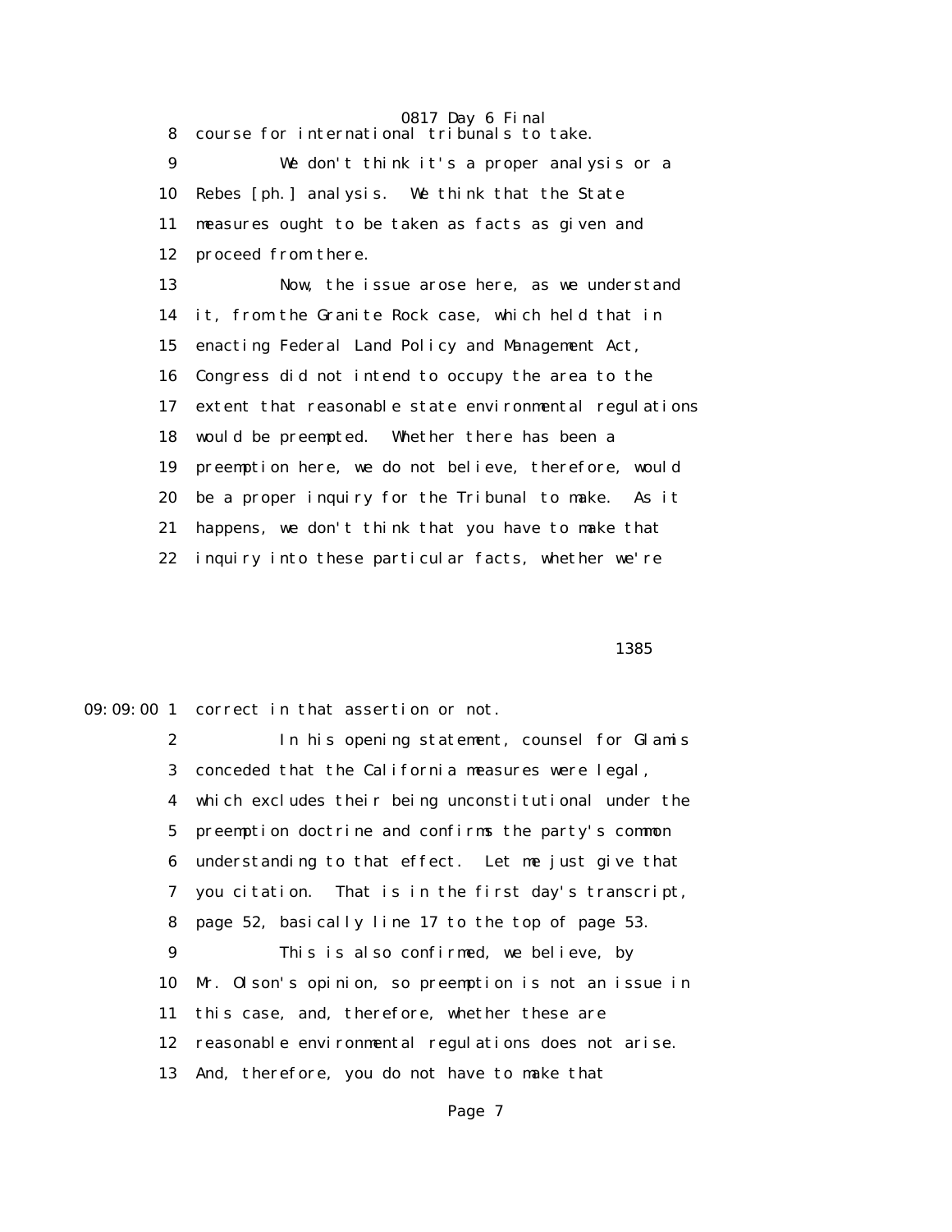8 course for international tribunals to take.

9 We don't think it's a proper analysis or a

10 Rebes [ph.] analysis. We think that the State

11 measures ought to be taken as facts as given and

12 proceed from there.

13 Now, the issue arose here, as we understand

14 it, from the Granite Rock case, which held that in

15 enacting Federal Land Policy and Management Act,

16 Congress did not intend to occupy the area to the

17 extent that reasonable state environmental regulations

18 would be preempted. Whether there has been a

19 preemption here, we do not believe, therefore, would

20 be a proper inquiry for the Tribunal to make. As it

21 happens, we don't think that you have to make that

22 inquiry into these particular facts, whether we're

1385

09:09:00 1 correct in that assertion or not.

2 In his opening statement, counsel for Glamis

3 conceded that the California measures were legal,

4 which excludes their being unconstitutional under the

5 preemption doctrine and confirms the party's common

6 understanding to that effect. Let me just give that

7 you citation. That is in the first day's transcript,

8 page 52, basically line 17 to the top of page 53.

9 This is also confirmed, we believe, by

10 Mr. Olson's opinion, so preemption is not an issue in

11 this case, and, therefore, whether these are

12 reasonable environmental regulations does not arise.

13 And, therefore, you do not have to make that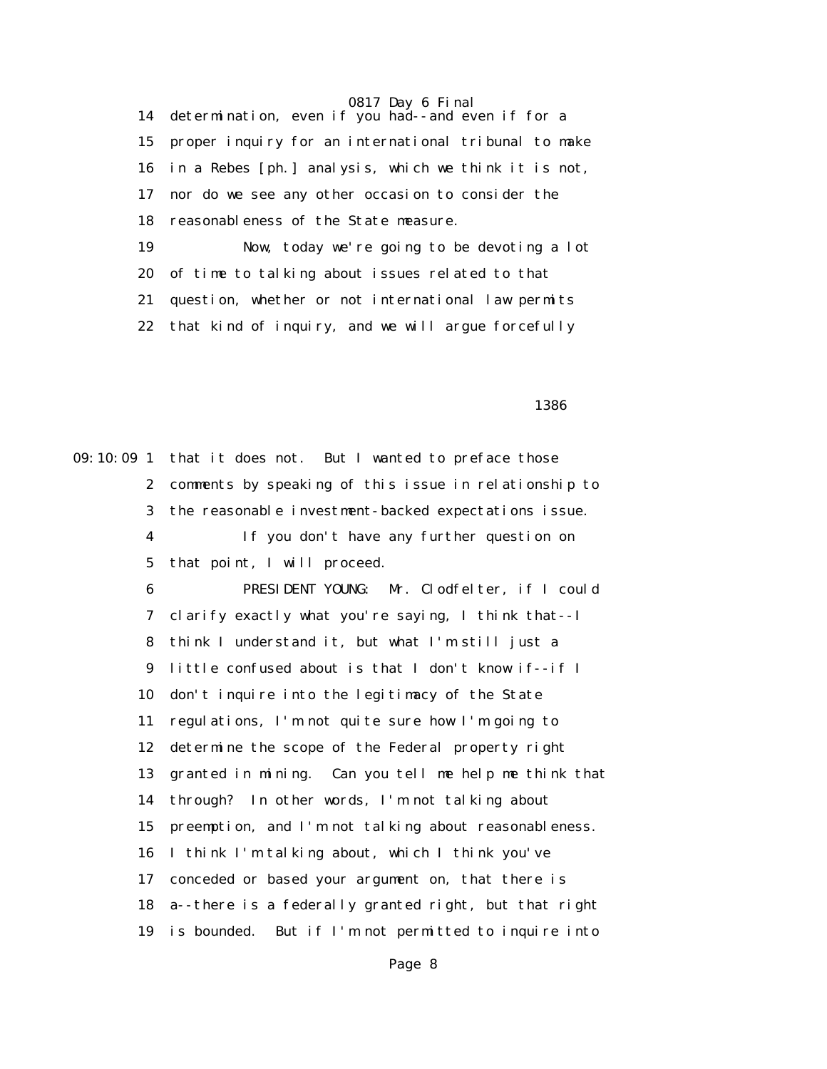14 determination, even if you had--and even if for a

15 proper inquiry for an international tribunal to make

16 in a Rebes [ph.] analysis, which we think it is not,

17 nor do we see any other occasion to consider the

18 reasonableness of the State measure.

19 Now, today we're going to be devoting a lot

20 of time to talking about issues related to that

21 question, whether or not international law permits

22 that kind of inquiry, and we will argue forcefully

1386

09:10:09 1 that it does not. But I wanted to preface those

2 comments by speaking of this issue in relationship to

3 the reasonable investment-backed expectations issue.

4 If you don't have any further question on

5 that point, I will proceed.

6 PRESIDENT YOUNG: Mr. Clodfelter, if I could

7 clarify exactly what you're saying, I think that--I

8 think I understand it, but what I'm still just a

9 little confused about is that I don't know if--if I

10 don't inquire into the legitimacy of the State

11 regulations, I'm not quite sure how I'm going to

12 determine the scope of the Federal property right

13 granted in mining. Can you tell me help me think that

14 through? In other words, I'm not talking about

15 preemption, and I'm not talking about reasonableness.

16 I think I'm talking about, which I think you've

17 conceded or based your argument on, that there is

18 a--there is a federally granted right, but that right

19 is bounded. But if I'm not permitted to inquire into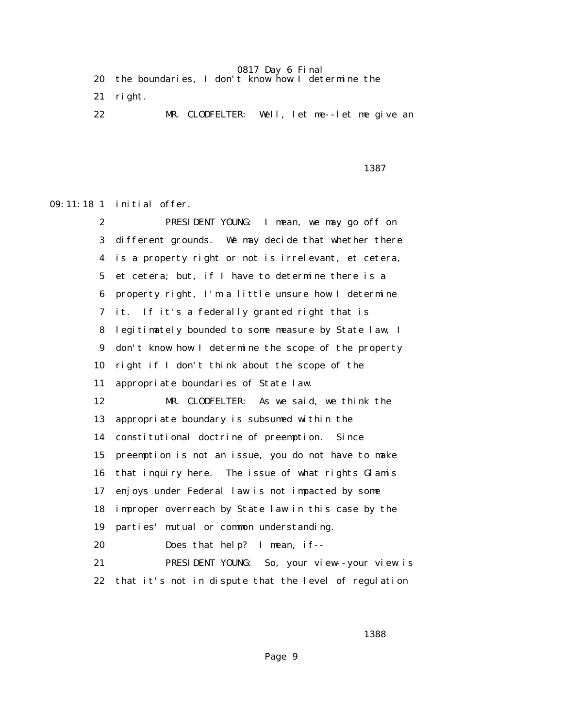20 the boundaries, I don't know how I determine the

21 right.

22 MR. CLODFELTER: Well, let me--let me give an

1387

09:11:18 1 initial offer.

2 PRESIDENT YOUNG: I mean, we may go off on

3 different grounds. We may decide that whether there

4 is a property right or not is irrelevant, et cetera,

5 et cetera; but, if I have to determine there is a

6 property right, I'm a little unsure how I determine

7 it. If it's a federally granted right that is

8 legitimately bounded to some measure by State law, I

9 don't know how I determine the scope of the property

10 right if I don't think about the scope of the

11 appropriate boundaries of State law.

12 MR. CLODFELTER: As we said, we think the

13 appropriate boundary is subsumed within the

14 constitutional doctrine of preemption. Since

15 preemption is not an issue, you do not have to make

16 that inquiry here. The issue of what rights Glamis

17 enjoys under Federal law is not impacted by some

18 improper overreach by State law in this case by the

19 parties' mutual or common understanding.

20 Does that help? I mean, if--

21 PRESIDENT YOUNG: So, your view--your view is

22 that it's not in dispute that the level of regulation

1388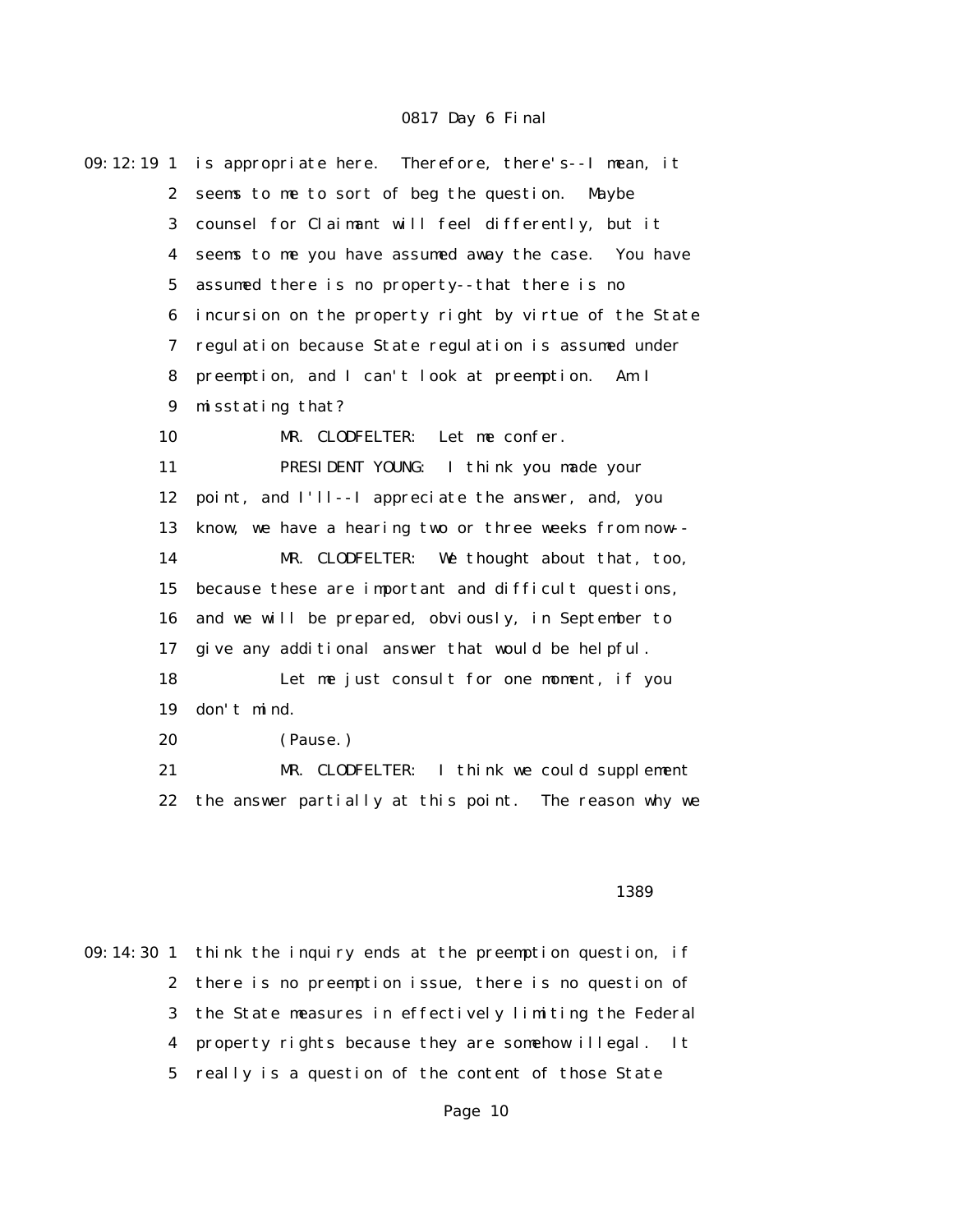09:12:19 1 is appropriate here. Therefore, there's--I mean, it
2 seems to me to sort of beg the question. Maybe
3 counsel for Claimant will feel differently, but it
4 seems to me you have assumed away the case. You have
5 assumed there is no property--that there is no
6 incursion on the property right by virtue of the State
7 regulation because State regulation is assumed under
8 preemption, and I can't look at preemption. Am I
9 misstating that?

10 MR. CLODFELTER: Let me confer.

11 PRESIDENT YOUNG: I think you made your
12 point, and I'll--I appreciate the answer, and, you
13 know, we have a hearing two or three weeks from now--

14 MR. CLODFELTER: We thought about that, too,
15 because these are important and difficult questions,
16 and we will be prepared, obviously, in September to
17 give any additional answer that would be helpful.

18 Let me just consult for one moment, if you
19 don't mind.

20 (Pause.)

21 MR. CLODFELTER: I think we could supplement
22 the answer partially at this point. The reason why we

1389

09:14:30 1 think the inquiry ends at the preemption question, if
2 there is no preemption issue, there is no question of
3 the State measures in effectively limiting the Federal
4 property rights because they are somehow illegal. It
5 really is a question of the content of those State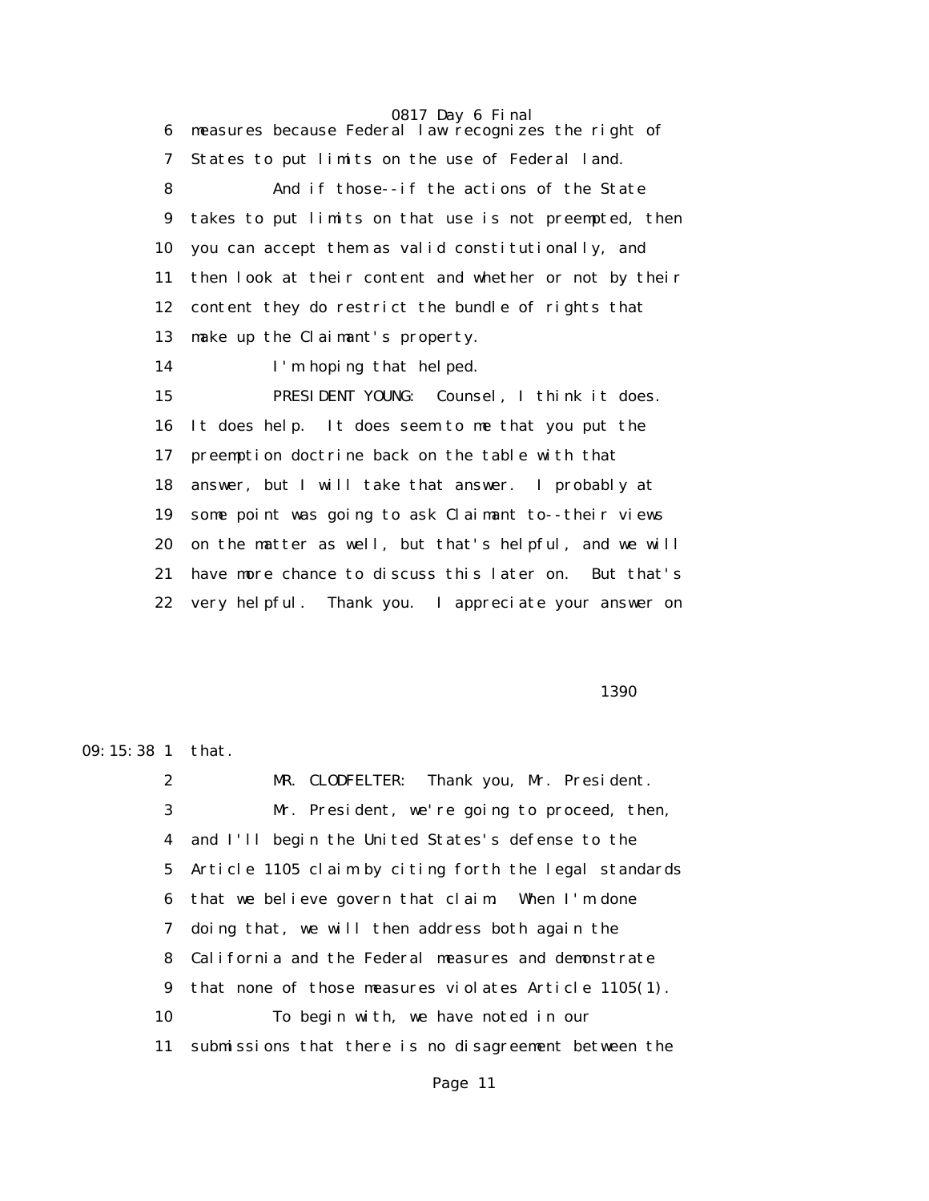6 measures because Federal law recognizes the right of

7 States to put limits on the use of Federal land.

8 And if those--if the actions of the State

9 takes to put limits on that use is not preempted, then

10 you can accept them as valid constitutionally, and

11 then look at their content and whether or not by their

12 content they do restrict the bundle of rights that

13 make up the Claimant's property.

14 I'm hoping that helped.

15 PRESIDENT YOUNG: Counsel, I think it does.

16 It does help. It does seem to me that you put the

17 preemption doctrine back on the table with that

18 answer, but I will take that answer. I probably at

19 some point was going to ask Claimant to--their views

20 on the matter as well, but that's helpful, and we will

21 have more chance to discuss this later on. But that's

22 very helpful. Thank you. I appreciate your answer on

1390

09:15:38 1 that.

2 MR. CLODFELTER: Thank you, Mr. President.

3 Mr. President, we're going to proceed, then,

4 and I'll begin the United States's defense to the

5 Article 1105 claim by citing forth the legal standards

6 that we believe govern that claim. When I'm done

7 doing that, we will then address both again the

8 California and the Federal measures and demonstrate

9 that none of those measures violates Article 1105(1).

10 To begin with, we have noted in our

11 submissions that there is no disagreement between the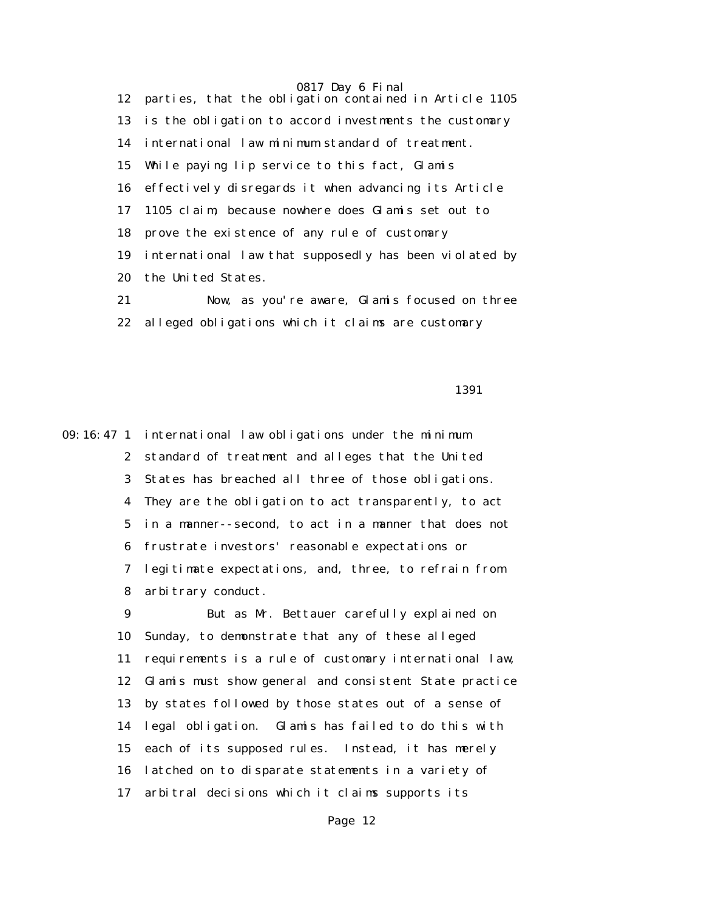parties, that the obligation contained in Article 1105 is the obligation to accord investments the customary international law minimum standard of treatment. While paying lip service to this fact, Glamis effectively disregards it when advancing its Article 1105 claim, because nowhere does Glamis set out to prove the existence of any rule of customary international law that supposedly has been violated by the United States.

Now, as you're aware, Glamis focused on three alleged obligations which it claims are customary international law obligations under the minimum standard of treatment and alleges that the United States has breached all three of those obligations. They are the obligation to act transparently, to act in a manner--second, to act in a manner that does not frustrate investors' reasonable expectations or legitimate expectations, and, three, to refrain from arbitrary conduct.

But as Mr. Bettauer carefully explained on Sunday, to demonstrate that any of these alleged requirements is a rule of customary international law, Glamis must show general and consistent State practice by states followed by those states out of a sense of legal obligation. Glamis has failed to do this with each of its supposed rules. Instead, it has merely latched on to disparate statements in a variety of arbitral decisions which it claims supports its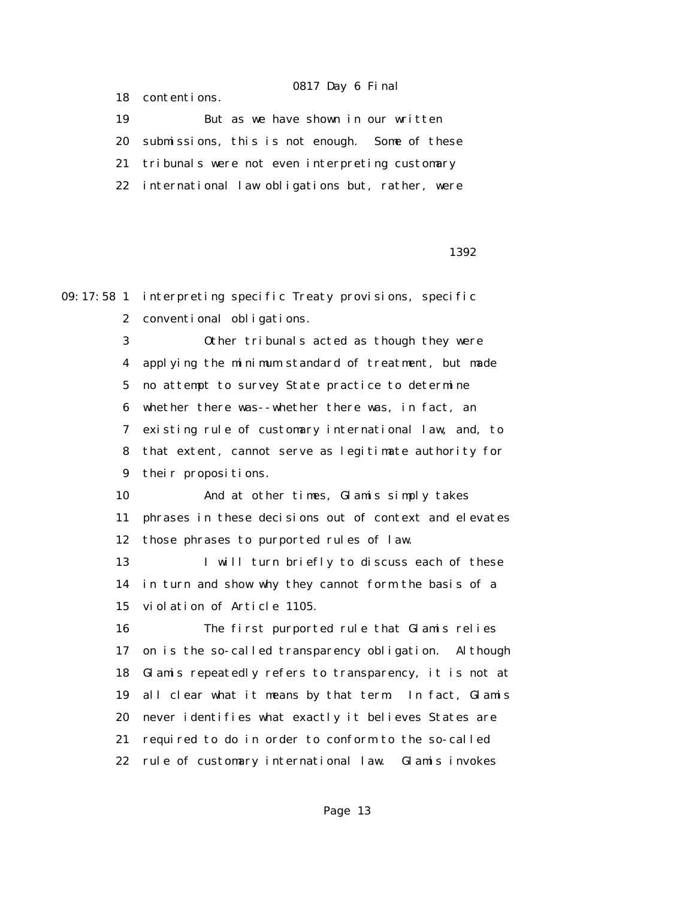18 contentions.

19 But as we have shown in our written

20 submissions, this is not enough. Some of these

21 tribunals were not even interpreting customary

22 international law obligations but, rather, were

1392

09:17:58 1 interpreting specific Treaty provisions, specific

2 conventional obligations.

3 Other tribunals acted as though they were

4 applying the minimum standard of treatment, but made

5 no attempt to survey State practice to determine

6 whether there was--whether there was, in fact, an

7 existing rule of customary international law, and, to

8 that extent, cannot serve as legitimate authority for

9 their propositions.

10 And at other times, Glamis simply takes

11 phrases in these decisions out of context and elevates

12 those phrases to purported rules of law.

13 I will turn briefly to discuss each of these

14 in turn and show why they cannot form the basis of a

15 violation of Article 1105.

16 The first purported rule that Glamis relies

17 on is the so-called transparency obligation. Although

18 Glamis repeatedly refers to transparency, it is not at

19 all clear what it means by that term. In fact, Glamis

20 never identifies what exactly it believes States are

21 required to do in order to conform to the so-called

22 rule of customary international law. Glamis invokes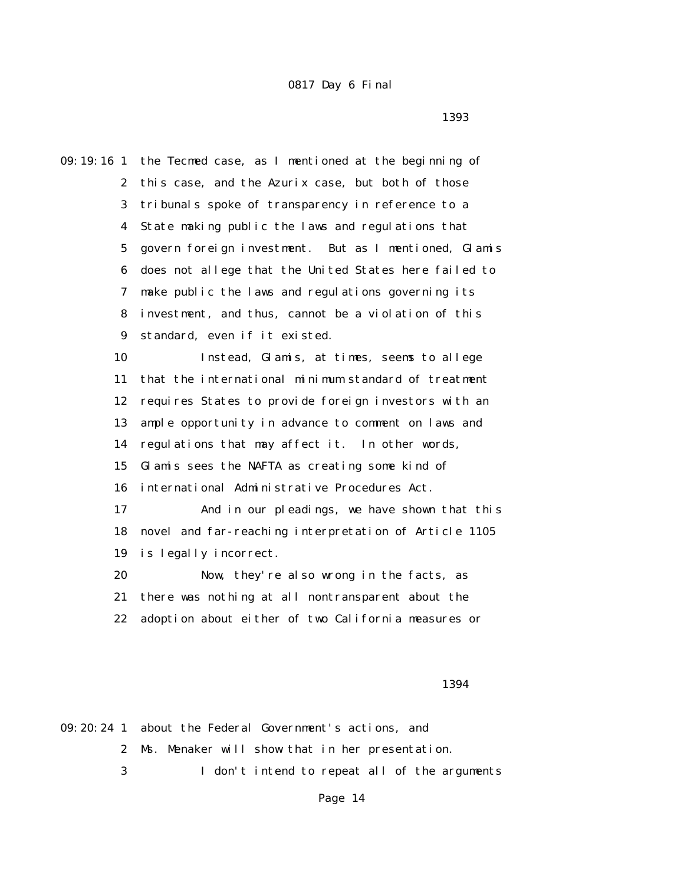the Tecmed case, as I mentioned at the beginning of this case, and the Azurix case, but both of those tribunals spoke of transparency in reference to a State making public the laws and regulations that govern foreign investment. But as I mentioned, Glamis does not allege that the United States here failed to make public the laws and regulations governing its investment, and thus, cannot be a violation of this standard, even if it existed.

Instead, Glamis, at times, seems to allege that the international minimum standard of treatment requires States to provide foreign investors with an ample opportunity in advance to comment on laws and regulations that may affect it. In other words, Glamis sees the NAFTA as creating some kind of international Administrative Procedures Act.

And in our pleadings, we have shown that this novel and far-reaching interpretation of Article 1105 is legally incorrect.

Now, they're also wrong in the facts, as there was nothing at all nontransparent about the adoption about either of two California measures or about the Federal Government's actions, and Ms. Menaker will show that in her presentation.

I don't intend to repeat all of the arguments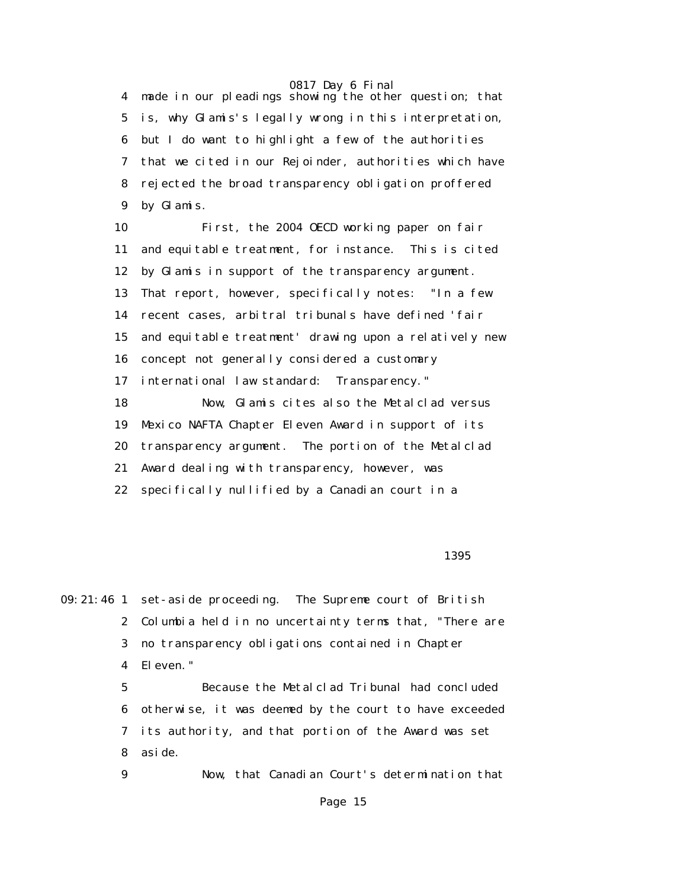4 made in our pleadings showing the other question; that
5 is, why Glamis's legally wrong in this interpretation,
6 but I do want to highlight a few of the authorities
7 that we cited in our Rejoinder, authorities which have
8 rejected the broad transparency obligation proffered
9 by Glamis.

10 First, the 2004 OECD working paper on fair
11 and equitable treatment, for instance. This is cited
12 by Glamis in support of the transparency argument.
13 That report, however, specifically notes: "In a few
14 recent cases, arbitral tribunals have defined 'fair
15 and equitable treatment' drawing upon a relatively new
16 concept not generally considered a customary
17 international law standard: Transparency."

18 Now, Glamis cites also the Metalclad versus
19 Mexico NAFTA Chapter Eleven Award in support of its
20 transparency argument. The portion of the Metalclad
21 Award dealing with transparency, however, was
22 specifically nullified by a Canadian court in a

1395

09:21:46 1 set-aside proceeding. The Supreme court of British
2 Columbia held in no uncertainty terms that, "There are
3 no transparency obligations contained in Chapter
4 Eleven."

5 Because the Metalclad Tribunal had concluded
6 otherwise, it was deemed by the court to have exceeded
7 its authority, and that portion of the Award was set
8 aside.

9 Now, that Canadian Court's determination that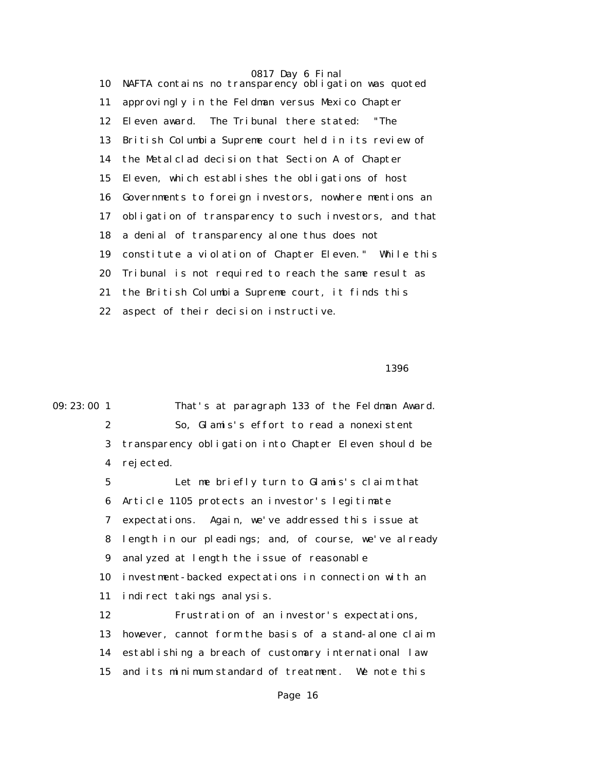10 NAFTA contains no transparency obligation was quoted
11 approvingly in the Feldman versus Mexico Chapter
12 Eleven award. The Tribunal there stated: "The
13 British Columbia Supreme court held in its review of
14 the Metalclad decision that Section A of Chapter
15 Eleven, which establishes the obligations of host
16 Governments to foreign investors, nowhere mentions an
17 obligation of transparency to such investors, and that
18 a denial of transparency alone thus does not
19 constitute a violation of Chapter Eleven." While this
20 Tribunal is not required to reach the same result as
21 the British Columbia Supreme court, it finds this
22 aspect of their decision instructive.

1396

09:23:00 1 That's at paragraph 133 of the Feldman Award.
2 So, Glamis's effort to read a nonexistent
3 transparency obligation into Chapter Eleven should be
4 rejected.
5 Let me briefly turn to Glamis's claim that
6 Article 1105 protects an investor's legitimate
7 expectations. Again, we've addressed this issue at
8 length in our pleadings; and, of course, we've already
9 analyzed at length the issue of reasonable
10 investment-backed expectations in connection with an
11 indirect takings analysis.
12 Frustration of an investor's expectations,
13 however, cannot form the basis of a stand-alone claim
14 establishing a breach of customary international law
15 and its minimum standard of treatment. We note this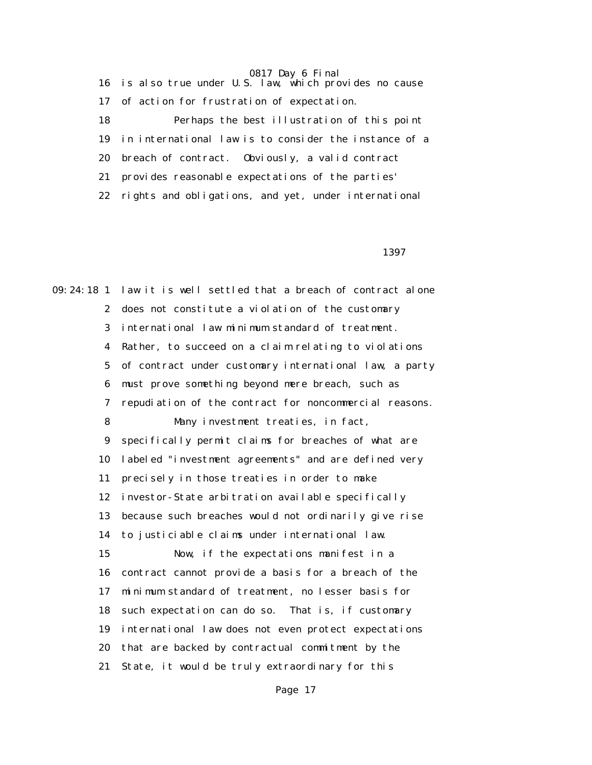16 is also true under U.S. law, which provides no cause

17 of action for frustration of expectation.

18 Perhaps the best illustration of this point

19 in international law is to consider the instance of a

20 breach of contract. Obviously, a valid contract

21 provides reasonable expectations of the parties'

22 rights and obligations, and yet, under international

1397

09:24:18 1 law it is well settled that a breach of contract alone

2 does not constitute a violation of the customary

3 international law minimum standard of treatment.

4 Rather, to succeed on a claim relating to violations

5 of contract under customary international law, a party

6 must prove something beyond mere breach, such as

7 repudiation of the contract for noncommercial reasons.

8 Many investment treaties, in fact,

9 specifically permit claims for breaches of what are

10 labeled "investment agreements" and are defined very

11 precisely in those treaties in order to make

12 investor-State arbitration available specifically

13 because such breaches would not ordinarily give rise

14 to justiciable claims under international law.

15 Now, if the expectations manifest in a

16 contract cannot provide a basis for a breach of the

17 minimum standard of treatment, no lesser basis for

18 such expectation can do so. That is, if customary

19 international law does not even protect expectations

20 that are backed by contractual commitment by the

21 State, it would be truly extraordinary for this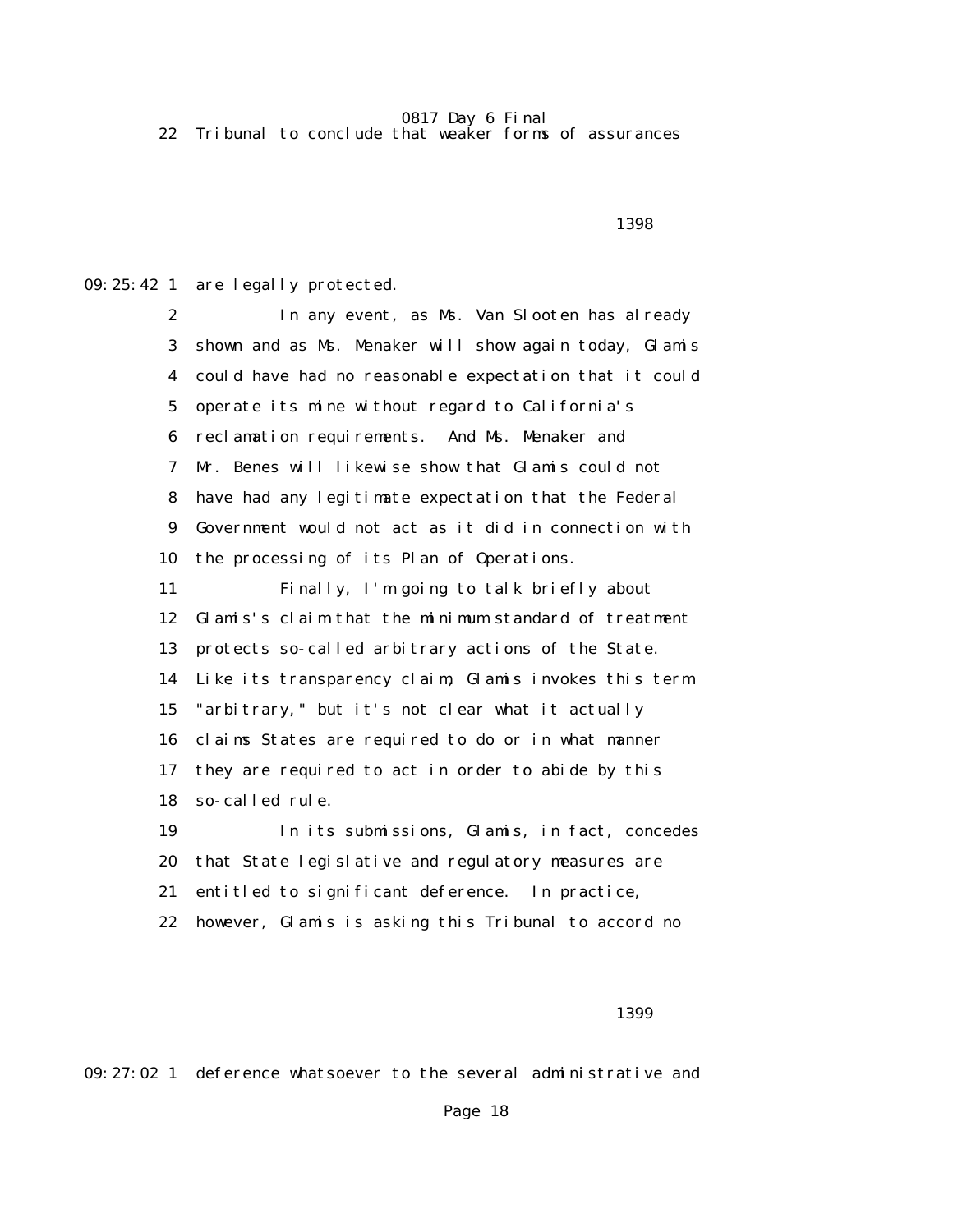22 Tribunal to conclude that weaker forms of assurances

1398

09:25:42 1 are legally protected.

2 In any event, as Ms. Van Slooten has already

3 shown and as Ms. Menaker will show again today, Glamis

4 could have had no reasonable expectation that it could

5 operate its mine without regard to California's

6 reclamation requirements. And Ms. Menaker and

7 Mr. Benes will likewise show that Glamis could not

8 have had any legitimate expectation that the Federal

9 Government would not act as it did in connection with

10 the processing of its Plan of Operations.

11 Finally, I'm going to talk briefly about

12 Glamis's claim that the minimum standard of treatment

13 protects so-called arbitrary actions of the State.

14 Like its transparency claim, Glamis invokes this term

15 "arbitrary," but it's not clear what it actually

16 claims States are required to do or in what manner

17 they are required to act in order to abide by this

18 so-called rule.

19 In its submissions, Glamis, in fact, concedes

20 that State legislative and regulatory measures are

21 entitled to significant deference. In practice,

22 however, Glamis is asking this Tribunal to accord no

1399

09:27:02 1 deference whatsoever to the several administrative and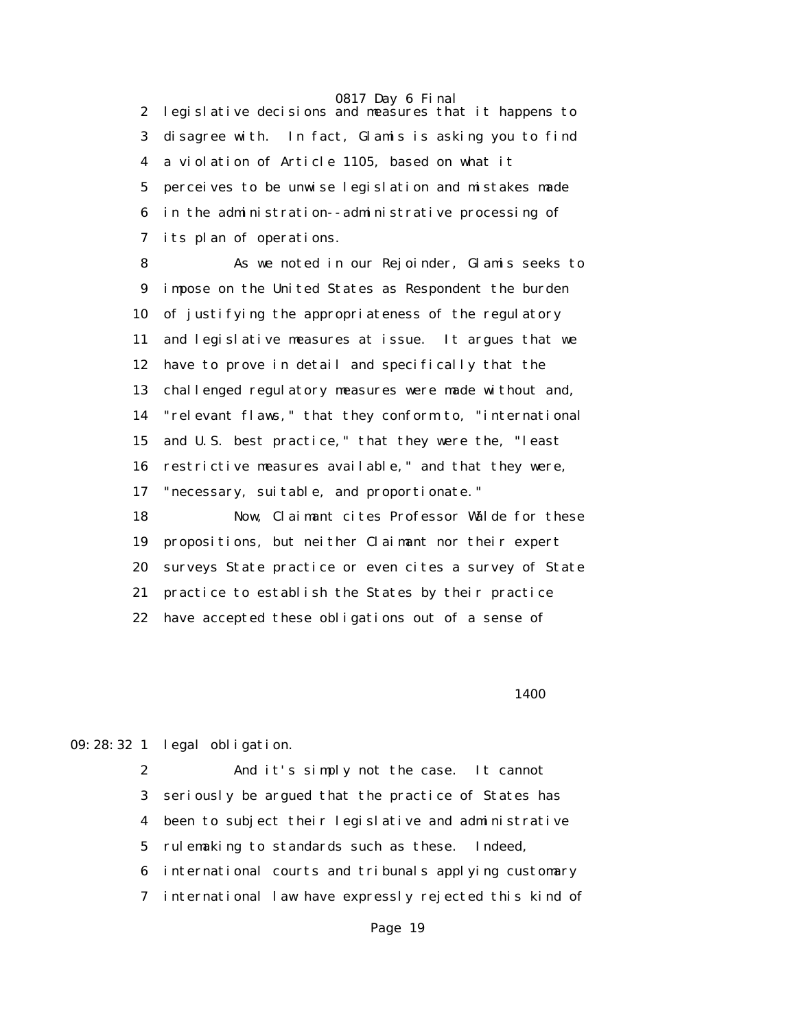legislative decisions and measures that it happens to disagree with. In fact, Glamis is asking you to find a violation of Article 1105, based on what it perceives to be unwise legislation and mistakes made in the administration--administrative processing of its plan of operations.

As we noted in our Rejoinder, Glamis seeks to impose on the United States as Respondent the burden of justifying the appropriateness of the regulatory and legislative measures at issue. It argues that we have to prove in detail and specifically that the challenged regulatory measures were made without and, "relevant flaws," that they conform to, "international and U.S. best practice," that they were the, "least restrictive measures available," and that they were, "necessary, suitable, and proportionate."

Now, Claimant cites Professor Wälde for these propositions, but neither Claimant nor their expert surveys State practice or even cites a survey of State practice to establish the States by their practice have accepted these obligations out of a sense of

legal obligation.

And it's simply not the case. It cannot seriously be argued that the practice of States has been to subject their legislative and administrative rulemaking to standards such as these. Indeed, international courts and tribunals applying customary international law have expressly rejected this kind of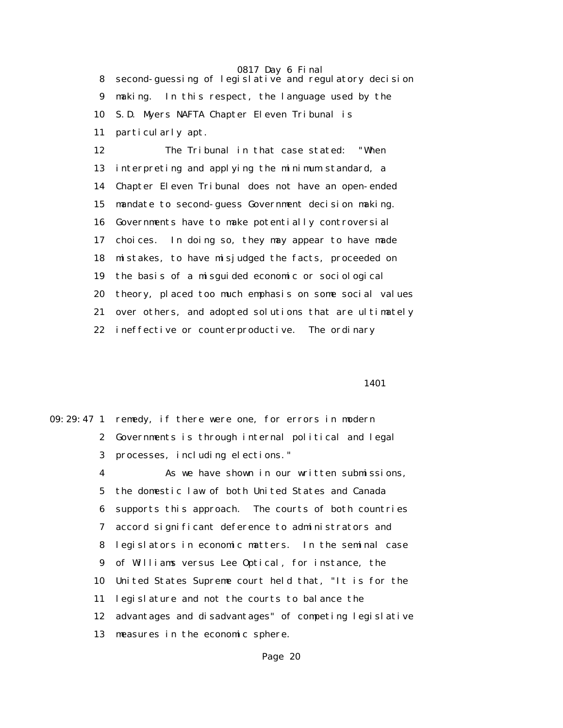8 second-guessing of legislative and regulatory decision

9 making. In this respect, the language used by the

10 S.D. Myers NAFTA Chapter Eleven Tribunal is

11 particularly apt.

12 The Tribunal in that case stated: "When

13 interpreting and applying the minimum standard, a

14 Chapter Eleven Tribunal does not have an open-ended

15 mandate to second-guess Government decision making.

16 Governments have to make potentially controversial

17 choices. In doing so, they may appear to have made

18 mistakes, to have misjudged the facts, proceeded on

19 the basis of a misguided economic or sociological

20 theory, placed too much emphasis on some social values

21 over others, and adopted solutions that are ultimately

22 ineffective or counterproductive. The ordinary

1401

09:29:47 1 remedy, if there were one, for errors in modern

2 Governments is through internal political and legal

3 processes, including elections."

4 As we have shown in our written submissions,

5 the domestic law of both United States and Canada

6 supports this approach. The courts of both countries

7 accord significant deference to administrators and

8 legislators in economic matters. In the seminal case

9 of Williams versus Lee Optical, for instance, the

10 United States Supreme court held that, "It is for the

11 legislature and not the courts to balance the

12 advantages and disadvantages" of competing legislative

13 measures in the economic sphere.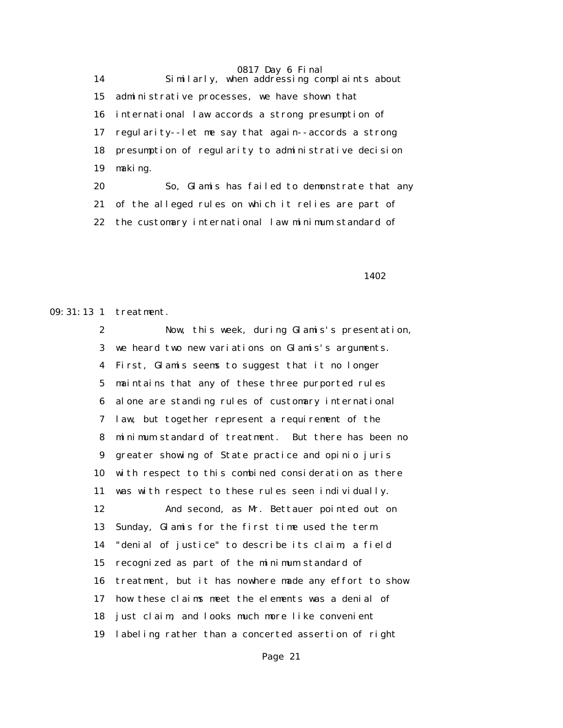Similarly, when addressing complaints about administrative processes, we have shown that international law accords a strong presumption of regularity--let me say that again--accords a strong presumption of regularity to administrative decision making.

So, Glamis has failed to demonstrate that any of the alleged rules on which it relies are part of the customary international law minimum standard of treatment.

Now, this week, during Glamis's presentation, we heard two new variations on Glamis's arguments. First, Glamis seems to suggest that it no longer maintains that any of these three purported rules alone are standing rules of customary international law, but together represent a requirement of the minimum standard of treatment. But there has been no greater showing of State practice and opinio juris with respect to this combined consideration as there was with respect to these rules seen individually.

And second, as Mr. Bettauer pointed out on Sunday, Glamis for the first time used the term "denial of justice" to describe its claim, a field recognized as part of the minimum standard of treatment, but it has nowhere made any effort to show how these claims meet the elements was a denial of just claim, and looks much more like convenient labeling rather than a concerted assertion of right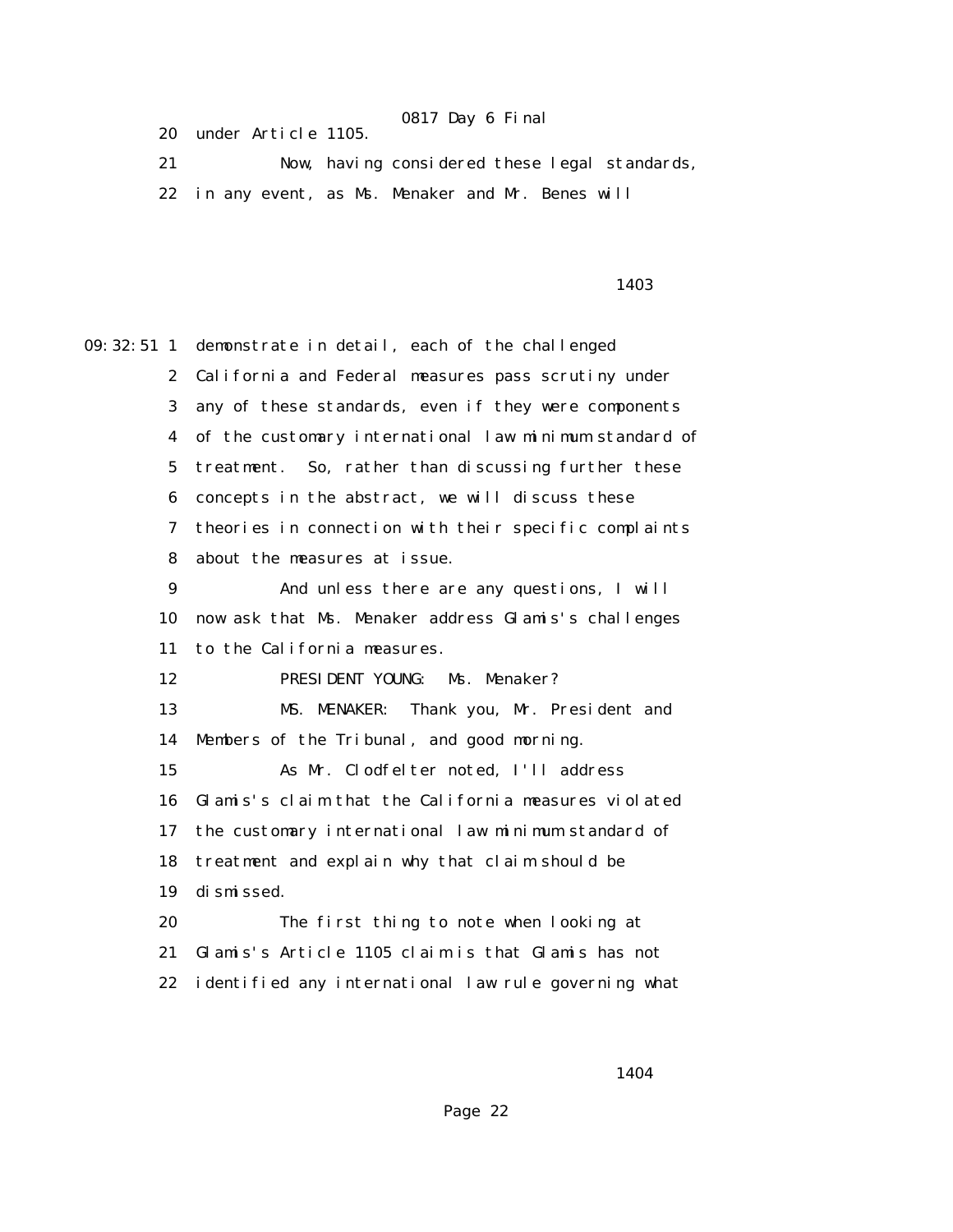20 under Article 1105.

21 Now, having considered these legal standards,

22 in any event, as Ms. Menaker and Mr. Benes will

1403

09:32:51 1 demonstrate in detail, each of the challenged

2 California and Federal measures pass scrutiny under

3 any of these standards, even if they were components

4 of the customary international law minimum standard of

5 treatment. So, rather than discussing further these

6 concepts in the abstract, we will discuss these

7 theories in connection with their specific complaints

8 about the measures at issue.

9 And unless there are any questions, I will

10 now ask that Ms. Menaker address Glamis's challenges

11 to the California measures.

12 PRESIDENT YOUNG: Ms. Menaker?

13 MS. MENAKER: Thank you, Mr. President and

14 Members of the Tribunal, and good morning.

15 As Mr. Clodfelter noted, I'll address

16 Glamis's claim that the California measures violated

17 the customary international law minimum standard of

18 treatment and explain why that claim should be

19 dismissed.

20 The first thing to note when looking at

21 Glamis's Article 1105 claim is that Glamis has not

22 identified any international law rule governing what

1404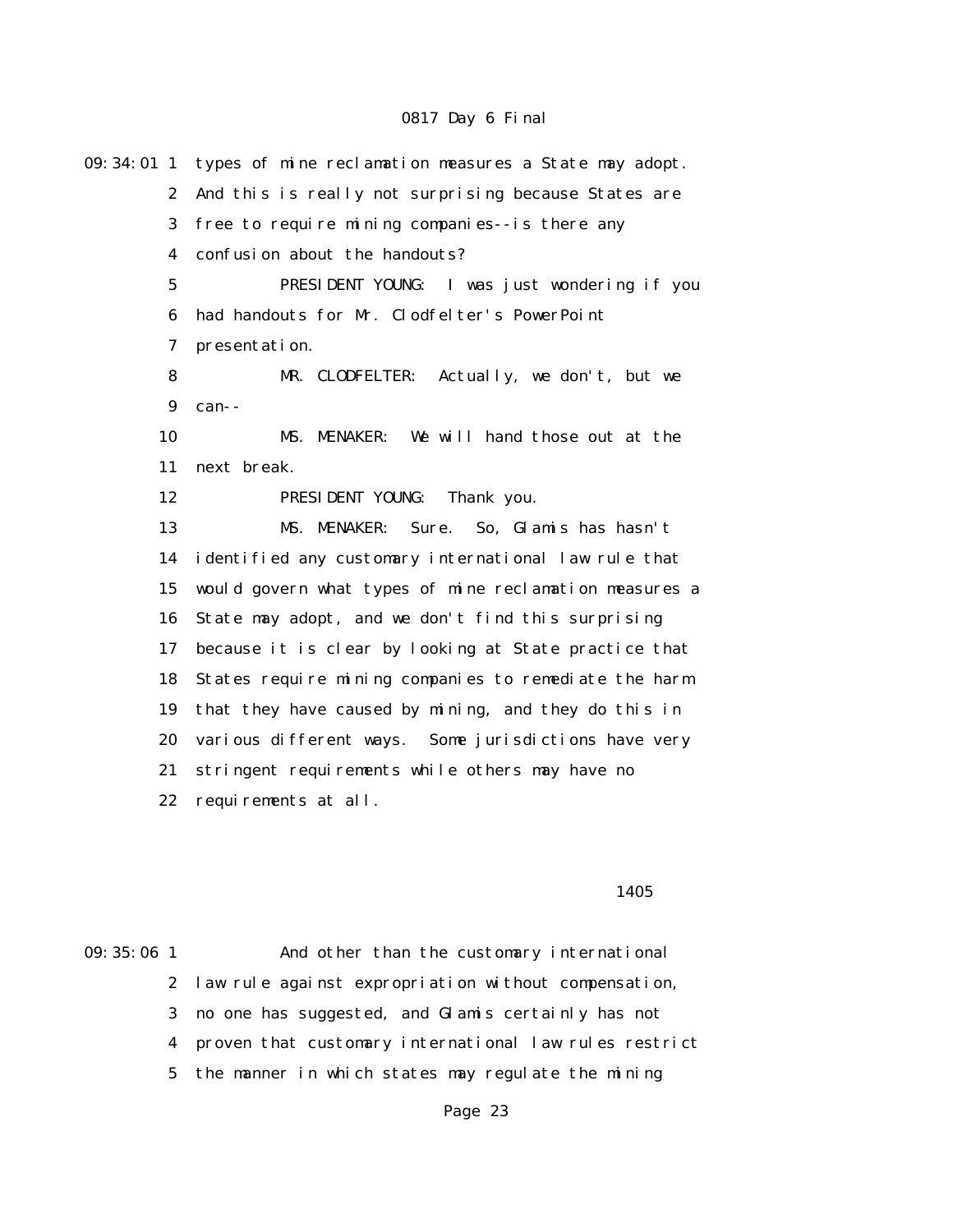09:34:01 1 types of mine reclamation measures a State may adopt.

2 And this is really not surprising because States are

3 free to require mining companies--is there any

4 confusion about the handouts?

5 PRESIDENT YOUNG: I was just wondering if you

6 had handouts for Mr. Clodfelter's PowerPoint

7 presentation.

8 MR. CLODFELTER: Actually, we don't, but we

9 can--

10 MS. MENAKER: We will hand those out at the

11 next break.

12 PRESIDENT YOUNG: Thank you.

13 MS. MENAKER: Sure. So, Glamis has hasn't

14 identified any customary international law rule that

15 would govern what types of mine reclamation measures a

16 State may adopt, and we don't find this surprising

17 because it is clear by looking at State practice that

18 States require mining companies to remediate the harm

19 that they have caused by mining, and they do this in

20 various different ways. Some jurisdictions have very

21 stringent requirements while others may have no

22 requirements at all.

1405

09:35:06 1 And other than the customary international

2 law rule against expropriation without compensation,

3 no one has suggested, and Glamis certainly has not

4 proven that customary international law rules restrict

5 the manner in which states may regulate the mining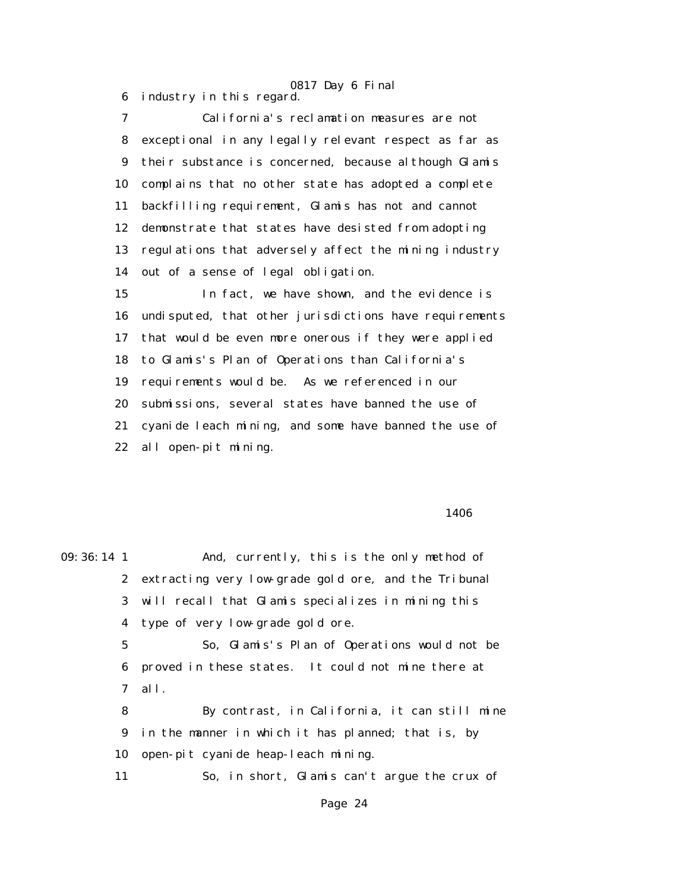industry in this regard.

California's reclamation measures are not exceptional in any legally relevant respect as far as their substance is concerned, because although Glamis complains that no other state has adopted a complete backfilling requirement, Glamis has not and cannot demonstrate that states have desisted from adopting regulations that adversely affect the mining industry out of a sense of legal obligation.

In fact, we have shown, and the evidence is undisputed, that other jurisdictions have requirements that would be even more onerous if they were applied to Glamis's Plan of Operations than California's requirements would be. As we referenced in our submissions, several states have banned the use of cyanide leach mining, and some have banned the use of all open-pit mining.

And, currently, this is the only method of extracting very low-grade gold ore, and the Tribunal will recall that Glamis specializes in mining this type of very low-grade gold ore.

So, Glamis's Plan of Operations would not be proved in these states. It could not mine there at all.

By contrast, in California, it can still mine in the manner in which it has planned; that is, by open-pit cyanide heap-leach mining.

So, in short, Glamis can't argue the crux of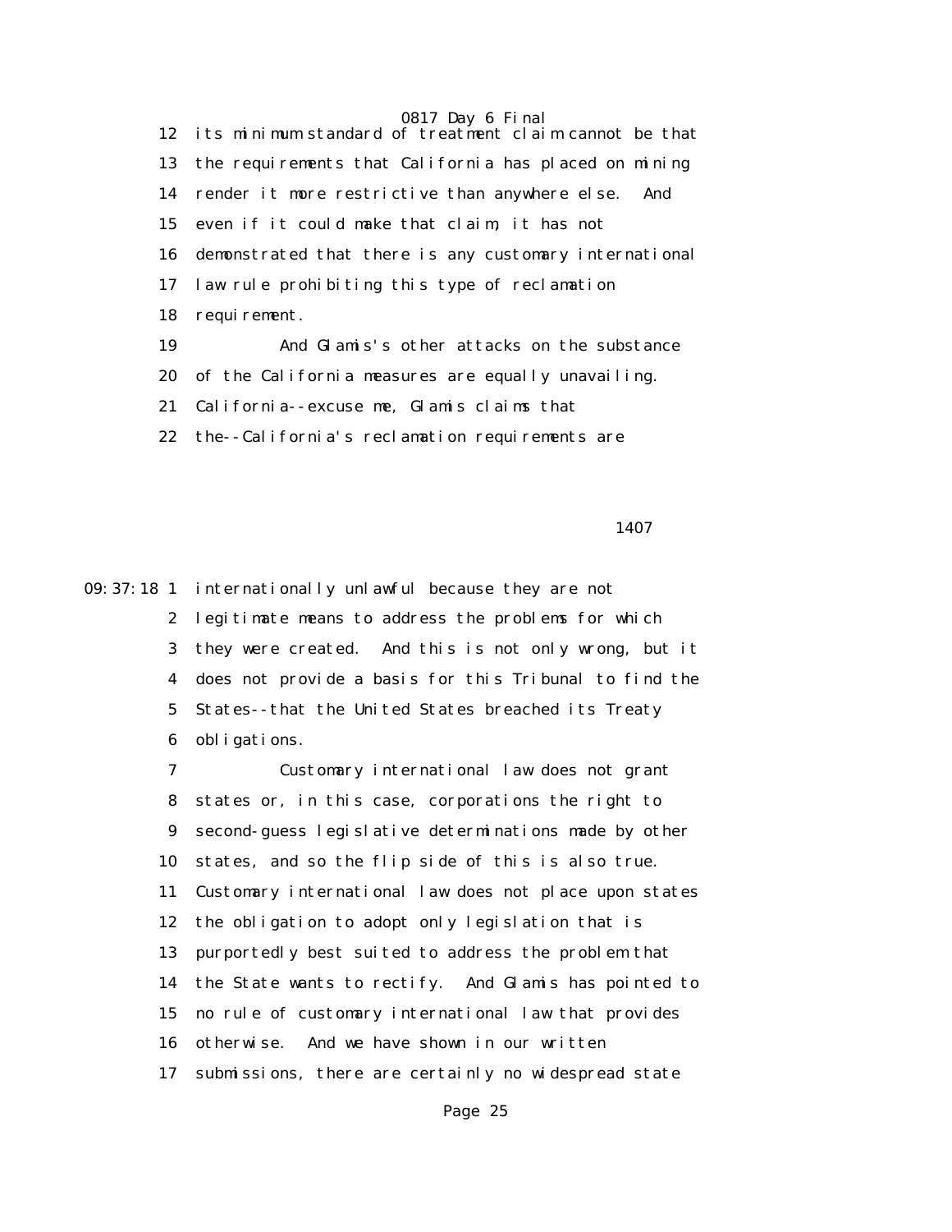its minimum standard of treatment claim cannot be that the requirements that California has placed on mining render it more restrictive than anywhere else. And even if it could make that claim, it has not demonstrated that there is any customary international law rule prohibiting this type of reclamation requirement.

And Glamis's other attacks on the substance of the California measures are equally unavailing. California--excuse me, Glamis claims that the--California's reclamation requirements are internationally unlawful because they are not legitimate means to address the problems for which they were created. And this is not only wrong, but it does not provide a basis for this Tribunal to find the States--that the United States breached its Treaty obligations.

Customary international law does not grant states or, in this case, corporations the right to second-guess legislative determinations made by other states, and so the flip side of this is also true. Customary international law does not place upon states the obligation to adopt only legislation that is purportedly best suited to address the problem that the State wants to rectify. And Glamis has pointed to no rule of customary international law that provides otherwise. And we have shown in our written submissions, there are certainly no widespread state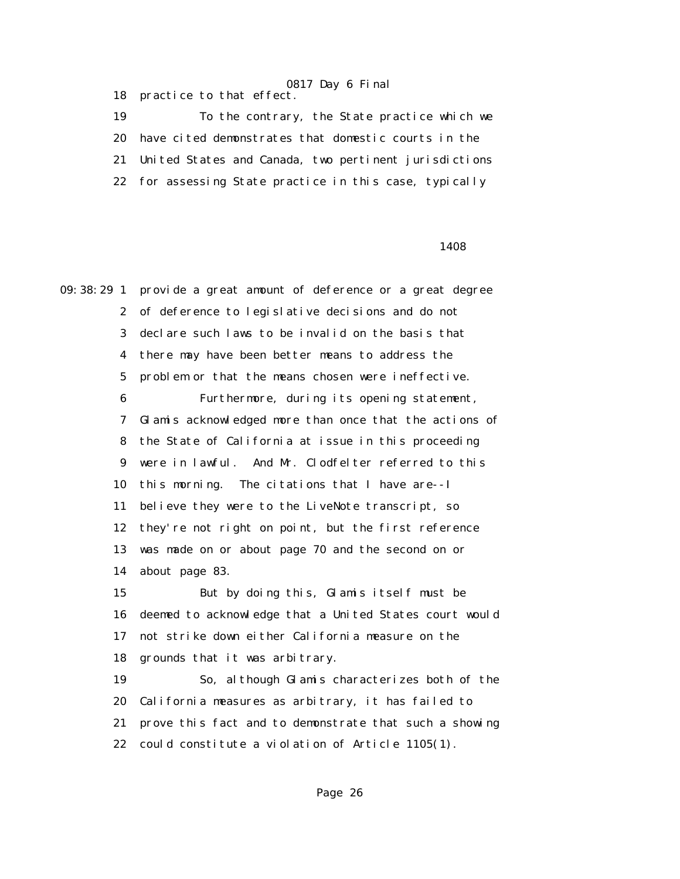18 practice to that effect.

19 To the contrary, the State practice which we

20 have cited demonstrates that domestic courts in the

21 United States and Canada, two pertinent jurisdictions

22 for assessing State practice in this case, typically

1408

09:38:29 1 provide a great amount of deference or a great degree

2 of deference to legislative decisions and do not

3 declare such laws to be invalid on the basis that

4 there may have been better means to address the

5 problem or that the means chosen were ineffective.

6 Furthermore, during its opening statement,

7 Glamis acknowledged more than once that the actions of

8 the State of California at issue in this proceeding

9 were in lawful. And Mr. Clodfelter referred to this

10 this morning. The citations that I have are--I

11 believe they were to the LiveNote transcript, so

12 they're not right on point, but the first reference

13 was made on or about page 70 and the second on or

14 about page 83.

15 But by doing this, Glamis itself must be

16 deemed to acknowledge that a United States court would

17 not strike down either California measure on the

18 grounds that it was arbitrary.

19 So, although Glamis characterizes both of the

20 California measures as arbitrary, it has failed to

21 prove this fact and to demonstrate that such a showing

22 could constitute a violation of Article 1105(1).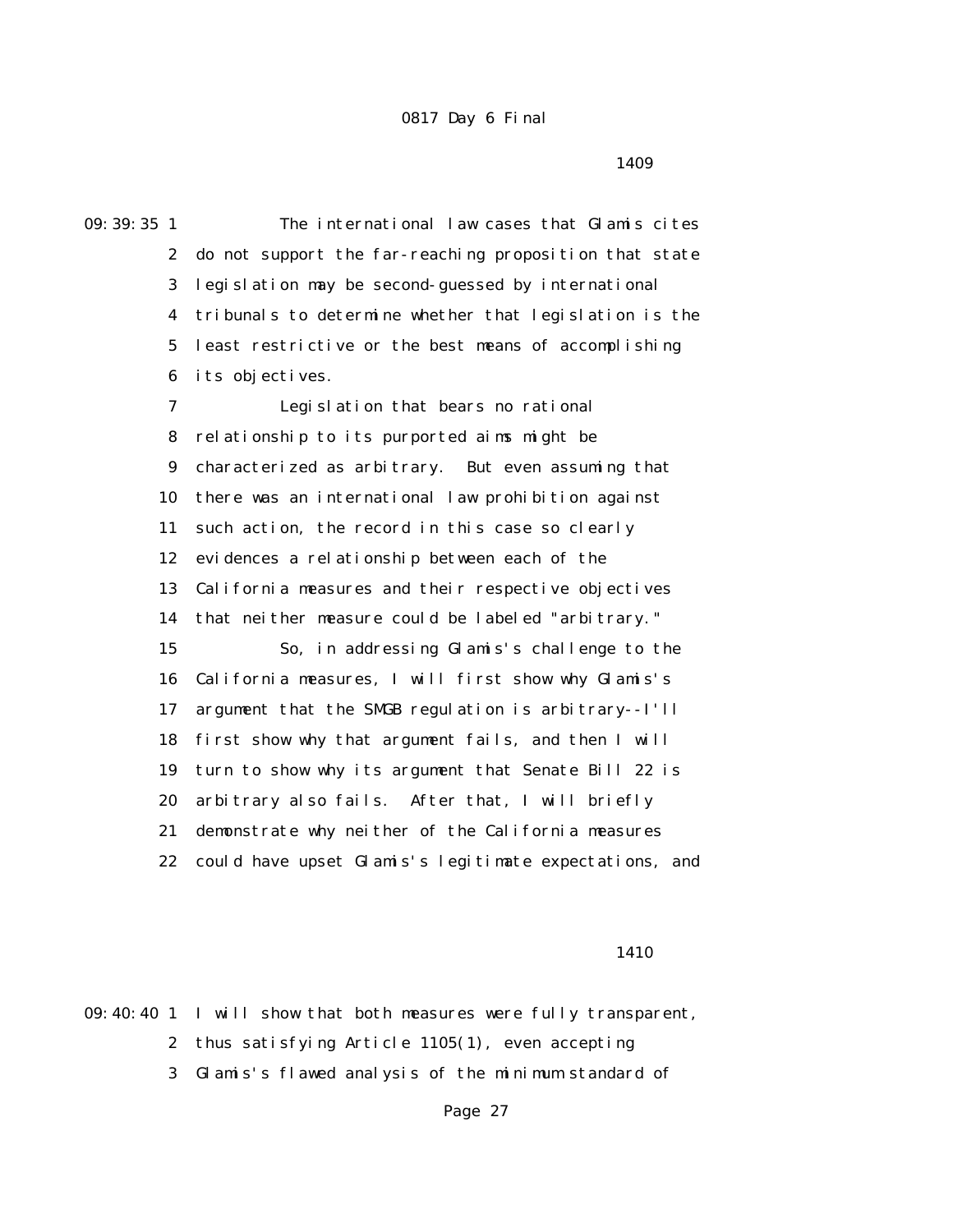The international law cases that Glamis cites do not support the far-reaching proposition that state legislation may be second-guessed by international tribunals to determine whether that legislation is the least restrictive or the best means of accomplishing its objectives.

Legislation that bears no rational relationship to its purported aims might be characterized as arbitrary. But even assuming that there was an international law prohibition against such action, the record in this case so clearly evidences a relationship between each of the California measures and their respective objectives that neither measure could be labeled "arbitrary."

So, in addressing Glamis's challenge to the California measures, I will first show why Glamis's argument that the SMGB regulation is arbitrary--I'll first show why that argument fails, and then I will turn to show why its argument that Senate Bill 22 is arbitrary also fails. After that, I will briefly demonstrate why neither of the California measures could have upset Glamis's legitimate expectations, and I will show that both measures were fully transparent, thus satisfying Article 1105(1), even accepting Glamis's flawed analysis of the minimum standard of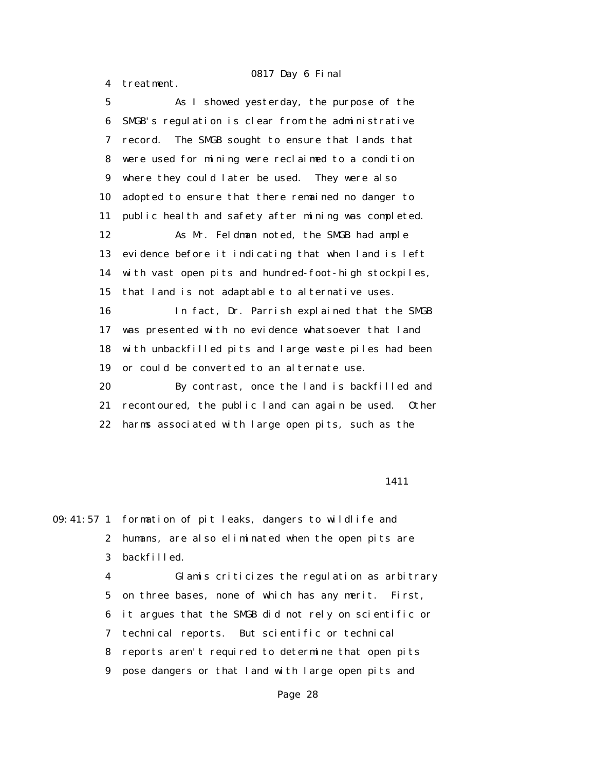4 treatment.

5 As I showed yesterday, the purpose of the
6 SMGB's regulation is clear from the administrative
7 record. The SMGB sought to ensure that lands that
8 were used for mining were reclaimed to a condition
9 where they could later be used. They were also
10 adopted to ensure that there remained no danger to
11 public health and safety after mining was completed.

12 As Mr. Feldman noted, the SMGB had ample
13 evidence before it indicating that when land is left
14 with vast open pits and hundred-foot-high stockpiles,
15 that land is not adaptable to alternative uses.

16 In fact, Dr. Parrish explained that the SMGB
17 was presented with no evidence whatsoever that land
18 with unbackfilled pits and large waste piles had been
19 or could be converted to an alternate use.

20 By contrast, once the land is backfilled and
21 recontoured, the public land can again be used. Other
22 harms associated with large open pits, such as the

1411

09:41:57 1 formation of pit leaks, dangers to wildlife and
2 humans, are also eliminated when the open pits are
3 backfilled.

4 Glamis criticizes the regulation as arbitrary
5 on three bases, none of which has any merit. First,
6 it argues that the SMGB did not rely on scientific or
7 technical reports. But scientific or technical
8 reports aren't required to determine that open pits
9 pose dangers or that land with large open pits and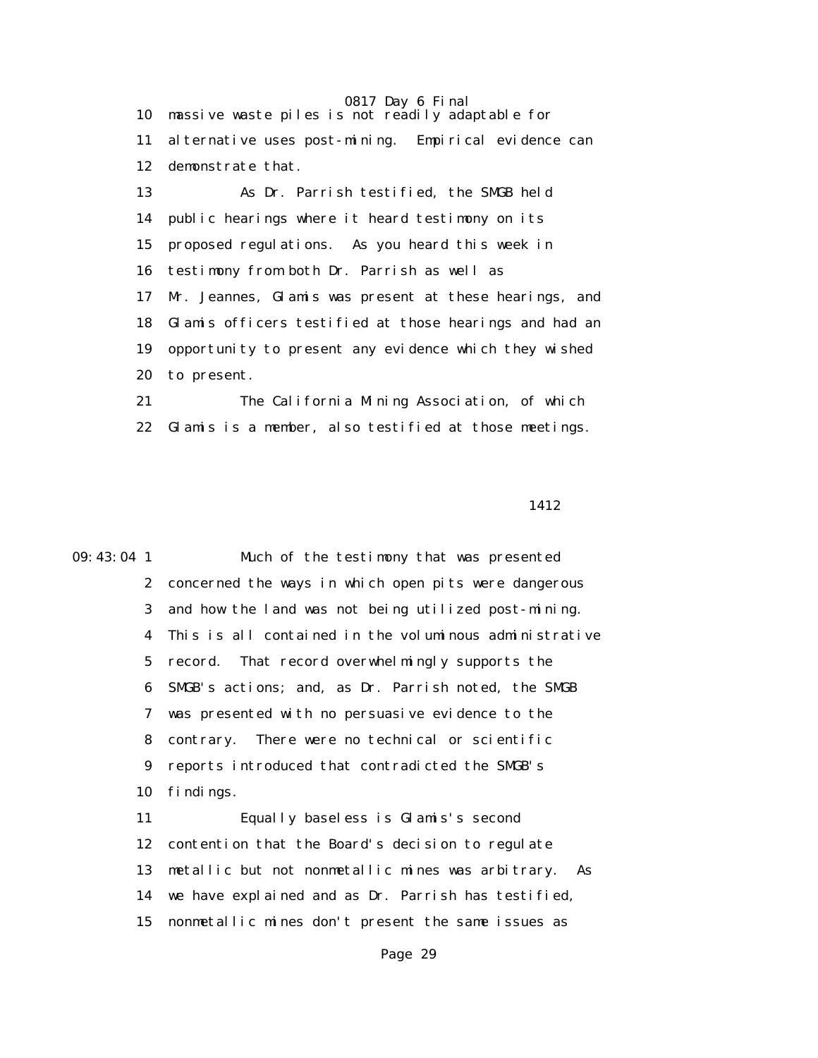10 massive waste piles is not readily adaptable for

11 alternative uses post-mining. Empirical evidence can

12 demonstrate that.

13 As Dr. Parrish testified, the SMGB held

14 public hearings where it heard testimony on its

15 proposed regulations. As you heard this week in

16 testimony from both Dr. Parrish as well as

17 Mr. Jeannes, Glamis was present at these hearings, and

18 Glamis officers testified at those hearings and had an

19 opportunity to present any evidence which they wished

20 to present.

21 The California Mining Association, of which

22 Glamis is a member, also testified at those meetings.

1412

09:43:04 1 Much of the testimony that was presented

2 concerned the ways in which open pits were dangerous

3 and how the land was not being utilized post-mining.

4 This is all contained in the voluminous administrative

5 record. That record overwhelmingly supports the

6 SMGB's actions; and, as Dr. Parrish noted, the SMGB

7 was presented with no persuasive evidence to the

8 contrary. There were no technical or scientific

9 reports introduced that contradicted the SMGB's

10 findings.

11 Equally baseless is Glamis's second

12 contention that the Board's decision to regulate

13 metallic but not nonmetallic mines was arbitrary. As

14 we have explained and as Dr. Parrish has testified,

15 nonmetallic mines don't present the same issues as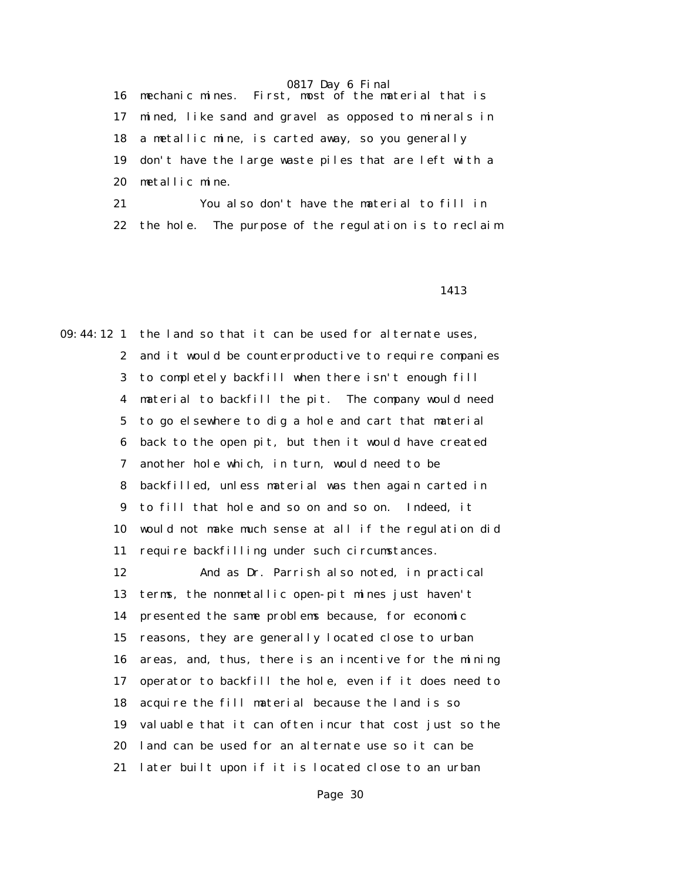16 mechanic mines. First, most of the material that is
17 mined, like sand and gravel as opposed to minerals in
18 a metallic mine, is carted away, so you generally
19 don't have the large waste piles that are left with a
20 metallic mine.
21 You also don't have the material to fill in
22 the hole. The purpose of the regulation is to reclaim

1413

09:44:12 1 the land so that it can be used for alternate uses,
2 and it would be counterproductive to require companies
3 to completely backfill when there isn't enough fill
4 material to backfill the pit. The company would need
5 to go elsewhere to dig a hole and cart that material
6 back to the open pit, but then it would have created
7 another hole which, in turn, would need to be
8 backfilled, unless material was then again carted in
9 to fill that hole and so on and so on. Indeed, it
10 would not make much sense at all if the regulation did
11 require backfilling under such circumstances.
12 And as Dr. Parrish also noted, in practical
13 terms, the nonmetallic open-pit mines just haven't
14 presented the same problems because, for economic
15 reasons, they are generally located close to urban
16 areas, and, thus, there is an incentive for the mining
17 operator to backfill the hole, even if it does need to
18 acquire the fill material because the land is so
19 valuable that it can often incur that cost just so the
20 land can be used for an alternate use so it can be
21 later built upon if it is located close to an urban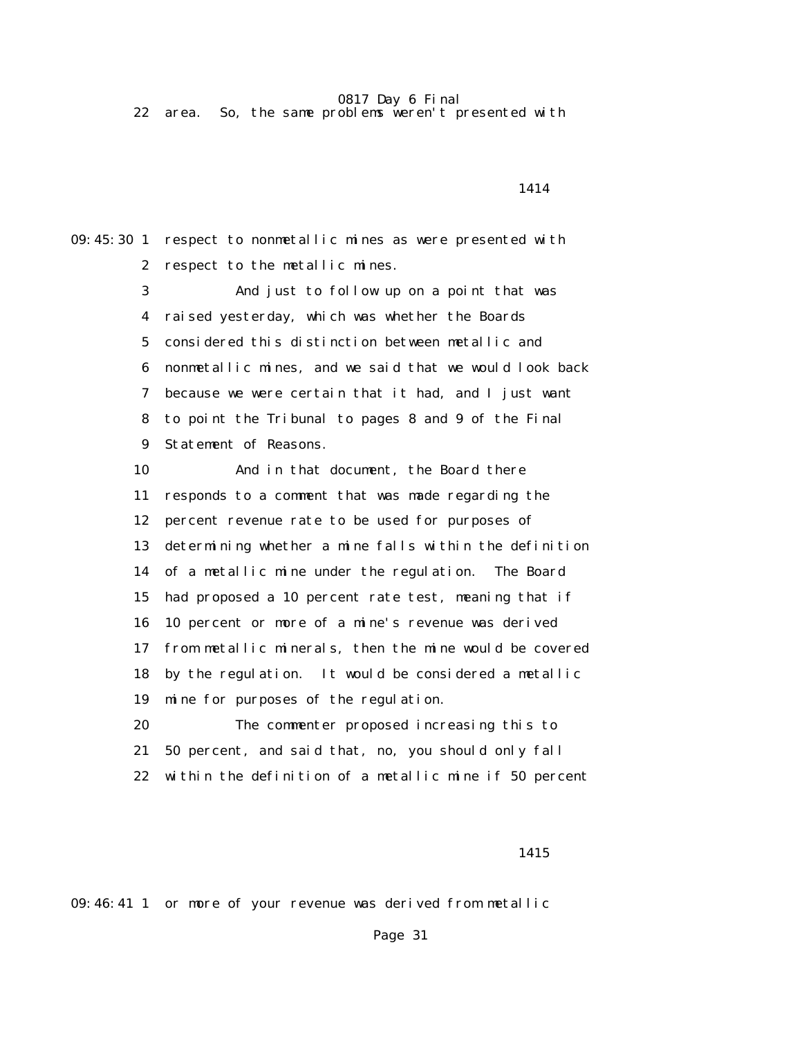22 area. So, the same problems weren't presented with

1414

09:45:30 1 respect to nonmetallic mines as were presented with
2 respect to the metallic mines.
3 And just to follow up on a point that was
4 raised yesterday, which was whether the Boards
5 considered this distinction between metallic and
6 nonmetallic mines, and we said that we would look back
7 because we were certain that it had, and I just want
8 to point the Tribunal to pages 8 and 9 of the Final
9 Statement of Reasons.
10 And in that document, the Board there
11 responds to a comment that was made regarding the
12 percent revenue rate to be used for purposes of
13 determining whether a mine falls within the definition
14 of a metallic mine under the regulation. The Board
15 had proposed a 10 percent rate test, meaning that if
16 10 percent or more of a mine's revenue was derived
17 from metallic minerals, then the mine would be covered
18 by the regulation. It would be considered a metallic
19 mine for purposes of the regulation.
20 The commenter proposed increasing this to
21 50 percent, and said that, no, you should only fall
22 within the definition of a metallic mine if 50 percent

1415

09:46:41 1 or more of your revenue was derived from metallic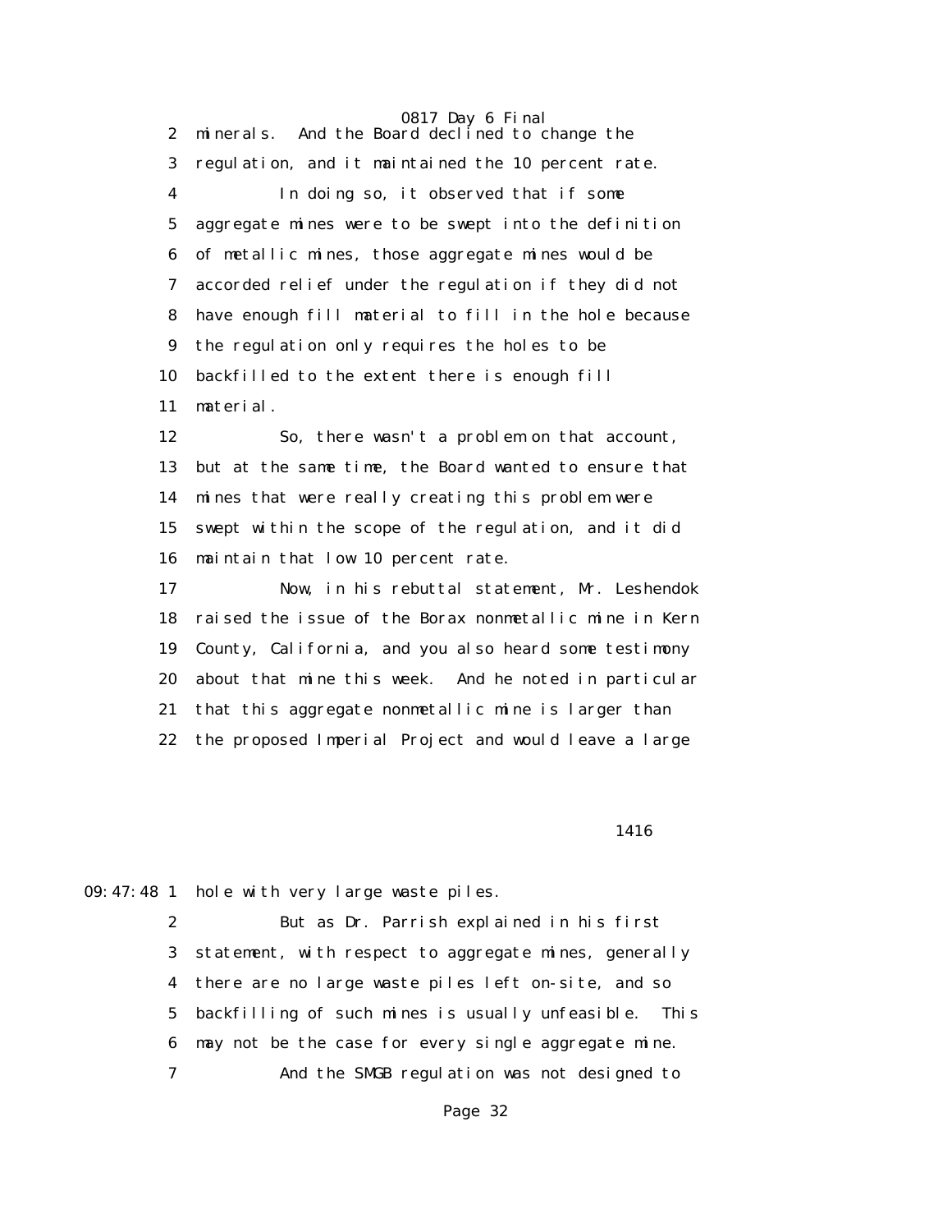2 minerals. And the Board declined to change the

3 regulation, and it maintained the 10 percent rate.

4 In doing so, it observed that if some

5 aggregate mines were to be swept into the definition

6 of metallic mines, those aggregate mines would be

7 accorded relief under the regulation if they did not

8 have enough fill material to fill in the hole because

9 the regulation only requires the holes to be

10 backfilled to the extent there is enough fill

11 material.

12 So, there wasn't a problem on that account,

13 but at the same time, the Board wanted to ensure that

14 mines that were really creating this problem were

15 swept within the scope of the regulation, and it did

16 maintain that low 10 percent rate.

17 Now, in his rebuttal statement, Mr. Leshendok

18 raised the issue of the Borax nonmetallic mine in Kern

19 County, California, and you also heard some testimony

20 about that mine this week. And he noted in particular

21 that this aggregate nonmetallic mine is larger than

22 the proposed Imperial Project and would leave a large

1416

09:47:48 1 hole with very large waste piles.

2 But as Dr. Parrish explained in his first

3 statement, with respect to aggregate mines, generally

4 there are no large waste piles left on-site, and so

5 backfilling of such mines is usually unfeasible. This

6 may not be the case for every single aggregate mine.

7 And the SMGB regulation was not designed to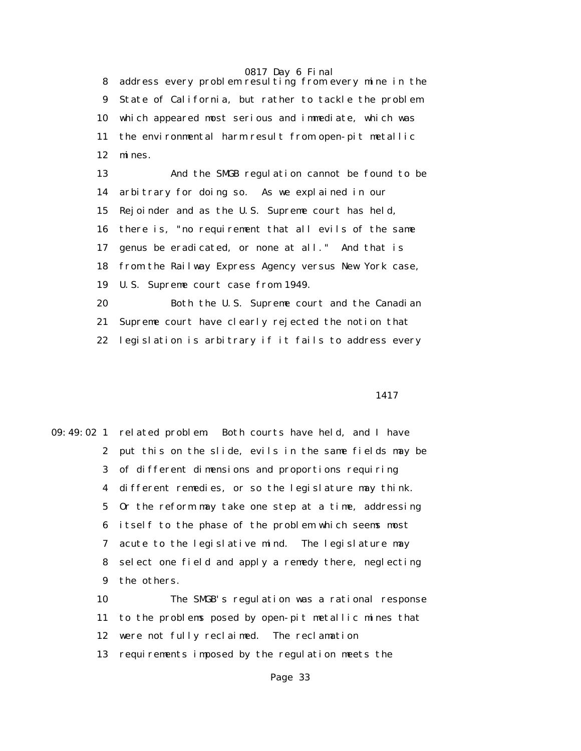address every problem resulting from every mine in the State of California, but rather to tackle the problem which appeared most serious and immediate, which was the environmental harm result from open-pit metallic mines.

And the SMGB regulation cannot be found to be arbitrary for doing so. As we explained in our Rejoinder and as the U.S. Supreme court has held, there is, "no requirement that all evils of the same genus be eradicated, or none at all." And that is from the Railway Express Agency versus New York case, U.S. Supreme court case from 1949.

Both the U.S. Supreme court and the Canadian Supreme court have clearly rejected the notion that legislation is arbitrary if it fails to address every related problem. Both courts have held, and I have put this on the slide, evils in the same fields may be of different dimensions and proportions requiring different remedies, or so the legislature may think. Or the reform may take one step at a time, addressing itself to the phase of the problem which seems most acute to the legislative mind. The legislature may select one field and apply a remedy there, neglecting the others.

The SMGB's regulation was a rational response to the problems posed by open-pit metallic mines that were not fully reclaimed. The reclamation requirements imposed by the regulation meets the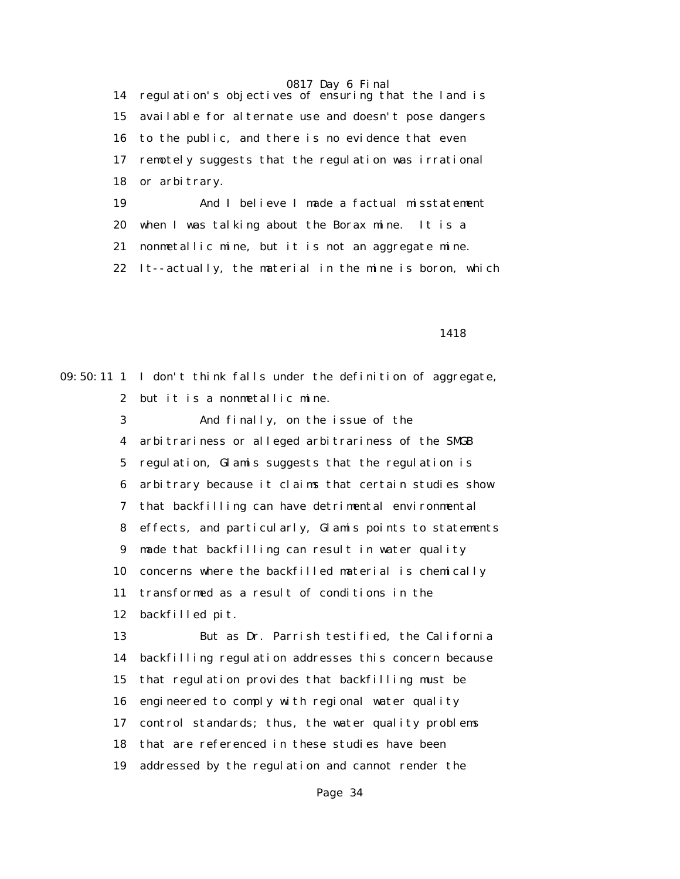14 regulation's objectives of ensuring that the land is
15 available for alternate use and doesn't pose dangers
16 to the public, and there is no evidence that even
17 remotely suggests that the regulation was irrational
18 or arbitrary.
19 And I believe I made a factual misstatement
20 when I was talking about the Borax mine. It is a
21 nonmetallic mine, but it is not an aggregate mine.
22 It--actually, the material in the mine is boron, which

1418

09:50:11 1 I don't think falls under the definition of aggregate,
2 but it is a nonmetallic mine.
3 And finally, on the issue of the
4 arbitrariness or alleged arbitrariness of the SMGB
5 regulation, Glamis suggests that the regulation is
6 arbitrary because it claims that certain studies show
7 that backfilling can have detrimental environmental
8 effects, and particularly, Glamis points to statements
9 made that backfilling can result in water quality
10 concerns where the backfilled material is chemically
11 transformed as a result of conditions in the
12 backfilled pit.
13 But as Dr. Parrish testified, the California
14 backfilling regulation addresses this concern because
15 that regulation provides that backfilling must be
16 engineered to comply with regional water quality
17 control standards; thus, the water quality problems
18 that are referenced in these studies have been
19 addressed by the regulation and cannot render the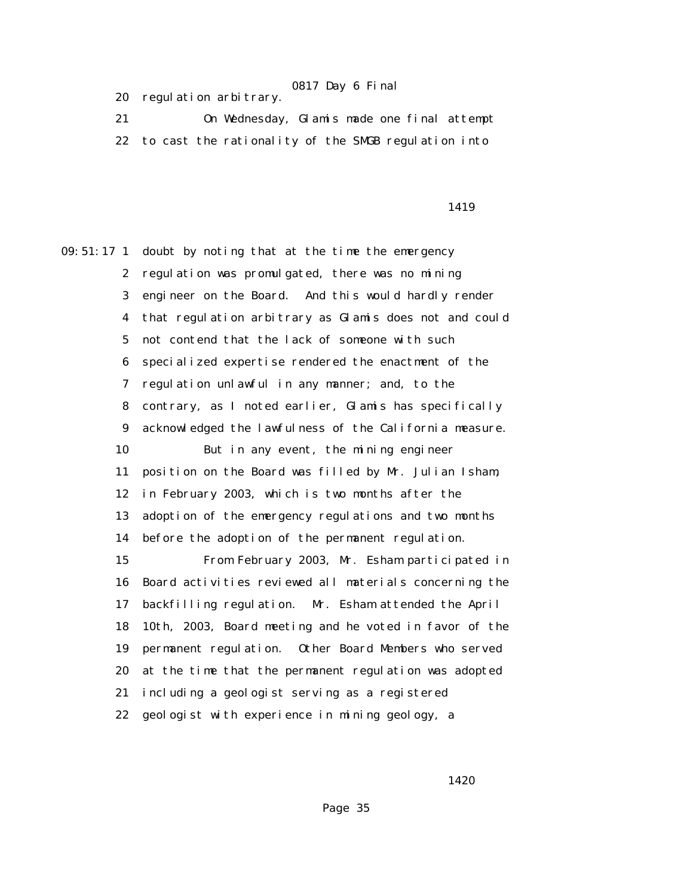20 regulation arbitrary.

21 On Wednesday, Glamis made one final attempt

22 to cast the rationality of the SMGB regulation into

1419

09:51:17 1 doubt by noting that at the time the emergency

2 regulation was promulgated, there was no mining

3 engineer on the Board. And this would hardly render

4 that regulation arbitrary as Glamis does not and could

5 not contend that the lack of someone with such

6 specialized expertise rendered the enactment of the

7 regulation unlawful in any manner; and, to the

8 contrary, as I noted earlier, Glamis has specifically

9 acknowledged the lawfulness of the California measure.

10 But in any event, the mining engineer

11 position on the Board was filled by Mr. Julian Isham,

12 in February 2003, which is two months after the

13 adoption of the emergency regulations and two months

14 before the adoption of the permanent regulation.

15 From February 2003, Mr. Esham participated in

16 Board activities reviewed all materials concerning the

17 backfilling regulation. Mr. Esham attended the April

18 10th, 2003, Board meeting and he voted in favor of the

19 permanent regulation. Other Board Members who served

20 at the time that the permanent regulation was adopted

21 including a geologist serving as a registered

22 geologist with experience in mining geology, a

1420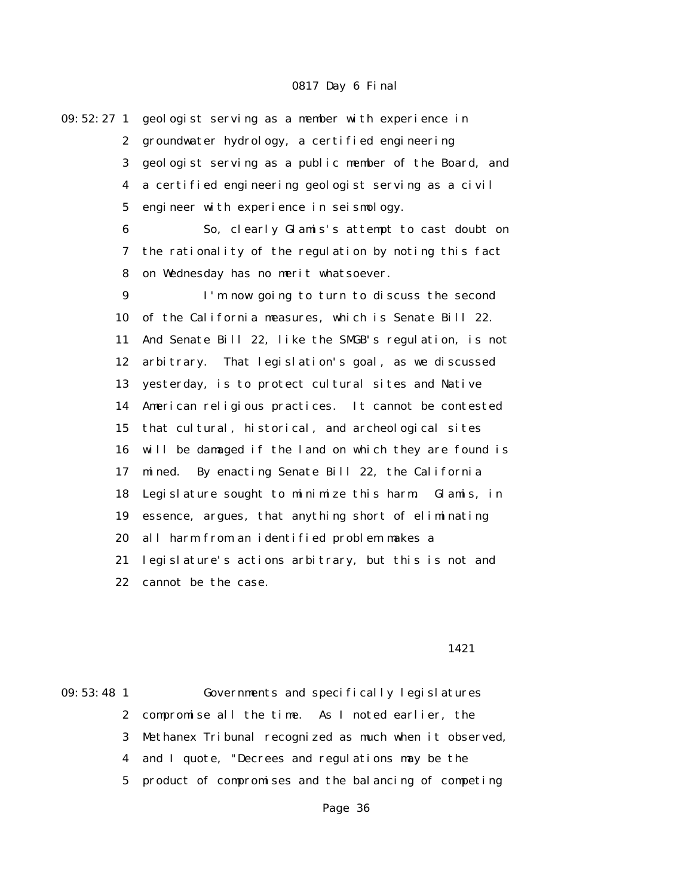09:52:27 1 geologist serving as a member with experience in
2 groundwater hydrology, a certified engineering
3 geologist serving as a public member of the Board, and
4 a certified engineering geologist serving as a civil
5 engineer with experience in seismology.
6 So, clearly Glamis's attempt to cast doubt on
7 the rationality of the regulation by noting this fact
8 on Wednesday has no merit whatsoever.
9 I'm now going to turn to discuss the second
10 of the California measures, which is Senate Bill 22.
11 And Senate Bill 22, like the SMGB's regulation, is not
12 arbitrary. That legislation's goal, as we discussed
13 yesterday, is to protect cultural sites and Native
14 American religious practices. It cannot be contested
15 that cultural, historical, and archeological sites
16 will be damaged if the land on which they are found is
17 mined. By enacting Senate Bill 22, the California
18 Legislature sought to minimize this harm. Glamis, in
19 essence, argues, that anything short of eliminating
20 all harm from an identified problem makes a
21 legislature's actions arbitrary, but this is not and
22 cannot be the case.

1421

09:53:48 1 Governments and specifically legislatures
2 compromise all the time. As I noted earlier, the
3 Methanex Tribunal recognized as much when it observed,
4 and I quote, "Decrees and regulations may be the
5 product of compromises and the balancing of competing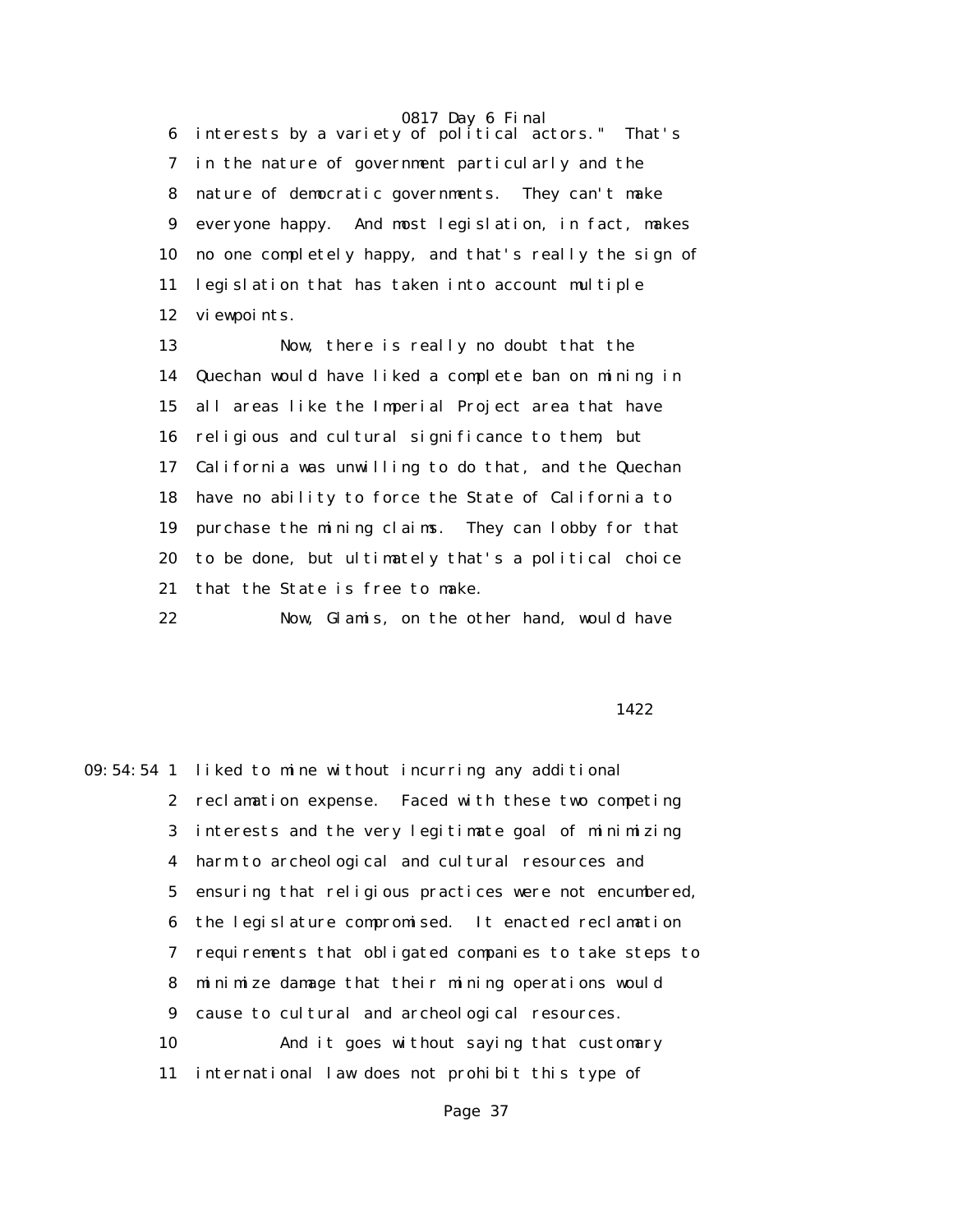interests by a variety of political actors." That's in the nature of government particularly and the nature of democratic governments. They can't make everyone happy. And most legislation, in fact, makes no one completely happy, and that's really the sign of legislation that has taken into account multiple viewpoints.

Now, there is really no doubt that the Quechan would have liked a complete ban on mining in all areas like the Imperial Project area that have religious and cultural significance to them, but California was unwilling to do that, and the Quechan have no ability to force the State of California to purchase the mining claims. They can lobby for that to be done, but ultimately that's a political choice that the State is free to make.

Now, Glamis, on the other hand, would have liked to mine without incurring any additional reclamation expense. Faced with these two competing interests and the very legitimate goal of minimizing harm to archeological and cultural resources and ensuring that religious practices were not encumbered, the legislature compromised. It enacted reclamation requirements that obligated companies to take steps to minimize damage that their mining operations would cause to cultural and archeological resources.

And it goes without saying that customary international law does not prohibit this type of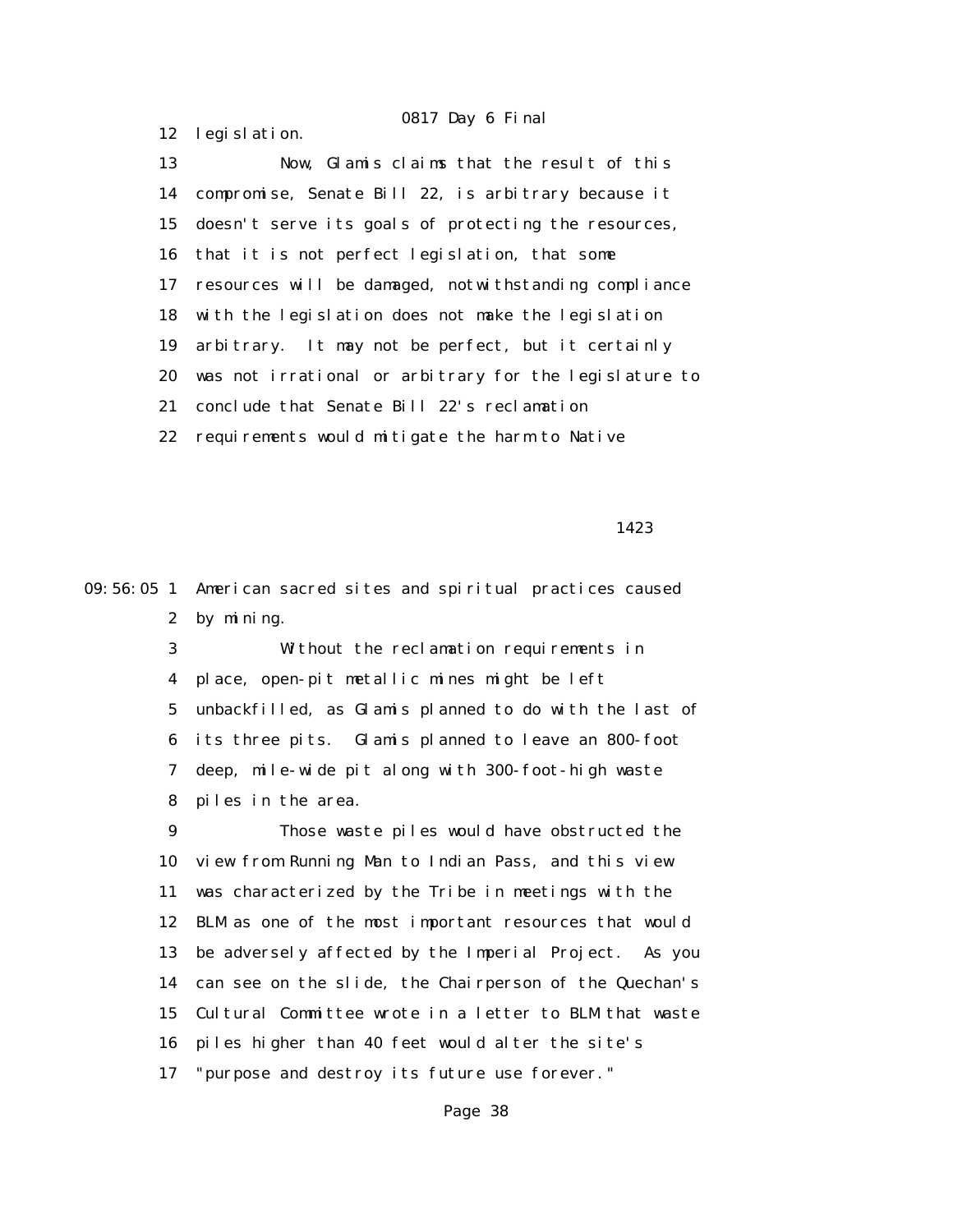12 legislation.

13 Now, Glamis claims that the result of this
14 compromise, Senate Bill 22, is arbitrary because it
15 doesn't serve its goals of protecting the resources,
16 that it is not perfect legislation, that some
17 resources will be damaged, notwithstanding compliance
18 with the legislation does not make the legislation
19 arbitrary. It may not be perfect, but it certainly
20 was not irrational or arbitrary for the legislature to
21 conclude that Senate Bill 22's reclamation
22 requirements would mitigate the harm to Native

1423

09:56:05 1 American sacred sites and spiritual practices caused
2 by mining.

3 Without the reclamation requirements in
4 place, open-pit metallic mines might be left
5 unbackfilled, as Glamis planned to do with the last of
6 its three pits. Glamis planned to leave an 800-foot
7 deep, mile-wide pit along with 300-foot-high waste
8 piles in the area.

9 Those waste piles would have obstructed the
10 view from Running Man to Indian Pass, and this view
11 was characterized by the Tribe in meetings with the
12 BLM as one of the most important resources that would
13 be adversely affected by the Imperial Project. As you
14 can see on the slide, the Chairperson of the Quechan's
15 Cultural Committee wrote in a letter to BLM that waste
16 piles higher than 40 feet would alter the site's
17 "purpose and destroy its future use forever."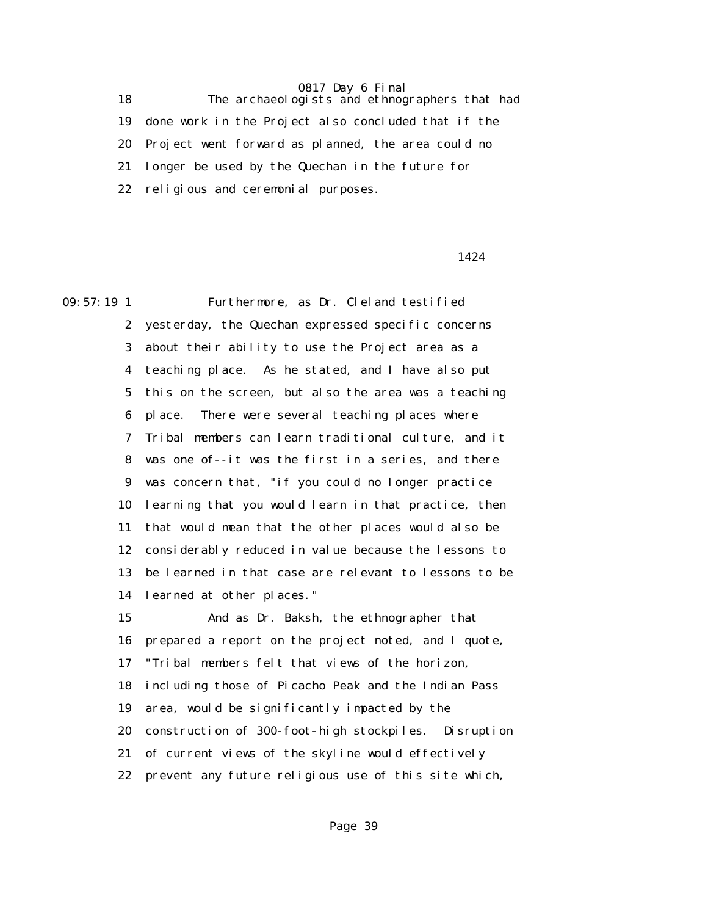The archaeologists and ethnographers that had done work in the Project also concluded that if the Project went forward as planned, the area could no longer be used by the Quechan in the future for religious and ceremonial purposes.

Furthermore, as Dr. Cleland testified yesterday, the Quechan expressed specific concerns about their ability to use the Project area as a teaching place. As he stated, and I have also put this on the screen, but also the area was a teaching place. There were several teaching places where Tribal members can learn traditional culture, and it was one of--it was the first in a series, and there was concern that, "if you could no longer practice learning that you would learn in that practice, then that would mean that the other places would also be considerably reduced in value because the lessons to be learned in that case are relevant to lessons to be learned at other places."

And as Dr. Baksh, the ethnographer that prepared a report on the project noted, and I quote, "Tribal members felt that views of the horizon, including those of Picacho Peak and the Indian Pass area, would be significantly impacted by the construction of 300-foot-high stockpiles. Disruption of current views of the skyline would effectively prevent any future religious use of this site which,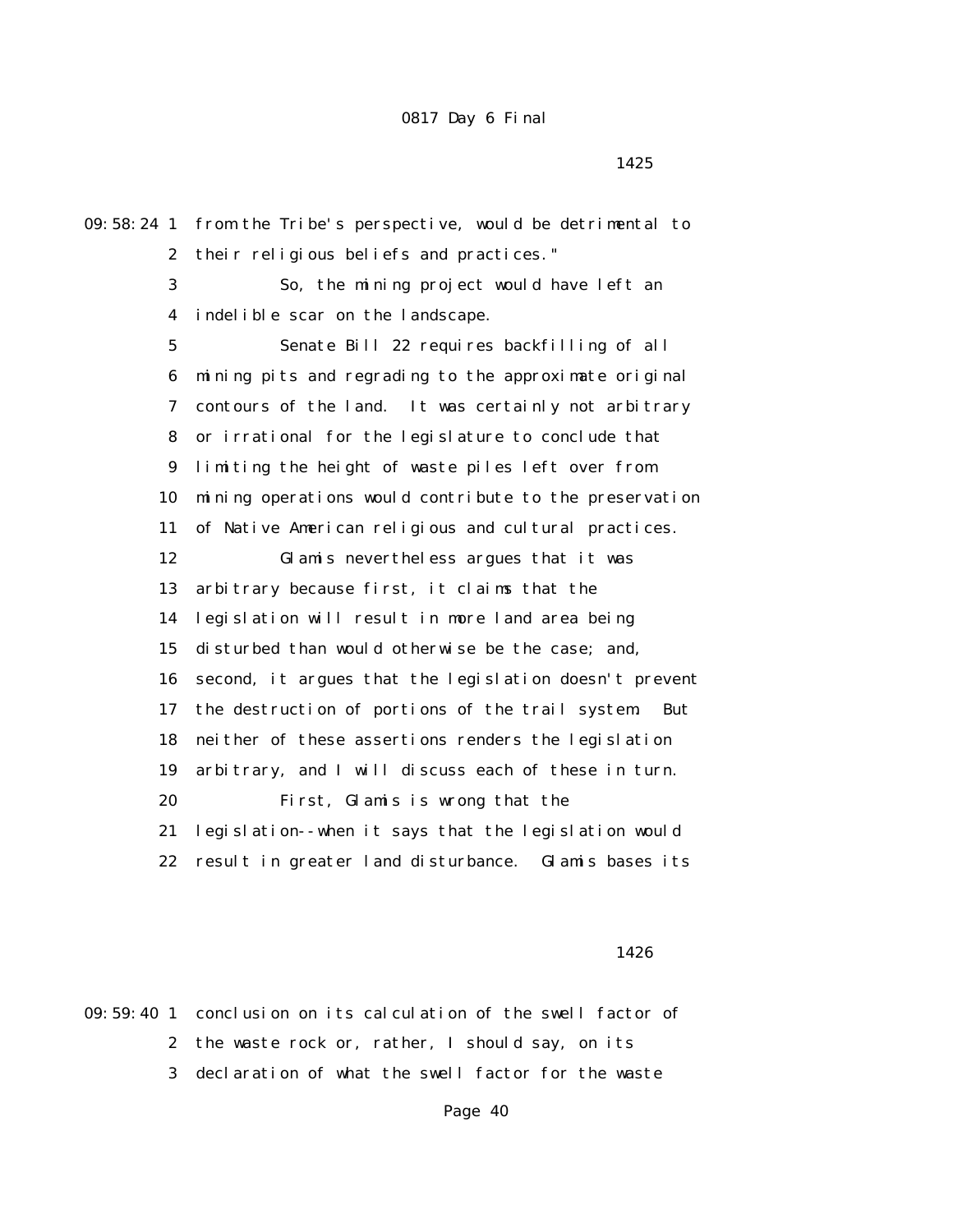09:58:24 1 from the Tribe's perspective, would be detrimental to
2 their religious beliefs and practices."
3 So, the mining project would have left an
4 indelible scar on the landscape.
5 Senate Bill 22 requires backfilling of all
6 mining pits and regrading to the approximate original
7 contours of the land. It was certainly not arbitrary
8 or irrational for the legislature to conclude that
9 limiting the height of waste piles left over from
10 mining operations would contribute to the preservation
11 of Native American religious and cultural practices.
12 Glamis nevertheless argues that it was
13 arbitrary because first, it claims that the
14 legislation will result in more land area being
15 disturbed than would otherwise be the case; and,
16 second, it argues that the legislation doesn't prevent
17 the destruction of portions of the trail system. But
18 neither of these assertions renders the legislation
19 arbitrary, and I will discuss each of these in turn.
20 First, Glamis is wrong that the
21 legislation--when it says that the legislation would
22 result in greater land disturbance. Glamis bases its

1426

09:59:40 1 conclusion on its calculation of the swell factor of
2 the waste rock or, rather, I should say, on its
3 declaration of what the swell factor for the waste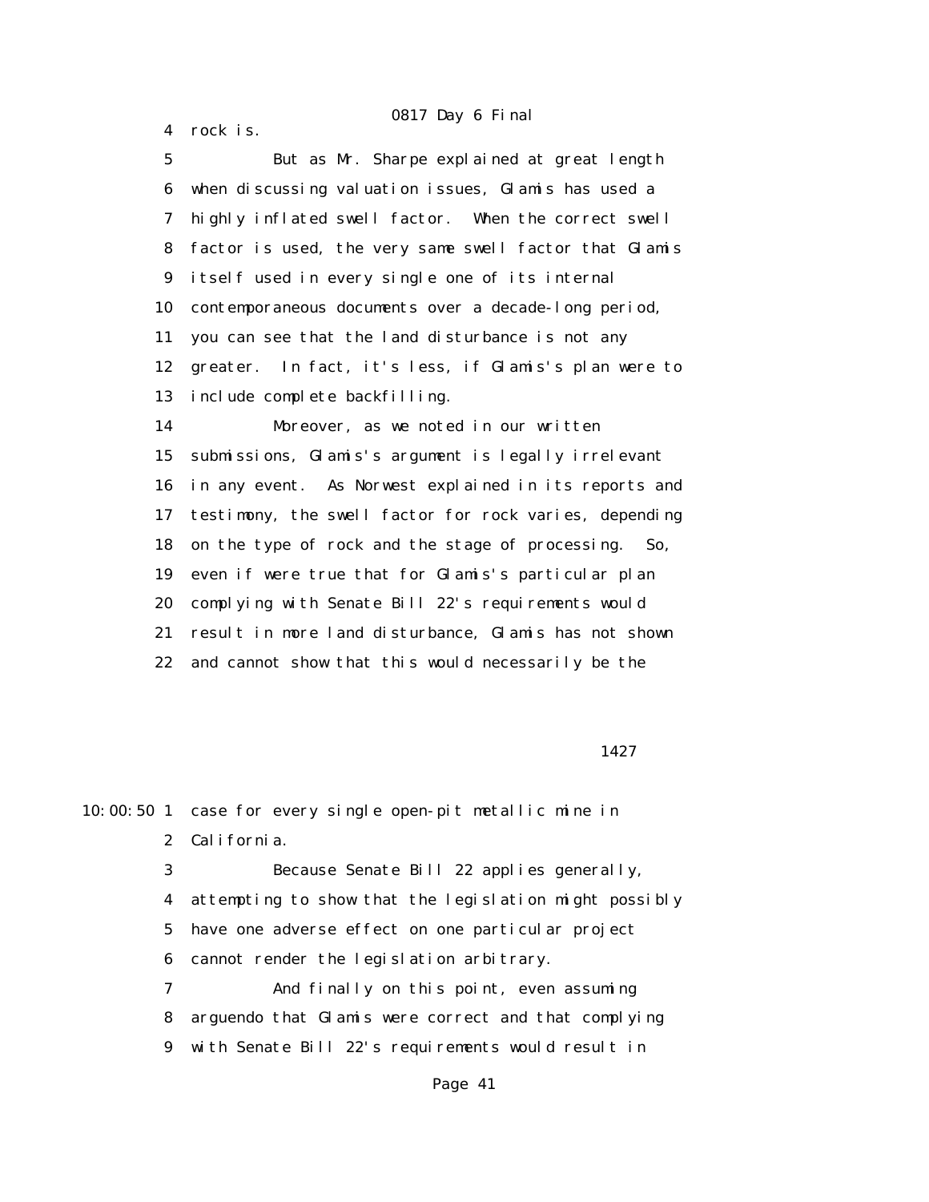4 rock is.

5 But as Mr. Sharpe explained at great length
6 when discussing valuation issues, Glamis has used a
7 highly inflated swell factor. When the correct swell
8 factor is used, the very same swell factor that Glamis
9 itself used in every single one of its internal
10 contemporaneous documents over a decade-long period,
11 you can see that the land disturbance is not any
12 greater. In fact, it's less, if Glamis's plan were to
13 include complete backfilling.

14 Moreover, as we noted in our written
15 submissions, Glamis's argument is legally irrelevant
16 in any event. As Norwest explained in its reports and
17 testimony, the swell factor for rock varies, depending
18 on the type of rock and the stage of processing. So,
19 even if were true that for Glamis's particular plan
20 complying with Senate Bill 22's requirements would
21 result in more land disturbance, Glamis has not shown
22 and cannot show that this would necessarily be the

1427

10:00:50 1 case for every single open-pit metallic mine in
2 California.

3 Because Senate Bill 22 applies generally,
4 attempting to show that the legislation might possibly
5 have one adverse effect on one particular project
6 cannot render the legislation arbitrary.

7 And finally on this point, even assuming
8 arguendo that Glamis were correct and that complying
9 with Senate Bill 22's requirements would result in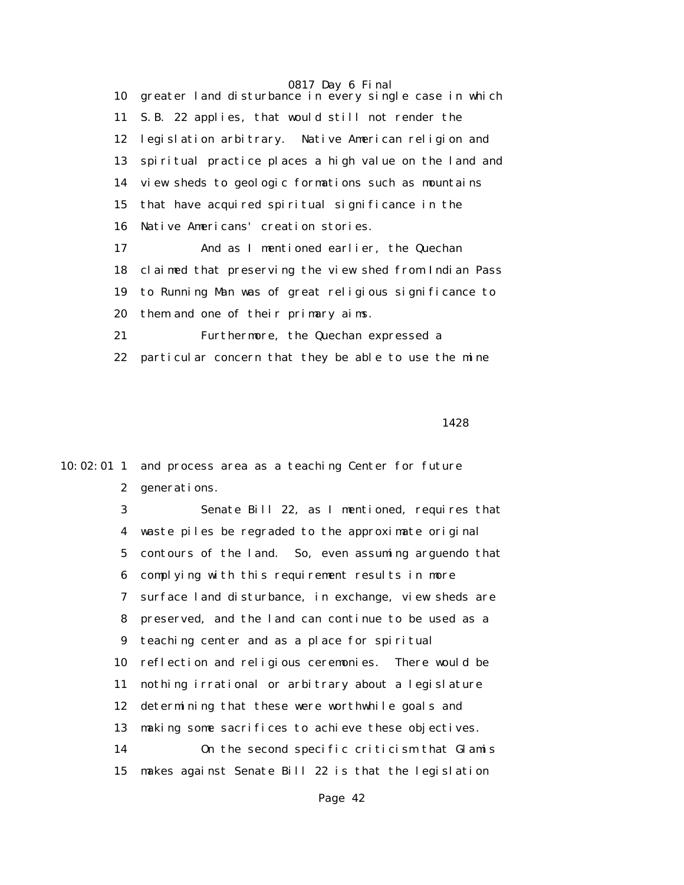10 greater land disturbance in every single case in which
11 S.B. 22 applies, that would still not render the
12 legislation arbitrary. Native American religion and
13 spiritual practice places a high value on the land and
14 view sheds to geologic formations such as mountains
15 that have acquired spiritual significance in the
16 Native Americans' creation stories.
17 And as I mentioned earlier, the Quechan
18 claimed that preserving the view shed from Indian Pass
19 to Running Man was of great religious significance to
20 them and one of their primary aims.
21 Furthermore, the Quechan expressed a
22 particular concern that they be able to use the mine

1428

10:02:01 1 and process area as a teaching Center for future
2 generations.
3 Senate Bill 22, as I mentioned, requires that
4 waste piles be regraded to the approximate original
5 contours of the land. So, even assuming arguendo that
6 complying with this requirement results in more
7 surface land disturbance, in exchange, view sheds are
8 preserved, and the land can continue to be used as a
9 teaching center and as a place for spiritual
10 reflection and religious ceremonies. There would be
11 nothing irrational or arbitrary about a legislature
12 determining that these were worthwhile goals and
13 making some sacrifices to achieve these objectives.
14 On the second specific criticism that Glamis
15 makes against Senate Bill 22 is that the legislation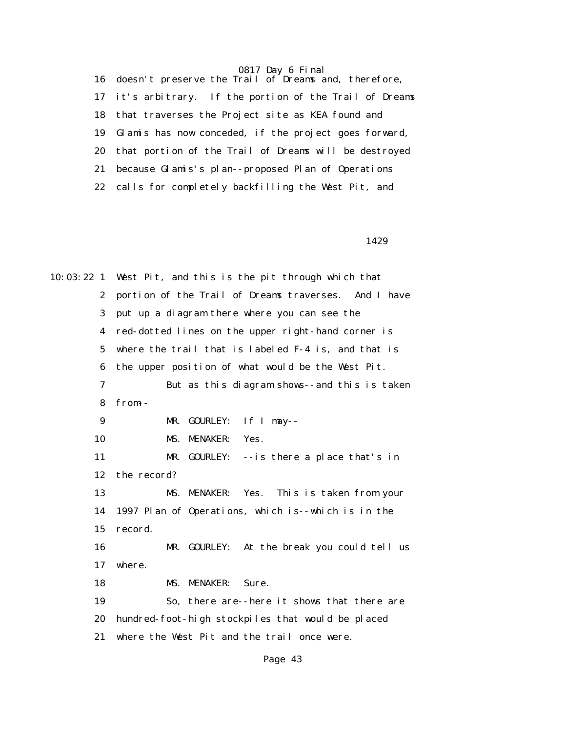16 doesn't preserve the Trail of Dreams and, therefore,
17 it's arbitrary. If the portion of the Trail of Dreams
18 that traverses the Project site as KEA found and
19 Glamis has now conceded, if the project goes forward,
20 that portion of the Trail of Dreams will be destroyed
21 because Glamis's plan--proposed Plan of Operations
22 calls for completely backfilling the West Pit, and

1429

10:03:22 1 West Pit, and this is the pit through which that
2 portion of the Trail of Dreams traverses. And I have
3 put up a diagram there where you can see the
4 red-dotted lines on the upper right-hand corner is
5 where the trail that is labeled F-4 is, and that is
6 the upper position of what would be the West Pit.
7 But as this diagram shows--and this is taken
8 from--
9 MR. GOURLEY: If I may--
10 MS. MENAKER: Yes.
11 MR. GOURLEY: --is there a place that's in
12 the record?
13 MS. MENAKER: Yes. This is taken from your
14 1997 Plan of Operations, which is--which is in the
15 record.
16 MR. GOURLEY: At the break you could tell us
17 where.
18 MS. MENAKER: Sure.
19 So, there are--here it shows that there are
20 hundred-foot-high stockpiles that would be placed
21 where the West Pit and the trail once were.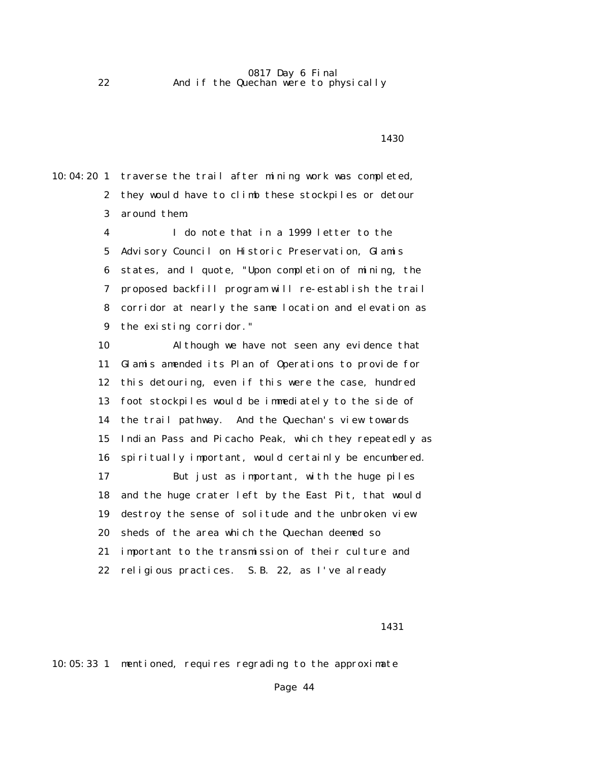22 And if the Quechan were to physically

1430

10:04:20 1 traverse the trail after mining work was completed,
2 they would have to climb these stockpiles or detour
3 around them.
4 I do note that in a 1999 letter to the
5 Advisory Council on Historic Preservation, Glamis
6 states, and I quote, "Upon completion of mining, the
7 proposed backfill program will re-establish the trail
8 corridor at nearly the same location and elevation as
9 the existing corridor."
10 Although we have not seen any evidence that
11 Glamis amended its Plan of Operations to provide for
12 this detouring, even if this were the case, hundred
13 foot stockpiles would be immediately to the side of
14 the trail pathway. And the Quechan's view towards
15 Indian Pass and Picacho Peak, which they repeatedly as
16 spiritually important, would certainly be encumbered.
17 But just as important, with the huge piles
18 and the huge crater left by the East Pit, that would
19 destroy the sense of solitude and the unbroken view
20 sheds of the area which the Quechan deemed so
21 important to the transmission of their culture and
22 religious practices. S.B. 22, as I've already

1431

10:05:33 1 mentioned, requires regrading to the approximate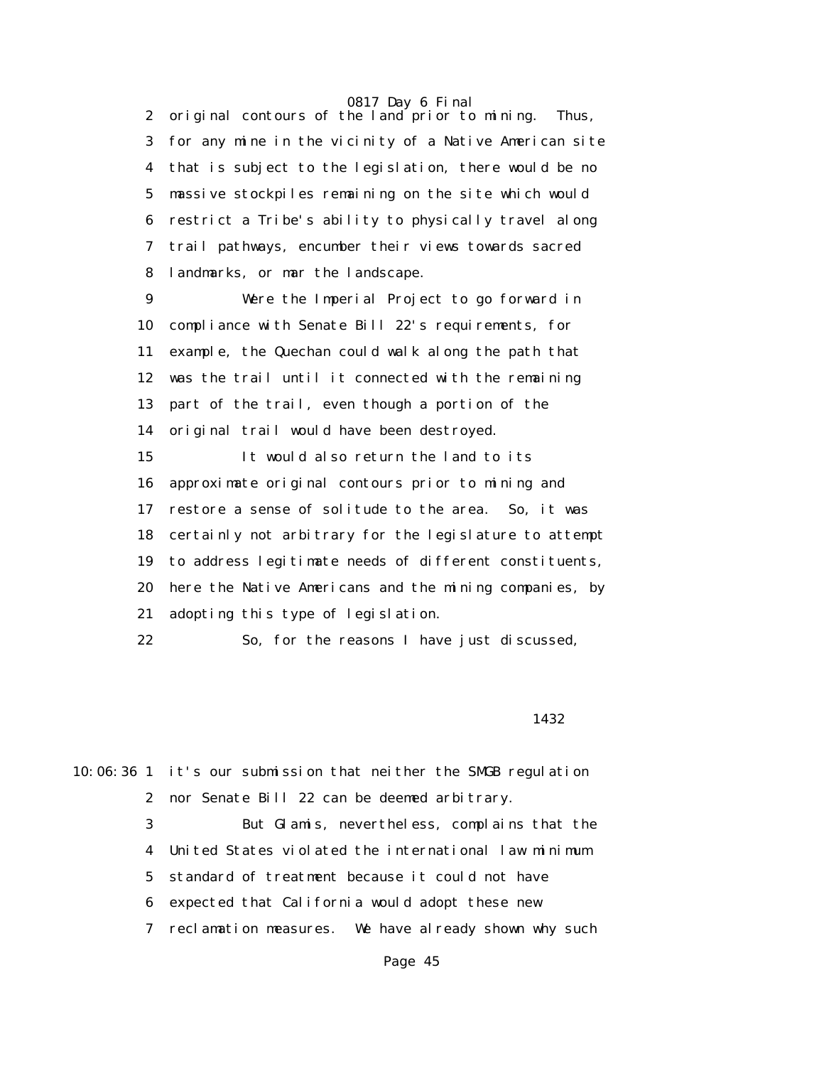original contours of the land prior to mining. Thus, for any mine in the vicinity of a Native American site that is subject to the legislation, there would be no massive stockpiles remaining on the site which would restrict a Tribe's ability to physically travel along trail pathways, encumber their views towards sacred landmarks, or mar the landscape.

Were the Imperial Project to go forward in compliance with Senate Bill 22's requirements, for example, the Quechan could walk along the path that was the trail until it connected with the remaining part of the trail, even though a portion of the original trail would have been destroyed.

It would also return the land to its approximate original contours prior to mining and restore a sense of solitude to the area. So, it was certainly not arbitrary for the legislature to attempt to address legitimate needs of different constituents, here the Native Americans and the mining companies, by adopting this type of legislation.

So, for the reasons I have just discussed,

1432

it's our submission that neither the SMGB regulation nor Senate Bill 22 can be deemed arbitrary.

But Glamis, nevertheless, complains that the United States violated the international law minimum standard of treatment because it could not have expected that California would adopt these new reclamation measures. We have already shown why such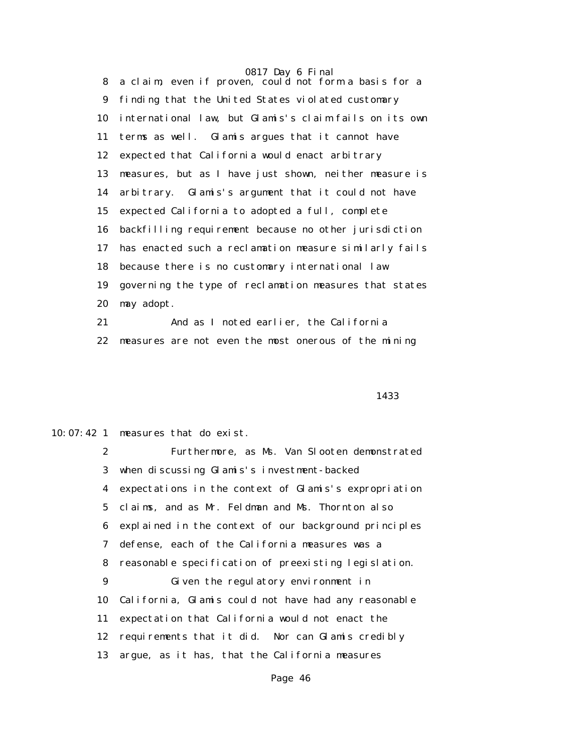8 a claim, even if proven, could not form a basis for a
9 finding that the United States violated customary
10 international law, but Glamis's claim fails on its own
11 terms as well. Glamis argues that it cannot have
12 expected that California would enact arbitrary
13 measures, but as I have just shown, neither measure is
14 arbitrary. Glamis's argument that it could not have
15 expected California to adopted a full, complete
16 backfilling requirement because no other jurisdiction
17 has enacted such a reclamation measure similarly fails
18 because there is no customary international law
19 governing the type of reclamation measures that states
20 may adopt.
21 And as I noted earlier, the California
22 measures are not even the most onerous of the mining

1433

10:07:42 1 measures that do exist.
2 Furthermore, as Ms. Van Slooten demonstrated
3 when discussing Glamis's investment-backed
4 expectations in the context of Glamis's expropriation
5 claims, and as Mr. Feldman and Ms. Thornton also
6 explained in the context of our background principles
7 defense, each of the California measures was a
8 reasonable specification of preexisting legislation.
9 Given the regulatory environment in
10 California, Glamis could not have had any reasonable
11 expectation that California would not enact the
12 requirements that it did. Nor can Glamis credibly
13 argue, as it has, that the California measures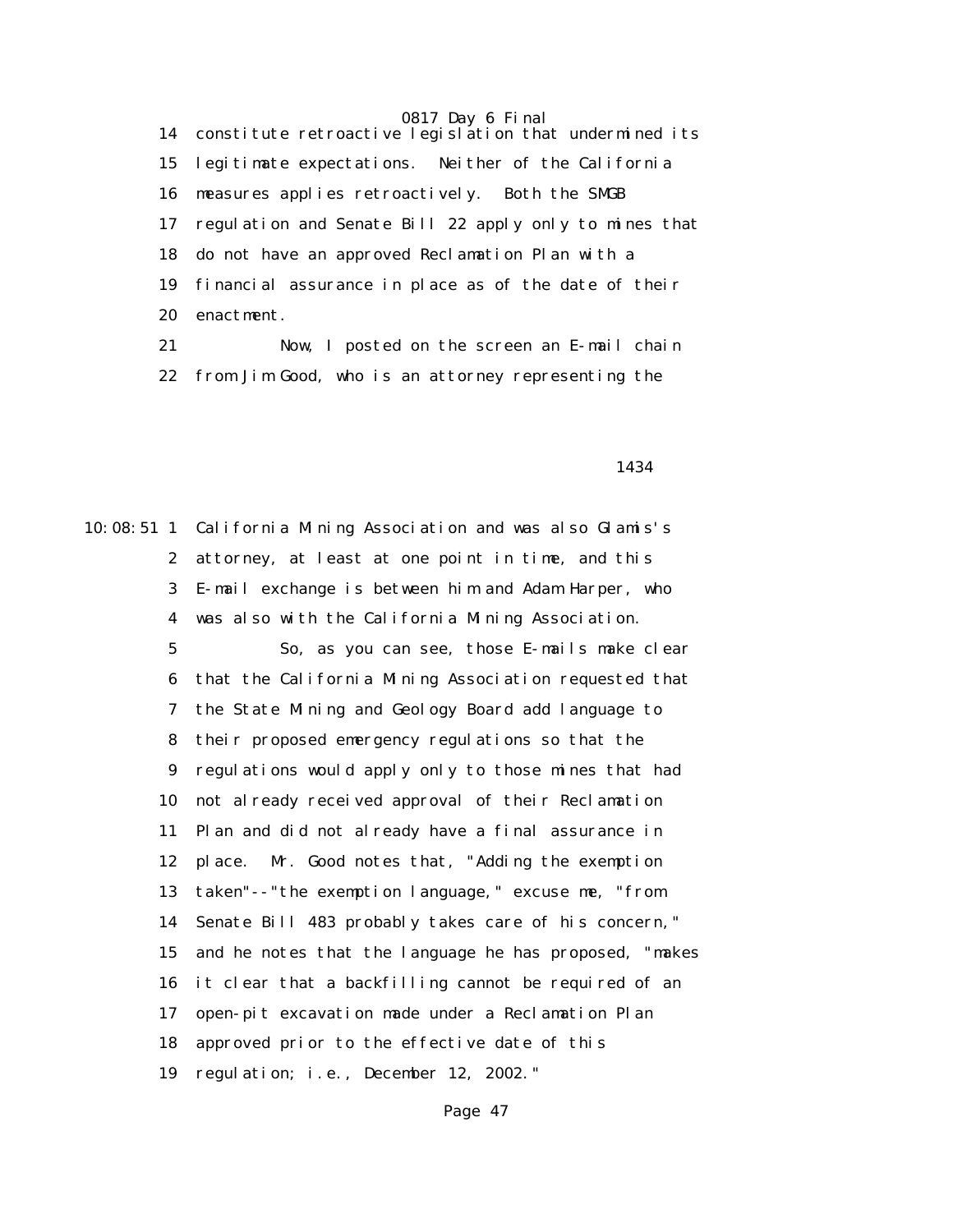constitute retroactive legislation that undermined its legitimate expectations. Neither of the California measures applies retroactively. Both the SMGB regulation and Senate Bill 22 apply only to mines that do not have an approved Reclamation Plan with a financial assurance in place as of the date of their enactment.

Now, I posted on the screen an E-mail chain from Jim Good, who is an attorney representing the California Mining Association and was also Glamis's attorney, at least at one point in time, and this E-mail exchange is between him and Adam Harper, who was also with the California Mining Association.

So, as you can see, those E-mails make clear that the California Mining Association requested that the State Mining and Geology Board add language to their proposed emergency regulations so that the regulations would apply only to those mines that had not already received approval of their Reclamation Plan and did not already have a final assurance in place. Mr. Good notes that, "Adding the exemption taken"--"the exemption language," excuse me, "from Senate Bill 483 probably takes care of his concern," and he notes that the language he has proposed, "makes it clear that a backfilling cannot be required of an open-pit excavation made under a Reclamation Plan approved prior to the effective date of this regulation; i.e., December 12, 2002."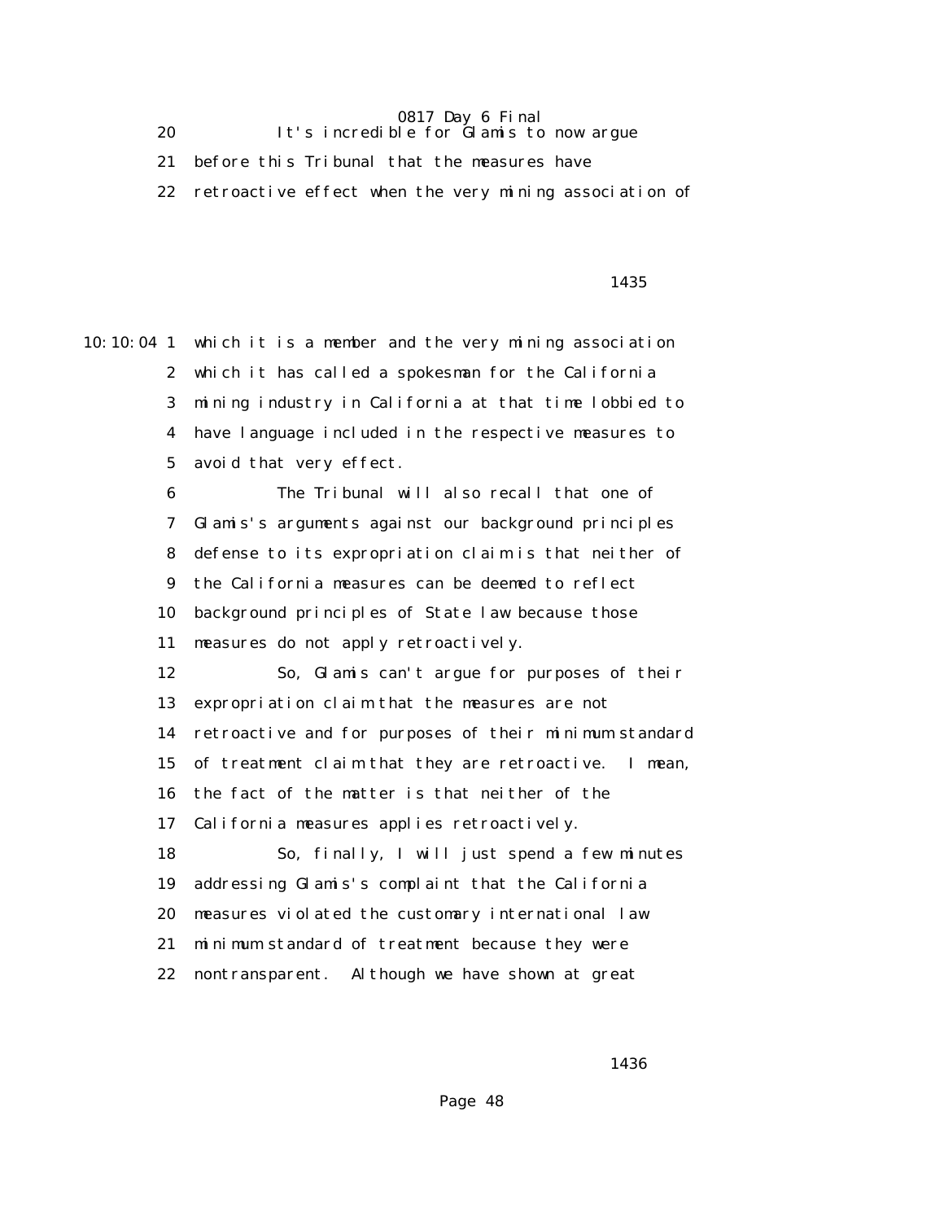20 It's incredible for Glamis to now argue

21 before this Tribunal that the measures have

22 retroactive effect when the very mining association of

1435

10:10:04 1 which it is a member and the very mining association

2 which it has called a spokesman for the California

3 mining industry in California at that time lobbied to

4 have language included in the respective measures to

5 avoid that very effect.

6 The Tribunal will also recall that one of

7 Glamis's arguments against our background principles

8 defense to its expropriation claim is that neither of

9 the California measures can be deemed to reflect

10 background principles of State law because those

11 measures do not apply retroactively.

12 So, Glamis can't argue for purposes of their

13 expropriation claim that the measures are not

14 retroactive and for purposes of their minimum standard

15 of treatment claim that they are retroactive. I mean,

16 the fact of the matter is that neither of the

17 California measures applies retroactively.

18 So, finally, I will just spend a few minutes

19 addressing Glamis's complaint that the California

20 measures violated the customary international law

21 minimum standard of treatment because they were

22 nontransparent. Although we have shown at great

1436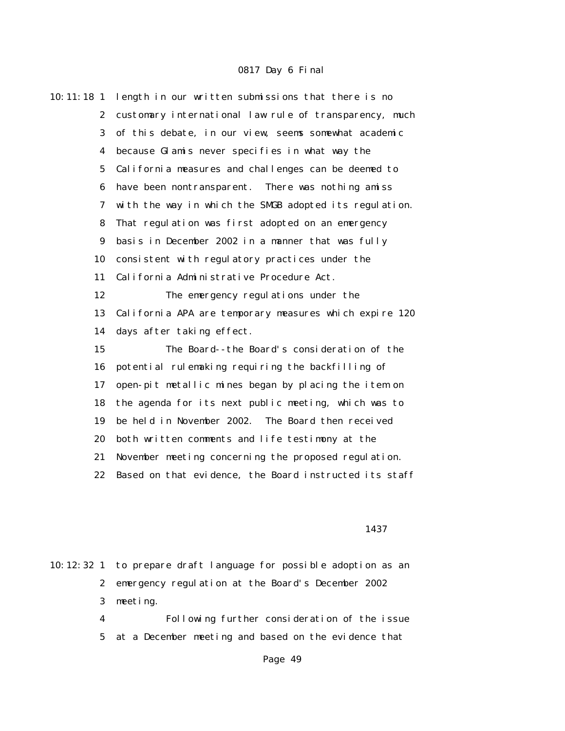length in our written submissions that there is no customary international law rule of transparency, much of this debate, in our view, seems somewhat academic because Glamis never specifies in what way the California measures and challenges can be deemed to have been nontransparent. There was nothing amiss with the way in which the SMGB adopted its regulation. That regulation was first adopted on an emergency basis in December 2002 in a manner that was fully consistent with regulatory practices under the California Administrative Procedure Act.

The emergency regulations under the California APA are temporary measures which expire 120 days after taking effect.

The Board--the Board's consideration of the potential rulemaking requiring the backfilling of open-pit metallic mines began by placing the item on the agenda for its next public meeting, which was to be held in November 2002. The Board then received both written comments and life testimony at the November meeting concerning the proposed regulation. Based on that evidence, the Board instructed its staff to prepare draft language for possible adoption as an emergency regulation at the Board's December 2002 meeting.

Following further consideration of the issue at a December meeting and based on the evidence that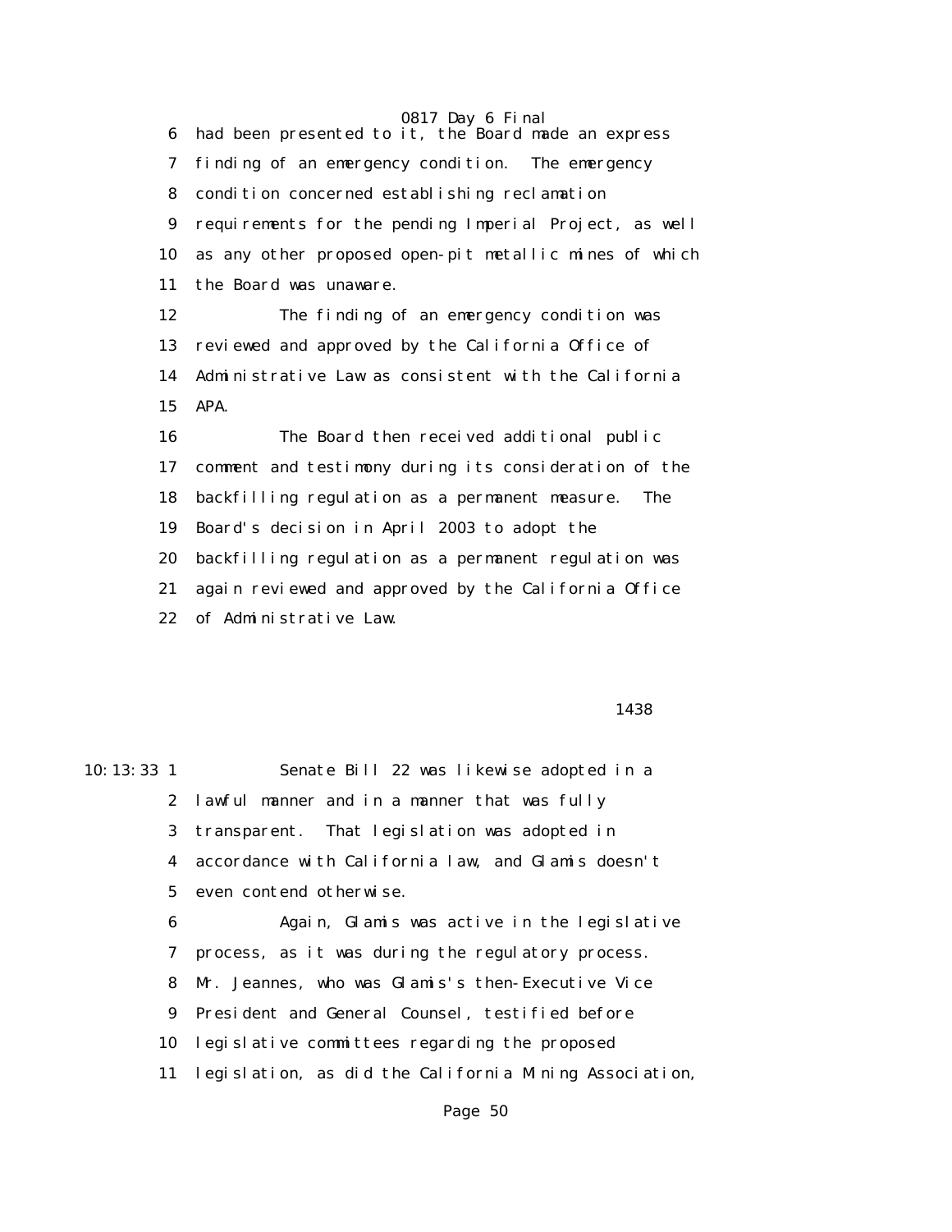had been presented to it, the Board made an express finding of an emergency condition. The emergency condition concerned establishing reclamation requirements for the pending Imperial Project, as well as any other proposed open-pit metallic mines of which the Board was unaware.

The finding of an emergency condition was reviewed and approved by the California Office of Administrative Law as consistent with the California APA.

The Board then received additional public comment and testimony during its consideration of the backfilling regulation as a permanent measure. The Board's decision in April 2003 to adopt the backfilling regulation as a permanent regulation was again reviewed and approved by the California Office of Administrative Law.

Senate Bill 22 was likewise adopted in a lawful manner and in a manner that was fully transparent. That legislation was adopted in accordance with California law, and Glamis doesn't even contend otherwise.

Again, Glamis was active in the legislative process, as it was during the regulatory process. Mr. Jeannes, who was Glamis's then-Executive Vice President and General Counsel, testified before legislative committees regarding the proposed legislation, as did the California Mining Association,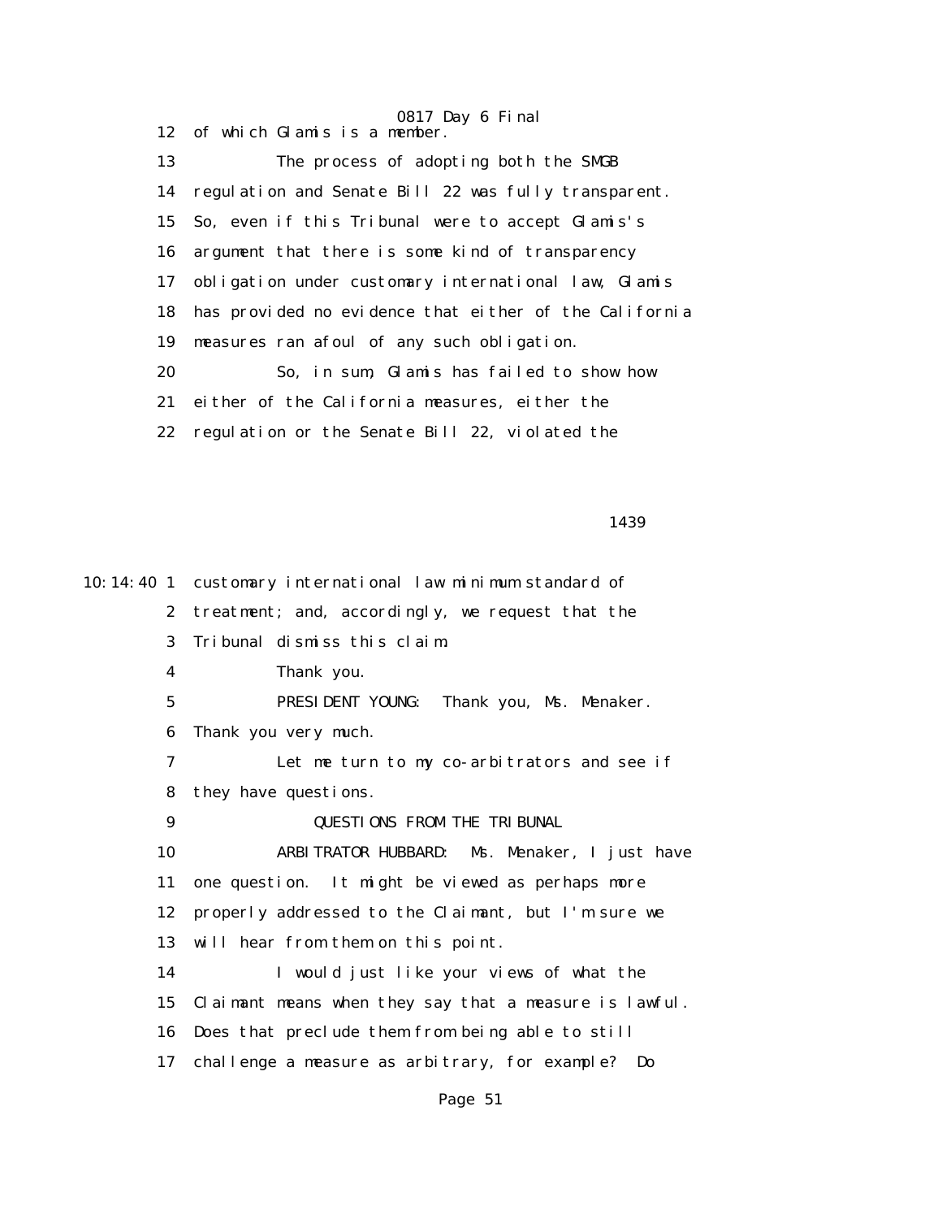of which Glamis is a member.

The process of adopting both the SMGB regulation and Senate Bill 22 was fully transparent. So, even if this Tribunal were to accept Glamis's argument that there is some kind of transparency obligation under customary international law, Glamis has provided no evidence that either of the California measures ran afoul of any such obligation.

So, in sum, Glamis has failed to show how either of the California measures, either the regulation or the Senate Bill 22, violated the customary international law minimum standard of treatment; and, accordingly, we request that the Tribunal dismiss this claim.

Thank you.

PRESIDENT YOUNG: Thank you, Ms. Menaker. Thank you very much.

Let me turn to my co-arbitrators and see if they have questions.

QUESTIONS FROM THE TRIBUNAL

ARBITRATOR HUBBARD: Ms. Menaker, I just have one question. It might be viewed as perhaps more properly addressed to the Claimant, but I'm sure we will hear from them on this point.

I would just like your views of what the Claimant means when they say that a measure is lawful. Does that preclude them from being able to still challenge a measure as arbitrary, for example? Do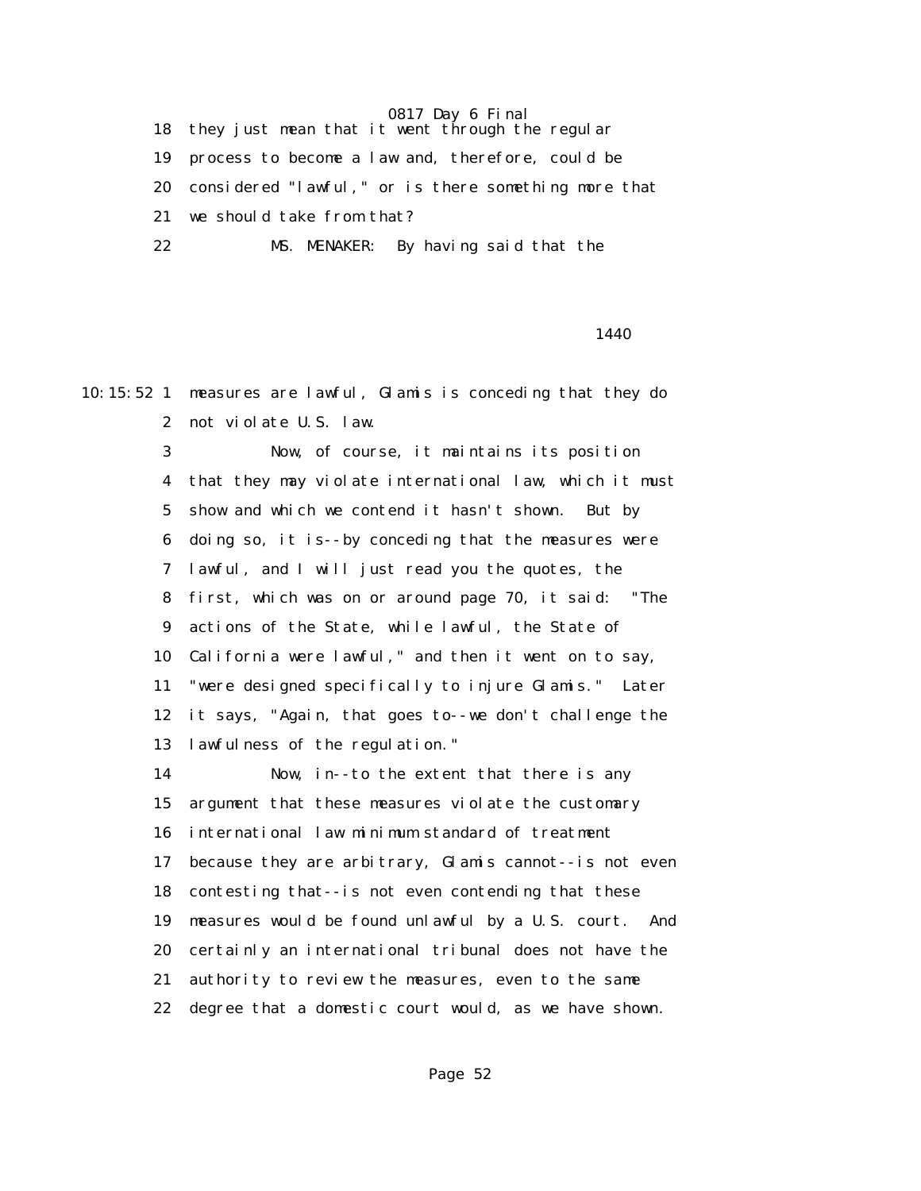they just mean that it went through the regular process to become a law and, therefore, could be considered "lawful," or is there something more that we should take from that?

MS. MENAKER: By having said that the measures are lawful, Glamis is conceding that they do not violate U.S. law.

Now, of course, it maintains its position that they may violate international law, which it must show and which we contend it hasn't shown. But by doing so, it is--by conceding that the measures were lawful, and I will just read you the quotes, the first, which was on or around page 70, it said: "The actions of the State, while lawful, the State of California were lawful," and then it went on to say, "were designed specifically to injure Glamis." Later it says, "Again, that goes to--we don't challenge the lawfulness of the regulation."

Now, in--to the extent that there is any argument that these measures violate the customary international law minimum standard of treatment because they are arbitrary, Glamis cannot--is not even contesting that--is not even contending that these measures would be found unlawful by a U.S. court. And certainly an international tribunal does not have the authority to review the measures, even to the same degree that a domestic court would, as we have shown.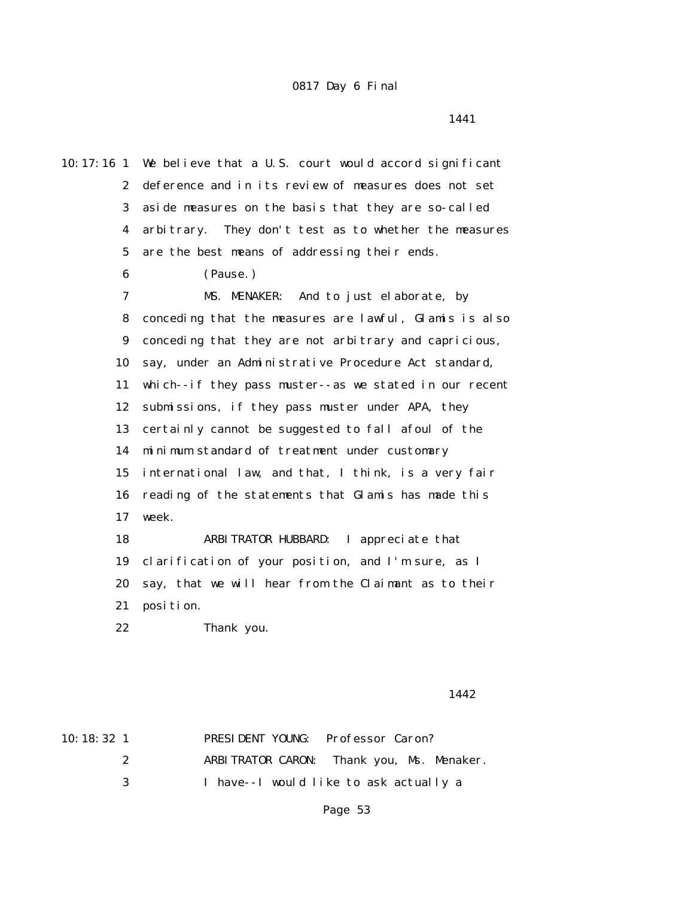0817 Day 6 Final

1441

10:17:16 1 We believe that a U.S. court would accord significant
2 deference and in its review of measures does not set
3 aside measures on the basis that they are so-called
4 arbitrary. They don't test as to whether the measures
5 are the best means of addressing their ends.
6 (Pause.)
7 MS. MENAKER: And to just elaborate, by
8 conceding that the measures are lawful, Glamis is also
9 conceding that they are not arbitrary and capricious,
10 say, under an Administrative Procedure Act standard,
11 which--if they pass muster--as we stated in our recent
12 submissions, if they pass muster under APA, they
13 certainly cannot be suggested to fall afoul of the
14 minimum standard of treatment under customary
15 international law, and that, I think, is a very fair
16 reading of the statements that Glamis has made this
17 week.
18 ARBITRATOR HUBBARD: I appreciate that
19 clarification of your position, and I'm sure, as I
20 say, that we will hear from the Claimant as to their
21 position.
22 Thank you.

1442

10:18:32 1 PRESIDENT YOUNG: Professor Caron?
2 ARBITRATOR CARON: Thank you, Ms. Menaker.
3 I have--I would like to ask actually a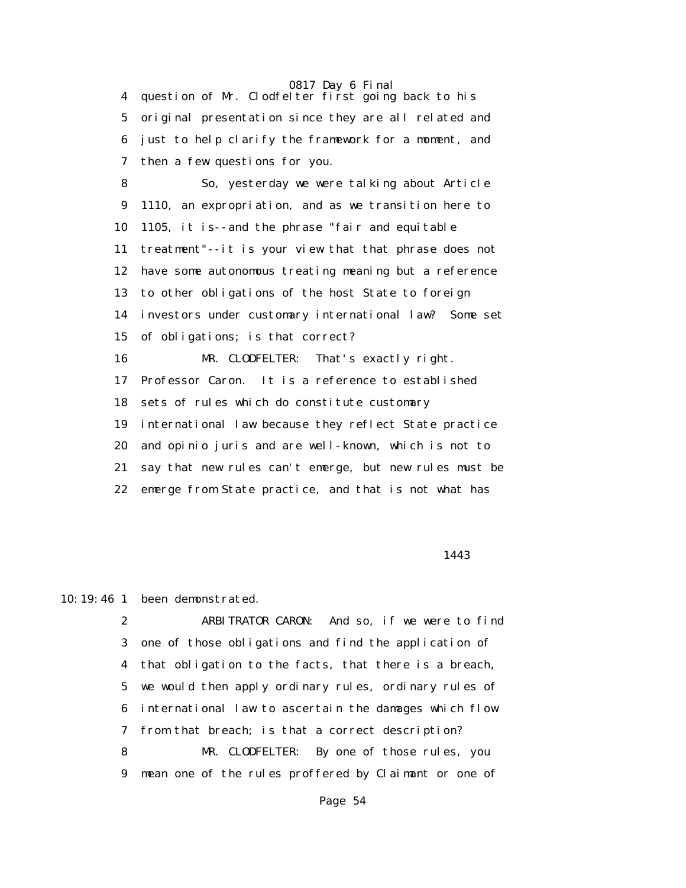4 question of Mr. Clodfelter first going back to his
5 original presentation since they are all related and
6 just to help clarify the framework for a moment, and
7 then a few questions for you.

8 So, yesterday we were talking about Article
9 1110, an expropriation, and as we transition here to
10 1105, it is--and the phrase "fair and equitable
11 treatment"--it is your view that that phrase does not
12 have some autonomous treating meaning but a reference
13 to other obligations of the host State to foreign
14 investors under customary international law? Some set
15 of obligations; is that correct?

16 MR. CLODFELTER: That's exactly right.
17 Professor Caron. It is a reference to established
18 sets of rules which do constitute customary
19 international law because they reflect State practice
20 and opinio juris and are well-known, which is not to
21 say that new rules can't emerge, but new rules must be
22 emerge from State practice, and that is not what has

1443

10:19:46 1 been demonstrated.

2 ARBITRATOR CARON: And so, if we were to find
3 one of those obligations and find the application of
4 that obligation to the facts, that there is a breach,
5 we would then apply ordinary rules, ordinary rules of
6 international law to ascertain the damages which flow
7 from that breach; is that a correct description?

8 MR. CLODFELTER: By one of those rules, you
9 mean one of the rules proffered by Claimant or one of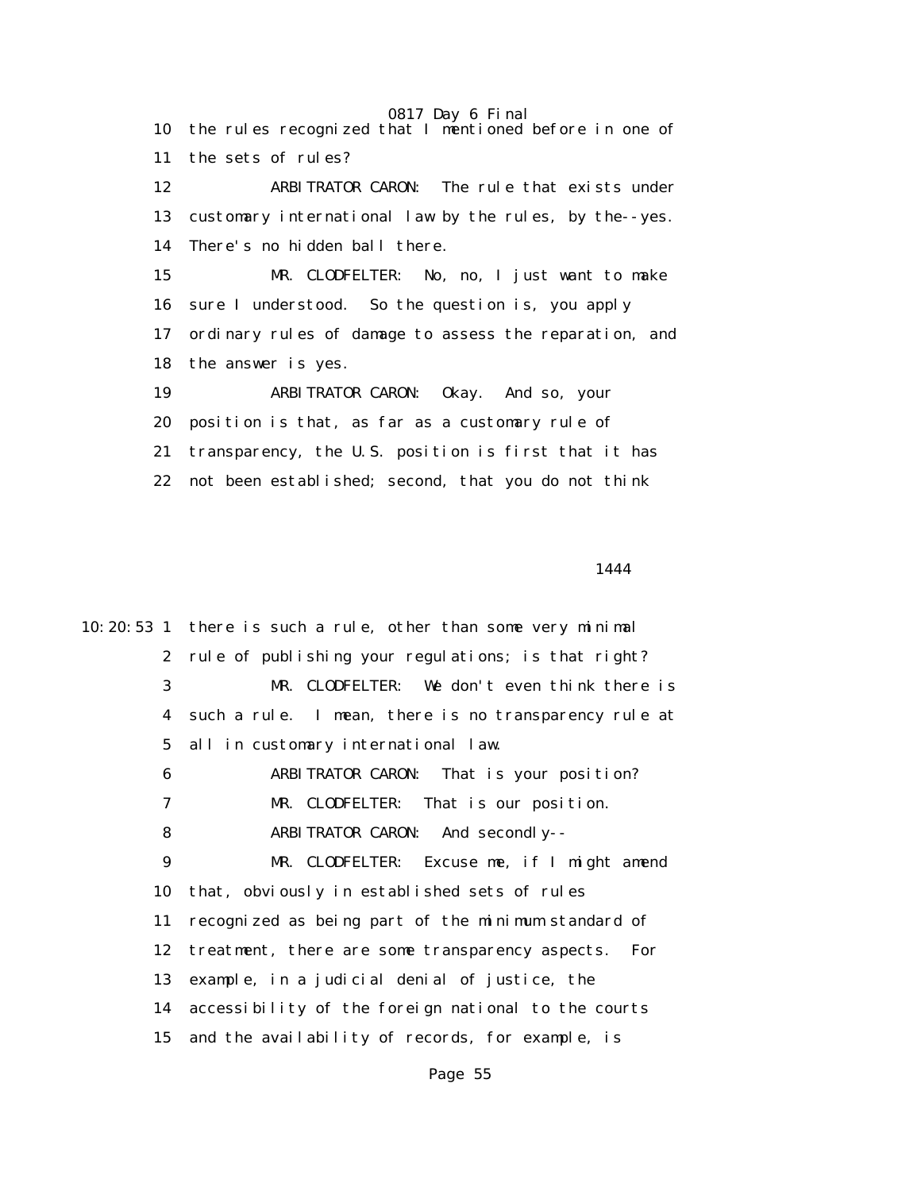10 the rules recognized that I mentioned before in one of

11 the sets of rules?

12 ARBITRATOR CARON: The rule that exists under

13 customary international law by the rules, by the--yes.

14 There's no hidden ball there.

15 MR. CLODFELTER: No, no, I just want to make

16 sure I understood. So the question is, you apply

17 ordinary rules of damage to assess the reparation, and

18 the answer is yes.

19 ARBITRATOR CARON: Okay. And so, your

20 position is that, as far as a customary rule of

21 transparency, the U.S. position is first that it has

22 not been established; second, that you do not think

1444

10:20:53 1 there is such a rule, other than some very minimal

2 rule of publishing your regulations; is that right?

3 MR. CLODFELTER: We don't even think there is

4 such a rule. I mean, there is no transparency rule at

5 all in customary international law.

6 ARBITRATOR CARON: That is your position?

7 MR. CLODFELTER: That is our position.

8 ARBITRATOR CARON: And secondly--

9 MR. CLODFELTER: Excuse me, if I might amend

10 that, obviously in established sets of rules

11 recognized as being part of the minimum standard of

12 treatment, there are some transparency aspects. For

13 example, in a judicial denial of justice, the

14 accessibility of the foreign national to the courts

15 and the availability of records, for example, is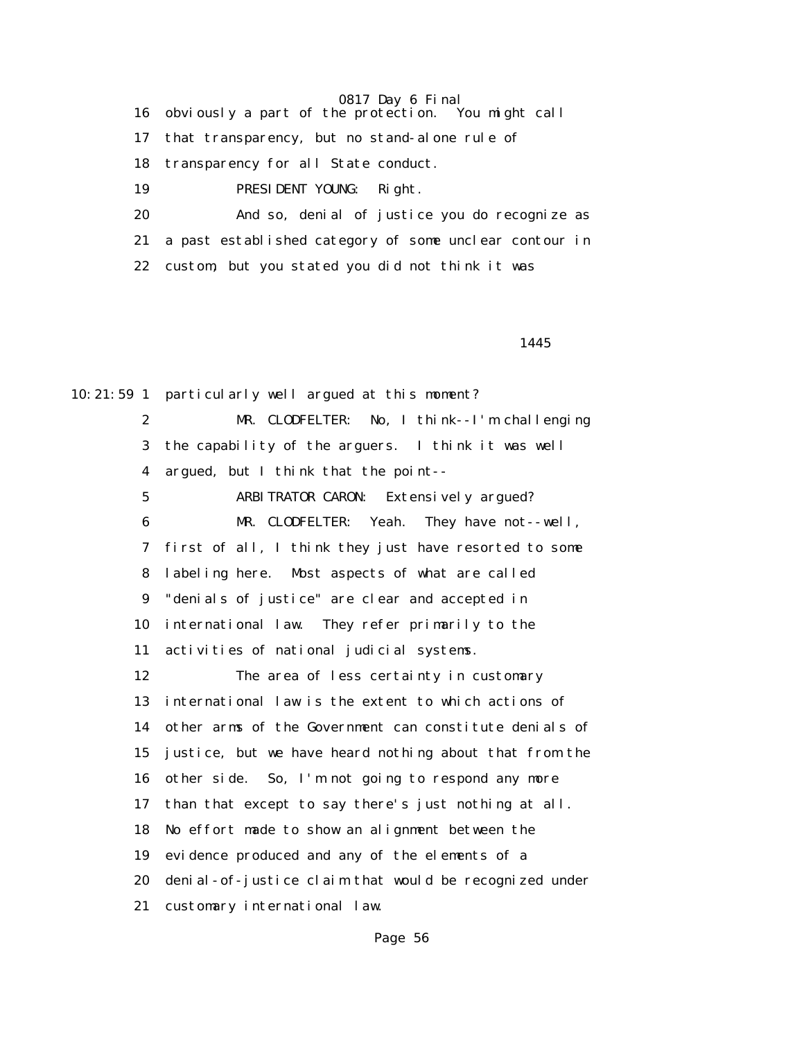16 obviously a part of the protection. You might call

17 that transparency, but no stand-alone rule of

18 transparency for all State conduct.

19 PRESIDENT YOUNG: Right.

20 And so, denial of justice you do recognize as

21 a past established category of some unclear contour in

22 custom, but you stated you did not think it was

1445

10:21:59 1 particularly well argued at this moment?

2 MR. CLODFELTER: No, I think--I'm challenging

3 the capability of the arguers. I think it was well

4 argued, but I think that the point--

5 ARBITRATOR CARON: Extensively argued?

6 MR. CLODFELTER: Yeah. They have not--well,

7 first of all, I think they just have resorted to some

8 labeling here. Most aspects of what are called

9 "denials of justice" are clear and accepted in

10 international law. They refer primarily to the

11 activities of national judicial systems.

12 The area of less certainty in customary

13 international law is the extent to which actions of

14 other arms of the Government can constitute denials of

15 justice, but we have heard nothing about that from the

16 other side. So, I'm not going to respond any more

17 than that except to say there's just nothing at all.

18 No effort made to show an alignment between the

19 evidence produced and any of the elements of a

20 denial-of-justice claim that would be recognized under

21 customary international law.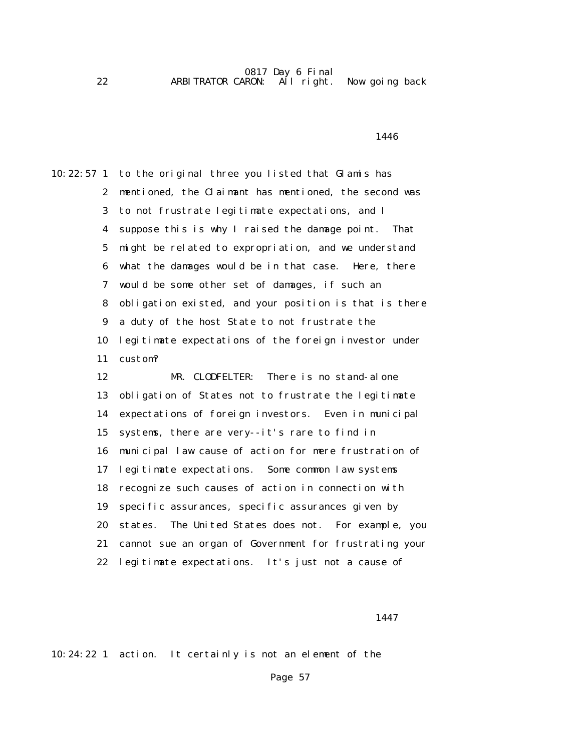22 ARBITRATOR CARON: All right. Now going back

1446

10:22:57 1 to the original three you listed that Glamis has
2 mentioned, the Claimant has mentioned, the second was
3 to not frustrate legitimate expectations, and I
4 suppose this is why I raised the damage point. That
5 might be related to expropriation, and we understand
6 what the damages would be in that case. Here, there
7 would be some other set of damages, if such an
8 obligation existed, and your position is that is there
9 a duty of the host State to not frustrate the
10 legitimate expectations of the foreign investor under
11 custom?
12 MR. CLODFELTER: There is no stand-alone
13 obligation of States not to frustrate the legitimate
14 expectations of foreign investors. Even in municipal
15 systems, there are very--it's rare to find in
16 municipal law cause of action for mere frustration of
17 legitimate expectations. Some common law systems
18 recognize such causes of action in connection with
19 specific assurances, specific assurances given by
20 states. The United States does not. For example, you
21 cannot sue an organ of Government for frustrating your
22 legitimate expectations. It's just not a cause of

1447

10:24:22 1 action. It certainly is not an element of the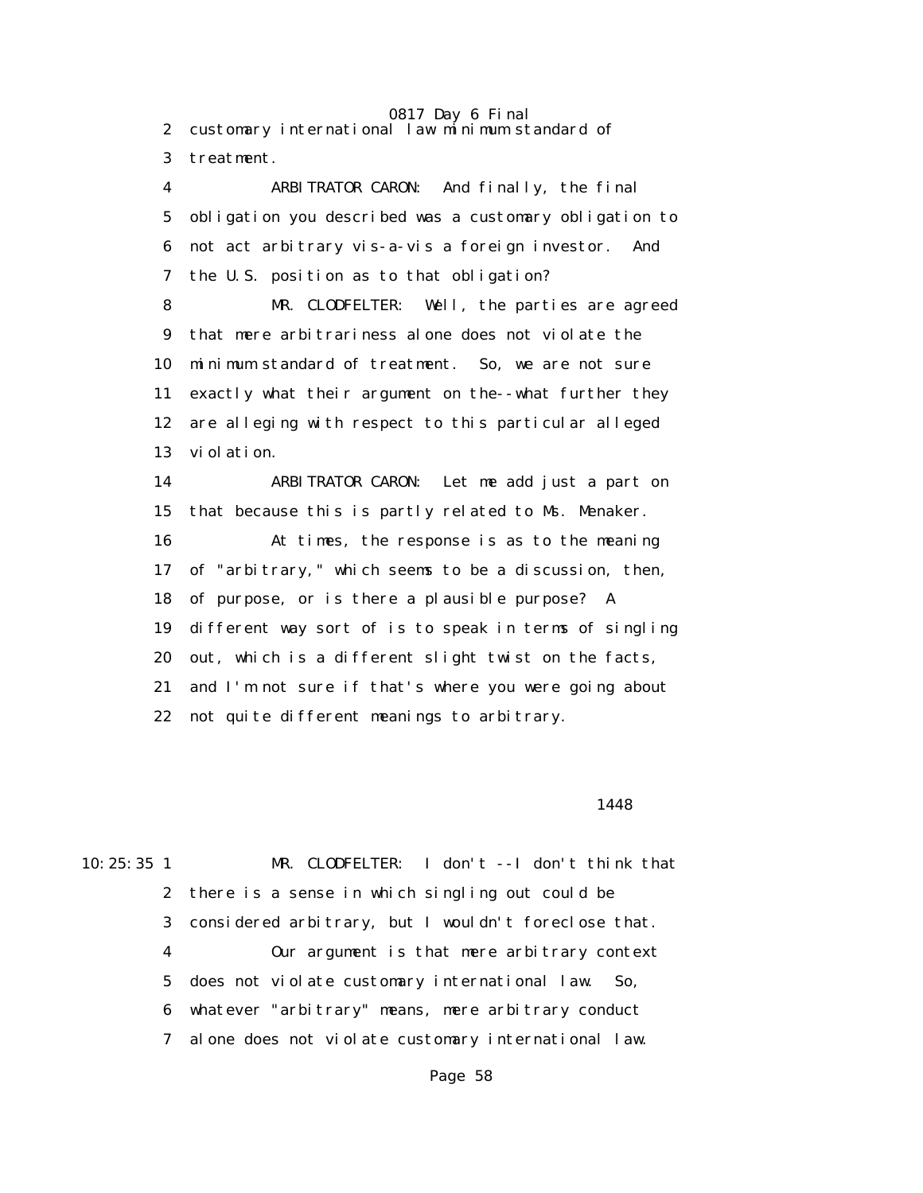2 customary international law minimum standard of

3 treatment.

4 ARBITRATOR CARON: And finally, the final

5 obligation you described was a customary obligation to

6 not act arbitrary vis-a-vis a foreign investor. And

7 the U.S. position as to that obligation?

8 MR. CLODFELTER: Well, the parties are agreed

9 that mere arbitrariness alone does not violate the

10 minimum standard of treatment. So, we are not sure

11 exactly what their argument on the--what further they

12 are alleging with respect to this particular alleged

13 violation.

14 ARBITRATOR CARON: Let me add just a part on

15 that because this is partly related to Ms. Menaker.

16 At times, the response is as to the meaning

17 of "arbitrary," which seems to be a discussion, then,

18 of purpose, or is there a plausible purpose? A

19 different way sort of is to speak in terms of singling

20 out, which is a different slight twist on the facts,

21 and I'm not sure if that's where you were going about

22 not quite different meanings to arbitrary.

1448

10:25:35 1 MR. CLODFELTER: I don't --I don't think that

2 there is a sense in which singling out could be

3 considered arbitrary, but I wouldn't foreclose that.

4 Our argument is that mere arbitrary context

5 does not violate customary international law. So,

6 whatever "arbitrary" means, mere arbitrary conduct

7 alone does not violate customary international law.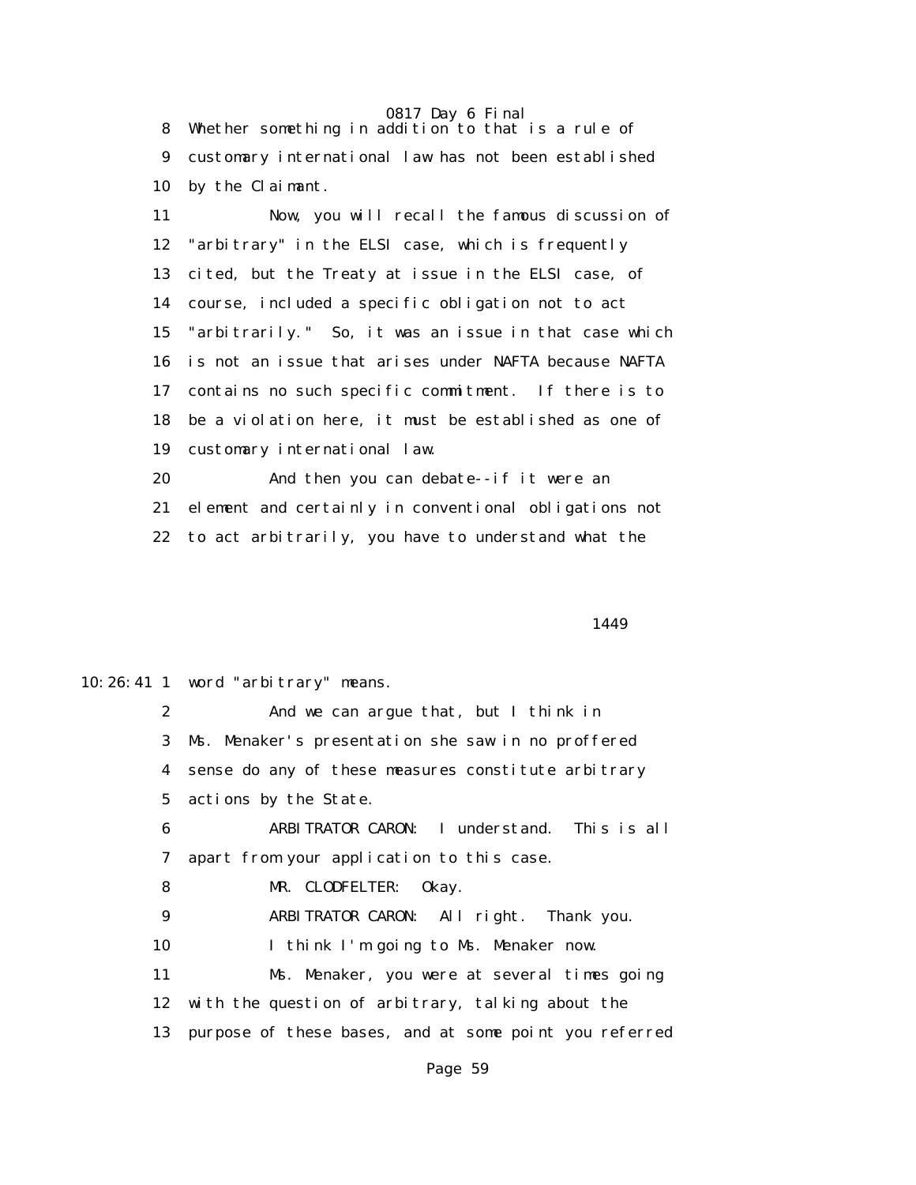8 Whether something in addition to that is a rule of
9 customary international law has not been established
10 by the Claimant.

11 Now, you will recall the famous discussion of
12 "arbitrary" in the ELSI case, which is frequently
13 cited, but the Treaty at issue in the ELSI case, of
14 course, included a specific obligation not to act
15 "arbitrarily." So, it was an issue in that case which
16 is not an issue that arises under NAFTA because NAFTA
17 contains no such specific commitment. If there is to
18 be a violation here, it must be established as one of
19 customary international law.

20 And then you can debate--if it were an
21 element and certainly in conventional obligations not
22 to act arbitrarily, you have to understand what the

1449

10:26:41 1 word "arbitrary" means.

2 And we can argue that, but I think in
3 Ms. Menaker's presentation she saw in no proffered
4 sense do any of these measures constitute arbitrary
5 actions by the State.

6 ARBITRATOR CARON: I understand. This is all
7 apart from your application to this case.

8 MR. CLODFELTER: Okay.

9 ARBITRATOR CARON: All right. Thank you.

10 I think I'm going to Ms. Menaker now.

11 Ms. Menaker, you were at several times going
12 with the question of arbitrary, talking about the
13 purpose of these bases, and at some point you referred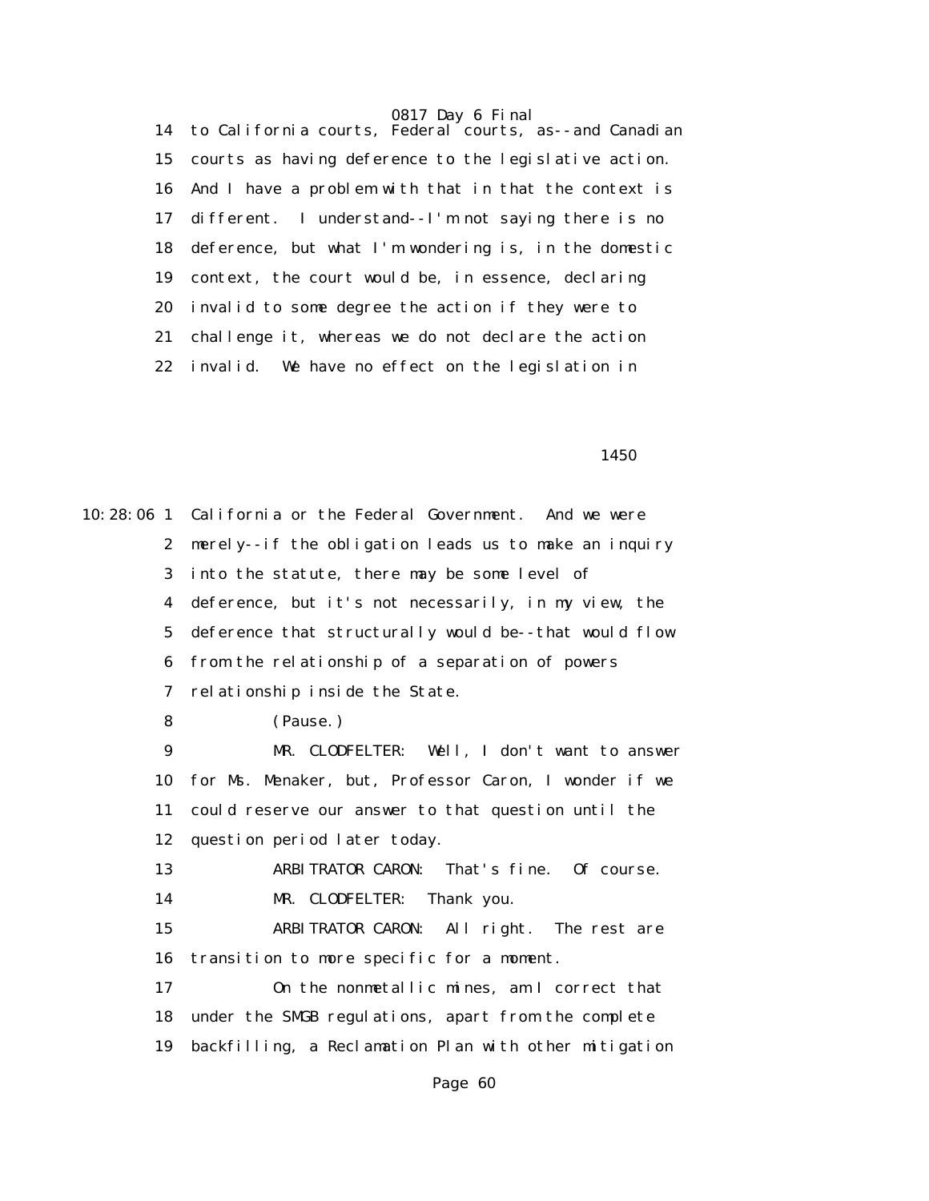14 to California courts, Federal courts, as--and Canadian

15 courts as having deference to the legislative action.

16 And I have a problem with that in that the context is

17 different. I understand--I'm not saying there is no

18 deference, but what I'm wondering is, in the domestic

19 context, the court would be, in essence, declaring

20 invalid to some degree the action if they were to

21 challenge it, whereas we do not declare the action

22 invalid. We have no effect on the legislation in

1450

10:28:06 1 California or the Federal Government. And we were

2 merely--if the obligation leads us to make an inquiry

3 into the statute, there may be some level of

4 deference, but it's not necessarily, in my view, the

5 deference that structurally would be--that would flow

6 from the relationship of a separation of powers

7 relationship inside the State.

8 (Pause.)

9 MR. CLODFELTER: Well, I don't want to answer

10 for Ms. Menaker, but, Professor Caron, I wonder if we

11 could reserve our answer to that question until the

12 question period later today.

13 ARBITRATOR CARON: That's fine. Of course.

14 MR. CLODFELTER: Thank you.

15 ARBITRATOR CARON: All right. The rest are

16 transition to more specific for a moment.

17 On the nonmetallic mines, am I correct that

18 under the SMGB regulations, apart from the complete

19 backfilling, a Reclamation Plan with other mitigation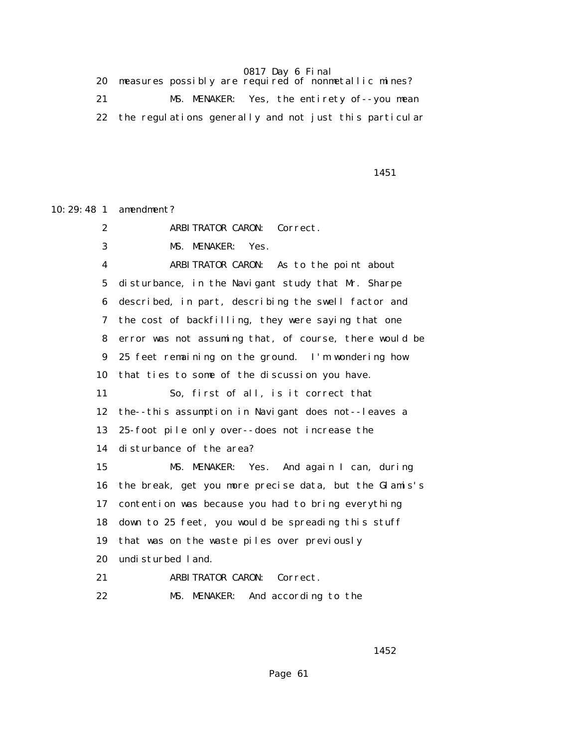20 measures possibly are required of nonmetallic mines?

21 MS. MENAKER: Yes, the entirety of--you mean

22 the regulations generally and not just this particular

1451

10:29:48 1 amendment?

2 ARBITRATOR CARON: Correct.

3 MS. MENAKER: Yes.

4 ARBITRATOR CARON: As to the point about

5 disturbance, in the Navigant study that Mr. Sharpe

6 described, in part, describing the swell factor and

7 the cost of backfilling, they were saying that one

8 error was not assuming that, of course, there would be

9 25 feet remaining on the ground. I'm wondering how

10 that ties to some of the discussion you have.

11 So, first of all, is it correct that

12 the--this assumption in Navigant does not--leaves a

13 25-foot pile only over--does not increase the

14 disturbance of the area?

15 MS. MENAKER: Yes. And again I can, during

16 the break, get you more precise data, but the Glamis's

17 contention was because you had to bring everything

18 down to 25 feet, you would be spreading this stuff

19 that was on the waste piles over previously

20 undisturbed land.

21 ARBITRATOR CARON: Correct.

22 MS. MENAKER: And according to the

1452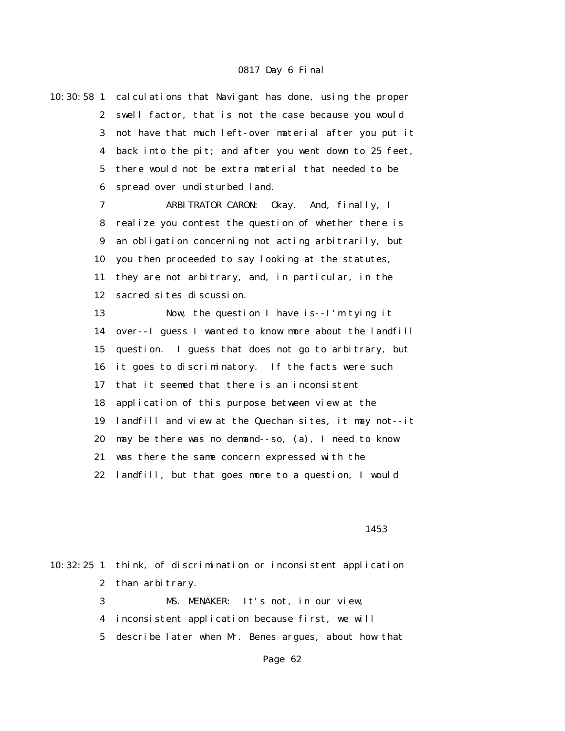10:30:58 1 calculations that Navigant has done, using the proper
2 swell factor, that is not the case because you would
3 not have that much left-over material after you put it
4 back into the pit; and after you went down to 25 feet,
5 there would not be extra material that needed to be
6 spread over undisturbed land.
7 ARBITRATOR CARON: Okay. And, finally, I
8 realize you contest the question of whether there is
9 an obligation concerning not acting arbitrarily, but
10 you then proceeded to say looking at the statutes,
11 they are not arbitrary, and, in particular, in the
12 sacred sites discussion.
13 Now, the question I have is--I'm tying it
14 over--I guess I wanted to know more about the landfill
15 question. I guess that does not go to arbitrary, but
16 it goes to discriminatory. If the facts were such
17 that it seemed that there is an inconsistent
18 application of this purpose between view at the
19 landfill and view at the Quechan sites, it may not--it
20 may be there was no demand--so, (a), I need to know
21 was there the same concern expressed with the
22 landfill, but that goes more to a question, I would

1453

10:32:25 1 think, of discrimination or inconsistent application
2 than arbitrary.
3 MS. MENAKER: It's not, in our view,
4 inconsistent application because first, we will
5 describe later when Mr. Benes argues, about how that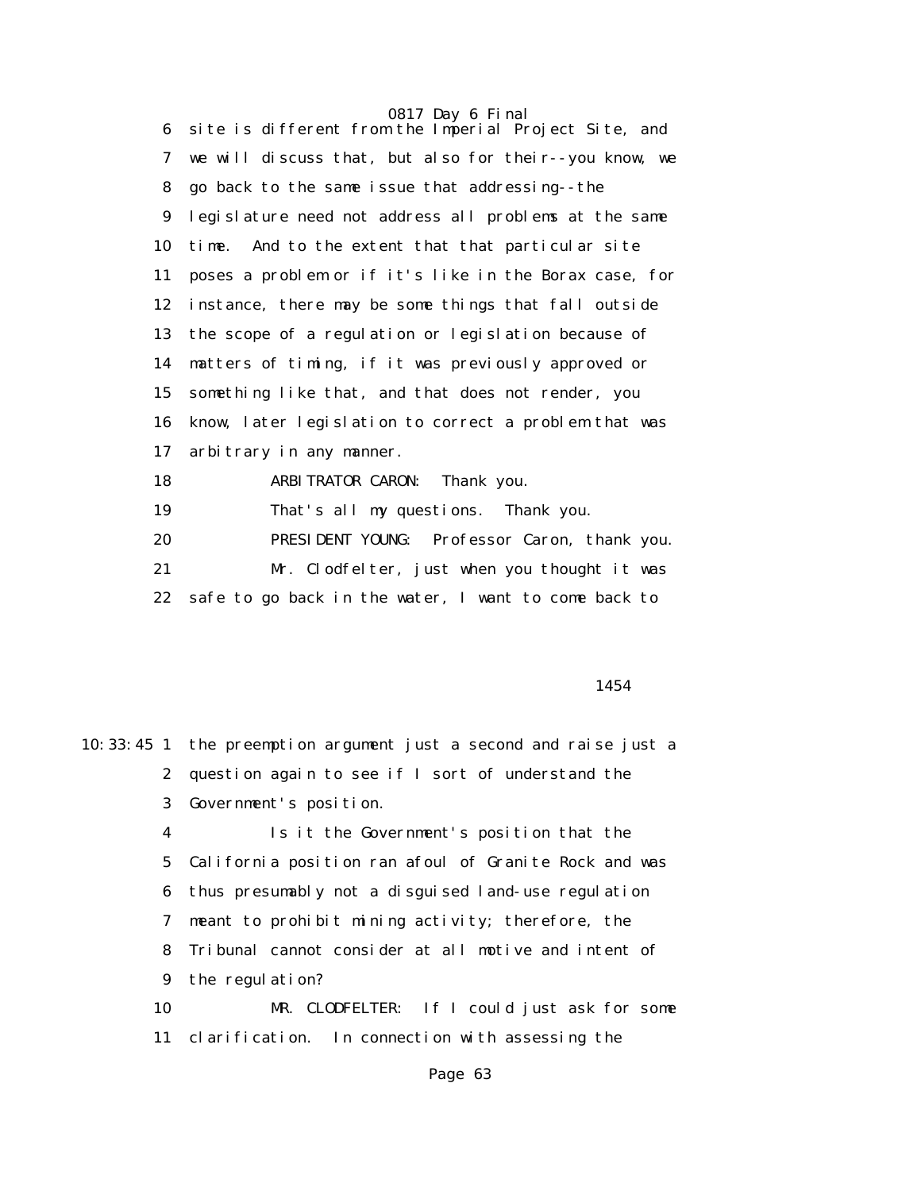6 site is different from the Imperial Project Site, and
7 we will discuss that, but also for their--you know, we
8 go back to the same issue that addressing--the
9 legislature need not address all problems at the same
10 time. And to the extent that that particular site
11 poses a problem or if it's like in the Borax case, for
12 instance, there may be some things that fall outside
13 the scope of a regulation or legislation because of
14 matters of timing, if it was previously approved or
15 something like that, and that does not render, you
16 know, later legislation to correct a problem that was
17 arbitrary in any manner.

18 ARBITRATOR CARON: Thank you.

19 That's all my questions. Thank you.

20 PRESIDENT YOUNG: Professor Caron, thank you.

21 Mr. Clodfelter, just when you thought it was
22 safe to go back in the water, I want to come back to

1454

10:33:45 1 the preemption argument just a second and raise just a
2 question again to see if I sort of understand the
3 Government's position.

4 Is it the Government's position that the
5 California position ran afoul of Granite Rock and was
6 thus presumably not a disguised land-use regulation
7 meant to prohibit mining activity; therefore, the
8 Tribunal cannot consider at all motive and intent of
9 the regulation?

10 MR. CLODFELTER: If I could just ask for some
11 clarification. In connection with assessing the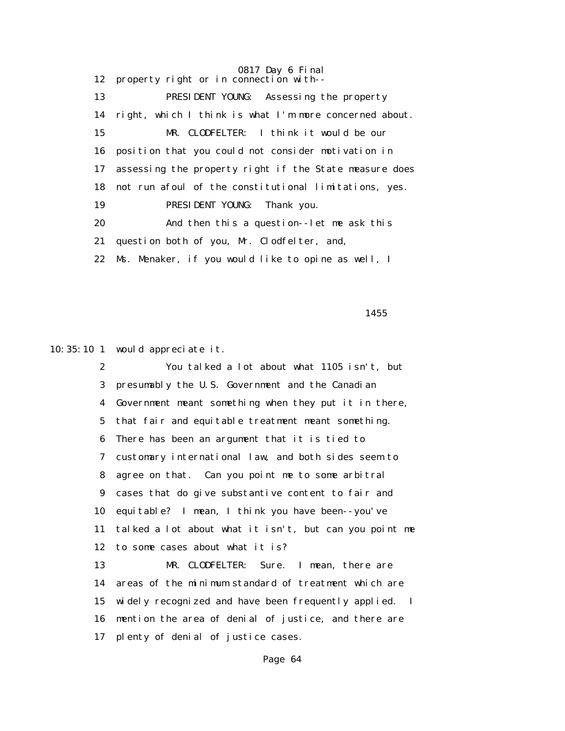12 property right or in connection with--

13 PRESIDENT YOUNG: Assessing the property

14 right, which I think is what I'm more concerned about.

15 MR. CLODFELTER: I think it would be our

16 position that you could not consider motivation in

17 assessing the property right if the State measure does

18 not run afoul of the constitutional limitations, yes.

19 PRESIDENT YOUNG: Thank you.

20 And then this a question--let me ask this

21 question both of you, Mr. Clodfelter, and,

22 Ms. Menaker, if you would like to opine as well, I

1455

10:35:10 1 would appreciate it.

2 You talked a lot about what 1105 isn't, but

3 presumably the U.S. Government and the Canadian

4 Government meant something when they put it in there,

5 that fair and equitable treatment meant something.

6 There has been an argument that it is tied to

7 customary international law, and both sides seem to

8 agree on that. Can you point me to some arbitral

9 cases that do give substantive content to fair and

10 equitable? I mean, I think you have been--you've

11 talked a lot about what it isn't, but can you point me

12 to some cases about what it is?

13 MR. CLODFELTER: Sure. I mean, there are

14 areas of the minimum standard of treatment which are

15 widely recognized and have been frequently applied. I

16 mention the area of denial of justice, and there are

17 plenty of denial of justice cases.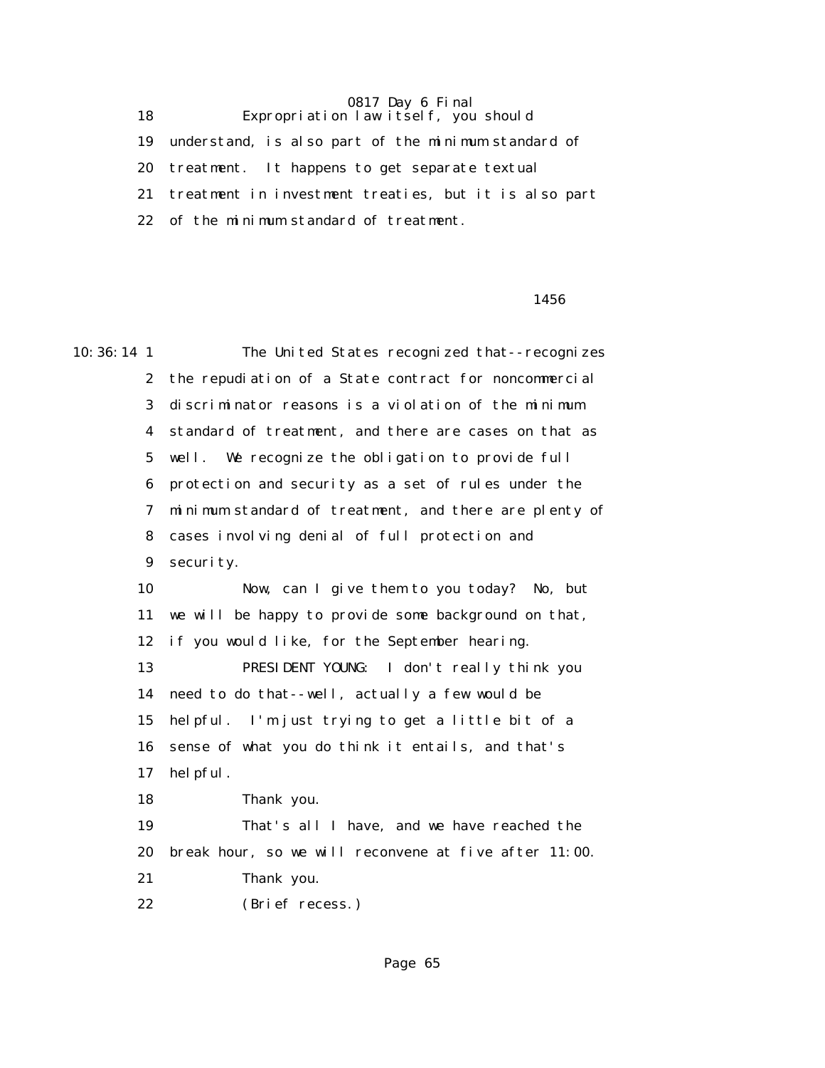18 Expropriation law itself, you should
19 understand, is also part of the minimum standard of
20 treatment. It happens to get separate textual
21 treatment in investment treaties, but it is also part
22 of the minimum standard of treatment.

1456

10:36:14 1 The United States recognized that--recognizes
2 the repudiation of a State contract for noncommercial
3 discriminator reasons is a violation of the minimum
4 standard of treatment, and there are cases on that as
5 well. We recognize the obligation to provide full
6 protection and security as a set of rules under the
7 minimum standard of treatment, and there are plenty of
8 cases involving denial of full protection and
9 security.
10 Now, can I give them to you today? No, but
11 we will be happy to provide some background on that,
12 if you would like, for the September hearing.
13 PRESIDENT YOUNG: I don't really think you
14 need to do that--well, actually a few would be
15 helpful. I'm just trying to get a little bit of a
16 sense of what you do think it entails, and that's
17 helpful.
18 Thank you.
19 That's all I have, and we have reached the
20 break hour, so we will reconvene at five after 11:00.
21 Thank you.
22 (Brief recess.)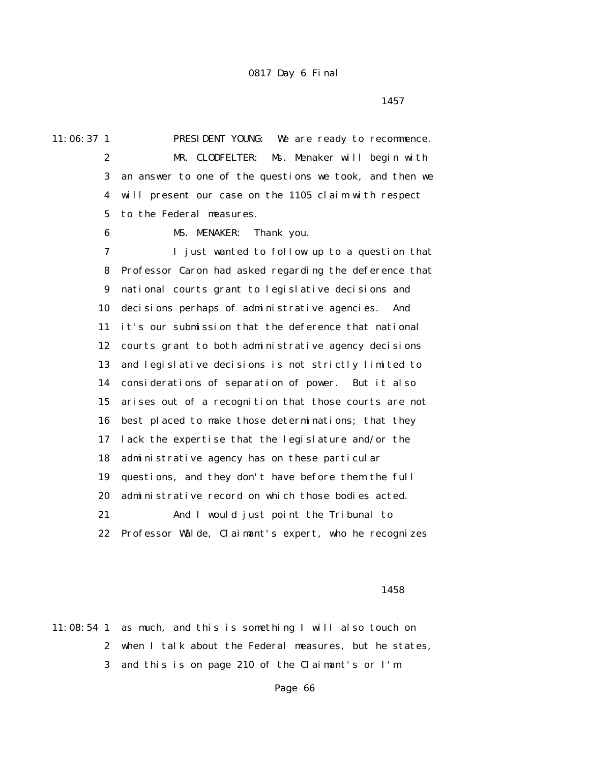11:06:37 1 PRESIDENT YOUNG: We are ready to recommence.

2 MR. CLODFELTER: Ms. Menaker will begin with

3 an answer to one of the questions we took, and then we

4 will present our case on the 1105 claim with respect

5 to the Federal measures.

6 MS. MENAKER: Thank you.

7 I just wanted to follow up to a question that

8 Professor Caron had asked regarding the deference that

9 national courts grant to legislative decisions and

10 decisions perhaps of administrative agencies. And

11 it's our submission that the deference that national

12 courts grant to both administrative agency decisions

13 and legislative decisions is not strictly limited to

14 considerations of separation of power. But it also

15 arises out of a recognition that those courts are not

16 best placed to make those determinations; that they

17 lack the expertise that the legislature and/or the

18 administrative agency has on these particular

19 questions, and they don't have before them the full

20 administrative record on which those bodies acted.

21 And I would just point the Tribunal to

22 Professor Wälde, Claimant's expert, who he recognizes

1458

11:08:54 1 as much, and this is something I will also touch on

2 when I talk about the Federal measures, but he states,

3 and this is on page 210 of the Claimant's or I'm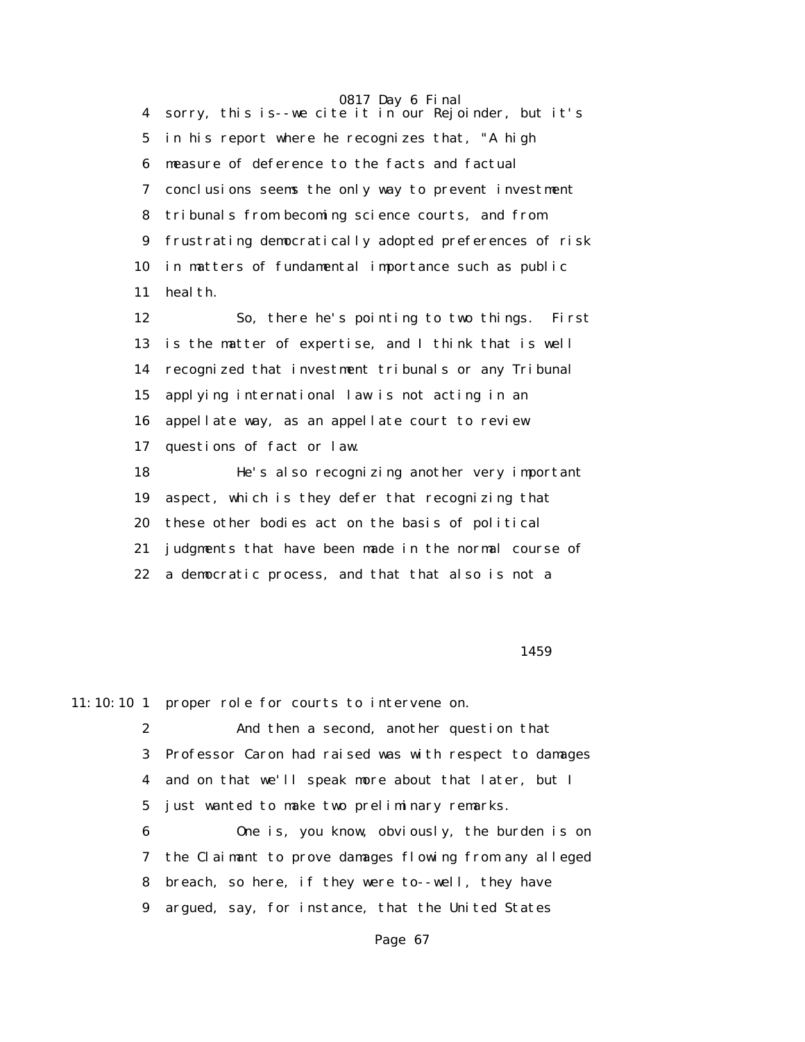sorry, this is--we cite it in our Rejoinder, but it's in his report where he recognizes that, "A high measure of deference to the facts and factual conclusions seems the only way to prevent investment tribunals from becoming science courts, and from frustrating democratically adopted preferences of risk in matters of fundamental importance such as public health.

So, there he's pointing to two things. First is the matter of expertise, and I think that is well recognized that investment tribunals or any Tribunal applying international law is not acting in an appellate way, as an appellate court to review questions of fact or law.

He's also recognizing another very important aspect, which is they defer that recognizing that these other bodies act on the basis of political judgments that have been made in the normal course of a democratic process, and that that also is not a

1459

11:10:10 proper role for courts to intervene on.

And then a second, another question that Professor Caron had raised was with respect to damages and on that we'll speak more about that later, but I just wanted to make two preliminary remarks.

One is, you know, obviously, the burden is on the Claimant to prove damages flowing from any alleged breach, so here, if they were to--well, they have argued, say, for instance, that the United States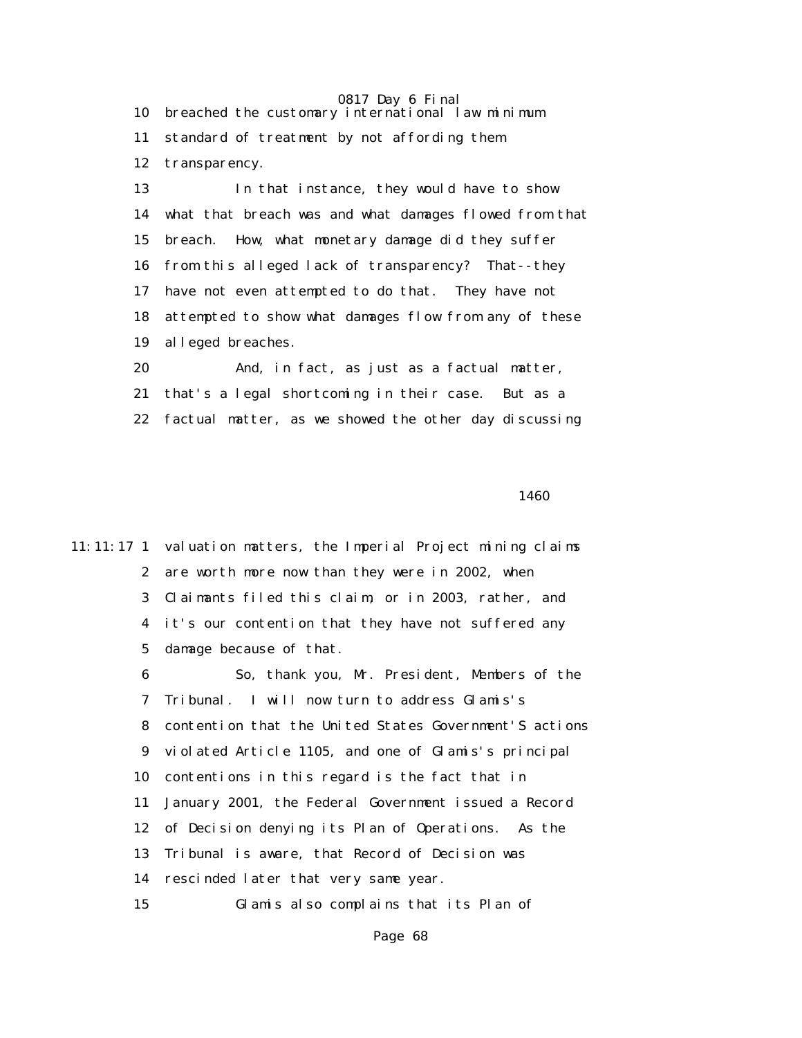10 breached the customary international law minimum
11 standard of treatment by not affording them
12 transparency.

13 In that instance, they would have to show
14 what that breach was and what damages flowed from that
15 breach. How, what monetary damage did they suffer
16 from this alleged lack of transparency? That--they
17 have not even attempted to do that. They have not
18 attempted to show what damages flow from any of these
19 alleged breaches.

20 And, in fact, as just as a factual matter,
21 that's a legal shortcoming in their case. But as a
22 factual matter, as we showed the other day discussing

1460

11:11:17 1 valuation matters, the Imperial Project mining claims
2 are worth more now than they were in 2002, when
3 Claimants filed this claim, or in 2003, rather, and
4 it's our contention that they have not suffered any
5 damage because of that.

6 So, thank you, Mr. President, Members of the
7 Tribunal. I will now turn to address Glamis's
8 contention that the United States Government'S actions
9 violated Article 1105, and one of Glamis's principal
10 contentions in this regard is the fact that in
11 January 2001, the Federal Government issued a Record
12 of Decision denying its Plan of Operations. As the
13 Tribunal is aware, that Record of Decision was
14 rescinded later that very same year.

15 Glamis also complains that its Plan of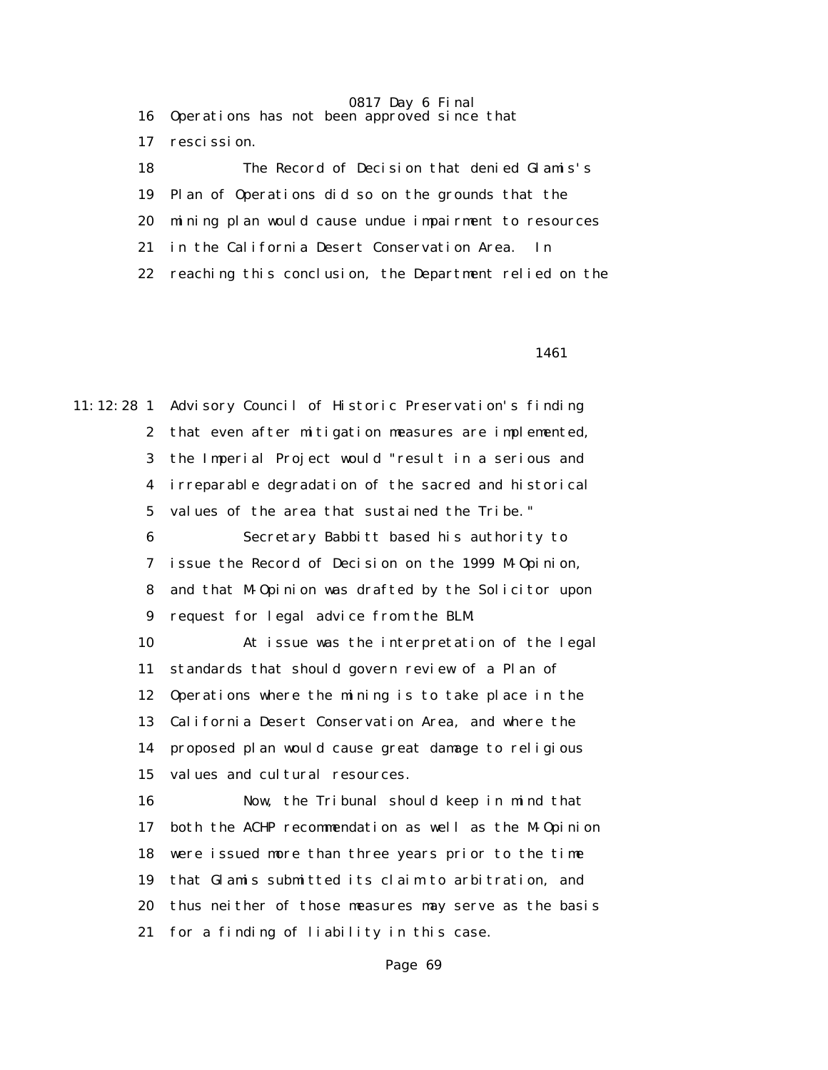Operations has not been approved since that rescission.

The Record of Decision that denied Glamis's Plan of Operations did so on the grounds that the mining plan would cause undue impairment to resources in the California Desert Conservation Area. In reaching this conclusion, the Department relied on the Advisory Council of Historic Preservation's finding that even after mitigation measures are implemented, the Imperial Project would "result in a serious and irreparable degradation of the sacred and historical values of the area that sustained the Tribe."

Secretary Babbitt based his authority to issue the Record of Decision on the 1999 M-Opinion, and that M-Opinion was drafted by the Solicitor upon request for legal advice from the BLM.

At issue was the interpretation of the legal standards that should govern review of a Plan of Operations where the mining is to take place in the California Desert Conservation Area, and where the proposed plan would cause great damage to religious values and cultural resources.

Now, the Tribunal should keep in mind that both the ACHP recommendation as well as the M-Opinion were issued more than three years prior to the time that Glamis submitted its claim to arbitration, and thus neither of those measures may serve as the basis for a finding of liability in this case.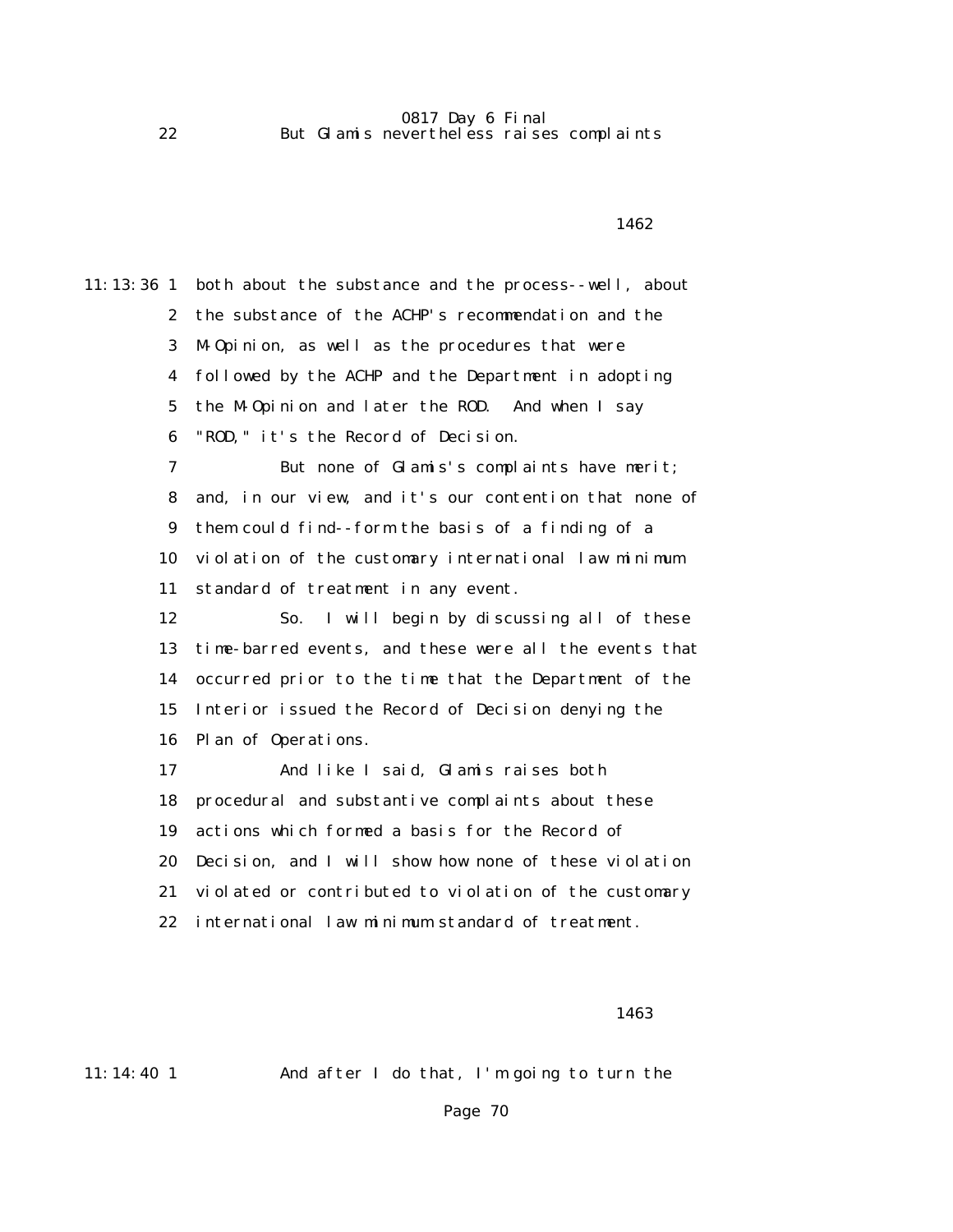22 But Glamis nevertheless raises complaints

1462

11:13:36 1 both about the substance and the process--well, about
2 the substance of the ACHP's recommendation and the
3 M-Opinion, as well as the procedures that were
4 followed by the ACHP and the Department in adopting
5 the M-Opinion and later the ROD. And when I say
6 "ROD," it's the Record of Decision.
7 But none of Glamis's complaints have merit;
8 and, in our view, and it's our contention that none of
9 them could find--form the basis of a finding of a
10 violation of the customary international law minimum
11 standard of treatment in any event.
12 So. I will begin by discussing all of these
13 time-barred events, and these were all the events that
14 occurred prior to the time that the Department of the
15 Interior issued the Record of Decision denying the
16 Plan of Operations.
17 And like I said, Glamis raises both
18 procedural and substantive complaints about these
19 actions which formed a basis for the Record of
20 Decision, and I will show how none of these violation
21 violated or contributed to violation of the customary
22 international law minimum standard of treatment.

1463

11:14:40 1 And after I do that, I'm going to turn the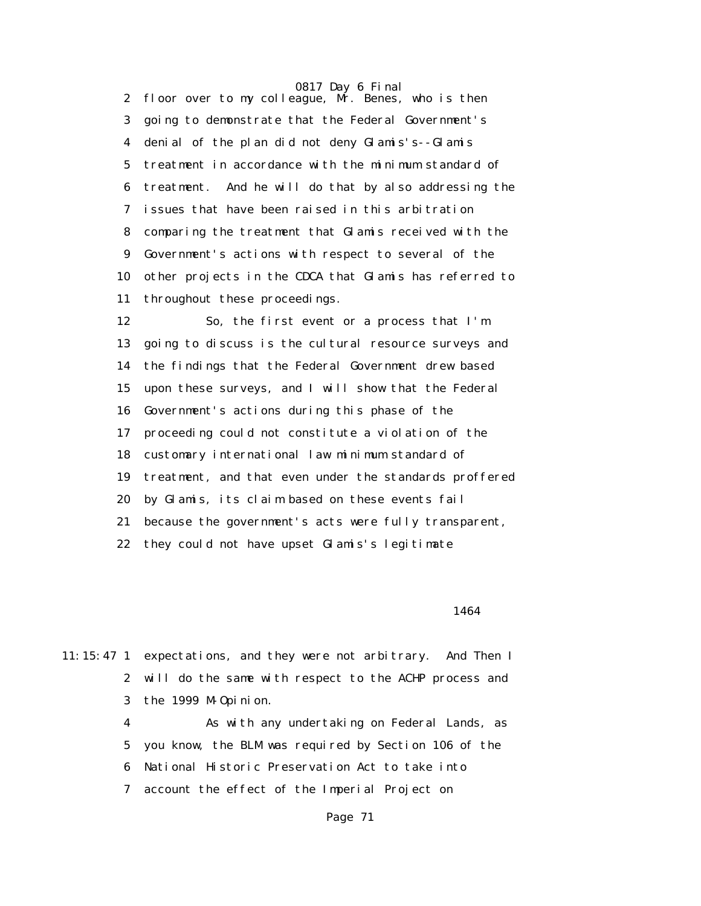2 floor over to my colleague, Mr. Benes, who is then
3 going to demonstrate that the Federal Government's
4 denial of the plan did not deny Glamis's--Glamis
5 treatment in accordance with the minimum standard of
6 treatment. And he will do that by also addressing the
7 issues that have been raised in this arbitration
8 comparing the treatment that Glamis received with the
9 Government's actions with respect to several of the
10 other projects in the CDCA that Glamis has referred to
11 throughout these proceedings.

12 So, the first event or a process that I'm
13 going to discuss is the cultural resource surveys and
14 the findings that the Federal Government drew based
15 upon these surveys, and I will show that the Federal
16 Government's actions during this phase of the
17 proceeding could not constitute a violation of the
18 customary international law minimum standard of
19 treatment, and that even under the standards proffered
20 by Glamis, its claim based on these events fail
21 because the government's acts were fully transparent,
22 they could not have upset Glamis's legitimate

1464

11:15:47 1 expectations, and they were not arbitrary. And Then I
2 will do the same with respect to the ACHP process and
3 the 1999 M-Opinion.

4 As with any undertaking on Federal Lands, as
5 you know, the BLM was required by Section 106 of the
6 National Historic Preservation Act to take into
7 account the effect of the Imperial Project on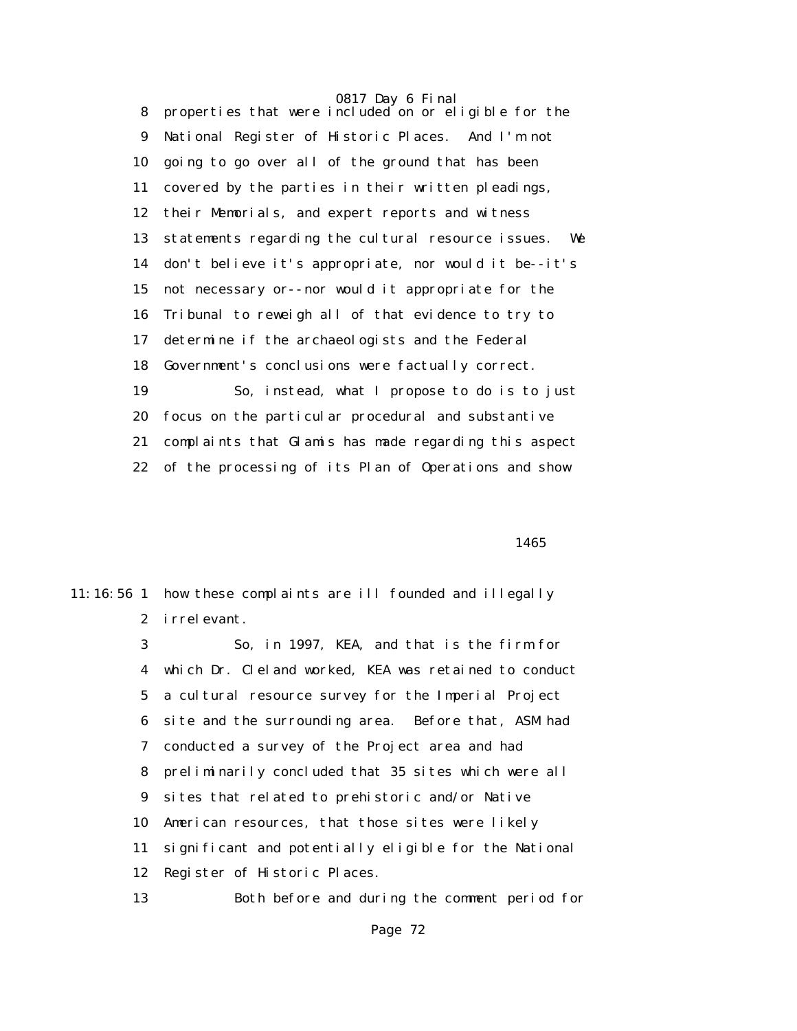8 properties that were included on or eligible for the
9 National Register of Historic Places. And I'm not
10 going to go over all of the ground that has been
11 covered by the parties in their written pleadings,
12 their Memorials, and expert reports and witness
13 statements regarding the cultural resource issues. We
14 don't believe it's appropriate, nor would it be--it's
15 not necessary or--nor would it appropriate for the
16 Tribunal to reweigh all of that evidence to try to
17 determine if the archaeologists and the Federal
18 Government's conclusions were factually correct.
19 So, instead, what I propose to do is to just
20 focus on the particular procedural and substantive
21 complaints that Glamis has made regarding this aspect
22 of the processing of its Plan of Operations and show

1465

11:16:56 1 how these complaints are ill founded and illegally
2 irrelevant.
3 So, in 1997, KEA, and that is the firm for
4 which Dr. Cleland worked, KEA was retained to conduct
5 a cultural resource survey for the Imperial Project
6 site and the surrounding area. Before that, ASM had
7 conducted a survey of the Project area and had
8 preliminarily concluded that 35 sites which were all
9 sites that related to prehistoric and/or Native
10 American resources, that those sites were likely
11 significant and potentially eligible for the National
12 Register of Historic Places.
13 Both before and during the comment period for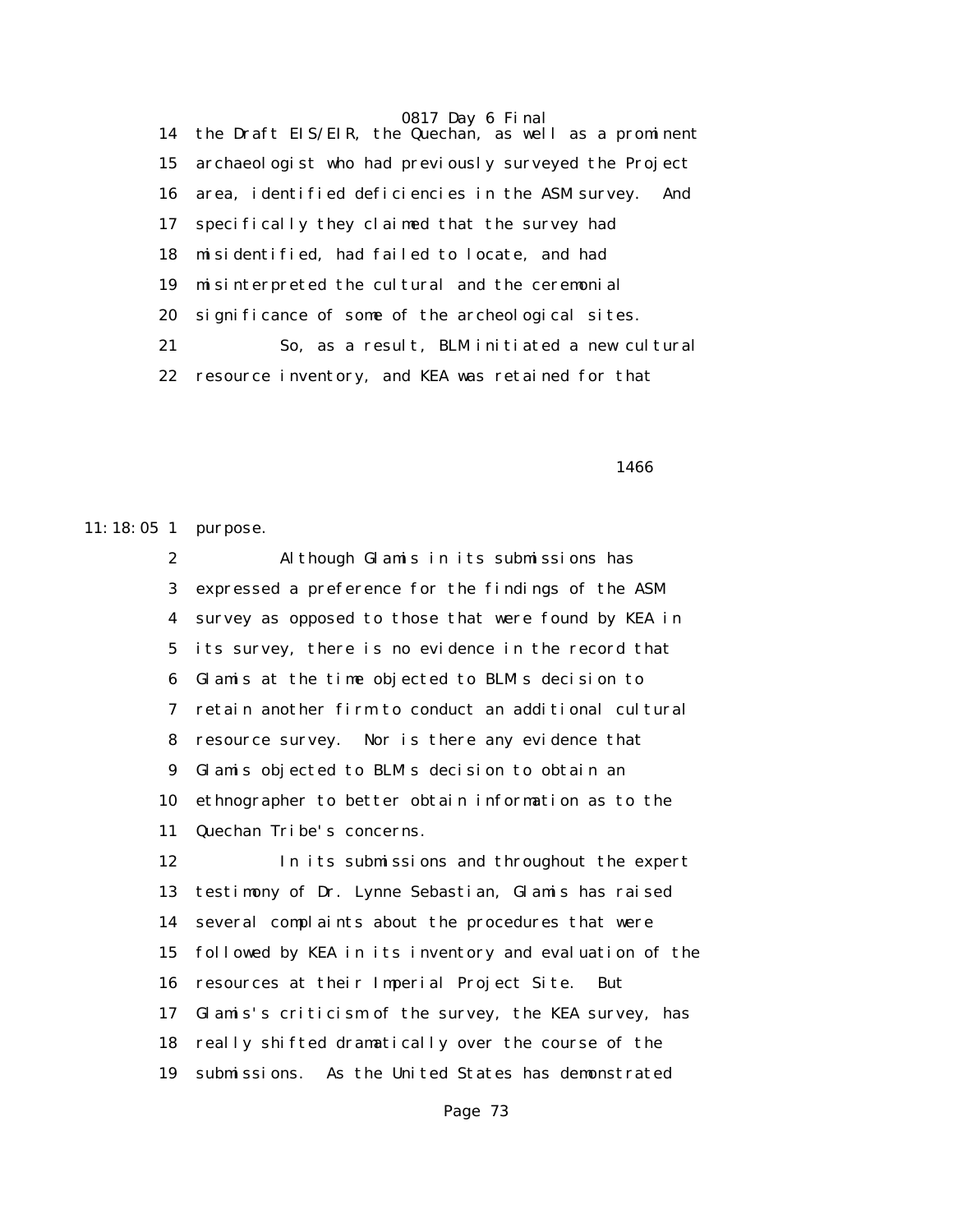14 the Draft EIS/EIR, the Quechan, as well as a prominent
15 archaeologist who had previously surveyed the Project
16 area, identified deficiencies in the ASM survey. And
17 specifically they claimed that the survey had
18 misidentified, had failed to locate, and had
19 misinterpreted the cultural and the ceremonial
20 significance of some of the archeological sites.
21 So, as a result, BLM initiated a new cultural
22 resource inventory, and KEA was retained for that

1466

11:18:05 1 purpose.
2 Although Glamis in its submissions has
3 expressed a preference for the findings of the ASM
4 survey as opposed to those that were found by KEA in
5 its survey, there is no evidence in the record that
6 Glamis at the time objected to BLM's decision to
7 retain another firm to conduct an additional cultural
8 resource survey. Nor is there any evidence that
9 Glamis objected to BLM's decision to obtain an
10 ethnographer to better obtain information as to the
11 Quechan Tribe's concerns.
12 In its submissions and throughout the expert
13 testimony of Dr. Lynne Sebastian, Glamis has raised
14 several complaints about the procedures that were
15 followed by KEA in its inventory and evaluation of the
16 resources at their Imperial Project Site. But
17 Glamis's criticism of the survey, the KEA survey, has
18 really shifted dramatically over the course of the
19 submissions. As the United States has demonstrated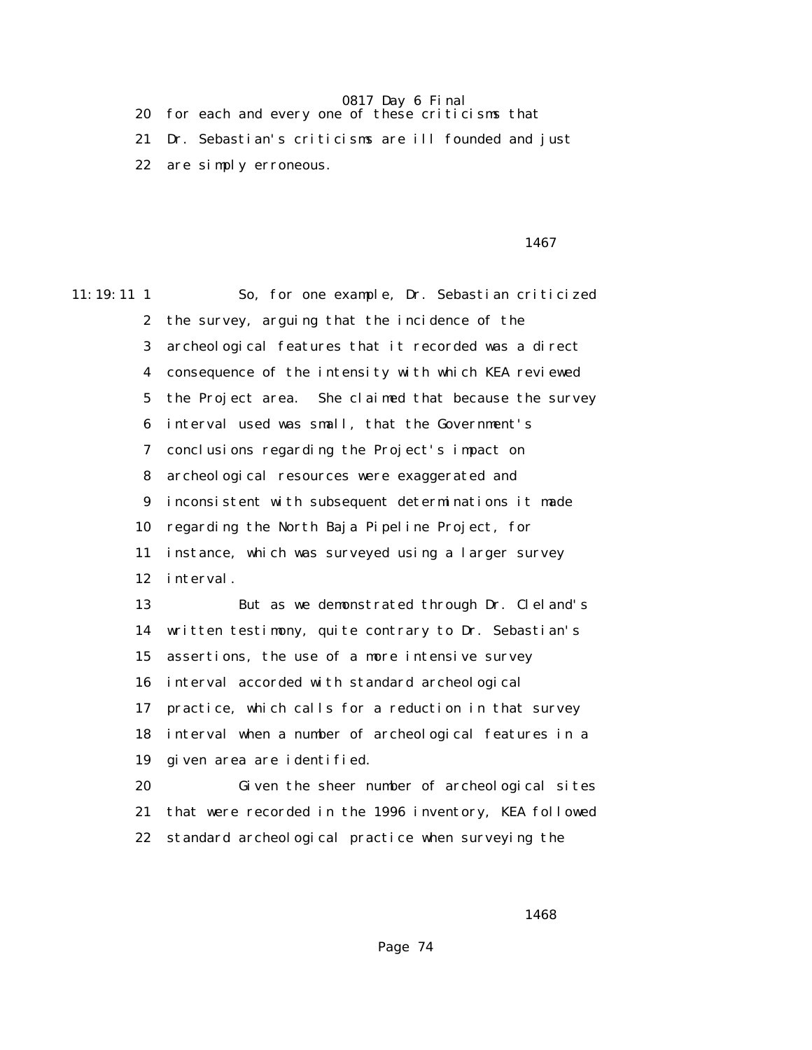20 for each and every one of these criticisms that

21 Dr. Sebastian's criticisms are ill founded and just

22 are simply erroneous.

1467

11:19:11 1 So, for one example, Dr. Sebastian criticized

2 the survey, arguing that the incidence of the

3 archeological features that it recorded was a direct

4 consequence of the intensity with which KEA reviewed

5 the Project area. She claimed that because the survey

6 interval used was small, that the Government's

7 conclusions regarding the Project's impact on

8 archeological resources were exaggerated and

9 inconsistent with subsequent determinations it made

10 regarding the North Baja Pipeline Project, for

11 instance, which was surveyed using a larger survey

12 interval.

13 But as we demonstrated through Dr. Cleland's

14 written testimony, quite contrary to Dr. Sebastian's

15 assertions, the use of a more intensive survey

16 interval accorded with standard archeological

17 practice, which calls for a reduction in that survey

18 interval when a number of archeological features in a

19 given area are identified.

20 Given the sheer number of archeological sites

21 that were recorded in the 1996 inventory, KEA followed

22 standard archeological practice when surveying the

1468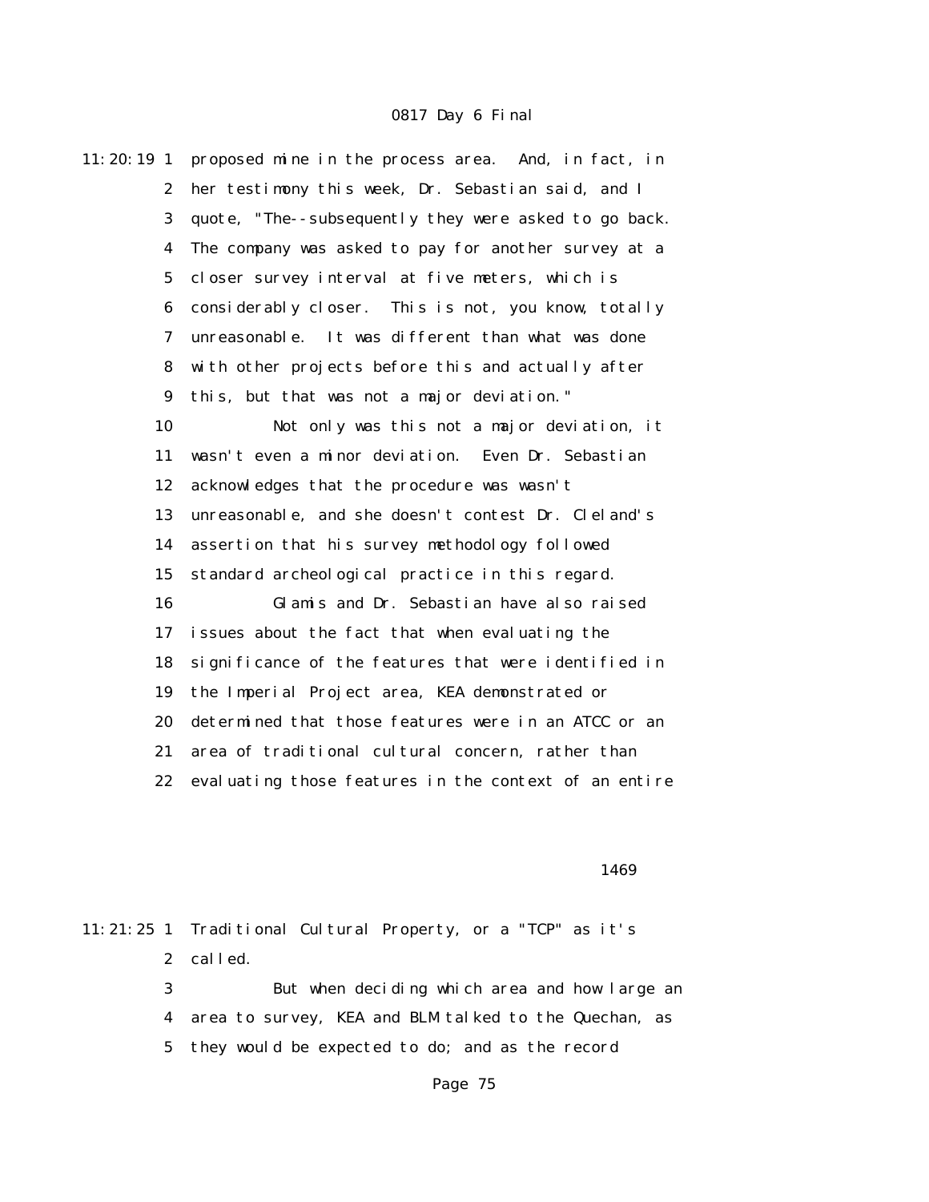11:20:19 1 proposed mine in the process area. And, in fact, in
2 her testimony this week, Dr. Sebastian said, and I
3 quote, "The--subsequently they were asked to go back.
4 The company was asked to pay for another survey at a
5 closer survey interval at five meters, which is
6 considerably closer. This is not, you know, totally
7 unreasonable. It was different than what was done
8 with other projects before this and actually after
9 this, but that was not a major deviation."
10 Not only was this not a major deviation, it
11 wasn't even a minor deviation. Even Dr. Sebastian
12 acknowledges that the procedure was wasn't
13 unreasonable, and she doesn't contest Dr. Cleland's
14 assertion that his survey methodology followed
15 standard archeological practice in this regard.
16 Glamis and Dr. Sebastian have also raised
17 issues about the fact that when evaluating the
18 significance of the features that were identified in
19 the Imperial Project area, KEA demonstrated or
20 determined that those features were in an ATCC or an
21 area of traditional cultural concern, rather than
22 evaluating those features in the context of an entire

1469

11:21:25 1 Traditional Cultural Property, or a "TCP" as it's
2 called.
3 But when deciding which area and how large an
4 area to survey, KEA and BLM talked to the Quechan, as
5 they would be expected to do; and as the record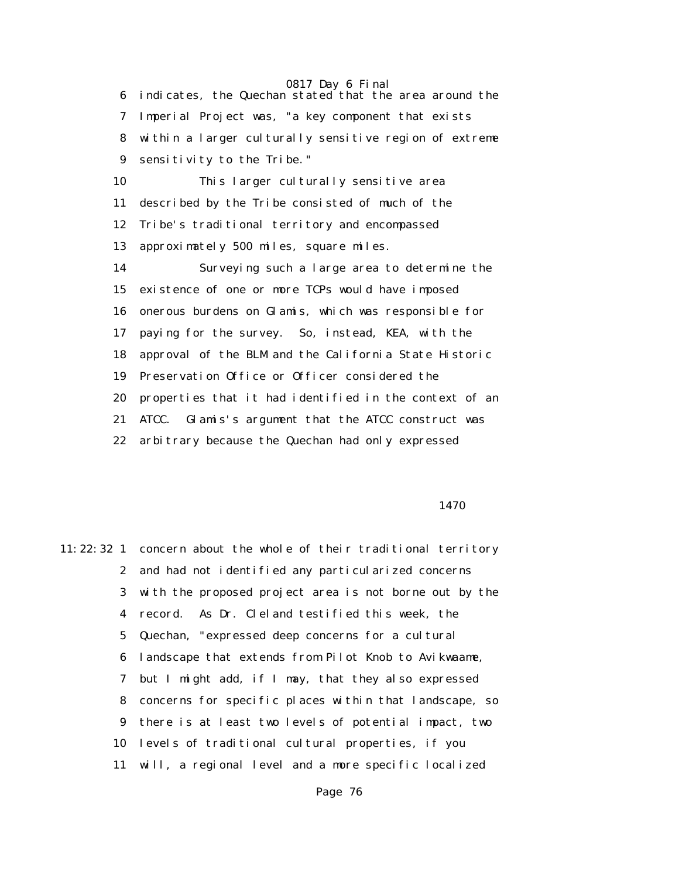6 indicates, the Quechan stated that the area around the
7 Imperial Project was, "a key component that exists
8 within a larger culturally sensitive region of extreme
9 sensitivity to the Tribe."

10 This larger culturally sensitive area
11 described by the Tribe consisted of much of the
12 Tribe's traditional territory and encompassed
13 approximately 500 miles, square miles.

14 Surveying such a large area to determine the
15 existence of one or more TCPs would have imposed
16 onerous burdens on Glamis, which was responsible for
17 paying for the survey. So, instead, KEA, with the
18 approval of the BLM and the California State Historic
19 Preservation Office or Officer considered the
20 properties that it had identified in the context of an
21 ATCC. Glamis's argument that the ATCC construct was
22 arbitrary because the Quechan had only expressed

1470

11:22:32 1 concern about the whole of their traditional territory
2 and had not identified any particularized concerns
3 with the proposed project area is not borne out by the
4 record. As Dr. Cleland testified this week, the
5 Quechan, "expressed deep concerns for a cultural
6 landscape that extends from Pilot Knob to Avikwaame,
7 but I might add, if I may, that they also expressed
8 concerns for specific places within that landscape, so
9 there is at least two levels of potential impact, two
10 levels of traditional cultural properties, if you
11 will, a regional level and a more specific localized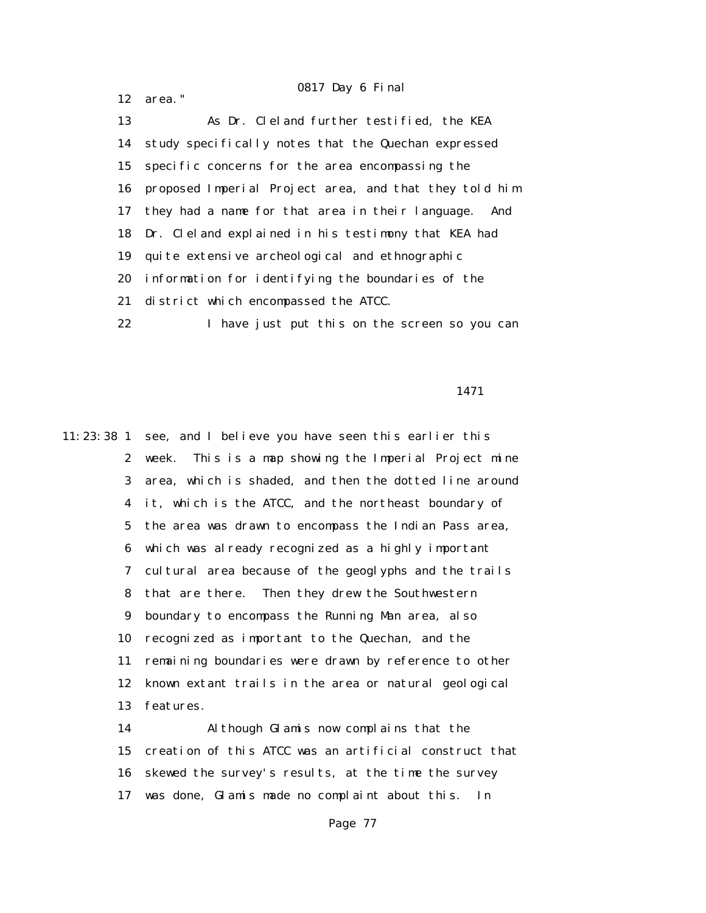area."

As Dr. Cleland further testified, the KEA study specifically notes that the Quechan expressed specific concerns for the area encompassing the proposed Imperial Project area, and that they told him they had a name for that area in their language. And Dr. Cleland explained in his testimony that KEA had quite extensive archeological and ethnographic information for identifying the boundaries of the district which encompassed the ATCC.

I have just put this on the screen so you can see, and I believe you have seen this earlier this week. This is a map showing the Imperial Project mine area, which is shaded, and then the dotted line around it, which is the ATCC, and the northeast boundary of the area was drawn to encompass the Indian Pass area, which was already recognized as a highly important cultural area because of the geoglyphs and the trails that are there. Then they drew the Southwestern boundary to encompass the Running Man area, also recognized as important to the Quechan, and the remaining boundaries were drawn by reference to other known extant trails in the area or natural geological features.

Although Glamis now complains that the creation of this ATCC was an artificial construct that skewed the survey's results, at the time the survey was done, Glamis made no complaint about this. In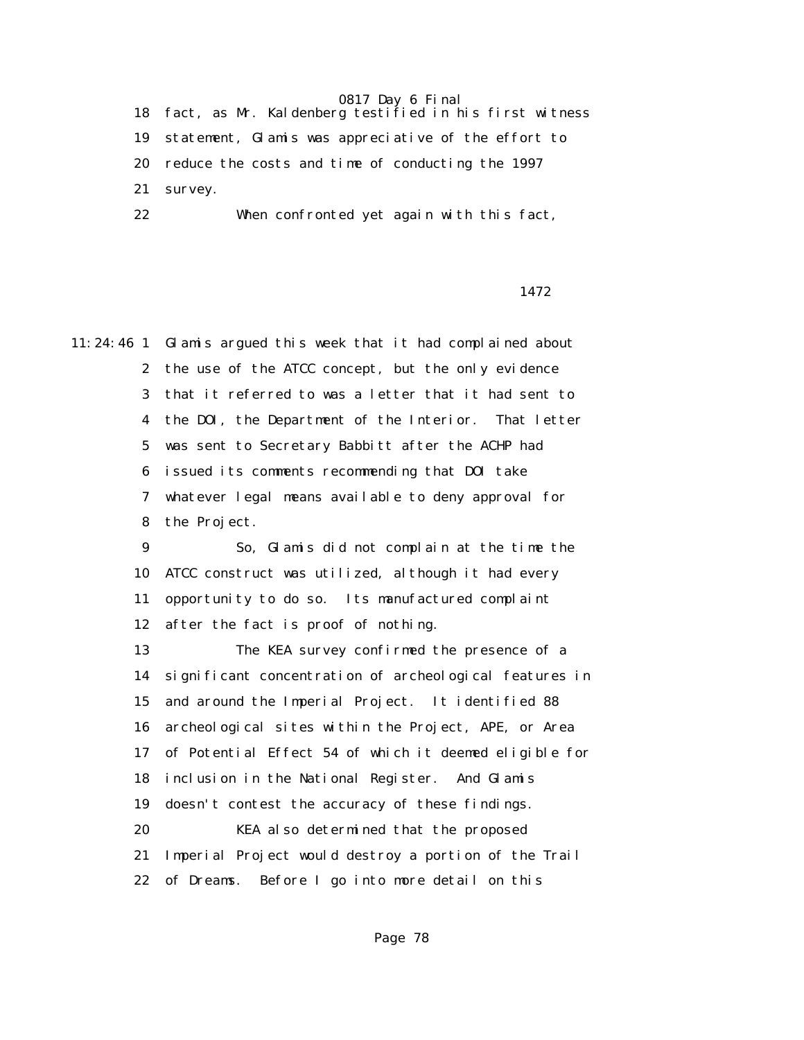18 fact, as Mr. Kaldenberg testified in his first witness
19 statement, Glamis was appreciative of the effort to
20 reduce the costs and time of conducting the 1997
21 survey.
22 When confronted yet again with this fact,

1472

11:24:46 1 Glamis argued this week that it had complained about
2 the use of the ATCC concept, but the only evidence
3 that it referred to was a letter that it had sent to
4 the DOI, the Department of the Interior. That letter
5 was sent to Secretary Babbitt after the ACHP had
6 issued its comments recommending that DOI take
7 whatever legal means available to deny approval for
8 the Project.
9 So, Glamis did not complain at the time the
10 ATCC construct was utilized, although it had every
11 opportunity to do so. Its manufactured complaint
12 after the fact is proof of nothing.
13 The KEA survey confirmed the presence of a
14 significant concentration of archeological features in
15 and around the Imperial Project. It identified 88
16 archeological sites within the Project, APE, or Area
17 of Potential Effect 54 of which it deemed eligible for
18 inclusion in the National Register. And Glamis
19 doesn't contest the accuracy of these findings.
20 KEA also determined that the proposed
21 Imperial Project would destroy a portion of the Trail
22 of Dreams. Before I go into more detail on this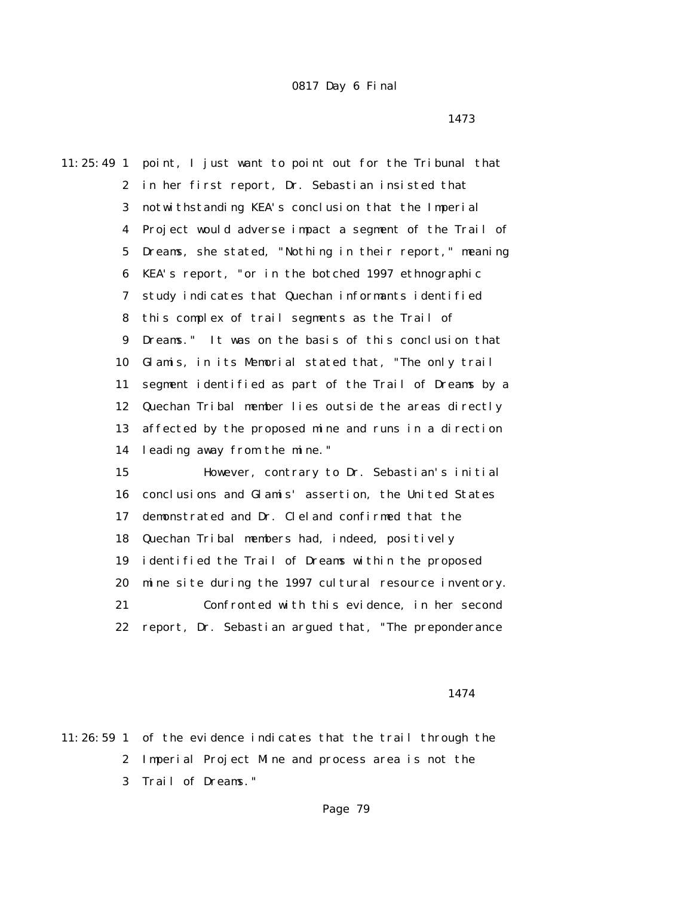point, I just want to point out for the Tribunal that in her first report, Dr. Sebastian insisted that notwithstanding KEA's conclusion that the Imperial Project would adverse impact a segment of the Trail of Dreams, she stated, "Nothing in their report," meaning KEA's report, "or in the botched 1997 ethnographic study indicates that Quechan informants identified this complex of trail segments as the Trail of Dreams." It was on the basis of this conclusion that Glamis, in its Memorial stated that, "The only trail segment identified as part of the Trail of Dreams by a Quechan Tribal member lies outside the areas directly affected by the proposed mine and runs in a direction leading away from the mine."

However, contrary to Dr. Sebastian's initial conclusions and Glamis' assertion, the United States demonstrated and Dr. Cleland confirmed that the Quechan Tribal members had, indeed, positively identified the Trail of Dreams within the proposed mine site during the 1997 cultural resource inventory.

Confronted with this evidence, in her second report, Dr. Sebastian argued that, "The preponderance of the evidence indicates that the trail through the Imperial Project Mine and process area is not the Trail of Dreams."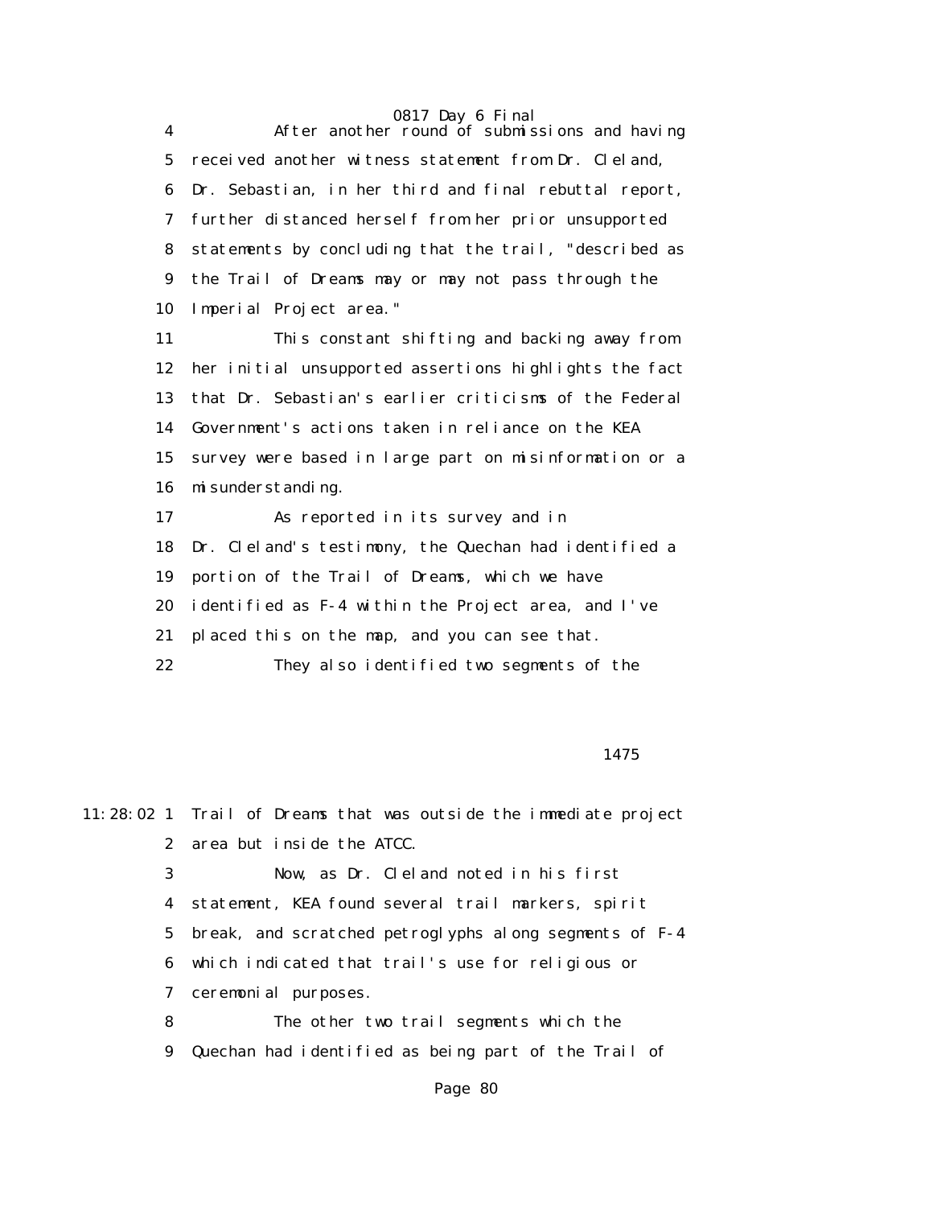4 After another round of submissions and having
5 received another witness statement from Dr. Cleland,
6 Dr. Sebastian, in her third and final rebuttal report,
7 further distanced herself from her prior unsupported
8 statements by concluding that the trail, "described as
9 the Trail of Dreams may or may not pass through the
10 Imperial Project area."
11 This constant shifting and backing away from
12 her initial unsupported assertions highlights the fact
13 that Dr. Sebastian's earlier criticisms of the Federal
14 Government's actions taken in reliance on the KEA
15 survey were based in large part on misinformation or a
16 misunderstanding.
17 As reported in its survey and in
18 Dr. Cleland's testimony, the Quechan had identified a
19 portion of the Trail of Dreams, which we have
20 identified as F-4 within the Project area, and I've
21 placed this on the map, and you can see that.
22 They also identified two segments of the

1475

11:28:02 1 Trail of Dreams that was outside the immediate project
2 area but inside the ATCC.
3 Now, as Dr. Cleland noted in his first
4 statement, KEA found several trail markers, spirit
5 break, and scratched petroglyphs along segments of F-4
6 which indicated that trail's use for religious or
7 ceremonial purposes.
8 The other two trail segments which the
9 Quechan had identified as being part of the Trail of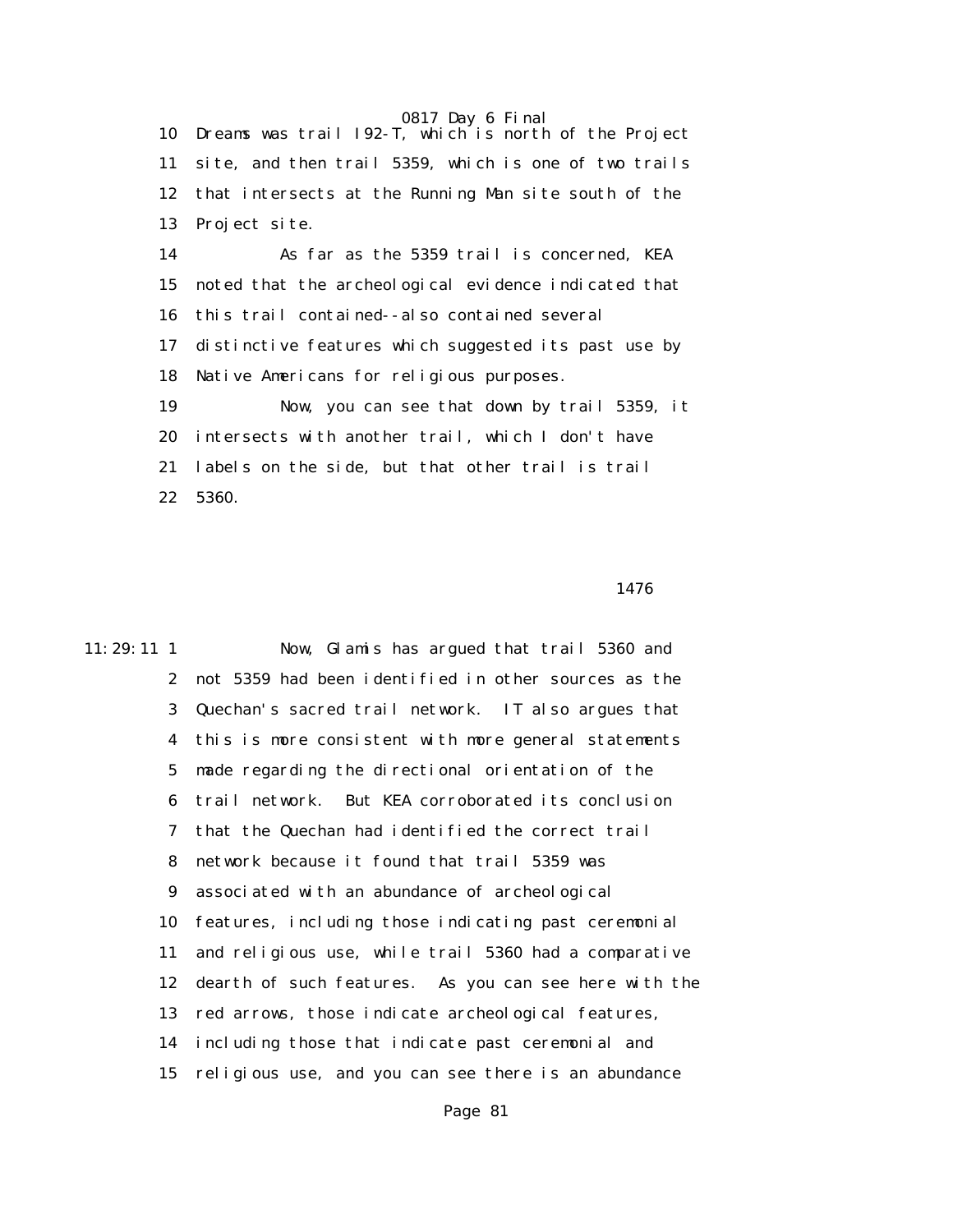10 Dreams was trail I92-T, which is north of the Project
11 site, and then trail 5359, which is one of two trails
12 that intersects at the Running Man site south of the
13 Project site.
14 As far as the 5359 trail is concerned, KEA
15 noted that the archeological evidence indicated that
16 this trail contained--also contained several
17 distinctive features which suggested its past use by
18 Native Americans for religious purposes.
19 Now, you can see that down by trail 5359, it
20 intersects with another trail, which I don't have
21 labels on the side, but that other trail is trail
22 5360.

1476

11:29:11 1 Now, Glamis has argued that trail 5360 and
2 not 5359 had been identified in other sources as the
3 Quechan's sacred trail network. IT also argues that
4 this is more consistent with more general statements
5 made regarding the directional orientation of the
6 trail network. But KEA corroborated its conclusion
7 that the Quechan had identified the correct trail
8 network because it found that trail 5359 was
9 associated with an abundance of archeological
10 features, including those indicating past ceremonial
11 and religious use, while trail 5360 had a comparative
12 dearth of such features. As you can see here with the
13 red arrows, those indicate archeological features,
14 including those that indicate past ceremonial and
15 religious use, and you can see there is an abundance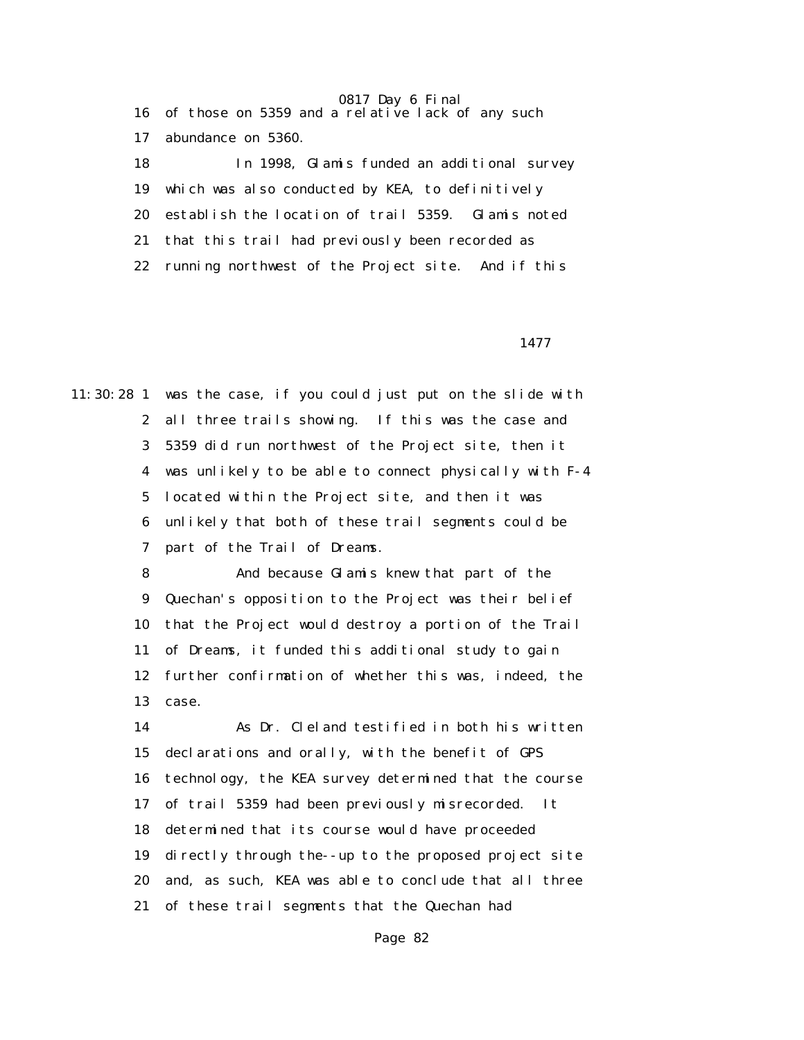16 of those on 5359 and a relative lack of any such
17 abundance on 5360.
18 In 1998, Glamis funded an additional survey
19 which was also conducted by KEA, to definitively
20 establish the location of trail 5359. Glamis noted
21 that this trail had previously been recorded as
22 running northwest of the Project site. And if this

1477

11:30:28 1 was the case, if you could just put on the slide with
2 all three trails showing. If this was the case and
3 5359 did run northwest of the Project site, then it
4 was unlikely to be able to connect physically with F-4
5 located within the Project site, and then it was
6 unlikely that both of these trail segments could be
7 part of the Trail of Dreams.
8 And because Glamis knew that part of the
9 Quechan's opposition to the Project was their belief
10 that the Project would destroy a portion of the Trail
11 of Dreams, it funded this additional study to gain
12 further confirmation of whether this was, indeed, the
13 case.
14 As Dr. Cleland testified in both his written
15 declarations and orally, with the benefit of GPS
16 technology, the KEA survey determined that the course
17 of trail 5359 had been previously misrecorded. It
18 determined that its course would have proceeded
19 directly through the--up to the proposed project site
20 and, as such, KEA was able to conclude that all three
21 of these trail segments that the Quechan had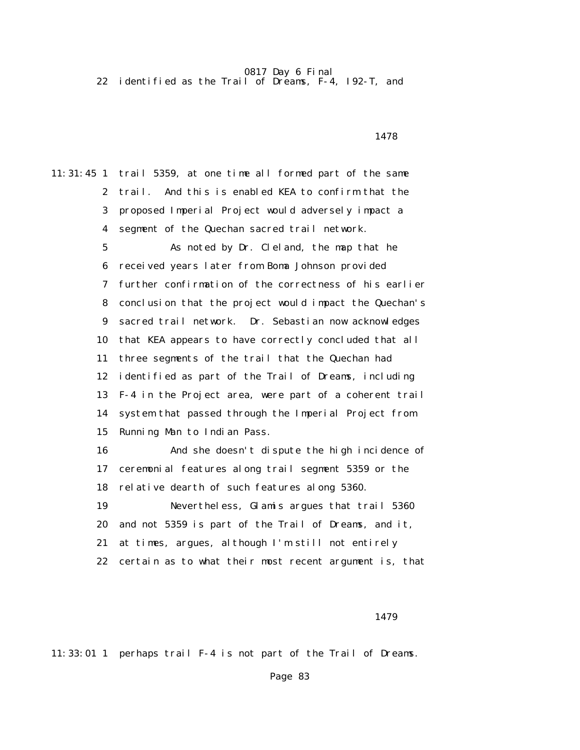22 identified as the Trail of Dreams, F-4, I92-T, and

1478

11:31:45 1 trail 5359, at one time all formed part of the same
2 trail. And this is enabled KEA to confirm that the
3 proposed Imperial Project would adversely impact a
4 segment of the Quechan sacred trail network.
5 As noted by Dr. Cleland, the map that he
6 received years later from Boma Johnson provided
7 further confirmation of the correctness of his earlier
8 conclusion that the project would impact the Quechan's
9 sacred trail network. Dr. Sebastian now acknowledges
10 that KEA appears to have correctly concluded that all
11 three segments of the trail that the Quechan had
12 identified as part of the Trail of Dreams, including
13 F-4 in the Project area, were part of a coherent trail
14 system that passed through the Imperial Project from
15 Running Man to Indian Pass.
16 And she doesn't dispute the high incidence of
17 ceremonial features along trail segment 5359 or the
18 relative dearth of such features along 5360.
19 Nevertheless, Glamis argues that trail 5360
20 and not 5359 is part of the Trail of Dreams, and it,
21 at times, argues, although I'm still not entirely
22 certain as to what their most recent argument is, that

1479

11:33:01 1 perhaps trail F-4 is not part of the Trail of Dreams.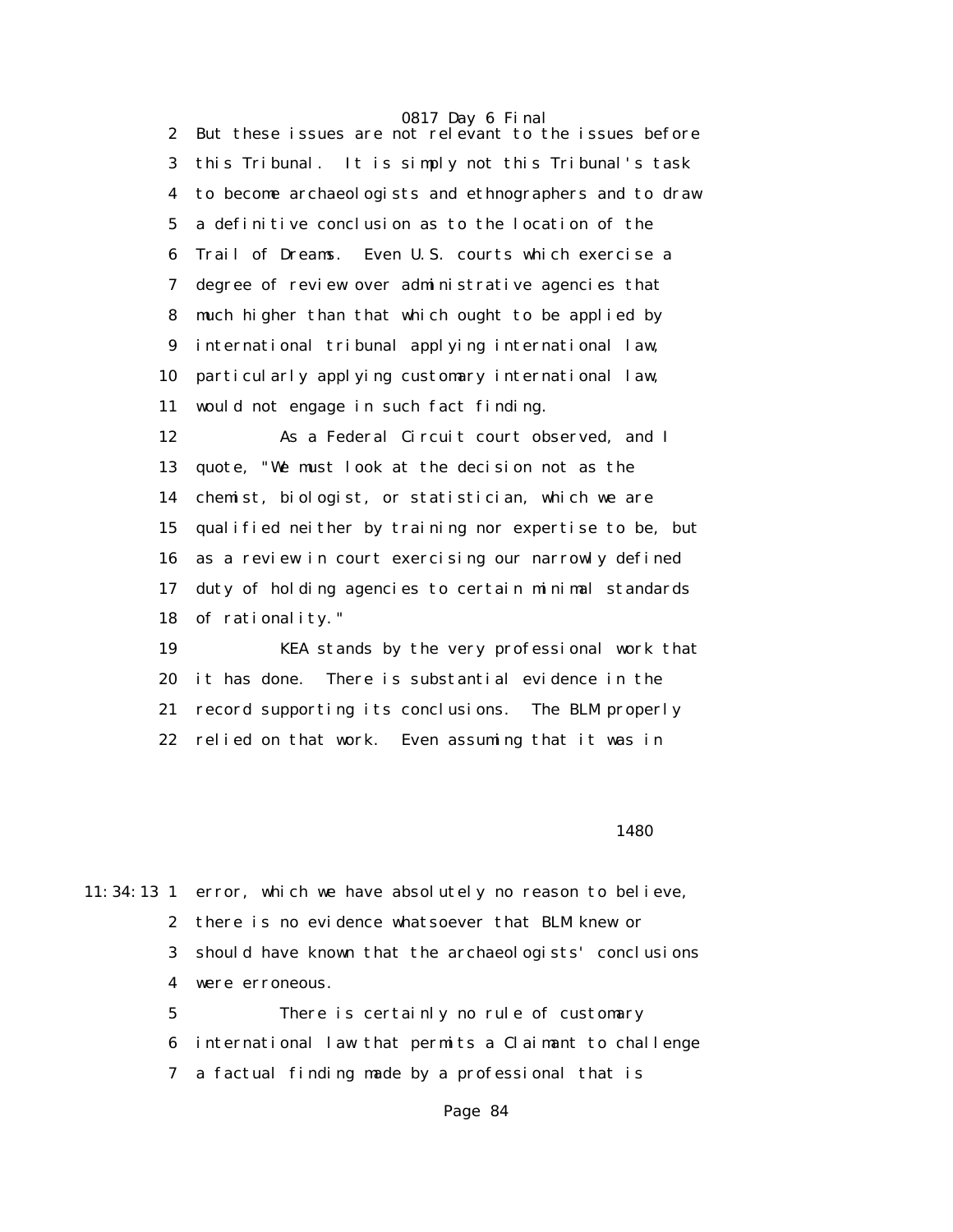But these issues are not relevant to the issues before this Tribunal. It is simply not this Tribunal's task to become archaeologists and ethnographers and to draw a definitive conclusion as to the location of the Trail of Dreams. Even U.S. courts which exercise a degree of review over administrative agencies that much higher than that which ought to be applied by international tribunal applying international law, particularly applying customary international law, would not engage in such fact finding.

As a Federal Circuit court observed, and I quote, "We must look at the decision not as the chemist, biologist, or statistician, which we are qualified neither by training nor expertise to be, but as a review in court exercising our narrowly defined duty of holding agencies to certain minimal standards of rationality."

KEA stands by the very professional work that it has done. There is substantial evidence in the record supporting its conclusions. The BLM properly relied on that work. Even assuming that it was in error, which we have absolutely no reason to believe, there is no evidence whatsoever that BLM knew or should have known that the archaeologists' conclusions were erroneous.

There is certainly no rule of customary international law that permits a Claimant to challenge a factual finding made by a professional that is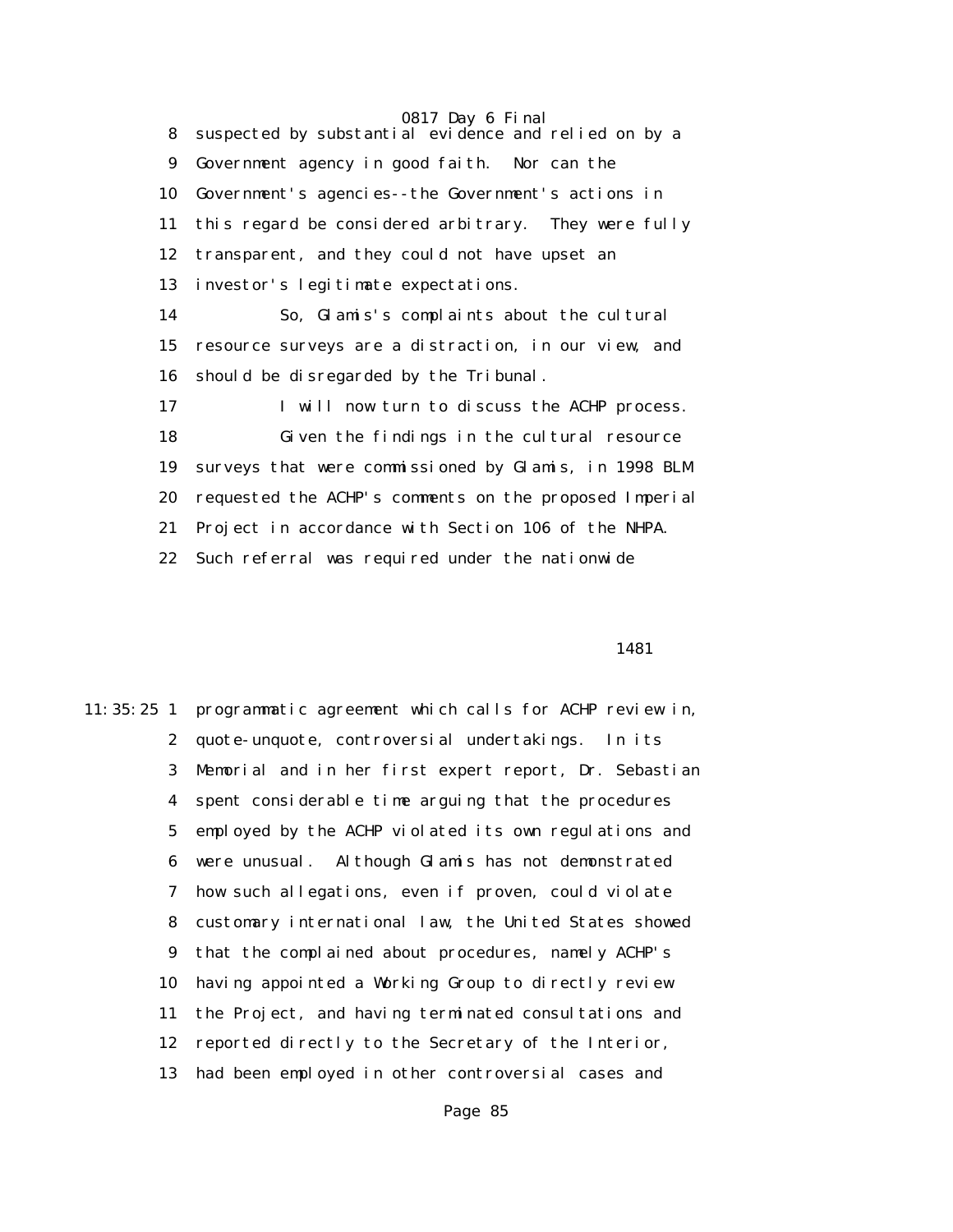suspected by substantial evidence and relied on by a Government agency in good faith. Nor can the Government's agencies--the Government's actions in this regard be considered arbitrary. They were fully transparent, and they could not have upset an investor's legitimate expectations.

So, Glamis's complaints about the cultural resource surveys are a distraction, in our view, and should be disregarded by the Tribunal.

I will now turn to discuss the ACHP process.

Given the findings in the cultural resource surveys that were commissioned by Glamis, in 1998 BLM requested the ACHP's comments on the proposed Imperial Project in accordance with Section 106 of the NHPA. Such referral was required under the nationwide

programmatic agreement which calls for ACHP review in, quote-unquote, controversial undertakings. In its Memorial and in her first expert report, Dr. Sebastian spent considerable time arguing that the procedures employed by the ACHP violated its own regulations and were unusual. Although Glamis has not demonstrated how such allegations, even if proven, could violate customary international law, the United States showed that the complained about procedures, namely ACHP's having appointed a Working Group to directly review the Project, and having terminated consultations and reported directly to the Secretary of the Interior, had been employed in other controversial cases and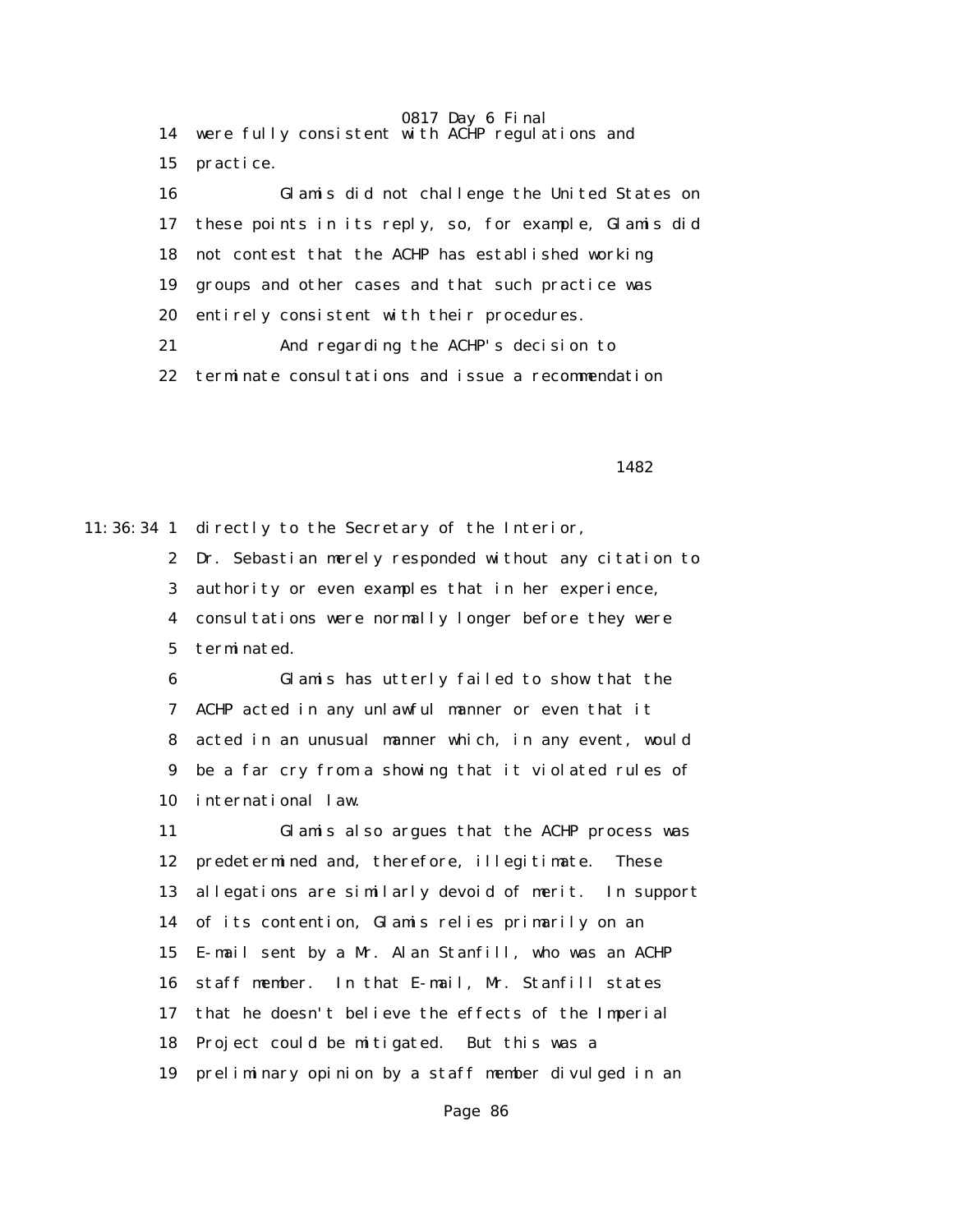14 were fully consistent with ACHP regulations and

15 practice.

16 Glamis did not challenge the United States on

17 these points in its reply, so, for example, Glamis did

18 not contest that the ACHP has established working

19 groups and other cases and that such practice was

20 entirely consistent with their procedures.

21 And regarding the ACHP's decision to

22 terminate consultations and issue a recommendation

1482

11:36:34 1 directly to the Secretary of the Interior,

2 Dr. Sebastian merely responded without any citation to

3 authority or even examples that in her experience,

4 consultations were normally longer before they were

5 terminated.

6 Glamis has utterly failed to show that the

7 ACHP acted in any unlawful manner or even that it

8 acted in an unusual manner which, in any event, would

9 be a far cry from a showing that it violated rules of

10 international law.

11 Glamis also argues that the ACHP process was

12 predetermined and, therefore, illegitimate. These

13 allegations are similarly devoid of merit. In support

14 of its contention, Glamis relies primarily on an

15 E-mail sent by a Mr. Alan Stanfill, who was an ACHP

16 staff member. In that E-mail, Mr. Stanfill states

17 that he doesn't believe the effects of the Imperial

18 Project could be mitigated. But this was a

19 preliminary opinion by a staff member divulged in an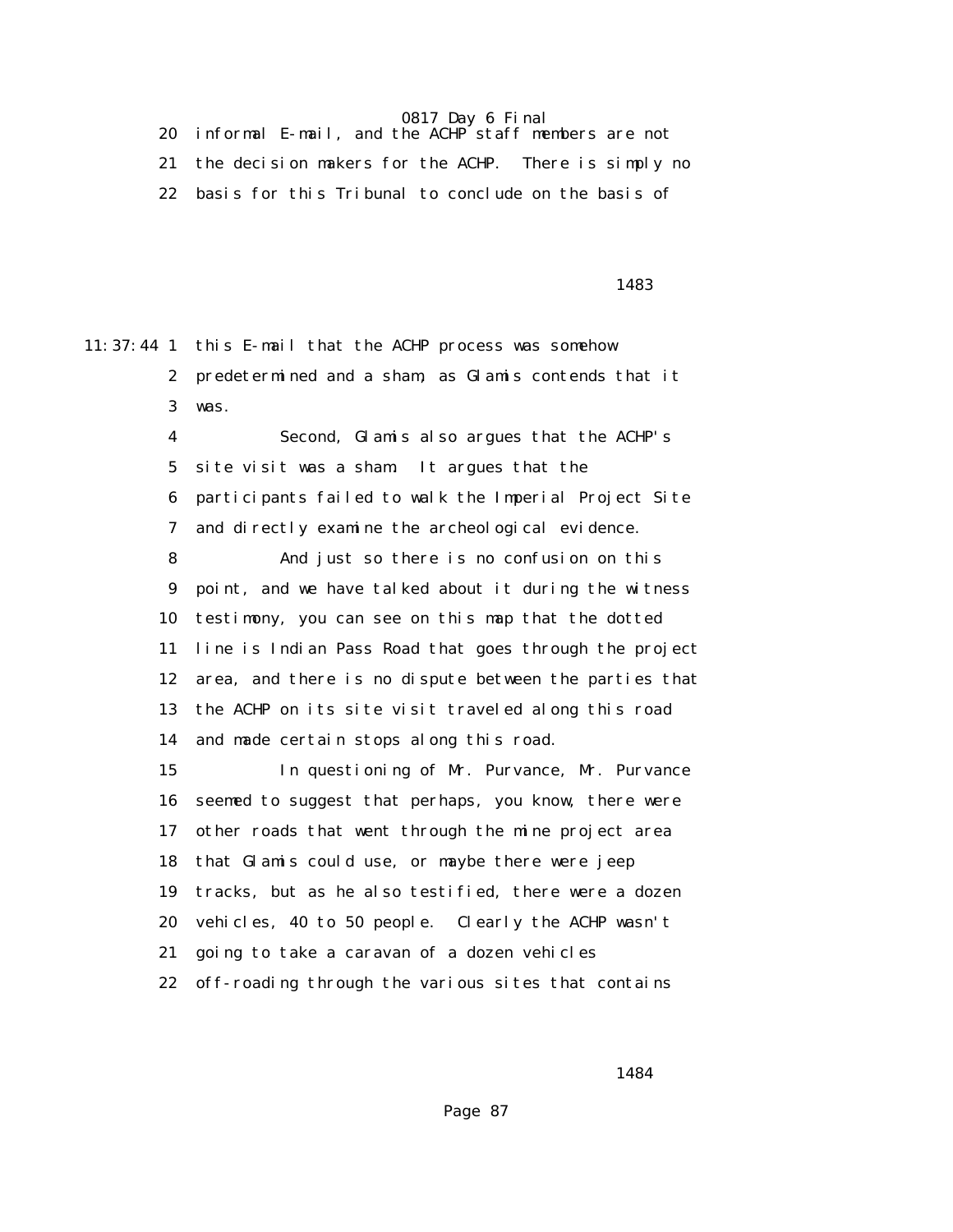20 informal E-mail, and the ACHP staff members are not
21 the decision makers for the ACHP. There is simply no
22 basis for this Tribunal to conclude on the basis of

1483

11:37:44 1 this E-mail that the ACHP process was somehow
2 predetermined and a sham, as Glamis contends that it
3 was.
4 Second, Glamis also argues that the ACHP's
5 site visit was a sham. It argues that the
6 participants failed to walk the Imperial Project Site
7 and directly examine the archeological evidence.
8 And just so there is no confusion on this
9 point, and we have talked about it during the witness
10 testimony, you can see on this map that the dotted
11 line is Indian Pass Road that goes through the project
12 area, and there is no dispute between the parties that
13 the ACHP on its site visit traveled along this road
14 and made certain stops along this road.
15 In questioning of Mr. Purvance, Mr. Purvance
16 seemed to suggest that perhaps, you know, there were
17 other roads that went through the mine project area
18 that Glamis could use, or maybe there were jeep
19 tracks, but as he also testified, there were a dozen
20 vehicles, 40 to 50 people. Clearly the ACHP wasn't
21 going to take a caravan of a dozen vehicles
22 off-roading through the various sites that contains

1484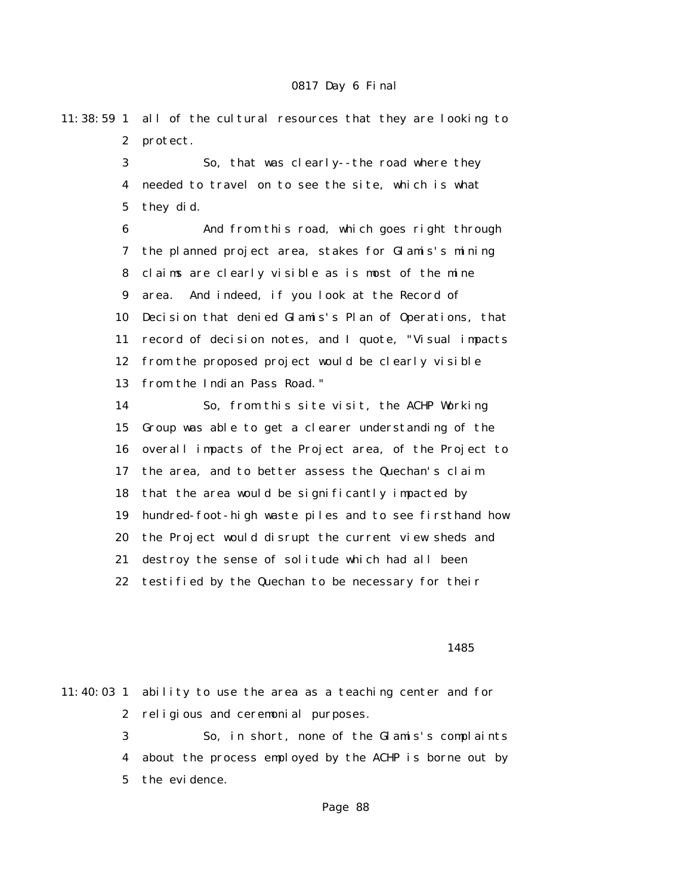11:38:59 1 all of the cultural resources that they are looking to
2 protect.
3 So, that was clearly--the road where they
4 needed to travel on to see the site, which is what
5 they did.
6 And from this road, which goes right through
7 the planned project area, stakes for Glamis's mining
8 claims are clearly visible as is most of the mine
9 area. And indeed, if you look at the Record of
10 Decision that denied Glamis's Plan of Operations, that
11 record of decision notes, and I quote, "Visual impacts
12 from the proposed project would be clearly visible
13 from the Indian Pass Road."
14 So, from this site visit, the ACHP Working
15 Group was able to get a clearer understanding of the
16 overall impacts of the Project area, of the Project to
17 the area, and to better assess the Quechan's claim
18 that the area would be significantly impacted by
19 hundred-foot-high waste piles and to see firsthand how
20 the Project would disrupt the current view sheds and
21 destroy the sense of solitude which had all been
22 testified by the Quechan to be necessary for their

1485

11:40:03 1 ability to use the area as a teaching center and for
2 religious and ceremonial purposes.
3 So, in short, none of the Glamis's complaints
4 about the process employed by the ACHP is borne out by
5 the evidence.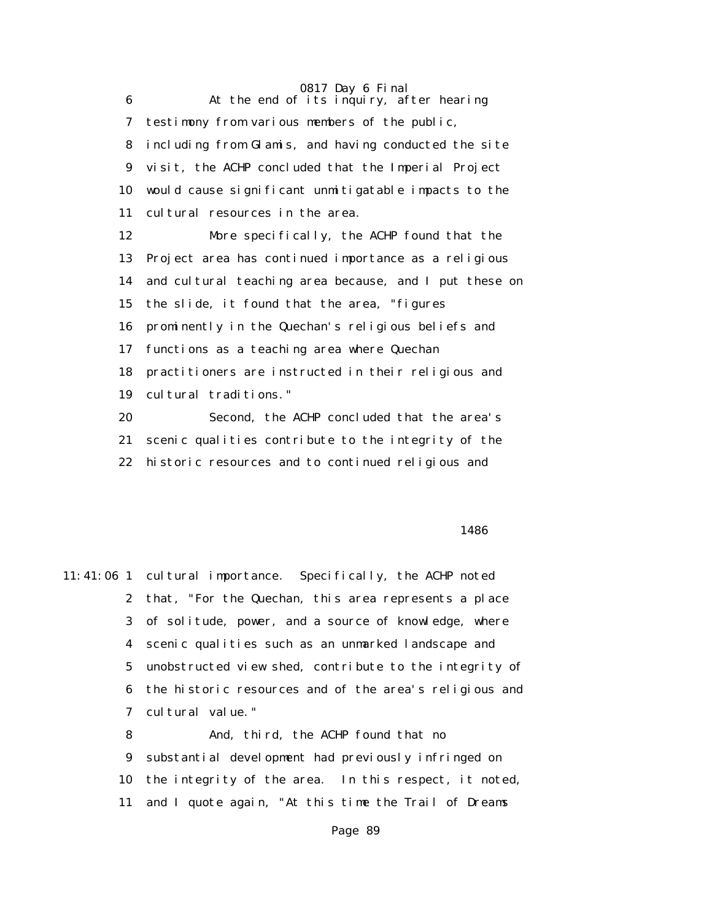6 At the end of its inquiry, after hearing
7 testimony from various members of the public,
8 including from Glamis, and having conducted the site
9 visit, the ACHP concluded that the Imperial Project
10 would cause significant unmitigatable impacts to the
11 cultural resources in the area.
12 More specifically, the ACHP found that the
13 Project area has continued importance as a religious
14 and cultural teaching area because, and I put these on
15 the slide, it found that the area, "figures
16 prominently in the Quechan's religious beliefs and
17 functions as a teaching area where Quechan
18 practitioners are instructed in their religious and
19 cultural traditions."
20 Second, the ACHP concluded that the area's
21 scenic qualities contribute to the integrity of the
22 historic resources and to continued religious and

1486

11:41:06 1 cultural importance. Specifically, the ACHP noted
2 that, "For the Quechan, this area represents a place
3 of solitude, power, and a source of knowledge, where
4 scenic qualities such as an unmarked landscape and
5 unobstructed view shed, contribute to the integrity of
6 the historic resources and of the area's religious and
7 cultural value."
8 And, third, the ACHP found that no
9 substantial development had previously infringed on
10 the integrity of the area. In this respect, it noted,
11 and I quote again, "At this time the Trail of Dreams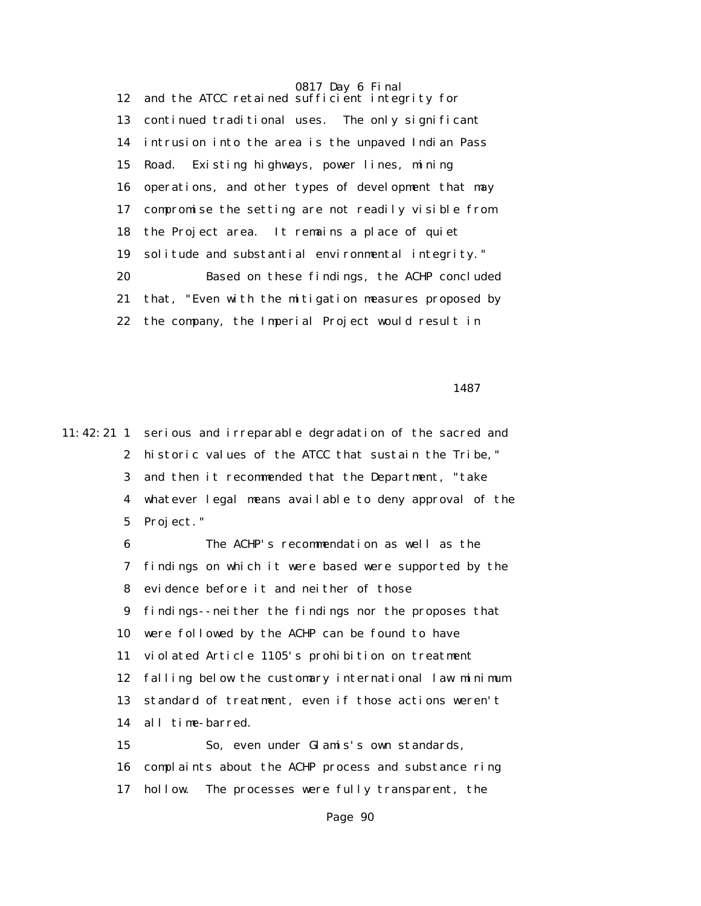12 and the ATCC retained sufficient integrity for
13 continued traditional uses. The only significant
14 intrusion into the area is the unpaved Indian Pass
15 Road. Existing highways, power lines, mining
16 operations, and other types of development that may
17 compromise the setting are not readily visible from
18 the Project area. It remains a place of quiet
19 solitude and substantial environmental integrity."
20 Based on these findings, the ACHP concluded
21 that, "Even with the mitigation measures proposed by
22 the company, the Imperial Project would result in

1487

11:42:21 1 serious and irreparable degradation of the sacred and
2 historic values of the ATCC that sustain the Tribe,"
3 and then it recommended that the Department, "take
4 whatever legal means available to deny approval of the
5 Project."
6 The ACHP's recommendation as well as the
7 findings on which it were based were supported by the
8 evidence before it and neither of those
9 findings--neither the findings nor the proposes that
10 were followed by the ACHP can be found to have
11 violated Article 1105's prohibition on treatment
12 falling below the customary international law minimum
13 standard of treatment, even if those actions weren't
14 all time-barred.
15 So, even under Glamis's own standards,
16 complaints about the ACHP process and substance ring
17 hollow. The processes were fully transparent, the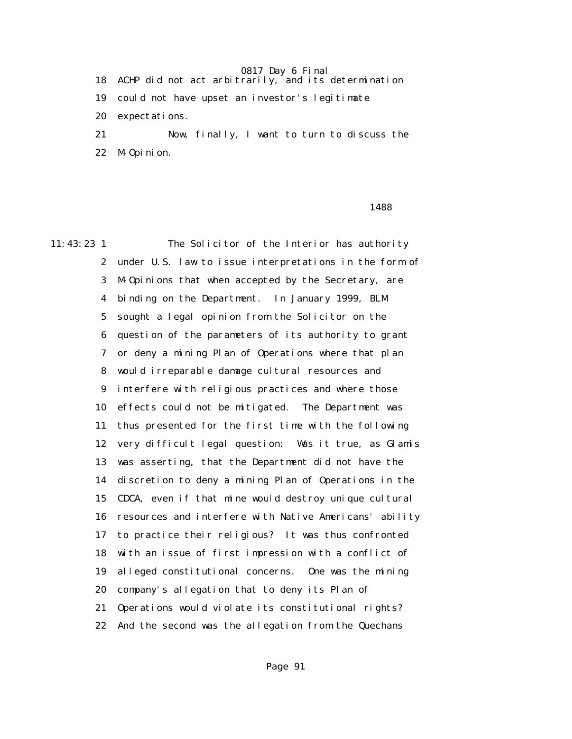ACHP did not act arbitrarily, and its determination could not have upset an investor's legitimate expectations.

Now, finally, I want to turn to discuss the M-Opinion.

The Solicitor of the Interior has authority under U.S. law to issue interpretations in the form of M-Opinions that when accepted by the Secretary, are binding on the Department. In January 1999, BLM sought a legal opinion from the Solicitor on the question of the parameters of its authority to grant or deny a mining Plan of Operations where that plan would irreparable damage cultural resources and interfere with religious practices and where those effects could not be mitigated. The Department was thus presented for the first time with the following very difficult legal question: Was it true, as Glamis was asserting, that the Department did not have the discretion to deny a mining Plan of Operations in the CDCA, even if that mine would destroy unique cultural resources and interfere with Native Americans' ability to practice their religious? It was thus confronted with an issue of first impression with a conflict of alleged constitutional concerns. One was the mining company's allegation that to deny its Plan of Operations would violate its constitutional rights? And the second was the allegation from the Quechans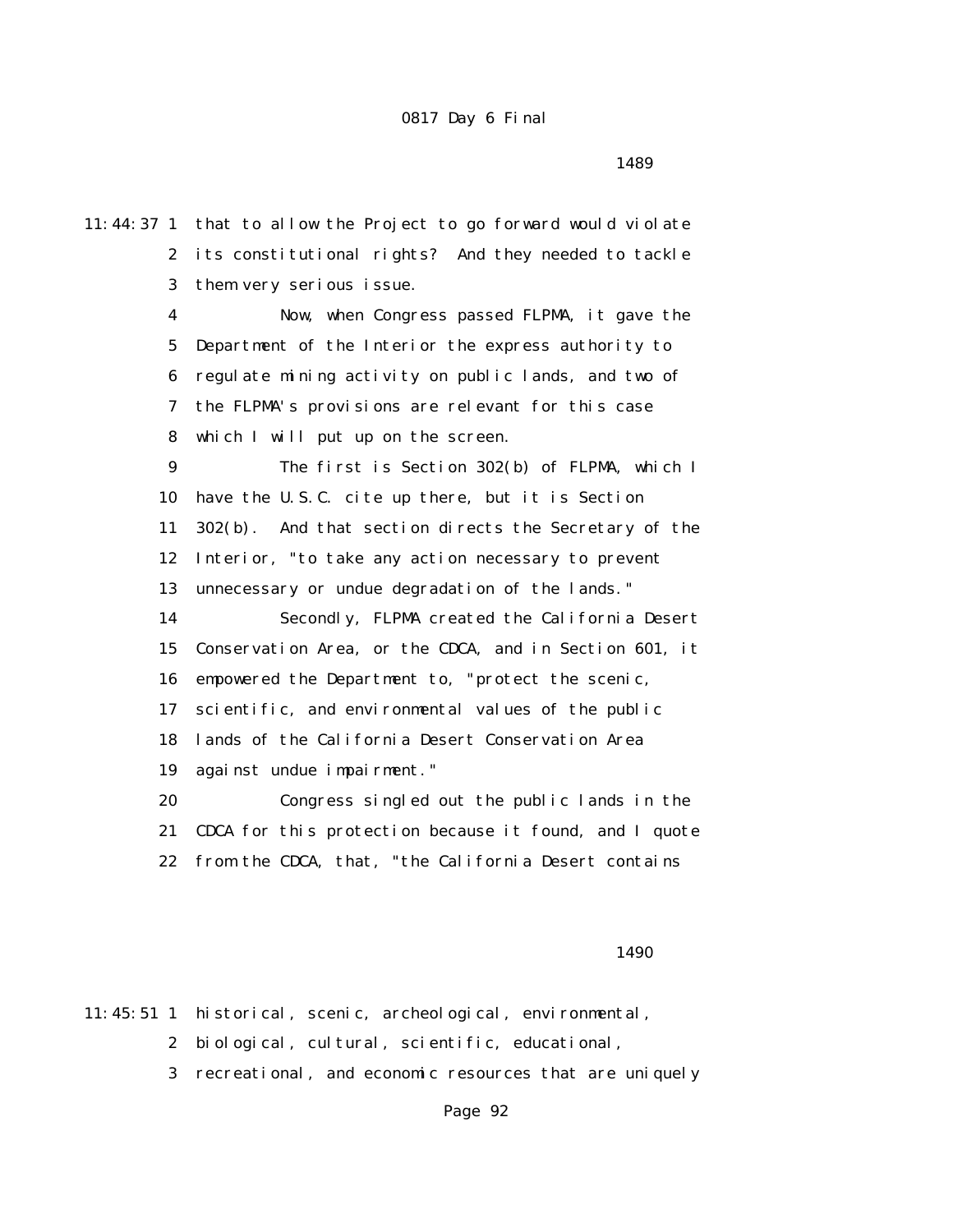11:44:37 1 that to allow the Project to go forward would violate
2 its constitutional rights? And they needed to tackle
3 them very serious issue.

4 Now, when Congress passed FLPMA, it gave the
5 Department of the Interior the express authority to
6 regulate mining activity on public lands, and two of
7 the FLPMA's provisions are relevant for this case
8 which I will put up on the screen.

9 The first is Section 302(b) of FLPMA, which I
10 have the U.S.C. cite up there, but it is Section
11 302(b). And that section directs the Secretary of the
12 Interior, "to take any action necessary to prevent
13 unnecessary or undue degradation of the lands."

14 Secondly, FLPMA created the California Desert
15 Conservation Area, or the CDCA, and in Section 601, it
16 empowered the Department to, "protect the scenic,
17 scientific, and environmental values of the public
18 lands of the California Desert Conservation Area
19 against undue impairment."

20 Congress singled out the public lands in the
21 CDCA for this protection because it found, and I quote
22 from the CDCA, that, "the California Desert contains

1490

11:45:51 1 historical, scenic, archeological, environmental,
2 biological, cultural, scientific, educational,
3 recreational, and economic resources that are uniquely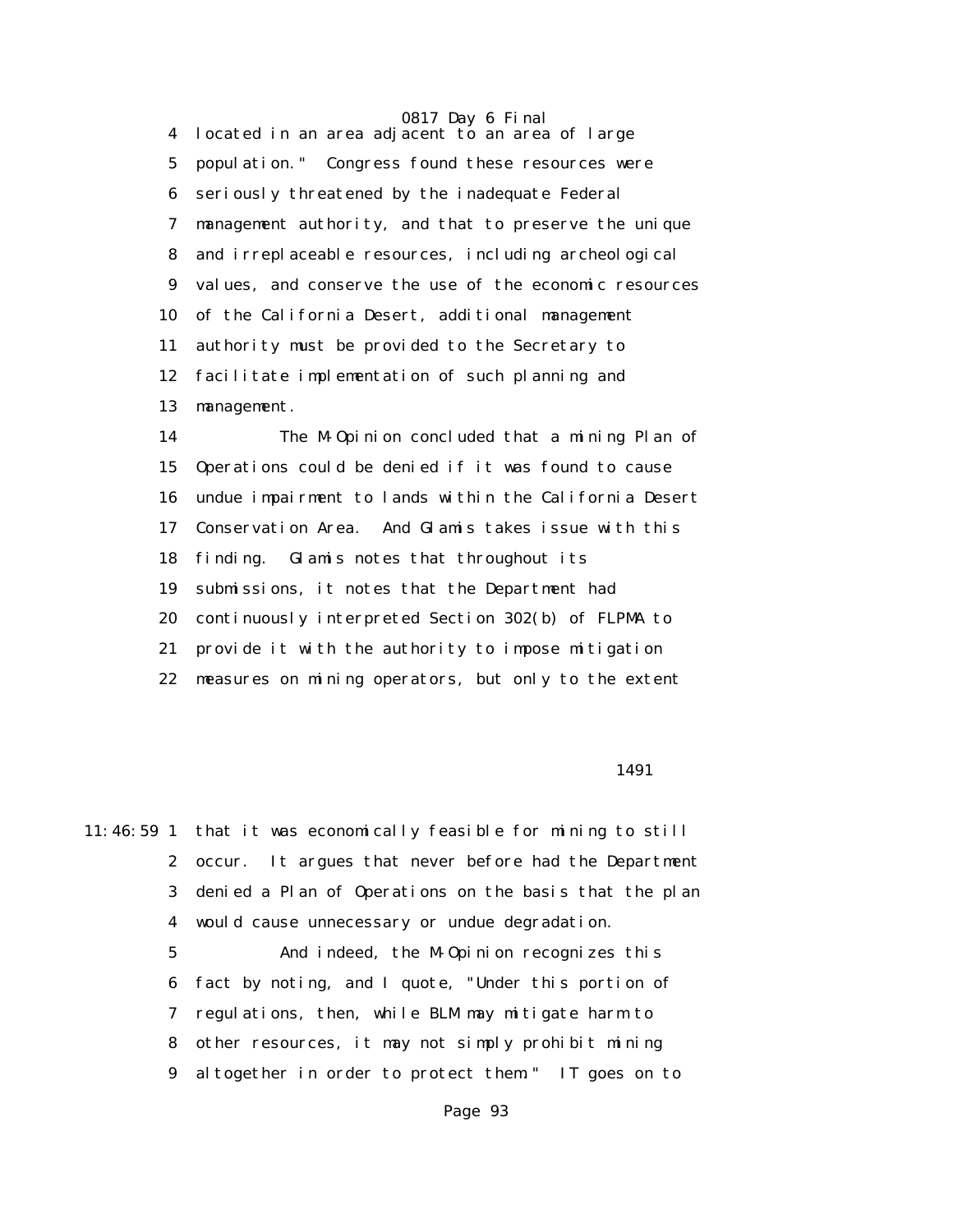located in an area adjacent to an area of large population." Congress found these resources were seriously threatened by the inadequate Federal management authority, and that to preserve the unique and irreplaceable resources, including archeological values, and conserve the use of the economic resources of the California Desert, additional management authority must be provided to the Secretary to facilitate implementation of such planning and management.

The M-Opinion concluded that a mining Plan of Operations could be denied if it was found to cause undue impairment to lands within the California Desert Conservation Area. And Glamis takes issue with this finding. Glamis notes that throughout its submissions, it notes that the Department had continuously interpreted Section 302(b) of FLPMA to provide it with the authority to impose mitigation measures on mining operators, but only to the extent

that it was economically feasible for mining to still occur. It argues that never before had the Department denied a Plan of Operations on the basis that the plan would cause unnecessary or undue degradation.

And indeed, the M-Opinion recognizes this fact by noting, and I quote, "Under this portion of regulations, then, while BLM may mitigate harm to other resources, it may not simply prohibit mining altogether in order to protect them." IT goes on to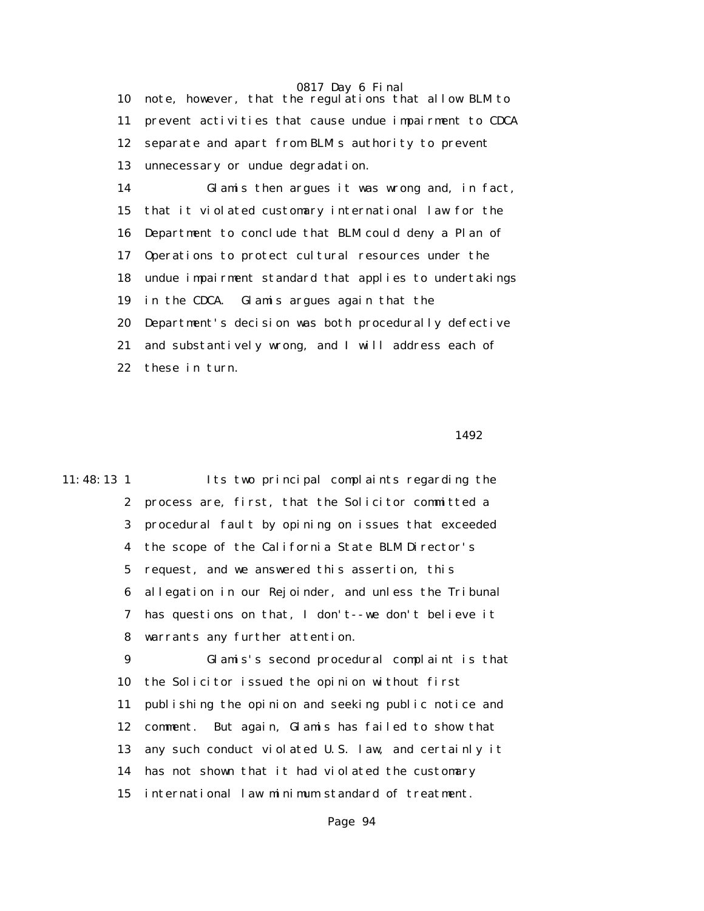note, however, that the regulations that allow BLM to prevent activities that cause undue impairment to CDCA separate and apart from BLM's authority to prevent unnecessary or undue degradation.

Glamis then argues it was wrong and, in fact, that it violated customary international law for the Department to conclude that BLM could deny a Plan of Operations to protect cultural resources under the undue impairment standard that applies to undertakings in the CDCA. Glamis argues again that the Department's decision was both procedurally defective and substantively wrong, and I will address each of these in turn.

1492

Its two principal complaints regarding the process are, first, that the Solicitor committed a procedural fault by opining on issues that exceeded the scope of the California State BLM Director's request, and we answered this assertion, this allegation in our Rejoinder, and unless the Tribunal has questions on that, I don't--we don't believe it warrants any further attention.

Glamis's second procedural complaint is that the Solicitor issued the opinion without first publishing the opinion and seeking public notice and comment. But again, Glamis has failed to show that any such conduct violated U.S. law, and certainly it has not shown that it had violated the customary international law minimum standard of treatment.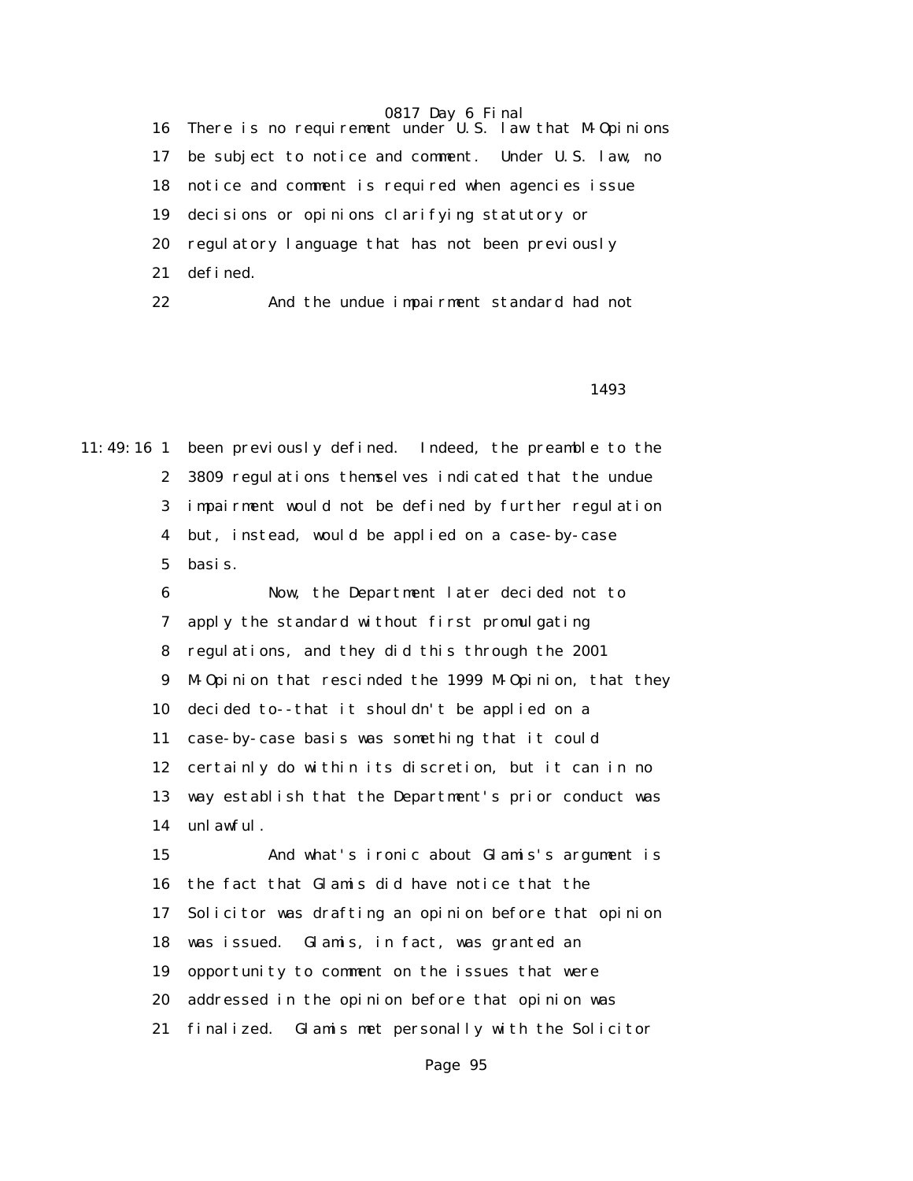16 There is no requirement under U.S. law that M-Opinions
17 be subject to notice and comment. Under U.S. law, no
18 notice and comment is required when agencies issue
19 decisions or opinions clarifying statutory or
20 regulatory language that has not been previously
21 defined.
22 And the undue impairment standard had not

1493

11:49:16 1 been previously defined. Indeed, the preamble to the
2 3809 regulations themselves indicated that the undue
3 impairment would not be defined by further regulation
4 but, instead, would be applied on a case-by-case
5 basis.
6 Now, the Department later decided not to
7 apply the standard without first promulgating
8 regulations, and they did this through the 2001
9 M-Opinion that rescinded the 1999 M-Opinion, that they
10 decided to--that it shouldn't be applied on a
11 case-by-case basis was something that it could
12 certainly do within its discretion, but it can in no
13 way establish that the Department's prior conduct was
14 unlawful.
15 And what's ironic about Glamis's argument is
16 the fact that Glamis did have notice that the
17 Solicitor was drafting an opinion before that opinion
18 was issued. Glamis, in fact, was granted an
19 opportunity to comment on the issues that were
20 addressed in the opinion before that opinion was
21 finalized. Glamis met personally with the Solicitor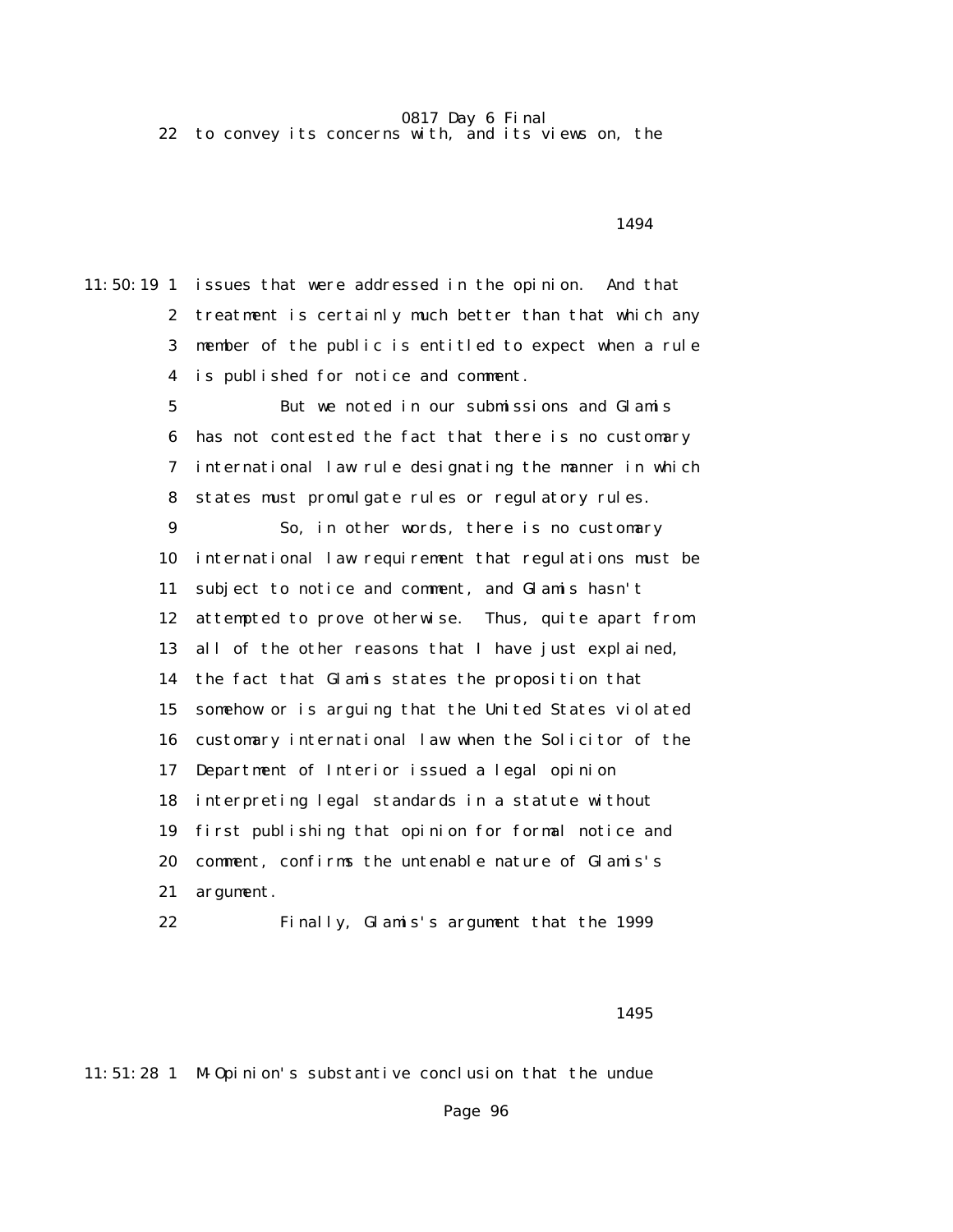22 to convey its concerns with, and its views on, the

1494

11:50:19 1 issues that were addressed in the opinion. And that
2 treatment is certainly much better than that which any
3 member of the public is entitled to expect when a rule
4 is published for notice and comment.
5 But we noted in our submissions and Glamis
6 has not contested the fact that there is no customary
7 international law rule designating the manner in which
8 states must promulgate rules or regulatory rules.
9 So, in other words, there is no customary
10 international law requirement that regulations must be
11 subject to notice and comment, and Glamis hasn't
12 attempted to prove otherwise. Thus, quite apart from
13 all of the other reasons that I have just explained,
14 the fact that Glamis states the proposition that
15 somehow or is arguing that the United States violated
16 customary international law when the Solicitor of the
17 Department of Interior issued a legal opinion
18 interpreting legal standards in a statute without
19 first publishing that opinion for formal notice and
20 comment, confirms the untenable nature of Glamis's
21 argument.
22 Finally, Glamis's argument that the 1999

1495

11:51:28 1 M-Opinion's substantive conclusion that the undue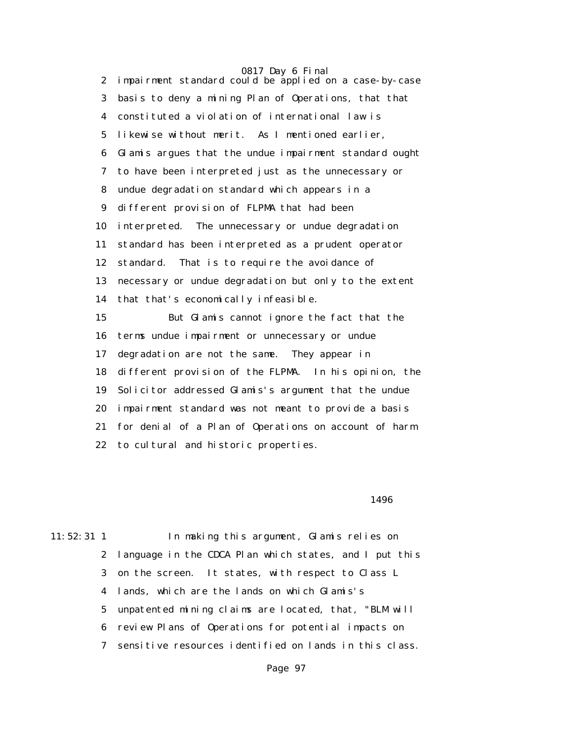2 impairment standard could be applied on a case-by-case

3 basis to deny a mining Plan of Operations, that that

4 constituted a violation of international law is

5 likewise without merit. As I mentioned earlier,

6 Glamis argues that the undue impairment standard ought

7 to have been interpreted just as the unnecessary or

8 undue degradation standard which appears in a

9 different provision of FLPMA that had been

10 interpreted. The unnecessary or undue degradation

11 standard has been interpreted as a prudent operator

12 standard. That is to require the avoidance of

13 necessary or undue degradation but only to the extent

14 that that's economically infeasible.

15 But Glamis cannot ignore the fact that the

16 terms undue impairment or unnecessary or undue

17 degradation are not the same. They appear in

18 different provision of the FLPMA. In his opinion, the

19 Solicitor addressed Glamis's argument that the undue

20 impairment standard was not meant to provide a basis

21 for denial of a Plan of Operations on account of harm

22 to cultural and historic properties.

1496

11:52:31 1 In making this argument, Glamis relies on

2 language in the CDCA Plan which states, and I put this

3 on the screen. It states, with respect to Class L

4 lands, which are the lands on which Glamis's

5 unpatented mining claims are located, that, "BLM will

6 review Plans of Operations for potential impacts on

7 sensitive resources identified on lands in this class.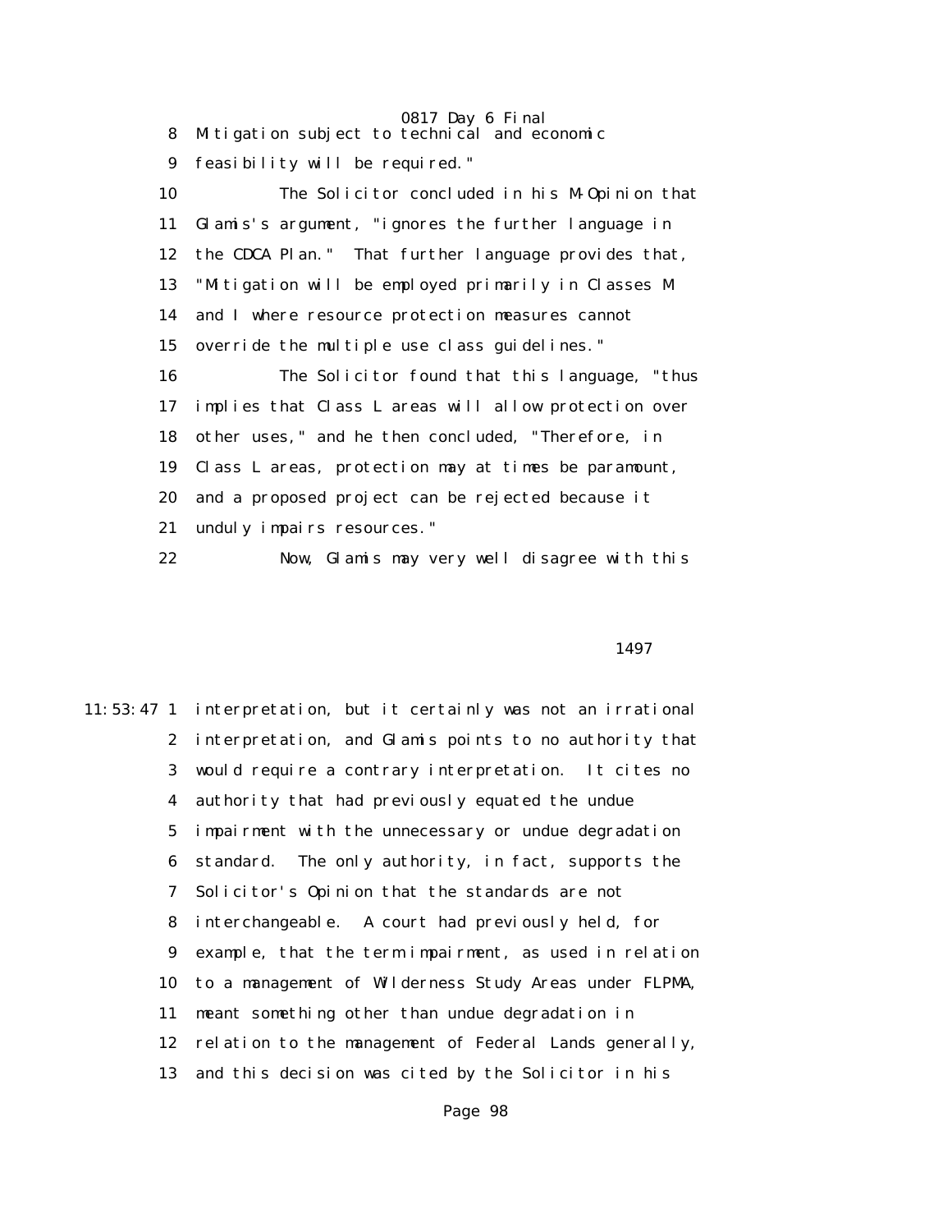8 Mitigation subject to technical and economic

9 feasibility will be required."

10 The Solicitor concluded in his M-Opinion that

11 Glamis's argument, "ignores the further language in

12 the CDCA Plan." That further language provides that,

13 "Mitigation will be employed primarily in Classes M

14 and I where resource protection measures cannot

15 override the multiple use class guidelines."

16 The Solicitor found that this language, "thus

17 implies that Class L areas will allow protection over

18 other uses," and he then concluded, "Therefore, in

19 Class L areas, protection may at times be paramount,

20 and a proposed project can be rejected because it

21 unduly impairs resources."

22 Now, Glamis may very well disagree with this

1497

11:53:47 1 interpretation, but it certainly was not an irrational

2 interpretation, and Glamis points to no authority that

3 would require a contrary interpretation. It cites no

4 authority that had previously equated the undue

5 impairment with the unnecessary or undue degradation

6 standard. The only authority, in fact, supports the

7 Solicitor's Opinion that the standards are not

8 interchangeable. A court had previously held, for

9 example, that the term impairment, as used in relation

10 to a management of Wilderness Study Areas under FLPMA,

11 meant something other than undue degradation in

12 relation to the management of Federal Lands generally,

13 and this decision was cited by the Solicitor in his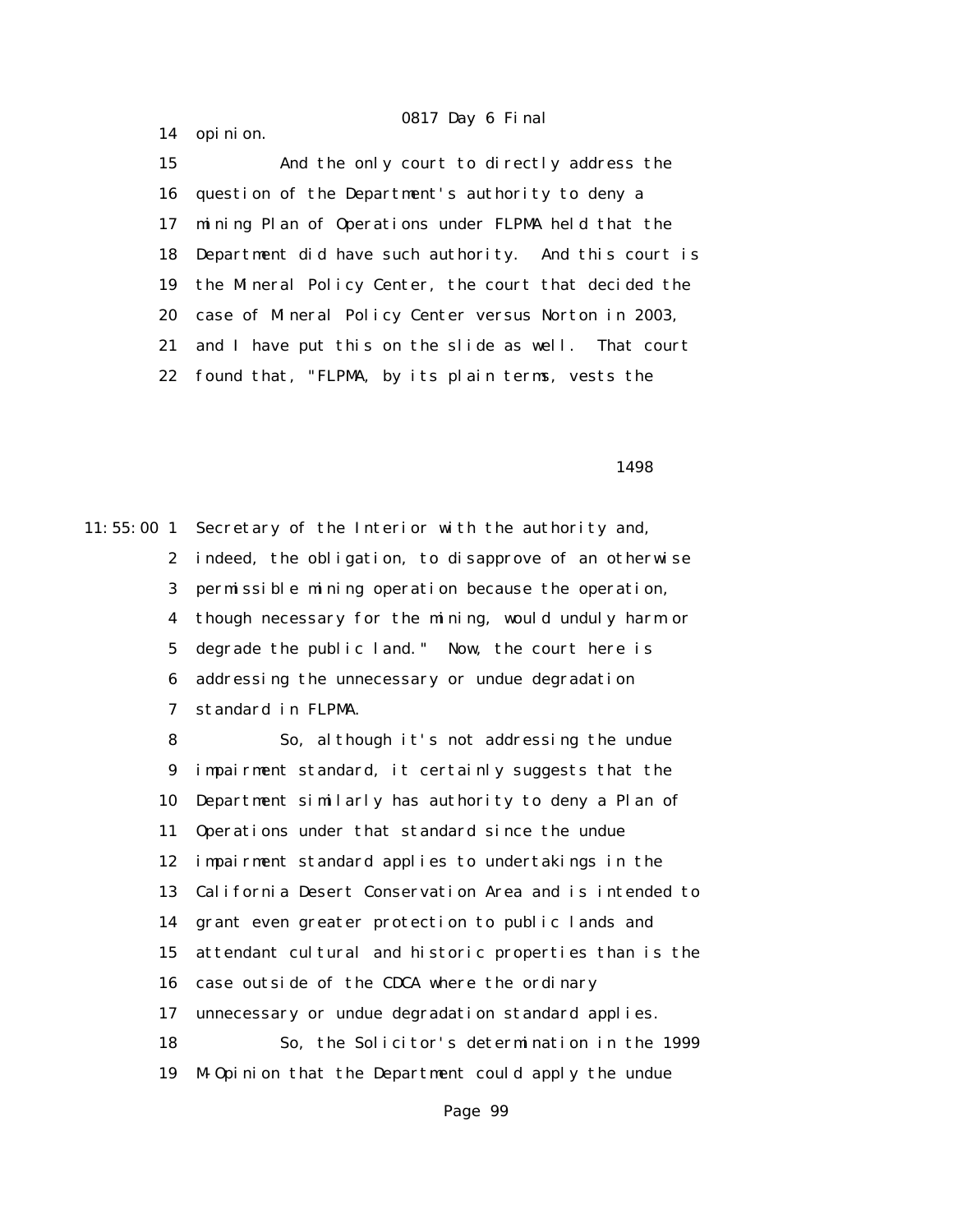14 opinion.

15 And the only court to directly address the

16 question of the Department's authority to deny a

17 mining Plan of Operations under FLPMA held that the

18 Department did have such authority. And this court is

19 the Mineral Policy Center, the court that decided the

20 case of Mineral Policy Center versus Norton in 2003,

21 and I have put this on the slide as well. That court

22 found that, "FLPMA, by its plain terms, vests the

1498

11:55:00 1 Secretary of the Interior with the authority and,

2 indeed, the obligation, to disapprove of an otherwise

3 permissible mining operation because the operation,

4 though necessary for the mining, would unduly harm or

5 degrade the public land." Now, the court here is

6 addressing the unnecessary or undue degradation

7 standard in FLPMA.

8 So, although it's not addressing the undue

9 impairment standard, it certainly suggests that the

10 Department similarly has authority to deny a Plan of

11 Operations under that standard since the undue

12 impairment standard applies to undertakings in the

13 California Desert Conservation Area and is intended to

14 grant even greater protection to public lands and

15 attendant cultural and historic properties than is the

16 case outside of the CDCA where the ordinary

17 unnecessary or undue degradation standard applies.

18 So, the Solicitor's determination in the 1999

19 M-Opinion that the Department could apply the undue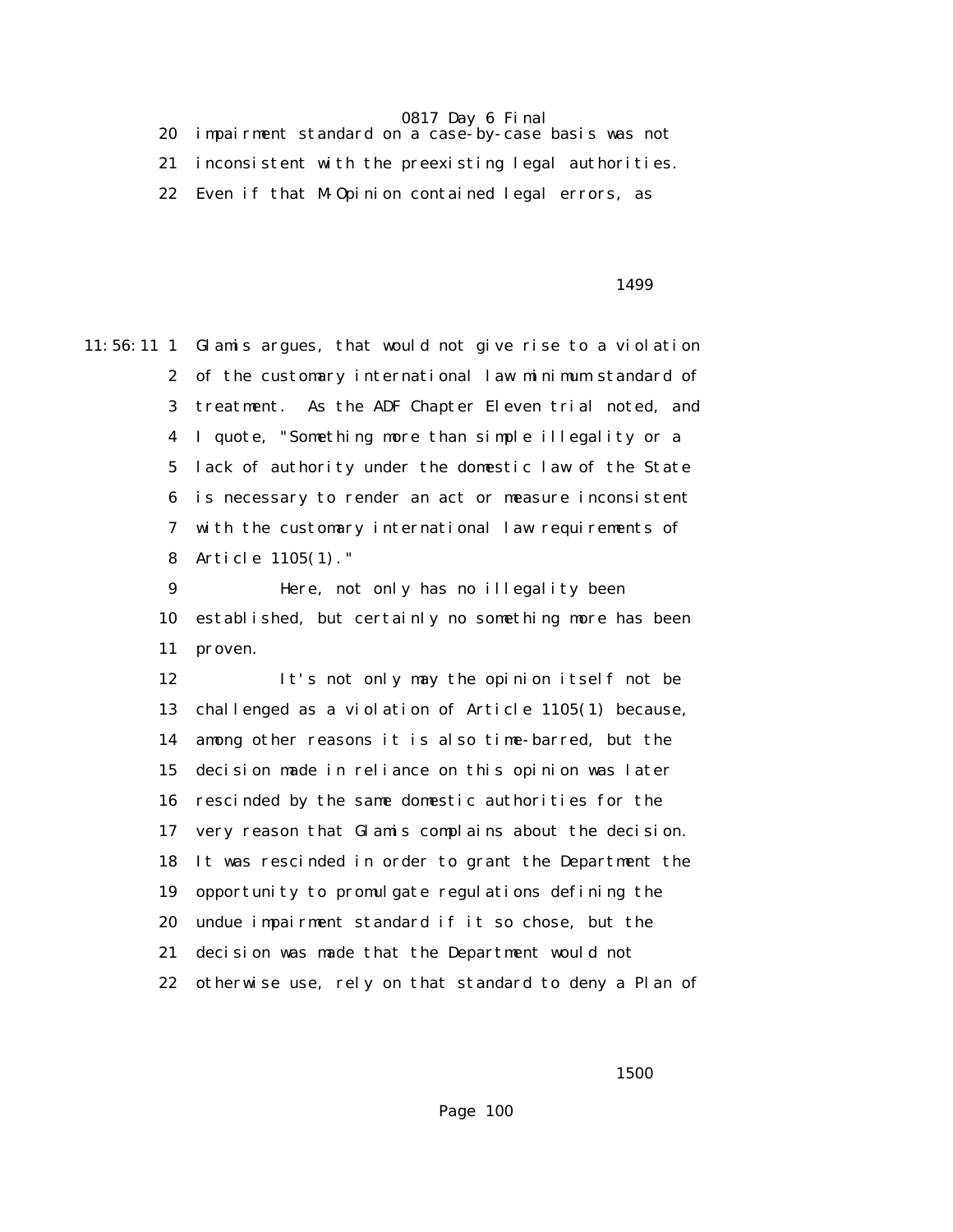20 impairment standard on a case-by-case basis was not
21 inconsistent with the preexisting legal authorities.
22 Even if that M-Opinion contained legal errors, as

11:56:11 1 Glamis argues, that would not give rise to a violation
2 of the customary international law minimum standard of
3 treatment. As the ADF Chapter Eleven trial noted, and
4 I quote, "Something more than simple illegality or a
5 lack of authority under the domestic law of the State
6 is necessary to render an act or measure inconsistent
7 with the customary international law requirements of
8 Article 1105(1)."
9 Here, not only has no illegality been
10 established, but certainly no something more has been
11 proven.
12 It's not only may the opinion itself not be
13 challenged as a violation of Article 1105(1) because,
14 among other reasons it is also time-barred, but the
15 decision made in reliance on this opinion was later
16 rescinded by the same domestic authorities for the
17 very reason that Glamis complains about the decision.
18 It was rescinded in order to grant the Department the
19 opportunity to promulgate regulations defining the
20 undue impairment standard if it so chose, but the
21 decision was made that the Department would not
22 otherwise use, rely on that standard to deny a Plan of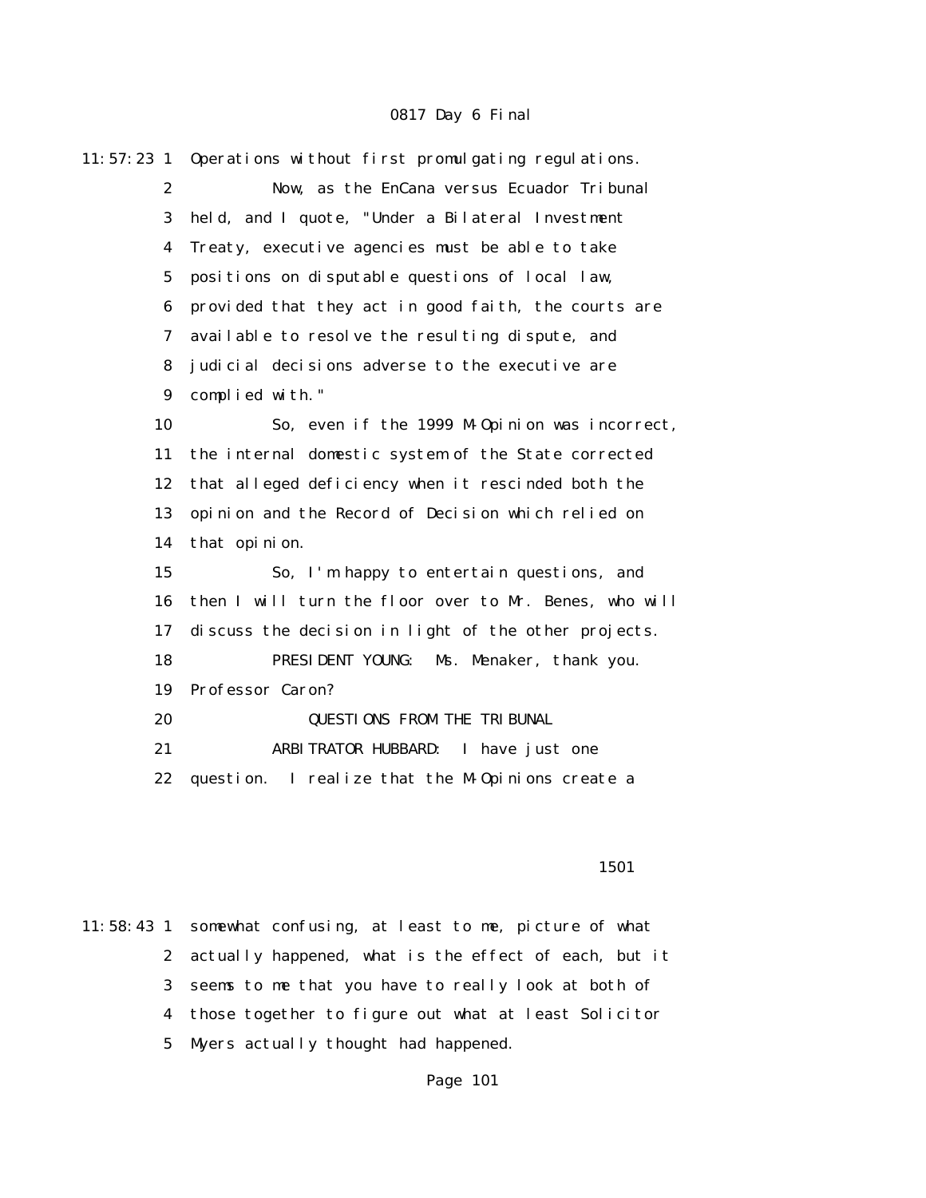11:57:23 1 Operations without first promulgating regulations.

2 Now, as the EnCana versus Ecuador Tribunal

3 held, and I quote, "Under a Bilateral Investment

4 Treaty, executive agencies must be able to take

5 positions on disputable questions of local law,

6 provided that they act in good faith, the courts are

7 available to resolve the resulting dispute, and

8 judicial decisions adverse to the executive are

9 complied with."

10 So, even if the 1999 M-Opinion was incorrect,

11 the internal domestic system of the State corrected

12 that alleged deficiency when it rescinded both the

13 opinion and the Record of Decision which relied on

14 that opinion.

15 So, I'm happy to entertain questions, and

16 then I will turn the floor over to Mr. Benes, who will

17 discuss the decision in light of the other projects.

18 PRESIDENT YOUNG: Ms. Menaker, thank you.

19 Professor Caron?

20 QUESTIONS FROM THE TRIBUNAL

21 ARBITRATOR HUBBARD: I have just one

22 question. I realize that the M-Opinions create a

1501

11:58:43 1 somewhat confusing, at least to me, picture of what

2 actually happened, what is the effect of each, but it

3 seems to me that you have to really look at both of

4 those together to figure out what at least Solicitor

5 Myers actually thought had happened.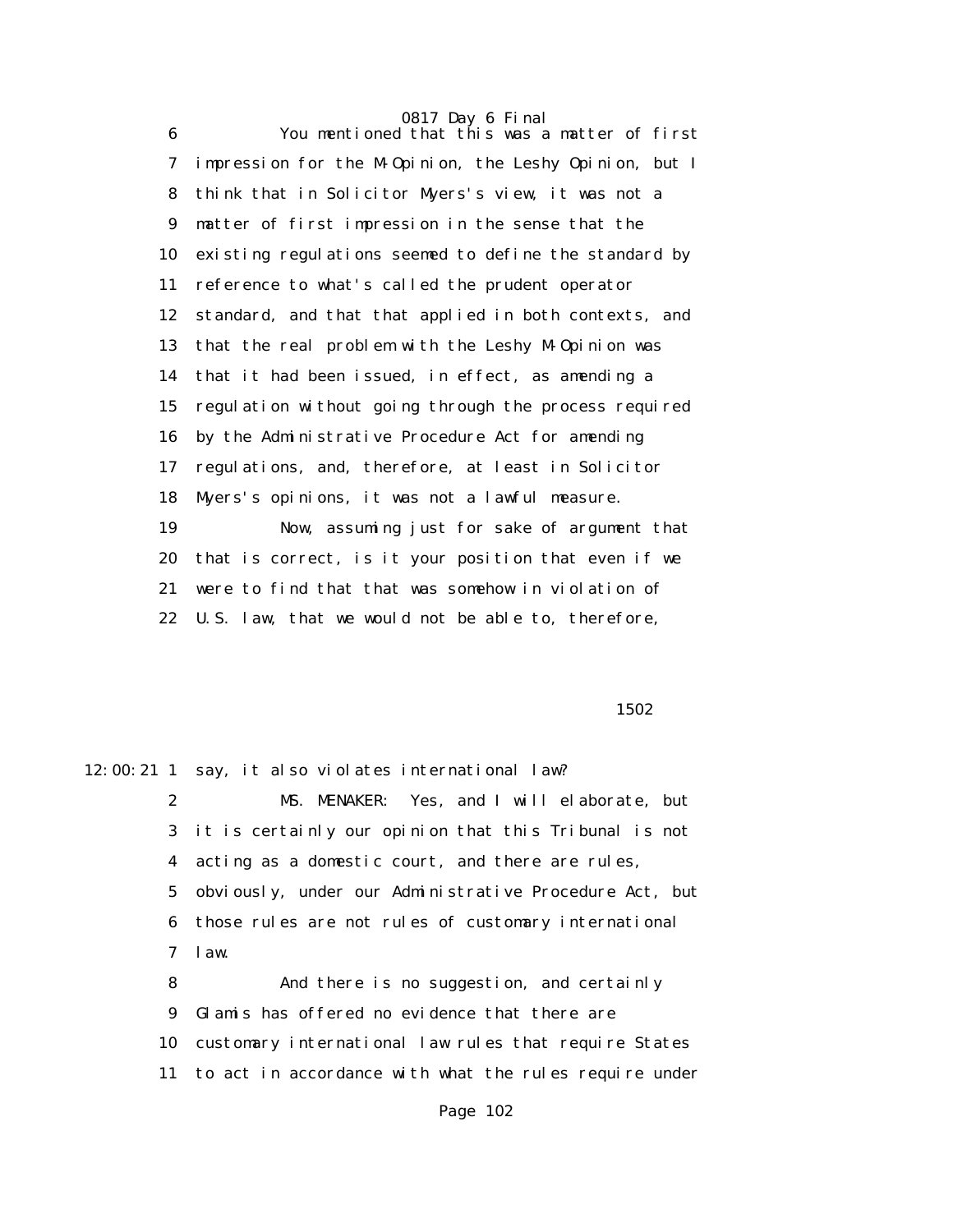You mentioned that this was a matter of first impression for the M-Opinion, the Leshy Opinion, but I think that in Solicitor Myers's view, it was not a matter of first impression in the sense that the existing regulations seemed to define the standard by reference to what's called the prudent operator standard, and that that applied in both contexts, and that the real problem with the Leshy M-Opinion was that it had been issued, in effect, as amending a regulation without going through the process required by the Administrative Procedure Act for amending regulations, and, therefore, at least in Solicitor Myers's opinions, it was not a lawful measure.

Now, assuming just for sake of argument that that is correct, is it your position that even if we were to find that that was somehow in violation of U.S. law, that we would not be able to, therefore, say, it also violates international law?

MS. MENAKER: Yes, and I will elaborate, but it is certainly our opinion that this Tribunal is not acting as a domestic court, and there are rules, obviously, under our Administrative Procedure Act, but those rules are not rules of customary international law.

And there is no suggestion, and certainly Glamis has offered no evidence that there are customary international law rules that require States to act in accordance with what the rules require under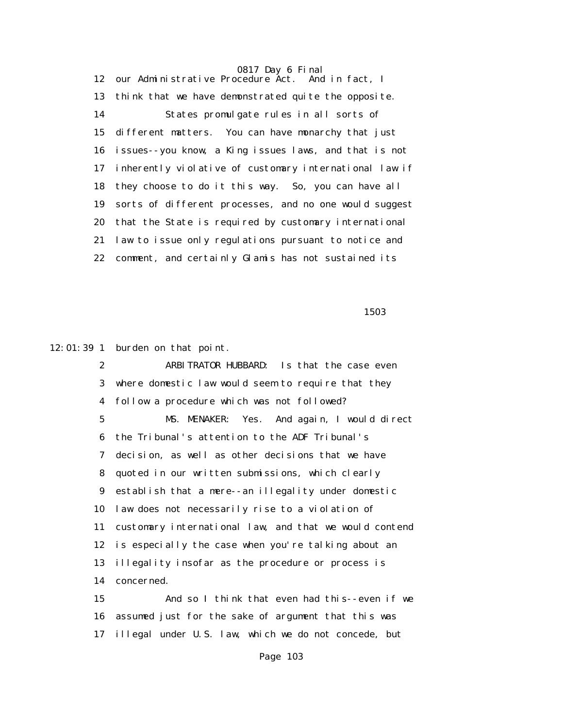12 our Administrative Procedure Act. And in fact, I
13 think that we have demonstrated quite the opposite.
14 States promulgate rules in all sorts of
15 different matters. You can have monarchy that just
16 issues--you know, a King issues laws, and that is not
17 inherently violative of customary international law if
18 they choose to do it this way. So, you can have all
19 sorts of different processes, and no one would suggest
20 that the State is required by customary international
21 law to issue only regulations pursuant to notice and
22 comment, and certainly Glamis has not sustained its

1503

12:01:39 1 burden on that point.
2 ARBITRATOR HUBBARD: Is that the case even
3 where domestic law would seem to require that they
4 follow a procedure which was not followed?
5 MS. MENAKER: Yes. And again, I would direct
6 the Tribunal's attention to the ADF Tribunal's
7 decision, as well as other decisions that we have
8 quoted in our written submissions, which clearly
9 establish that a mere--an illegality under domestic
10 law does not necessarily rise to a violation of
11 customary international law, and that we would contend
12 is especially the case when you're talking about an
13 illegality insofar as the procedure or process is
14 concerned.
15 And so I think that even had this--even if we
16 assumed just for the sake of argument that this was
17 illegal under U.S. law, which we do not concede, but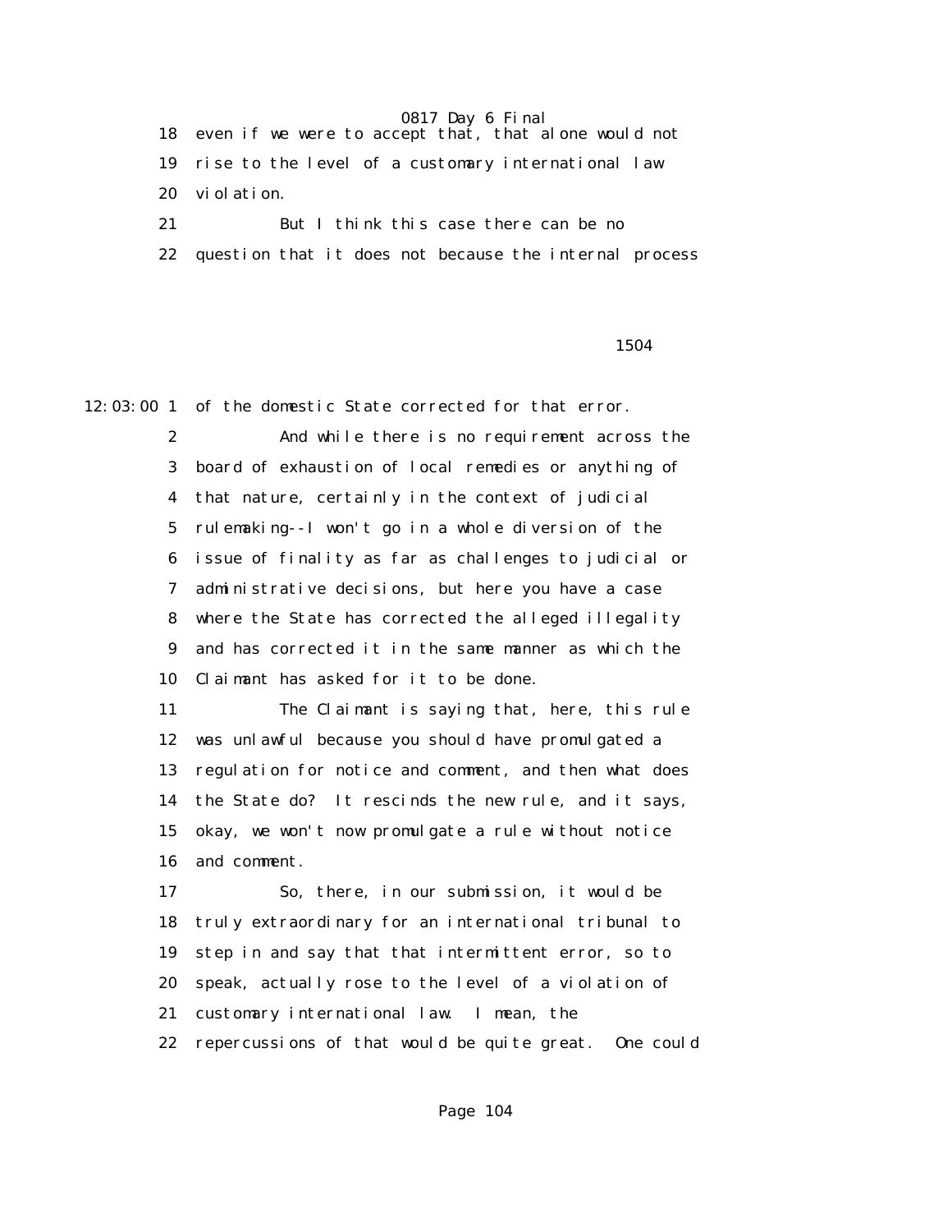18 even if we were to accept that, that alone would not
19 rise to the level of a customary international law
20 violation.
21 But I think this case there can be no
22 question that it does not because the internal process

1504

12:03:00 1 of the domestic State corrected for that error.
2 And while there is no requirement across the
3 board of exhaustion of local remedies or anything of
4 that nature, certainly in the context of judicial
5 rulemaking--I won't go in a whole diversion of the
6 issue of finality as far as challenges to judicial or
7 administrative decisions, but here you have a case
8 where the State has corrected the alleged illegality
9 and has corrected it in the same manner as which the
10 Claimant has asked for it to be done.
11 The Claimant is saying that, here, this rule
12 was unlawful because you should have promulgated a
13 regulation for notice and comment, and then what does
14 the State do? It rescinds the new rule, and it says,
15 okay, we won't now promulgate a rule without notice
16 and comment.
17 So, there, in our submission, it would be
18 truly extraordinary for an international tribunal to
19 step in and say that that intermittent error, so to
20 speak, actually rose to the level of a violation of
21 customary international law. I mean, the
22 repercussions of that would be quite great. One could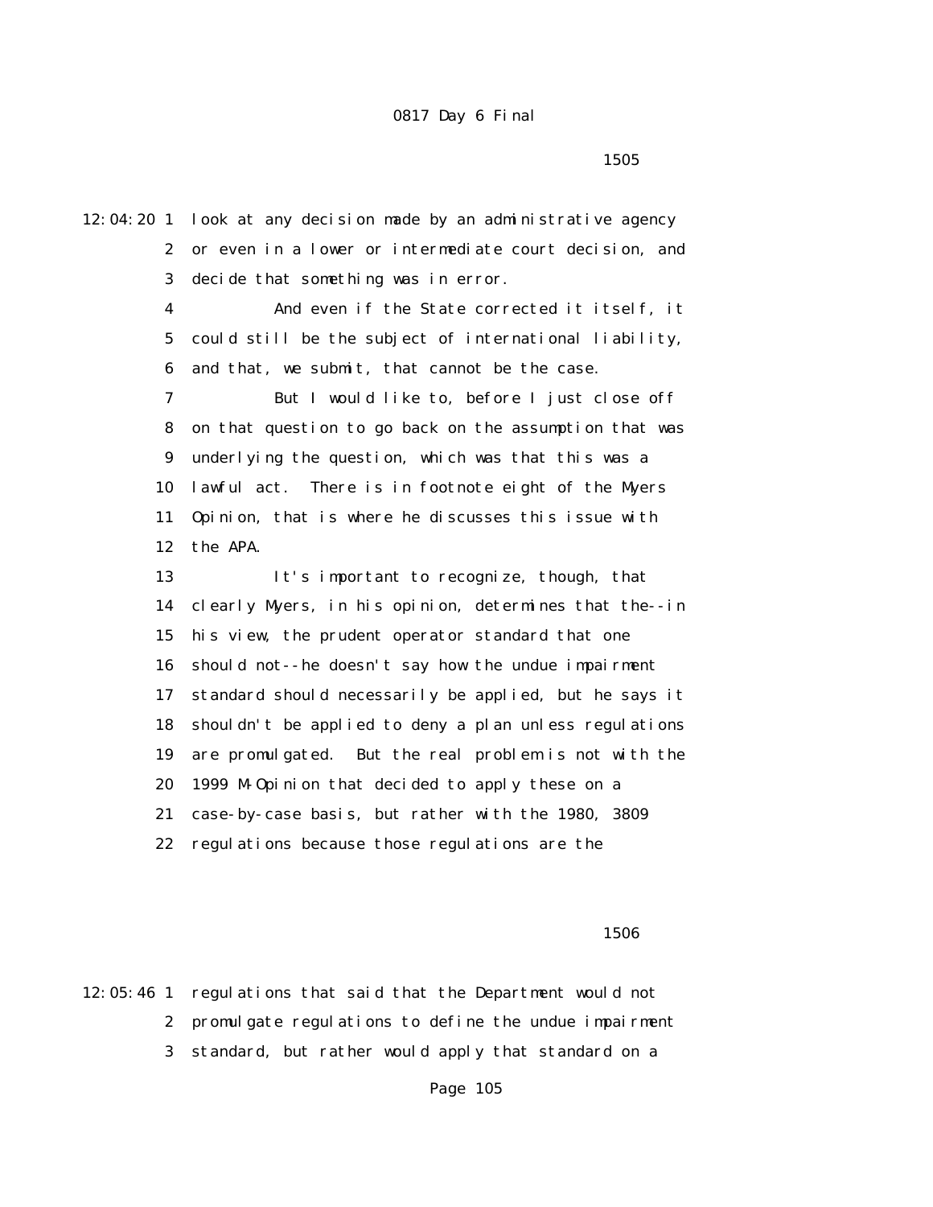12:04:20 1 look at any decision made by an administrative agency
2 or even in a lower or intermediate court decision, and
3 decide that something was in error.
4 And even if the State corrected it itself, it
5 could still be the subject of international liability,
6 and that, we submit, that cannot be the case.
7 But I would like to, before I just close off
8 on that question to go back on the assumption that was
9 underlying the question, which was that this was a
10 lawful act. There is in footnote eight of the Myers
11 Opinion, that is where he discusses this issue with
12 the APA.
13 It's important to recognize, though, that
14 clearly Myers, in his opinion, determines that the--in
15 his view, the prudent operator standard that one
16 should not--he doesn't say how the undue impairment
17 standard should necessarily be applied, but he says it
18 shouldn't be applied to deny a plan unless regulations
19 are promulgated. But the real problem is not with the
20 1999 M-Opinion that decided to apply these on a
21 case-by-case basis, but rather with the 1980, 3809
22 regulations because those regulations are the

1506

12:05:46 1 regulations that said that the Department would not
2 promulgate regulations to define the undue impairment
3 standard, but rather would apply that standard on a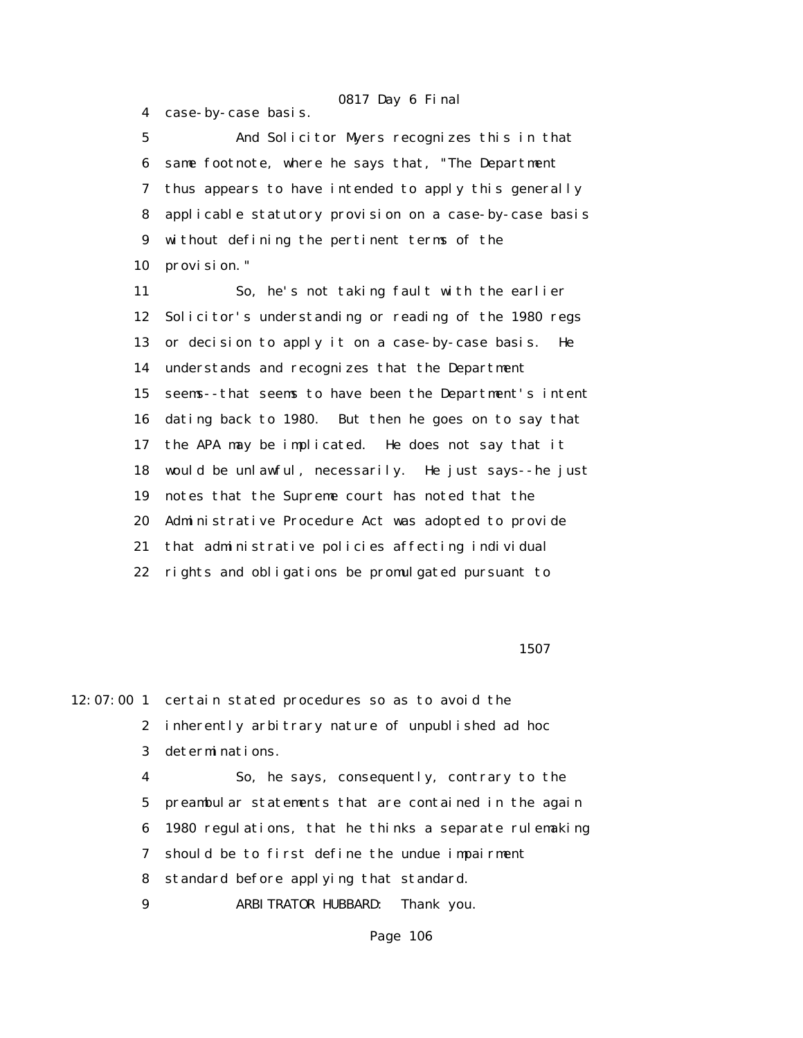4 case-by-case basis.

5 And Solicitor Myers recognizes this in that

6 same footnote, where he says that, "The Department

7 thus appears to have intended to apply this generally

8 applicable statutory provision on a case-by-case basis

9 without defining the pertinent terms of the

10 provision."

11 So, he's not taking fault with the earlier

12 Solicitor's understanding or reading of the 1980 regs

13 or decision to apply it on a case-by-case basis. He

14 understands and recognizes that the Department

15 seems--that seems to have been the Department's intent

16 dating back to 1980. But then he goes on to say that

17 the APA may be implicated. He does not say that it

18 would be unlawful, necessarily. He just says--he just

19 notes that the Supreme court has noted that the

20 Administrative Procedure Act was adopted to provide

21 that administrative policies affecting individual

22 rights and obligations be promulgated pursuant to

1507

12:07:00 1 certain stated procedures so as to avoid the

2 inherently arbitrary nature of unpublished ad hoc

3 determinations.

4 So, he says, consequently, contrary to the

5 preambular statements that are contained in the again

6 1980 regulations, that he thinks a separate rulemaking

7 should be to first define the undue impairment

8 standard before applying that standard.

9 ARBITRATOR HUBBARD: Thank you.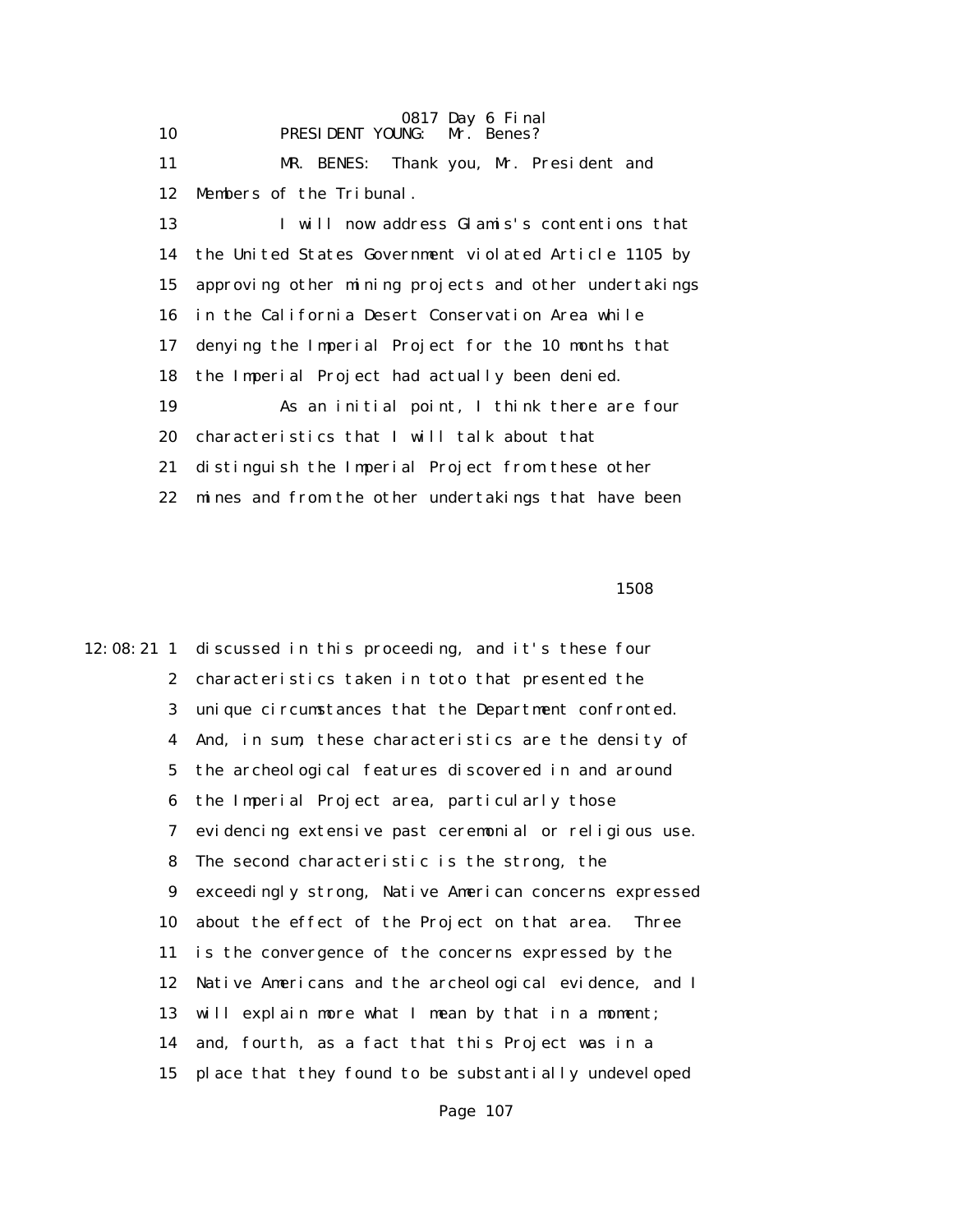PRESIDENT YOUNG: Mr. Benes?

MR. BENES: Thank you, Mr. President and Members of the Tribunal.

I will now address Glamis's contentions that the United States Government violated Article 1105 by approving other mining projects and other undertakings in the California Desert Conservation Area while denying the Imperial Project for the 10 months that the Imperial Project had actually been denied.

As an initial point, I think there are four characteristics that I will talk about that distinguish the Imperial Project from these other mines and from the other undertakings that have been

1508

discussed in this proceeding, and it's these four characteristics taken in toto that presented the unique circumstances that the Department confronted. And, in sum, these characteristics are the density of the archeological features discovered in and around the Imperial Project area, particularly those evidencing extensive past ceremonial or religious use. The second characteristic is the strong, the exceedingly strong, Native American concerns expressed about the effect of the Project on that area. Three is the convergence of the concerns expressed by the Native Americans and the archeological evidence, and I will explain more what I mean by that in a moment; and, fourth, as a fact that this Project was in a place that they found to be substantially undeveloped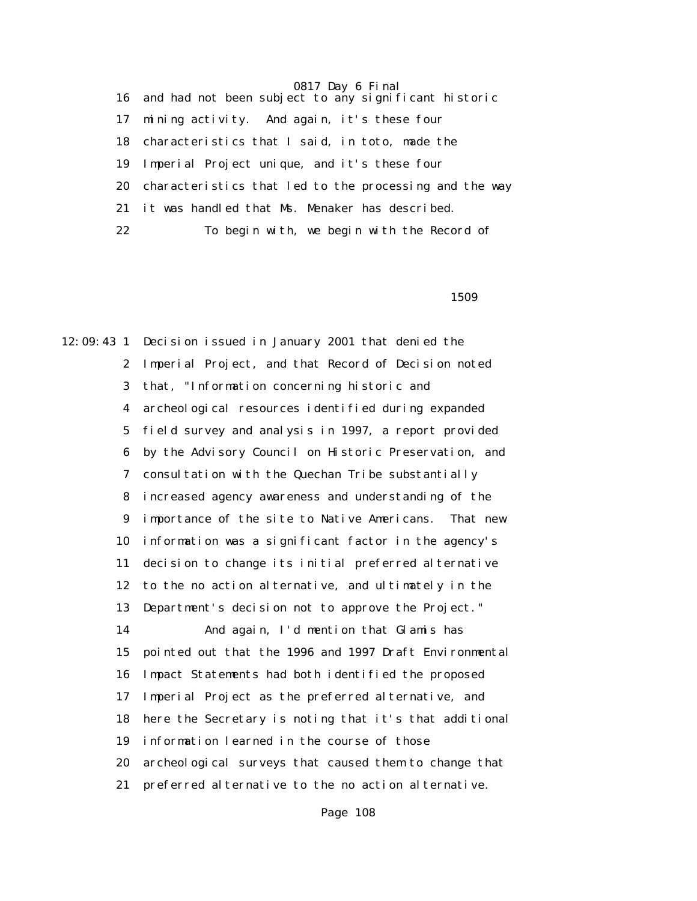16 and had not been subject to any significant historic

17 mining activity. And again, it's these four

18 characteristics that I said, in toto, made the

19 Imperial Project unique, and it's these four

20 characteristics that led to the processing and the way

21 it was handled that Ms. Menaker has described.

22 To begin with, we begin with the Record of

1509

12:09:43 1 Decision issued in January 2001 that denied the

2 Imperial Project, and that Record of Decision noted

3 that, "Information concerning historic and

4 archeological resources identified during expanded

5 field survey and analysis in 1997, a report provided

6 by the Advisory Council on Historic Preservation, and

7 consultation with the Quechan Tribe substantially

8 increased agency awareness and understanding of the

9 importance of the site to Native Americans. That new

10 information was a significant factor in the agency's

11 decision to change its initial preferred alternative

12 to the no action alternative, and ultimately in the

13 Department's decision not to approve the Project."

14 And again, I'd mention that Glamis has

15 pointed out that the 1996 and 1997 Draft Environmental

16 Impact Statements had both identified the proposed

17 Imperial Project as the preferred alternative, and

18 here the Secretary is noting that it's that additional

19 information learned in the course of those

20 archeological surveys that caused them to change that

21 preferred alternative to the no action alternative.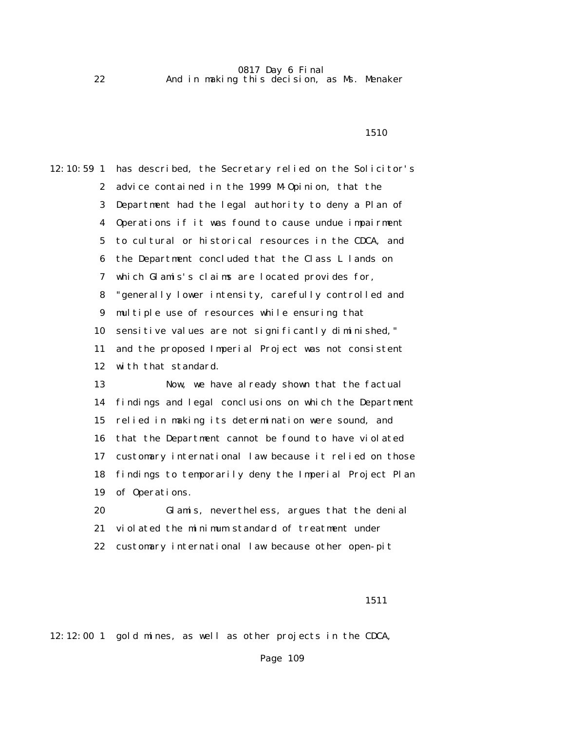22 And in making this decision, as Ms. Menaker

1510

12:10:59 1 has described, the Secretary relied on the Solicitor's
2 advice contained in the 1999 M-Opinion, that the
3 Department had the legal authority to deny a Plan of
4 Operations if it was found to cause undue impairment
5 to cultural or historical resources in the CDCA, and
6 the Department concluded that the Class L lands on
7 which Glamis's claims are located provides for,
8 "generally lower intensity, carefully controlled and
9 multiple use of resources while ensuring that
10 sensitive values are not significantly diminished,"
11 and the proposed Imperial Project was not consistent
12 with that standard.
13 Now, we have already shown that the factual
14 findings and legal conclusions on which the Department
15 relied in making its determination were sound, and
16 that the Department cannot be found to have violated
17 customary international law because it relied on those
18 findings to temporarily deny the Imperial Project Plan
19 of Operations.
20 Glamis, nevertheless, argues that the denial
21 violated the minimum standard of treatment under
22 customary international law because other open-pit

1511

12:12:00 1 gold mines, as well as other projects in the CDCA,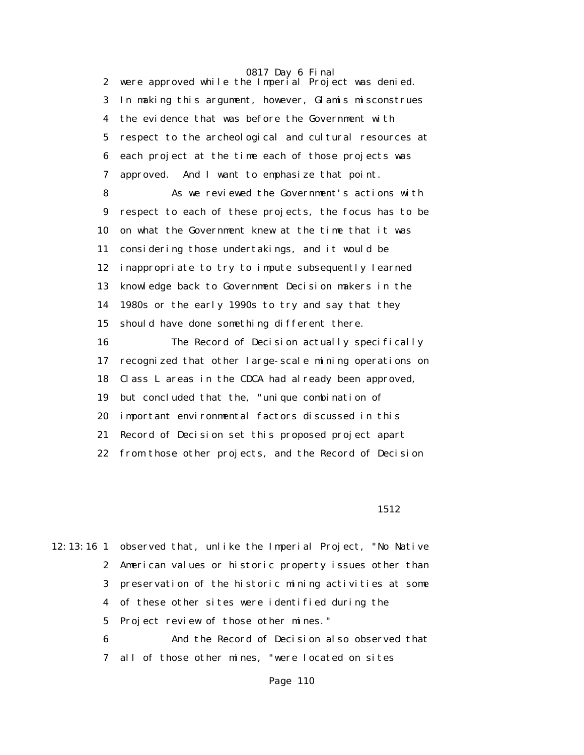were approved while the Imperial Project was denied. In making this argument, however, Glamis misconstrues the evidence that was before the Government with respect to the archeological and cultural resources at each project at the time each of those projects was approved. And I want to emphasize that point.

As we reviewed the Government's actions with respect to each of these projects, the focus has to be on what the Government knew at the time that it was considering those undertakings, and it would be inappropriate to try to impute subsequently learned knowledge back to Government Decision makers in the 1980s or the early 1990s to try and say that they should have done something different there.

The Record of Decision actually specifically recognized that other large-scale mining operations on Class L areas in the CDCA had already been approved, but concluded that the, "unique combination of important environmental factors discussed in this Record of Decision set this proposed project apart from those other projects, and the Record of Decision

1512

12:13:16 observed that, unlike the Imperial Project, "No Native American values or historic property issues other than preservation of the historic mining activities at some of these other sites were identified during the Project review of those other mines."

And the Record of Decision also observed that all of those other mines, "were located on sites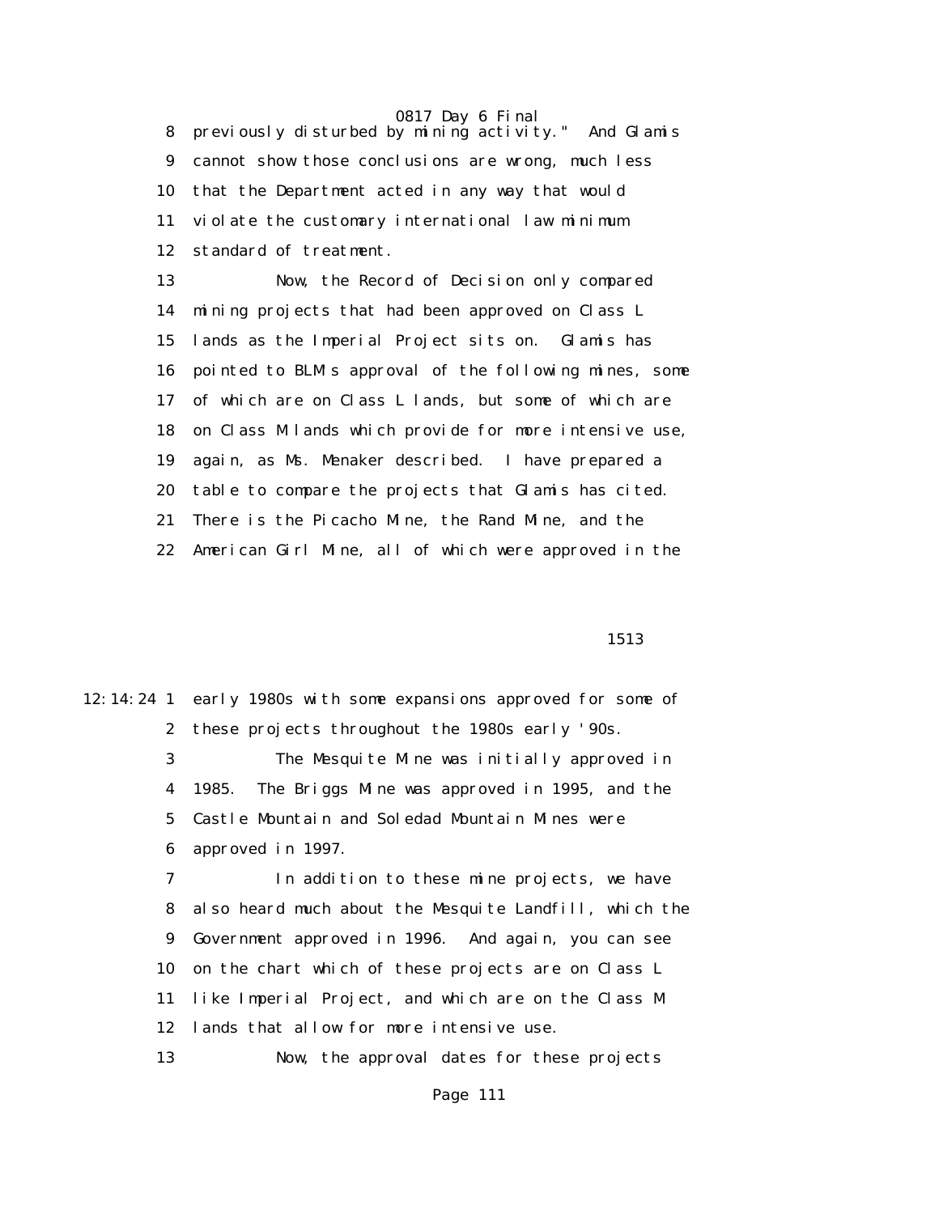previously disturbed by mining activity." And Glamis cannot show those conclusions are wrong, much less that the Department acted in any way that would violate the customary international law minimum standard of treatment.

Now, the Record of Decision only compared mining projects that had been approved on Class L lands as the Imperial Project sits on. Glamis has pointed to BLM's approval of the following mines, some of which are on Class L lands, but some of which are on Class M lands which provide for more intensive use, again, as Ms. Menaker described. I have prepared a table to compare the projects that Glamis has cited. There is the Picacho Mine, the Rand Mine, and the American Girl Mine, all of which were approved in the

12:14:24 early 1980s with some expansions approved for some of these projects throughout the 1980s early '90s.

The Mesquite Mine was initially approved in 1985. The Briggs Mine was approved in 1995, and the Castle Mountain and Soledad Mountain Mines were approved in 1997.

In addition to these mine projects, we have also heard much about the Mesquite Landfill, which the Government approved in 1996. And again, you can see on the chart which of these projects are on Class L like Imperial Project, and which are on the Class M lands that allow for more intensive use.

Now, the approval dates for these projects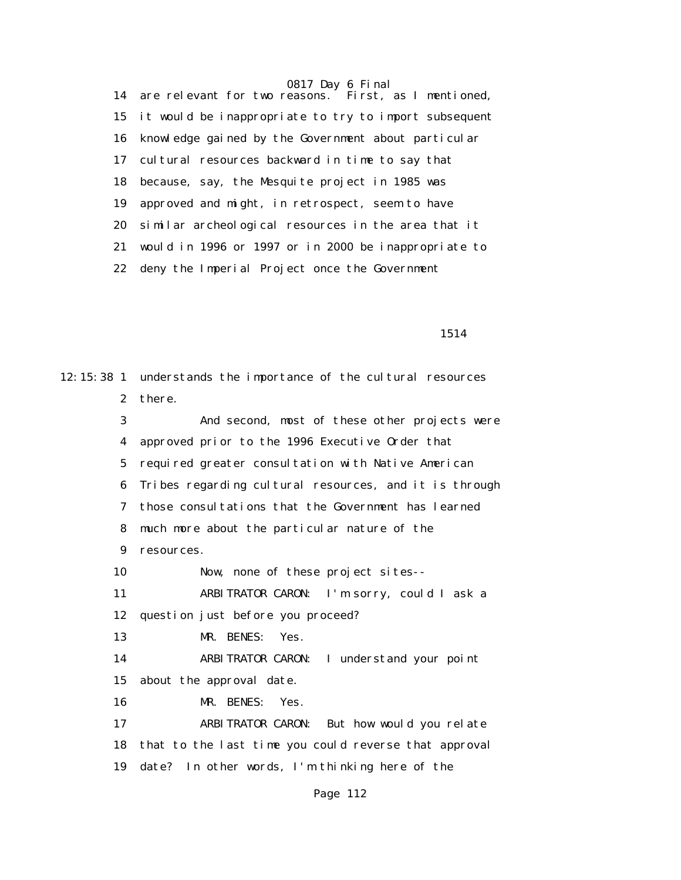14 are relevant for two reasons. First, as I mentioned,
15 it would be inappropriate to try to import subsequent
16 knowledge gained by the Government about particular
17 cultural resources backward in time to say that
18 because, say, the Mesquite project in 1985 was
19 approved and might, in retrospect, seem to have
20 similar archeological resources in the area that it
21 would in 1996 or 1997 or in 2000 be inappropriate to
22 deny the Imperial Project once the Government

1514

12:15:38 1 understands the importance of the cultural resources
2 there.
3 And second, most of these other projects were
4 approved prior to the 1996 Executive Order that
5 required greater consultation with Native American
6 Tribes regarding cultural resources, and it is through
7 those consultations that the Government has learned
8 much more about the particular nature of the
9 resources.
10 Now, none of these project sites--
11 ARBITRATOR CARON: I'm sorry, could I ask a
12 question just before you proceed?
13 MR. BENES: Yes.
14 ARBITRATOR CARON: I understand your point
15 about the approval date.
16 MR. BENES: Yes.
17 ARBITRATOR CARON: But how would you relate
18 that to the last time you could reverse that approval
19 date? In other words, I'm thinking here of the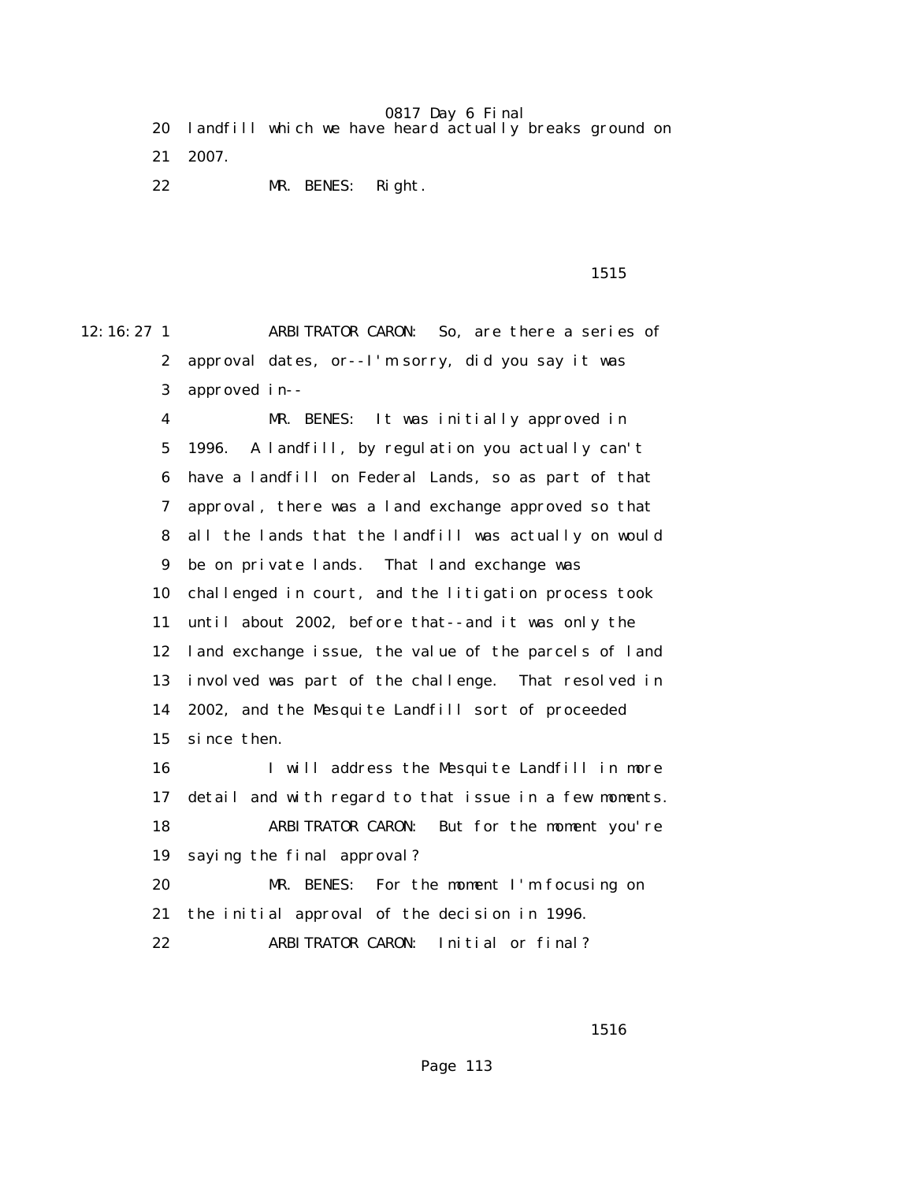20 landfill which we have heard actually breaks ground on

21 2007.

22 MR. BENES: Right.

1515

12:16:27 1 ARBITRATOR CARON: So, are there a series of

2 approval dates, or--I'm sorry, did you say it was

3 approved in--

4 MR. BENES: It was initially approved in

5 1996. A landfill, by regulation you actually can't

6 have a landfill on Federal Lands, so as part of that

7 approval, there was a land exchange approved so that

8 all the lands that the landfill was actually on would

9 be on private lands. That land exchange was

10 challenged in court, and the litigation process took

11 until about 2002, before that--and it was only the

12 land exchange issue, the value of the parcels of land

13 involved was part of the challenge. That resolved in

14 2002, and the Mesquite Landfill sort of proceeded

15 since then.

16 I will address the Mesquite Landfill in more

17 detail and with regard to that issue in a few moments.

18 ARBITRATOR CARON: But for the moment you're

19 saying the final approval?

20 MR. BENES: For the moment I'm focusing on

21 the initial approval of the decision in 1996.

22 ARBITRATOR CARON: Initial or final?

1516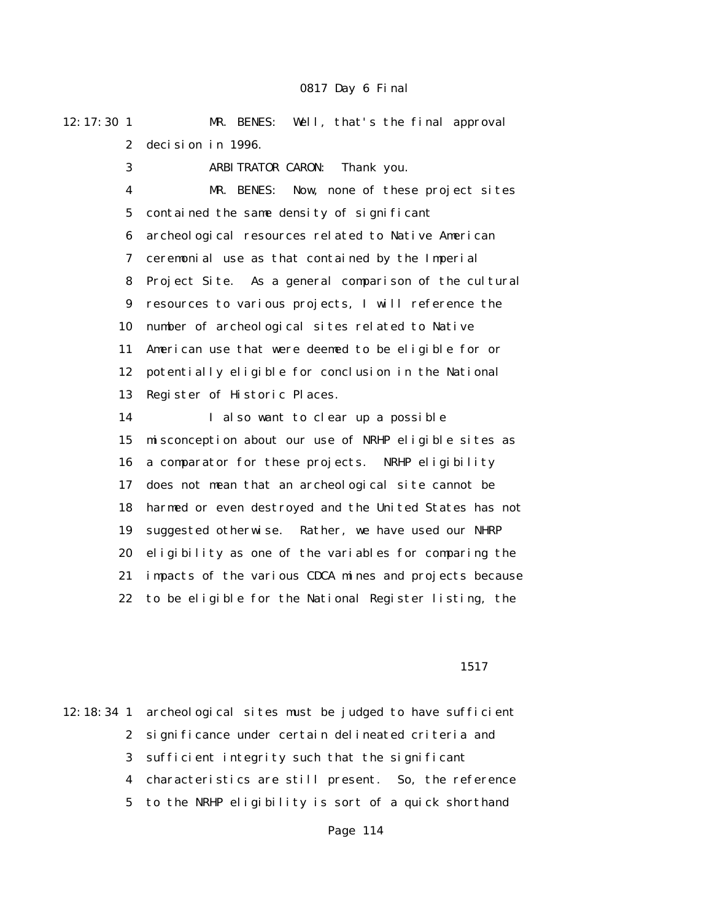0817 Day 6 Final

12:17:30 1 MR. BENES: Well, that's the final approval
2 decision in 1996.
3 ARBITRATOR CARON: Thank you.
4 MR. BENES: Now, none of these project sites
5 contained the same density of significant
6 archeological resources related to Native American
7 ceremonial use as that contained by the Imperial
8 Project Site. As a general comparison of the cultural
9 resources to various projects, I will reference the
10 number of archeological sites related to Native
11 American use that were deemed to be eligible for or
12 potentially eligible for conclusion in the National
13 Register of Historic Places.
14 I also want to clear up a possible
15 misconception about our use of NRHP eligible sites as
16 a comparator for these projects. NRHP eligibility
17 does not mean that an archeological site cannot be
18 harmed or even destroyed and the United States has not
19 suggested otherwise. Rather, we have used our NHRP
20 eligibility as one of the variables for comparing the
21 impacts of the various CDCA mines and projects because
22 to be eligible for the National Register listing, the

1517

12:18:34 1 archeological sites must be judged to have sufficient
2 significance under certain delineated criteria and
3 sufficient integrity such that the significant
4 characteristics are still present. So, the reference
5 to the NRHP eligibility is sort of a quick shorthand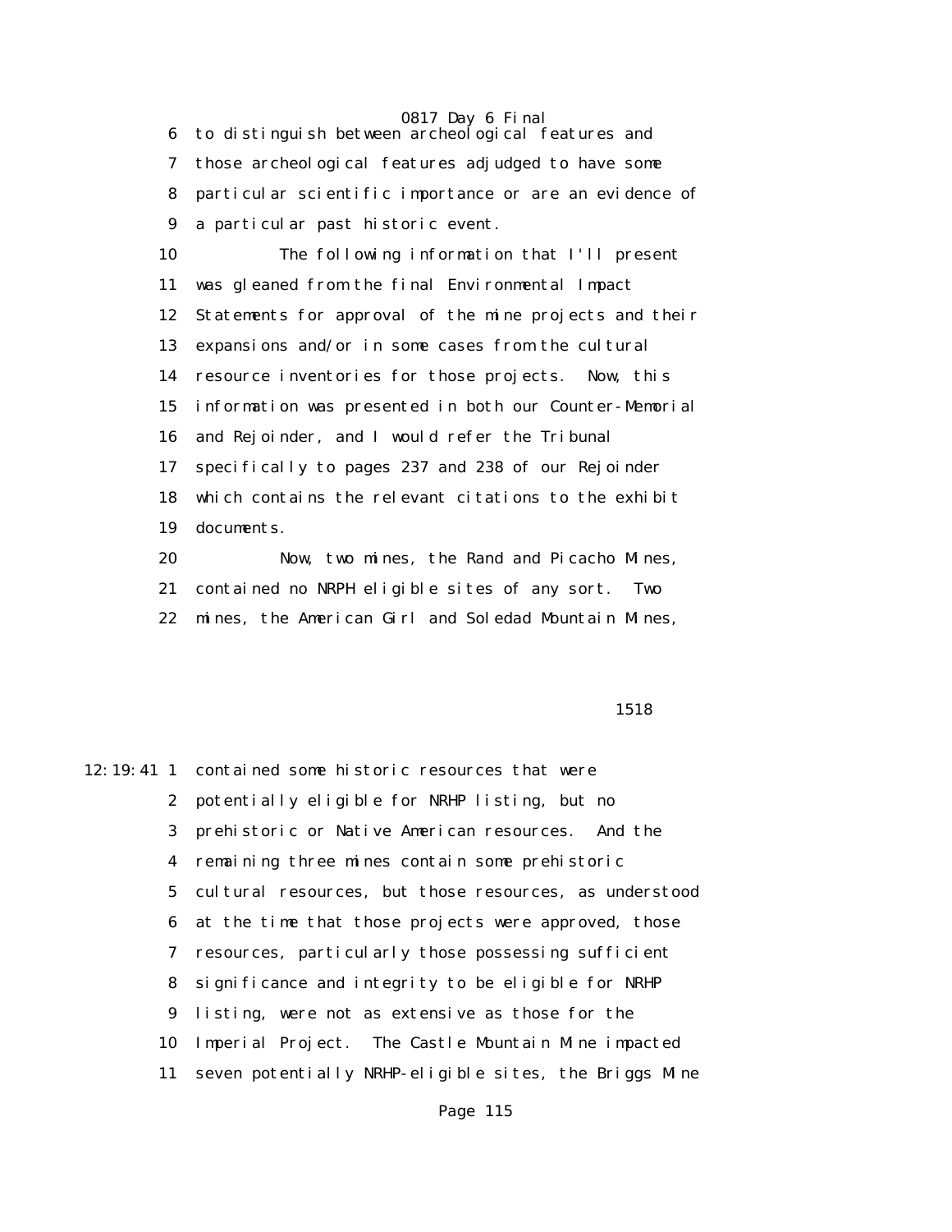to distinguish between archeological features and those archeological features adjudged to have some particular scientific importance or are an evidence of a particular past historic event.

The following information that I'll present was gleaned from the final Environmental Impact Statements for approval of the mine projects and their expansions and/or in some cases from the cultural resource inventories for those projects. Now, this information was presented in both our Counter-Memorial and Rejoinder, and I would refer the Tribunal specifically to pages 237 and 238 of our Rejoinder which contains the relevant citations to the exhibit documents.

Now, two mines, the Rand and Picacho Mines, contained no NRPH eligible sites of any sort. Two mines, the American Girl and Soledad Mountain Mines,

1518

contained some historic resources that were potentially eligible for NRHP listing, but no prehistoric or Native American resources. And the remaining three mines contain some prehistoric cultural resources, but those resources, as understood at the time that those projects were approved, those resources, particularly those possessing sufficient significance and integrity to be eligible for NRHP listing, were not as extensive as those for the Imperial Project. The Castle Mountain Mine impacted seven potentially NRHP-eligible sites, the Briggs Mine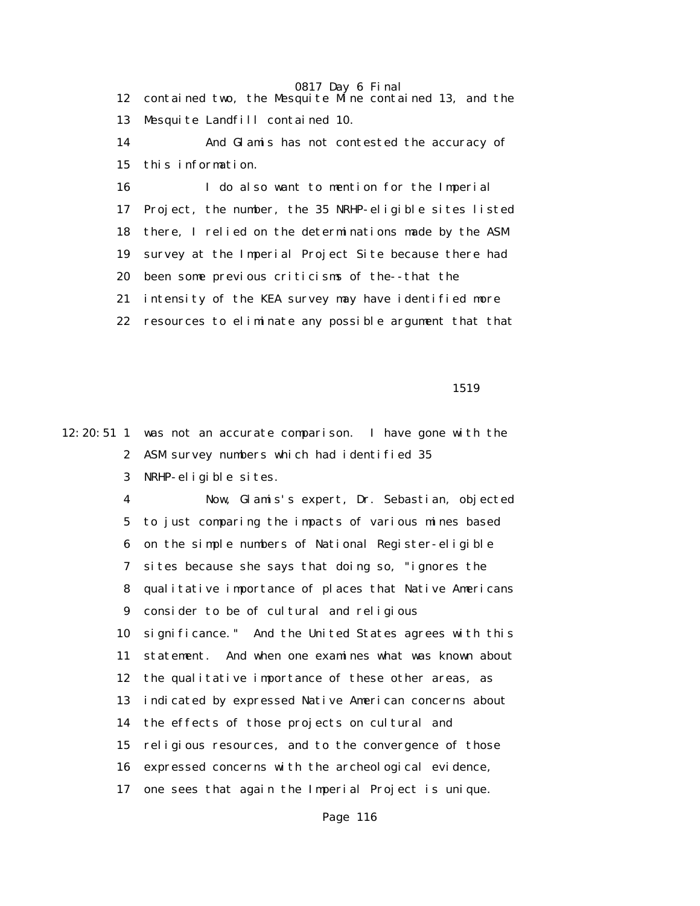12 contained two, the Mesquite Mine contained 13, and the
13 Mesquite Landfill contained 10.
14 And Glamis has not contested the accuracy of
15 this information.
16 I do also want to mention for the Imperial
17 Project, the number, the 35 NRHP-eligible sites listed
18 there, I relied on the determinations made by the ASM
19 survey at the Imperial Project Site because there had
20 been some previous criticisms of the--that the
21 intensity of the KEA survey may have identified more
22 resources to eliminate any possible argument that that

1519

12:20:51 1 was not an accurate comparison. I have gone with the
2 ASM survey numbers which had identified 35
3 NRHP-eligible sites.
4 Now, Glamis's expert, Dr. Sebastian, objected
5 to just comparing the impacts of various mines based
6 on the simple numbers of National Register-eligible
7 sites because she says that doing so, "ignores the
8 qualitative importance of places that Native Americans
9 consider to be of cultural and religious
10 significance." And the United States agrees with this
11 statement. And when one examines what was known about
12 the qualitative importance of these other areas, as
13 indicated by expressed Native American concerns about
14 the effects of those projects on cultural and
15 religious resources, and to the convergence of those
16 expressed concerns with the archeological evidence,
17 one sees that again the Imperial Project is unique.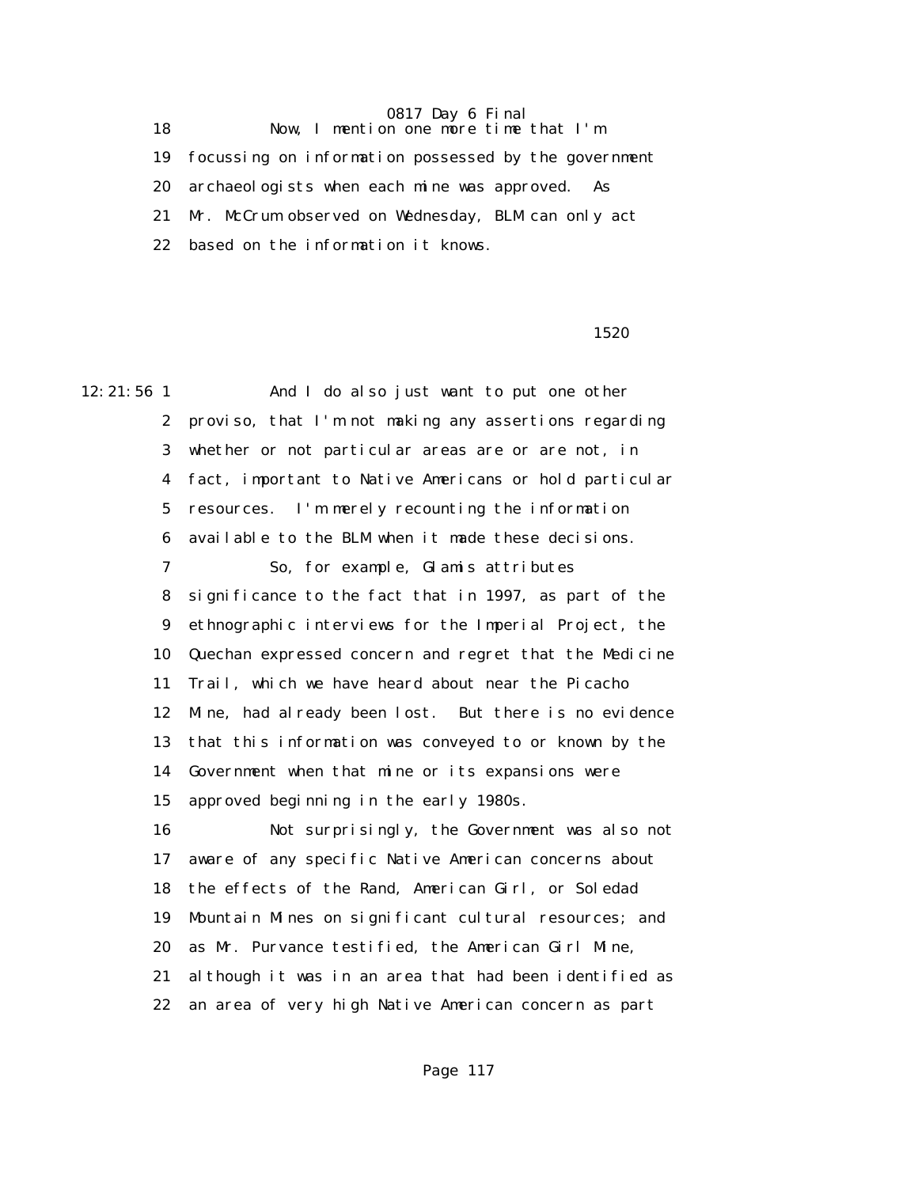18 Now, I mention one more time that I'm
19 focussing on information possessed by the government
20 archaeologists when each mine was approved. As
21 Mr. McCrum observed on Wednesday, BLM can only act
22 based on the information it knows.

1520

12:21:56 1 And I do also just want to put one other
2 proviso, that I'm not making any assertions regarding
3 whether or not particular areas are or are not, in
4 fact, important to Native Americans or hold particular
5 resources. I'm merely recounting the information
6 available to the BLM when it made these decisions.
7 So, for example, Glamis attributes
8 significance to the fact that in 1997, as part of the
9 ethnographic interviews for the Imperial Project, the
10 Quechan expressed concern and regret that the Medicine
11 Trail, which we have heard about near the Picacho
12 Mine, had already been lost. But there is no evidence
13 that this information was conveyed to or known by the
14 Government when that mine or its expansions were
15 approved beginning in the early 1980s.
16 Not surprisingly, the Government was also not
17 aware of any specific Native American concerns about
18 the effects of the Rand, American Girl, or Soledad
19 Mountain Mines on significant cultural resources; and
20 as Mr. Purvance testified, the American Girl Mine,
21 although it was in an area that had been identified as
22 an area of very high Native American concern as part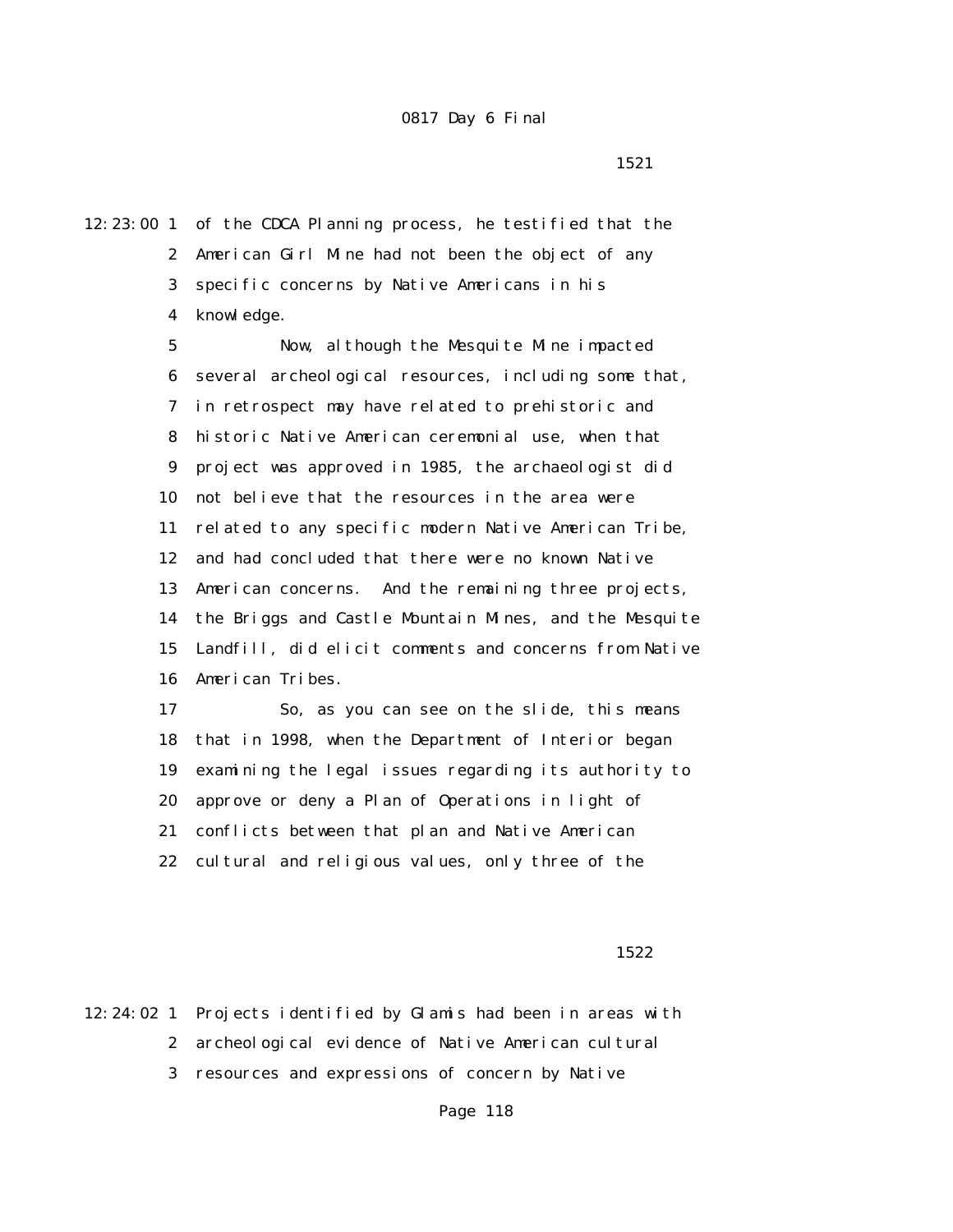1521

12:23:00 1 of the CDCA Planning process, he testified that the
2 American Girl Mine had not been the object of any
3 specific concerns by Native Americans in his
4 knowledge.
5 Now, although the Mesquite Mine impacted
6 several archeological resources, including some that,
7 in retrospect may have related to prehistoric and
8 historic Native American ceremonial use, when that
9 project was approved in 1985, the archaeologist did
10 not believe that the resources in the area were
11 related to any specific modern Native American Tribe,
12 and had concluded that there were no known Native
13 American concerns. And the remaining three projects,
14 the Briggs and Castle Mountain Mines, and the Mesquite
15 Landfill, did elicit comments and concerns from Native
16 American Tribes.
17 So, as you can see on the slide, this means
18 that in 1998, when the Department of Interior began
19 examining the legal issues regarding its authority to
20 approve or deny a Plan of Operations in light of
21 conflicts between that plan and Native American
22 cultural and religious values, only three of the

1522

12:24:02 1 Projects identified by Glamis had been in areas with
2 archeological evidence of Native American cultural
3 resources and expressions of concern by Native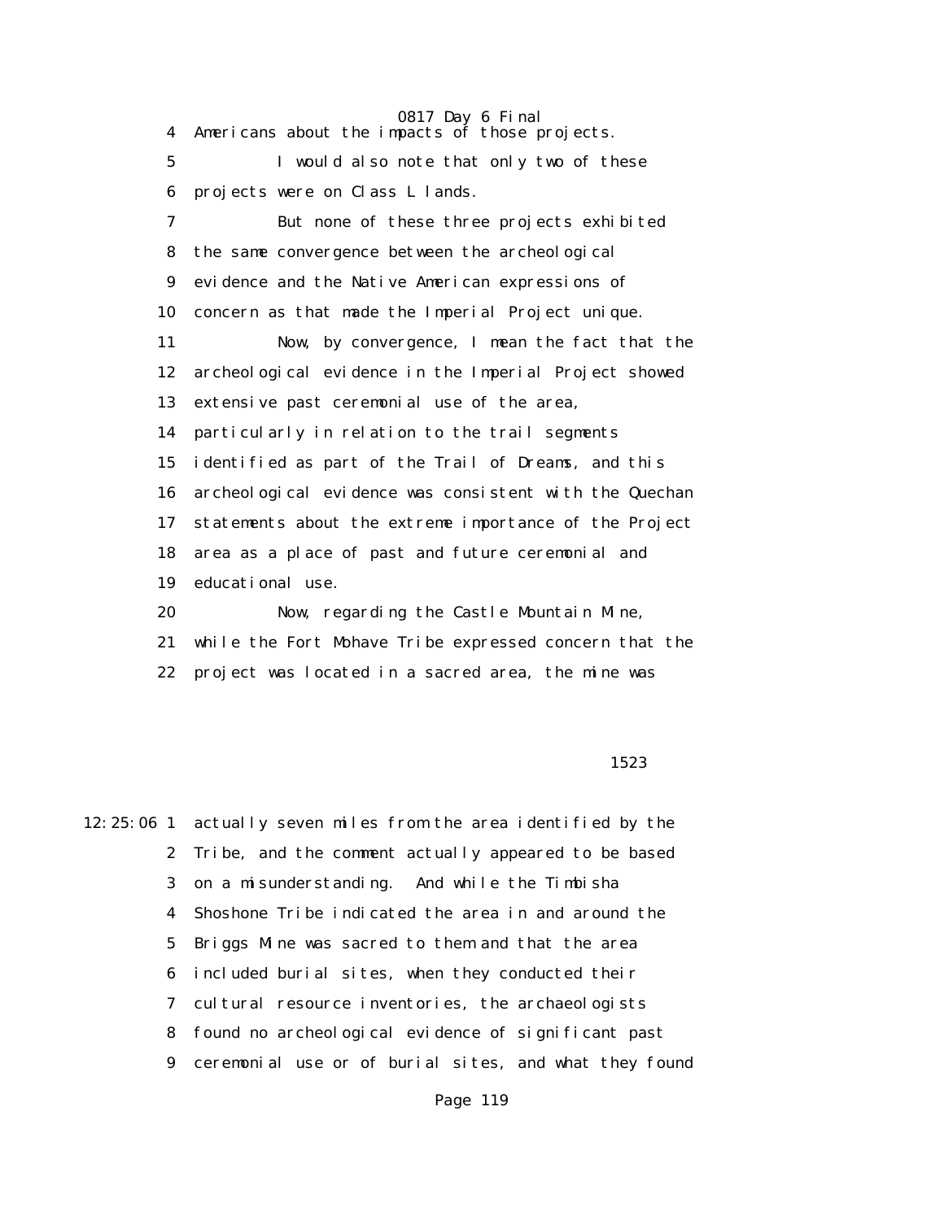4 Americans about the impacts of those projects.

5 I would also note that only two of these

6 projects were on Class L lands.

7 But none of these three projects exhibited

8 the same convergence between the archeological

9 evidence and the Native American expressions of

10 concern as that made the Imperial Project unique.

11 Now, by convergence, I mean the fact that the

12 archeological evidence in the Imperial Project showed

13 extensive past ceremonial use of the area,

14 particularly in relation to the trail segments

15 identified as part of the Trail of Dreams, and this

16 archeological evidence was consistent with the Quechan

17 statements about the extreme importance of the Project

18 area as a place of past and future ceremonial and

19 educational use.

20 Now, regarding the Castle Mountain Mine,

21 while the Fort Mohave Tribe expressed concern that the

22 project was located in a sacred area, the mine was

1523

12:25:06 1 actually seven miles from the area identified by the

2 Tribe, and the comment actually appeared to be based

3 on a misunderstanding. And while the Timbisha

4 Shoshone Tribe indicated the area in and around the

5 Briggs Mine was sacred to them and that the area

6 included burial sites, when they conducted their

7 cultural resource inventories, the archaeologists

8 found no archeological evidence of significant past

9 ceremonial use or of burial sites, and what they found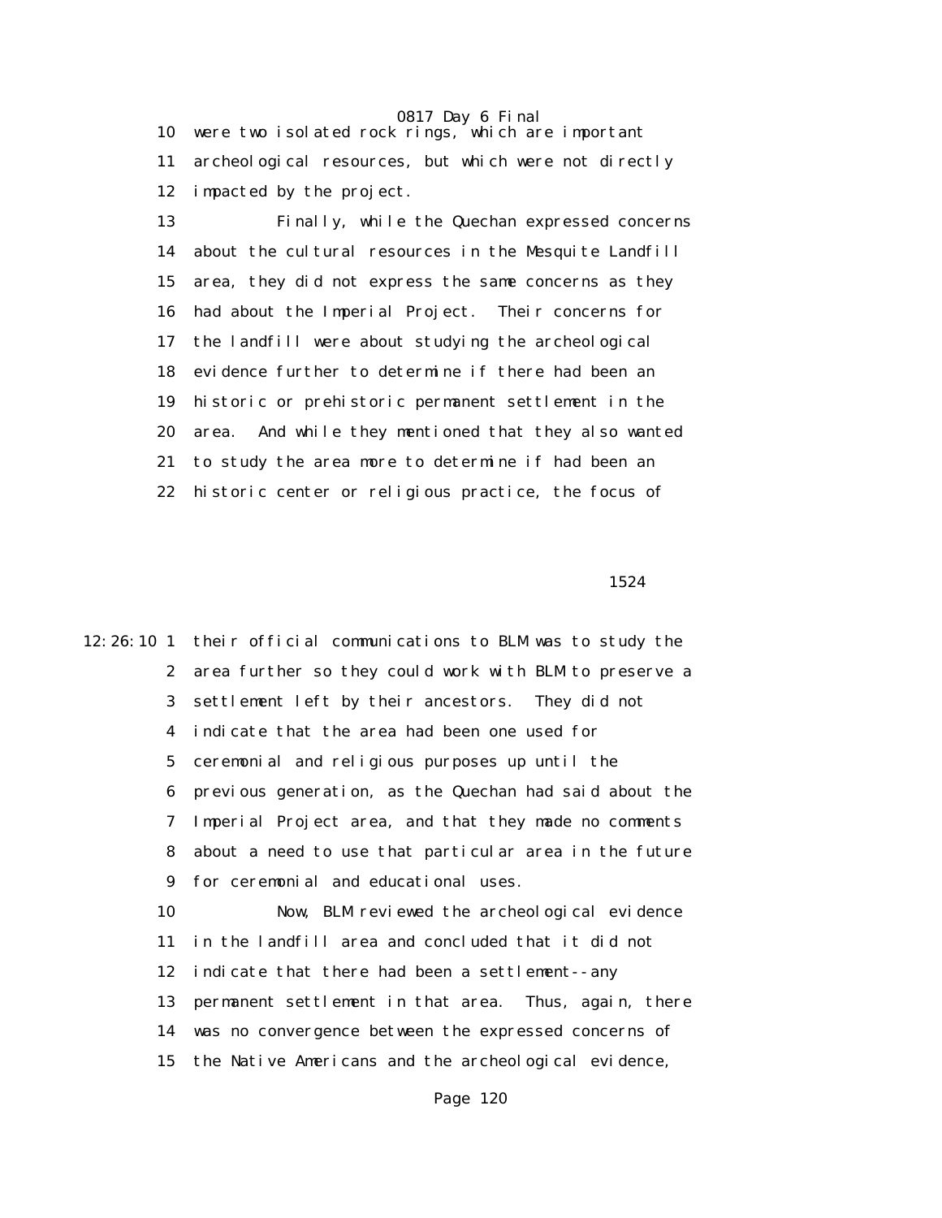10 were two isolated rock rings, which are important
11 archeological resources, but which were not directly
12 impacted by the project.
13 Finally, while the Quechan expressed concerns
14 about the cultural resources in the Mesquite Landfill
15 area, they did not express the same concerns as they
16 had about the Imperial Project. Their concerns for
17 the landfill were about studying the archeological
18 evidence further to determine if there had been an
19 historic or prehistoric permanent settlement in the
20 area. And while they mentioned that they also wanted
21 to study the area more to determine if had been an
22 historic center or religious practice, the focus of

1524

12:26:10 1 their official communications to BLM was to study the
2 area further so they could work with BLM to preserve a
3 settlement left by their ancestors. They did not
4 indicate that the area had been one used for
5 ceremonial and religious purposes up until the
6 previous generation, as the Quechan had said about the
7 Imperial Project area, and that they made no comments
8 about a need to use that particular area in the future
9 for ceremonial and educational uses.
10 Now, BLM reviewed the archeological evidence
11 in the landfill area and concluded that it did not
12 indicate that there had been a settlement--any
13 permanent settlement in that area. Thus, again, there
14 was no convergence between the expressed concerns of
15 the Native Americans and the archeological evidence,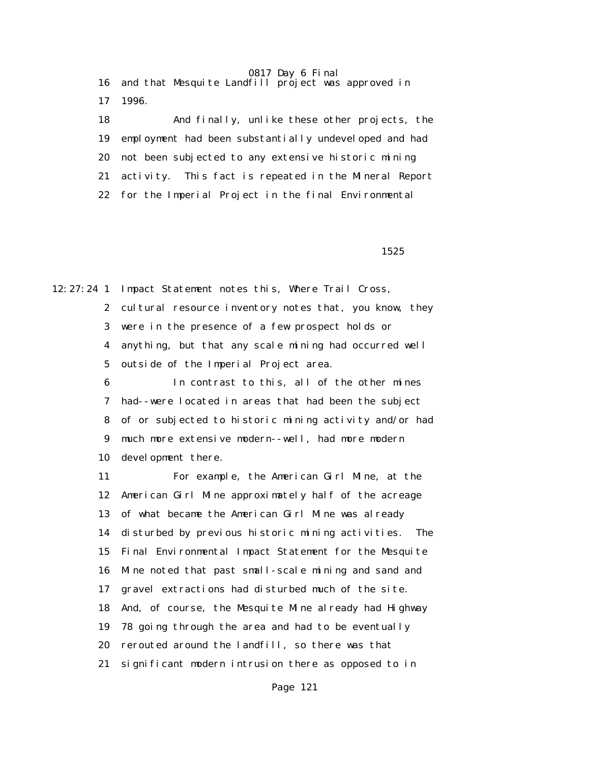16 and that Mesquite Landfill project was approved in

17 1996.

18 And finally, unlike these other projects, the

19 employment had been substantially undeveloped and had

20 not been subjected to any extensive historic mining

21 activity. This fact is repeated in the Mineral Report

22 for the Imperial Project in the final Environmental

1525

12:27:24 1 Impact Statement notes this, Where Trail Cross,

2 cultural resource inventory notes that, you know, they

3 were in the presence of a few prospect holds or

4 anything, but that any scale mining had occurred well

5 outside of the Imperial Project area.

6 In contrast to this, all of the other mines

7 had--were located in areas that had been the subject

8 of or subjected to historic mining activity and/or had

9 much more extensive modern--well, had more modern

10 development there.

11 For example, the American Girl Mine, at the

12 American Girl Mine approximately half of the acreage

13 of what became the American Girl Mine was already

14 disturbed by previous historic mining activities. The

15 Final Environmental Impact Statement for the Mesquite

16 Mine noted that past small-scale mining and sand and

17 gravel extractions had disturbed much of the site.

18 And, of course, the Mesquite Mine already had Highway

19 78 going through the area and had to be eventually

20 rerouted around the landfill, so there was that

21 significant modern intrusion there as opposed to in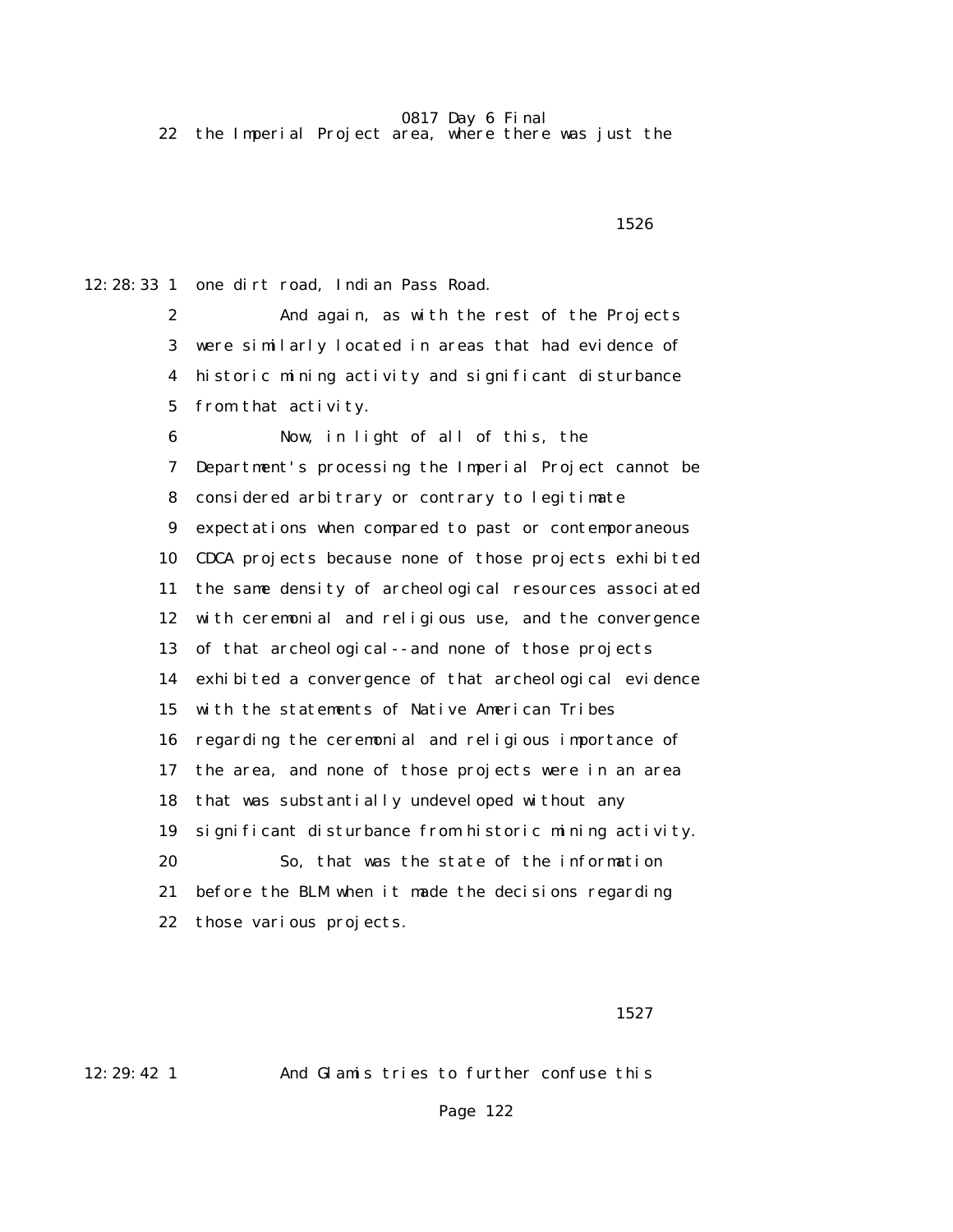22 the Imperial Project area, where there was just the

1526

12:28:33 1 one dirt road, Indian Pass Road.

2 And again, as with the rest of the Projects

3 were similarly located in areas that had evidence of

4 historic mining activity and significant disturbance

5 from that activity.

6 Now, in light of all of this, the

7 Department's processing the Imperial Project cannot be

8 considered arbitrary or contrary to legitimate

9 expectations when compared to past or contemporaneous

10 CDCA projects because none of those projects exhibited

11 the same density of archeological resources associated

12 with ceremonial and religious use, and the convergence

13 of that archeological--and none of those projects

14 exhibited a convergence of that archeological evidence

15 with the statements of Native American Tribes

16 regarding the ceremonial and religious importance of

17 the area, and none of those projects were in an area

18 that was substantially undeveloped without any

19 significant disturbance from historic mining activity.

20 So, that was the state of the information

21 before the BLM when it made the decisions regarding

22 those various projects.

1527

12:29:42 1 And Glamis tries to further confuse this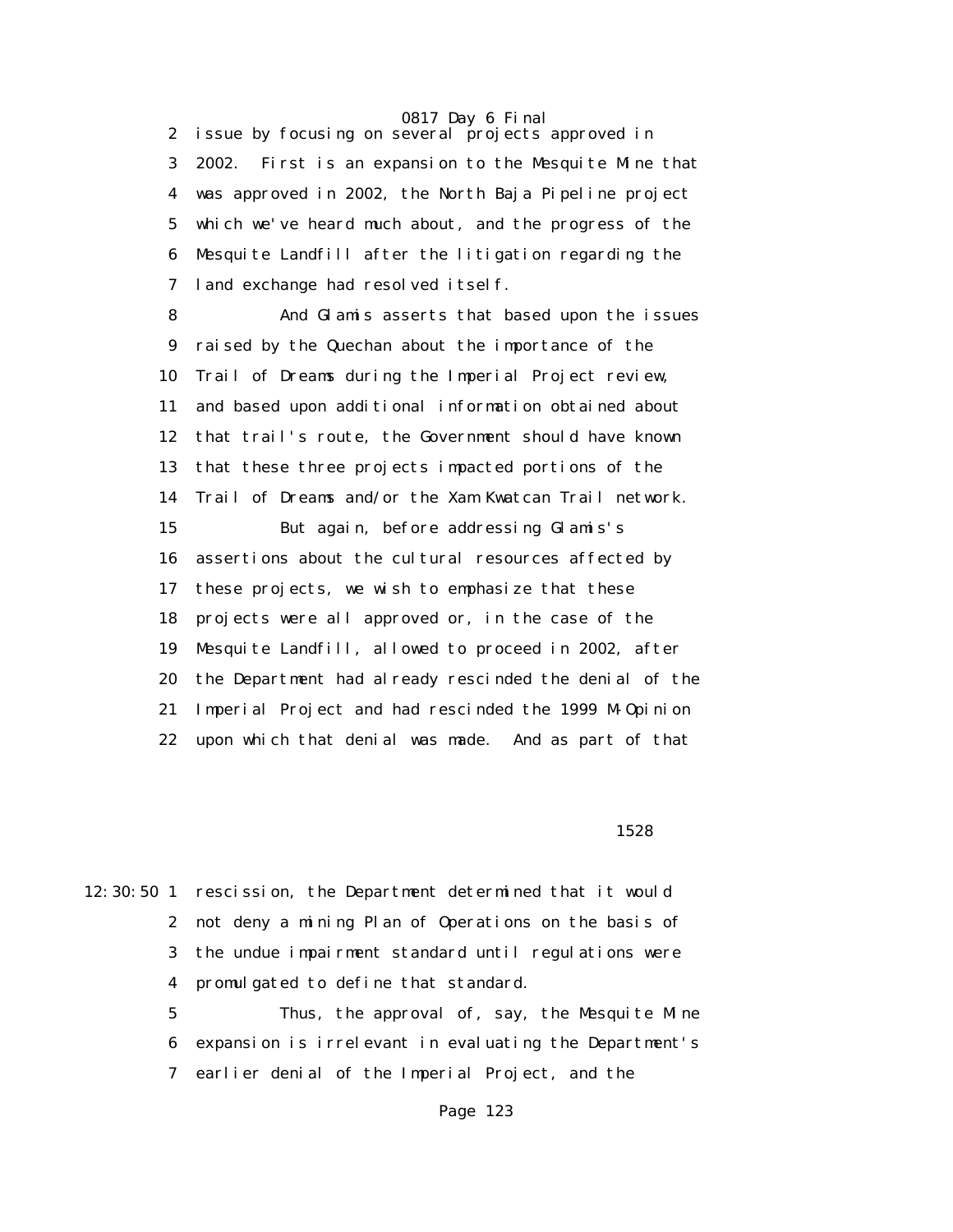issue by focusing on several projects approved in 2002. First is an expansion to the Mesquite Mine that was approved in 2002, the North Baja Pipeline project which we've heard much about, and the progress of the Mesquite Landfill after the litigation regarding the land exchange had resolved itself.

And Glamis asserts that based upon the issues raised by the Quechan about the importance of the Trail of Dreams during the Imperial Project review, and based upon additional information obtained about that trail's route, the Government should have known that these three projects impacted portions of the Trail of Dreams and/or the Xam Kwatcan Trail network.

But again, before addressing Glamis's assertions about the cultural resources affected by these projects, we wish to emphasize that these projects were all approved or, in the case of the Mesquite Landfill, allowed to proceed in 2002, after the Department had already rescinded the denial of the Imperial Project and had rescinded the 1999 M-Opinion upon which that denial was made. And as part of that

rescission, the Department determined that it would not deny a mining Plan of Operations on the basis of the undue impairment standard until regulations were promulgated to define that standard.

Thus, the approval of, say, the Mesquite Mine expansion is irrelevant in evaluating the Department's earlier denial of the Imperial Project, and the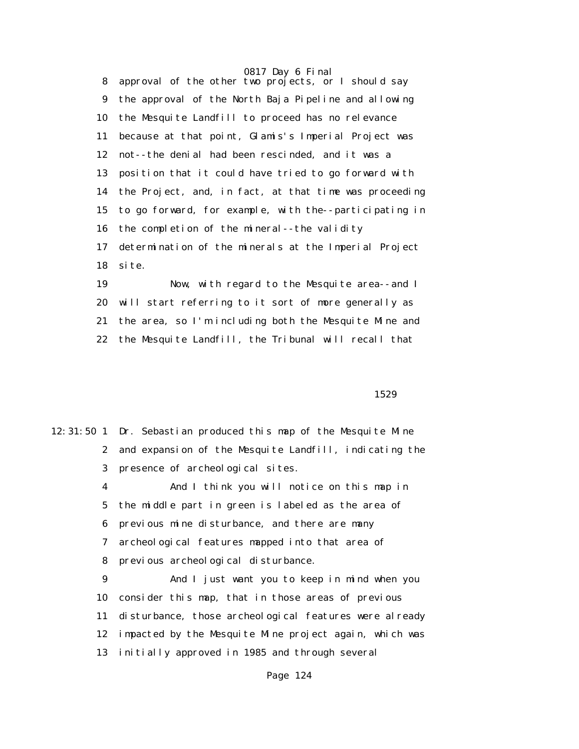8 approval of the other two projects, or I should say
9 the approval of the North Baja Pipeline and allowing
10 the Mesquite Landfill to proceed has no relevance
11 because at that point, Glamis's Imperial Project was
12 not--the denial had been rescinded, and it was a
13 position that it could have tried to go forward with
14 the Project, and, in fact, at that time was proceeding
15 to go forward, for example, with the--participating in
16 the completion of the mineral--the validity
17 determination of the minerals at the Imperial Project
18 site.

19 Now, with regard to the Mesquite area--and I
20 will start referring to it sort of more generally as
21 the area, so I'm including both the Mesquite Mine and
22 the Mesquite Landfill, the Tribunal will recall that

1529

12:31:50 1 Dr. Sebastian produced this map of the Mesquite Mine
2 and expansion of the Mesquite Landfill, indicating the
3 presence of archeological sites.

4 And I think you will notice on this map in
5 the middle part in green is labeled as the area of
6 previous mine disturbance, and there are many
7 archeological features mapped into that area of
8 previous archeological disturbance.

9 And I just want you to keep in mind when you
10 consider this map, that in those areas of previous
11 disturbance, those archeological features were already
12 impacted by the Mesquite Mine project again, which was
13 initially approved in 1985 and through several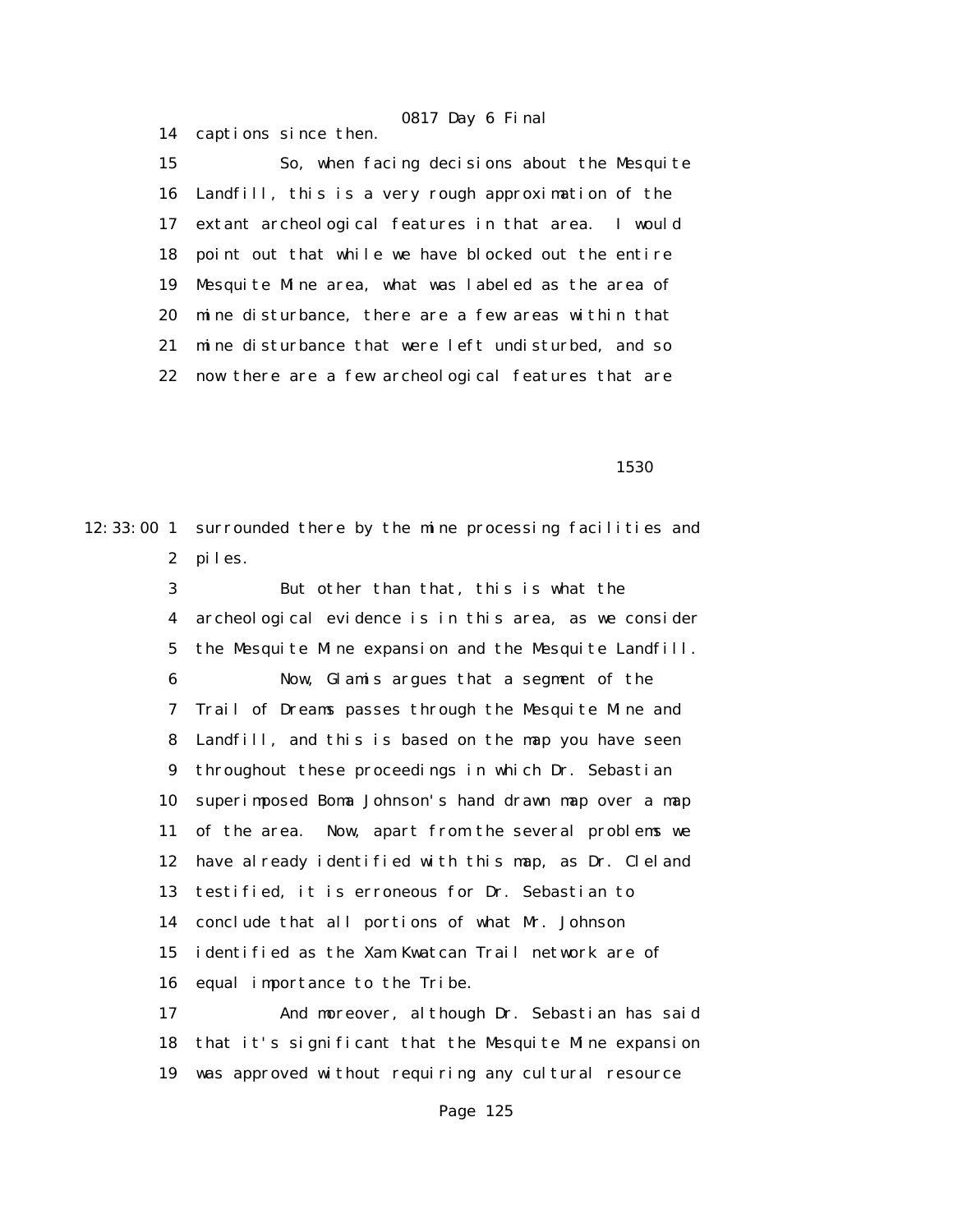14 captions since then.

15 So, when facing decisions about the Mesquite

16 Landfill, this is a very rough approximation of the

17 extant archeological features in that area. I would

18 point out that while we have blocked out the entire

19 Mesquite Mine area, what was labeled as the area of

20 mine disturbance, there are a few areas within that

21 mine disturbance that were left undisturbed, and so

22 now there are a few archeological features that are

1530

12:33:00 1 surrounded there by the mine processing facilities and

2 piles.

3 But other than that, this is what the

4 archeological evidence is in this area, as we consider

5 the Mesquite Mine expansion and the Mesquite Landfill.

6 Now, Glamis argues that a segment of the

7 Trail of Dreams passes through the Mesquite Mine and

8 Landfill, and this is based on the map you have seen

9 throughout these proceedings in which Dr. Sebastian

10 superimposed Boma Johnson's hand drawn map over a map

11 of the area. Now, apart from the several problems we

12 have already identified with this map, as Dr. Cleland

13 testified, it is erroneous for Dr. Sebastian to

14 conclude that all portions of what Mr. Johnson

15 identified as the Xam Kwatcan Trail network are of

16 equal importance to the Tribe.

17 And moreover, although Dr. Sebastian has said

18 that it's significant that the Mesquite Mine expansion

19 was approved without requiring any cultural resource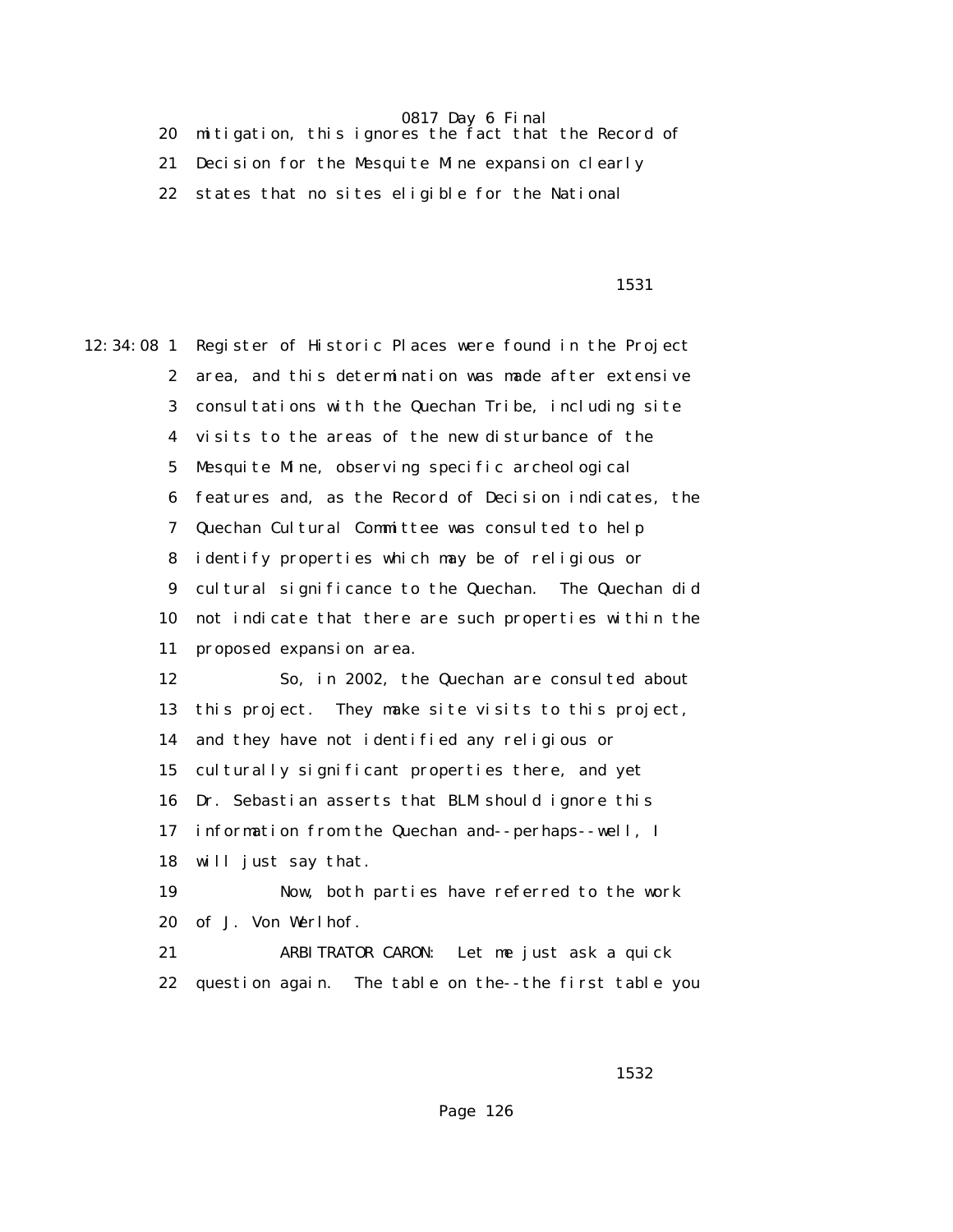20 mitigation, this ignores the fact that the Record of

21 Decision for the Mesquite Mine expansion clearly

22 states that no sites eligible for the National

1531

12:34:08 1 Register of Historic Places were found in the Project

2 area, and this determination was made after extensive

3 consultations with the Quechan Tribe, including site

4 visits to the areas of the new disturbance of the

5 Mesquite Mine, observing specific archeological

6 features and, as the Record of Decision indicates, the

7 Quechan Cultural Committee was consulted to help

8 identify properties which may be of religious or

9 cultural significance to the Quechan. The Quechan did

10 not indicate that there are such properties within the

11 proposed expansion area.

12 So, in 2002, the Quechan are consulted about

13 this project. They make site visits to this project,

14 and they have not identified any religious or

15 culturally significant properties there, and yet

16 Dr. Sebastian asserts that BLM should ignore this

17 information from the Quechan and--perhaps--well, I

18 will just say that.

19 Now, both parties have referred to the work

20 of J. Von Werlhof.

21 ARBITRATOR CARON: Let me just ask a quick

22 question again. The table on the--the first table you

1532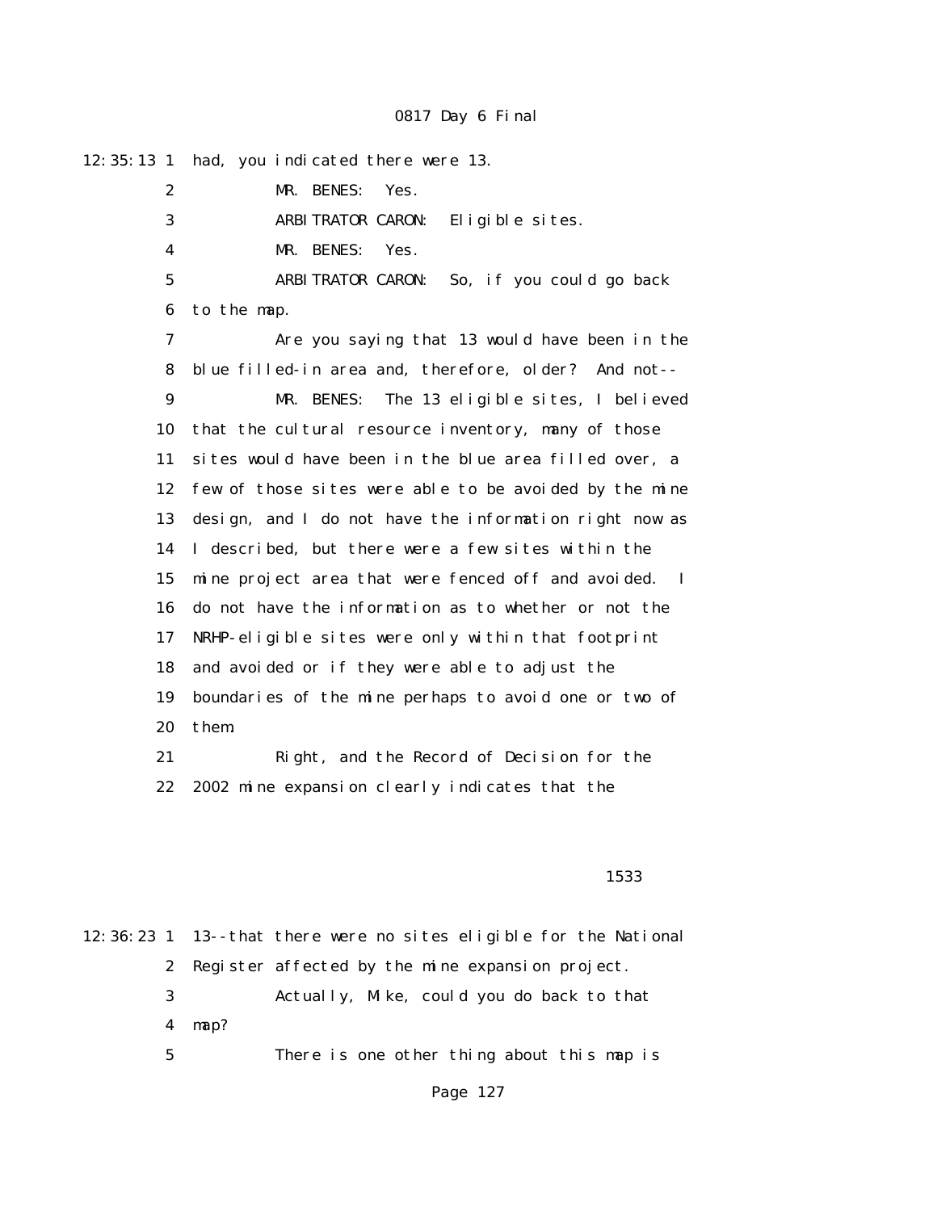12:35:13 1 had, you indicated there were 13.

2 MR. BENES: Yes.

3 ARBITRATOR CARON: Eligible sites.

4 MR. BENES: Yes.

5 ARBITRATOR CARON: So, if you could go back

6 to the map.

7 Are you saying that 13 would have been in the

8 blue filled-in area and, therefore, older? And not--

9 MR. BENES: The 13 eligible sites, I believed

10 that the cultural resource inventory, many of those

11 sites would have been in the blue area filled over, a

12 few of those sites were able to be avoided by the mine

13 design, and I do not have the information right now as

14 I described, but there were a few sites within the

15 mine project area that were fenced off and avoided. I

16 do not have the information as to whether or not the

17 NRHP-eligible sites were only within that footprint

18 and avoided or if they were able to adjust the

19 boundaries of the mine perhaps to avoid one or two of

20 them.

21 Right, and the Record of Decision for the

22 2002 mine expansion clearly indicates that the

1533

12:36:23 1 13--that there were no sites eligible for the National

2 Register affected by the mine expansion project.

3 Actually, Mike, could you do back to that

4 map?

5 There is one other thing about this map is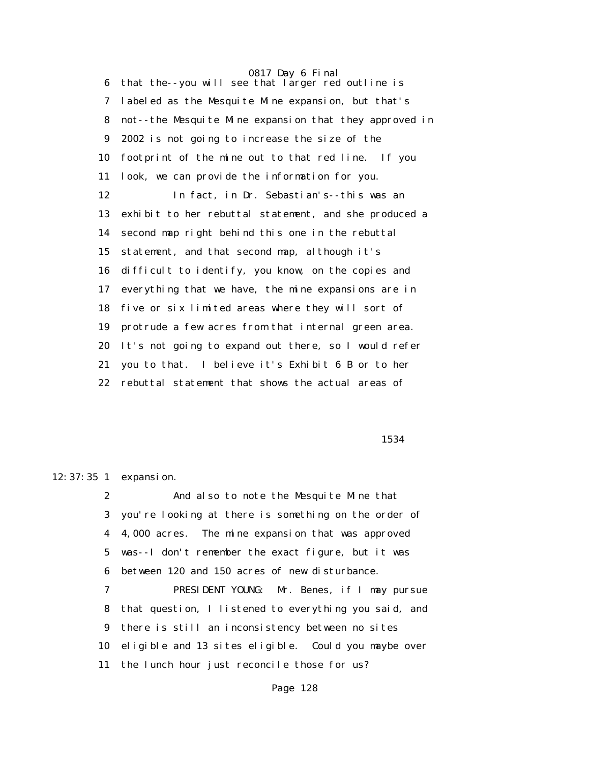6 that the--you will see that larger red outline is
7 labeled as the Mesquite Mine expansion, but that's
8 not--the Mesquite Mine expansion that they approved in
9 2002 is not going to increase the size of the
10 footprint of the mine out to that red line. If you
11 look, we can provide the information for you.
12 In fact, in Dr. Sebastian's--this was an
13 exhibit to her rebuttal statement, and she produced a
14 second map right behind this one in the rebuttal
15 statement, and that second map, although it's
16 difficult to identify, you know, on the copies and
17 everything that we have, the mine expansions are in
18 five or six limited areas where they will sort of
19 protrude a few acres from that internal green area.
20 It's not going to expand out there, so I would refer
21 you to that. I believe it's Exhibit 6 B or to her
22 rebuttal statement that shows the actual areas of

1534

12:37:35 1 expansion.
2 And also to note the Mesquite Mine that
3 you're looking at there is something on the order of
4 4,000 acres. The mine expansion that was approved
5 was--I don't remember the exact figure, but it was
6 between 120 and 150 acres of new disturbance.
7 PRESIDENT YOUNG: Mr. Benes, if I may pursue
8 that question, I listened to everything you said, and
9 there is still an inconsistency between no sites
10 eligible and 13 sites eligible. Could you maybe over
11 the lunch hour just reconcile those for us?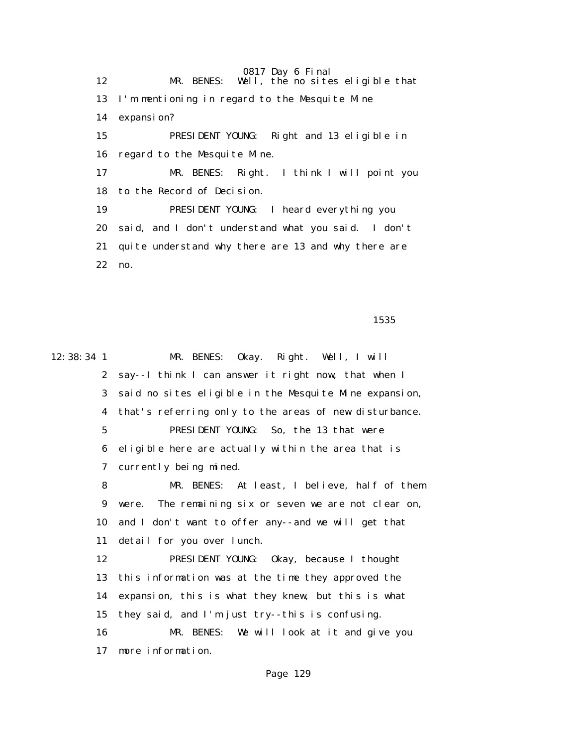12 MR. BENES: Well, the no sites eligible that
13 I'm mentioning in regard to the Mesquite Mine
14 expansion?
15 PRESIDENT YOUNG: Right and 13 eligible in
16 regard to the Mesquite Mine.
17 MR. BENES: Right. I think I will point you
18 to the Record of Decision.
19 PRESIDENT YOUNG: I heard everything you
20 said, and I don't understand what you said. I don't
21 quite understand why there are 13 and why there are
22 no.

1535

12:38:34 1 MR. BENES: Okay. Right. Well, I will
2 say--I think I can answer it right now, that when I
3 said no sites eligible in the Mesquite Mine expansion,
4 that's referring only to the areas of new disturbance.
5 PRESIDENT YOUNG: So, the 13 that were
6 eligible here are actually within the area that is
7 currently being mined.
8 MR. BENES: At least, I believe, half of them
9 were. The remaining six or seven we are not clear on,
10 and I don't want to offer any--and we will get that
11 detail for you over lunch.
12 PRESIDENT YOUNG: Okay, because I thought
13 this information was at the time they approved the
14 expansion, this is what they knew, but this is what
15 they said, and I'm just try--this is confusing.
16 MR. BENES: We will look at it and give you
17 more information.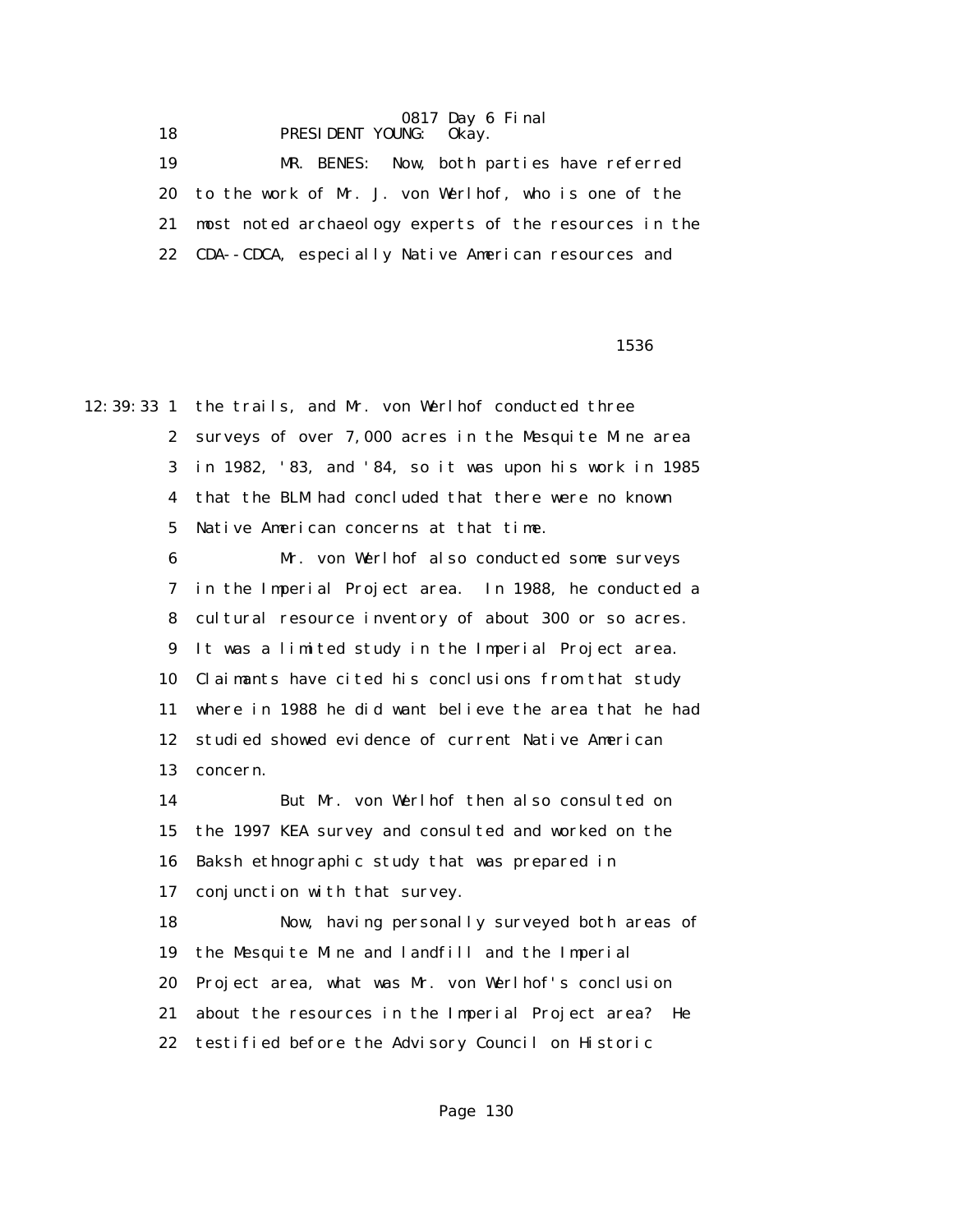18 PRESIDENT YOUNG: Okay.

19 MR. BENES: Now, both parties have referred

20 to the work of Mr. J. von Werlhof, who is one of the

21 most noted archaeology experts of the resources in the

22 CDA--CDCA, especially Native American resources and

1536

12:39:33 1 the trails, and Mr. von Werlhof conducted three

2 surveys of over 7,000 acres in the Mesquite Mine area

3 in 1982, '83, and '84, so it was upon his work in 1985

4 that the BLM had concluded that there were no known

5 Native American concerns at that time.

6 Mr. von Werlhof also conducted some surveys

7 in the Imperial Project area. In 1988, he conducted a

8 cultural resource inventory of about 300 or so acres.

9 It was a limited study in the Imperial Project area.

10 Claimants have cited his conclusions from that study

11 where in 1988 he did want believe the area that he had

12 studied showed evidence of current Native American

13 concern.

14 But Mr. von Werlhof then also consulted on

15 the 1997 KEA survey and consulted and worked on the

16 Baksh ethnographic study that was prepared in

17 conjunction with that survey.

18 Now, having personally surveyed both areas of

19 the Mesquite Mine and landfill and the Imperial

20 Project area, what was Mr. von Werlhof's conclusion

21 about the resources in the Imperial Project area? He

22 testified before the Advisory Council on Historic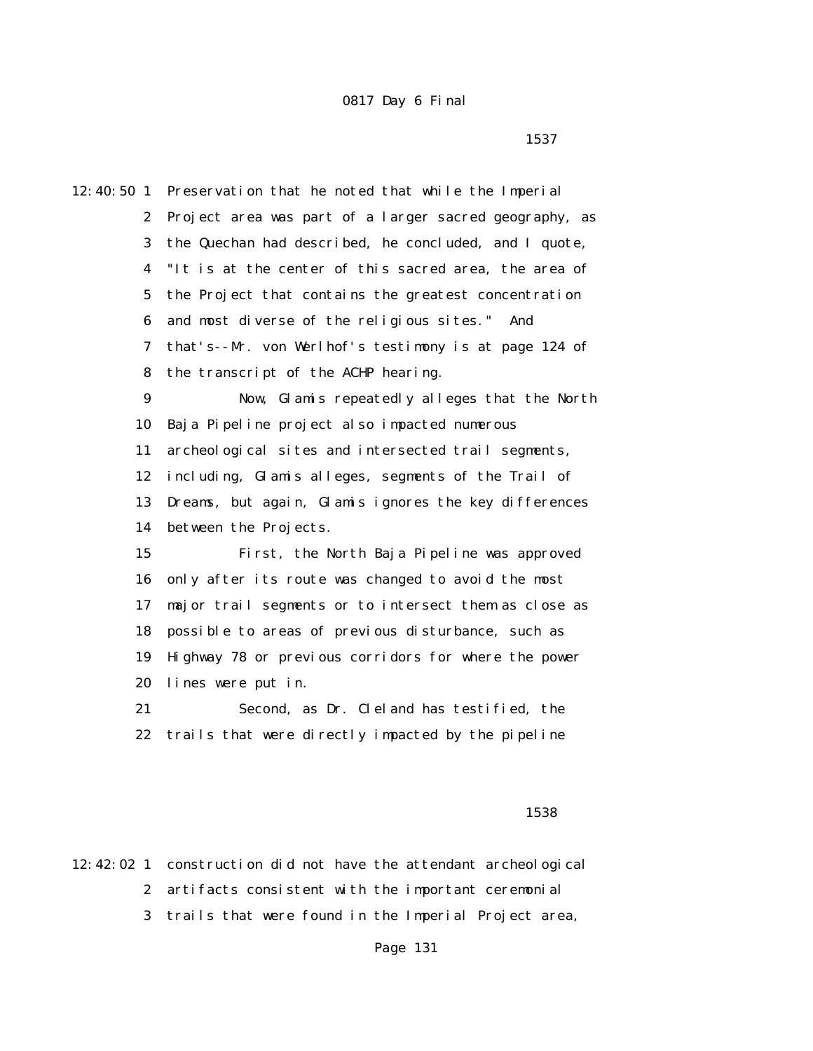12:40:50 1 Preservation that he noted that while the Imperial
2 Project area was part of a larger sacred geography, as
3 the Quechan had described, he concluded, and I quote,
4 "It is at the center of this sacred area, the area of
5 the Project that contains the greatest concentration
6 and most diverse of the religious sites." And
7 that's--Mr. von Werlhof's testimony is at page 124 of
8 the transcript of the ACHP hearing.
9 Now, Glamis repeatedly alleges that the North
10 Baja Pipeline project also impacted numerous
11 archeological sites and intersected trail segments,
12 including, Glamis alleges, segments of the Trail of
13 Dreams, but again, Glamis ignores the key differences
14 between the Projects.
15 First, the North Baja Pipeline was approved
16 only after its route was changed to avoid the most
17 major trail segments or to intersect them as close as
18 possible to areas of previous disturbance, such as
19 Highway 78 or previous corridors for where the power
20 lines were put in.
21 Second, as Dr. Cleland has testified, the
22 trails that were directly impacted by the pipeline

1538

12:42:02 1 construction did not have the attendant archeological
2 artifacts consistent with the important ceremonial
3 trails that were found in the Imperial Project area,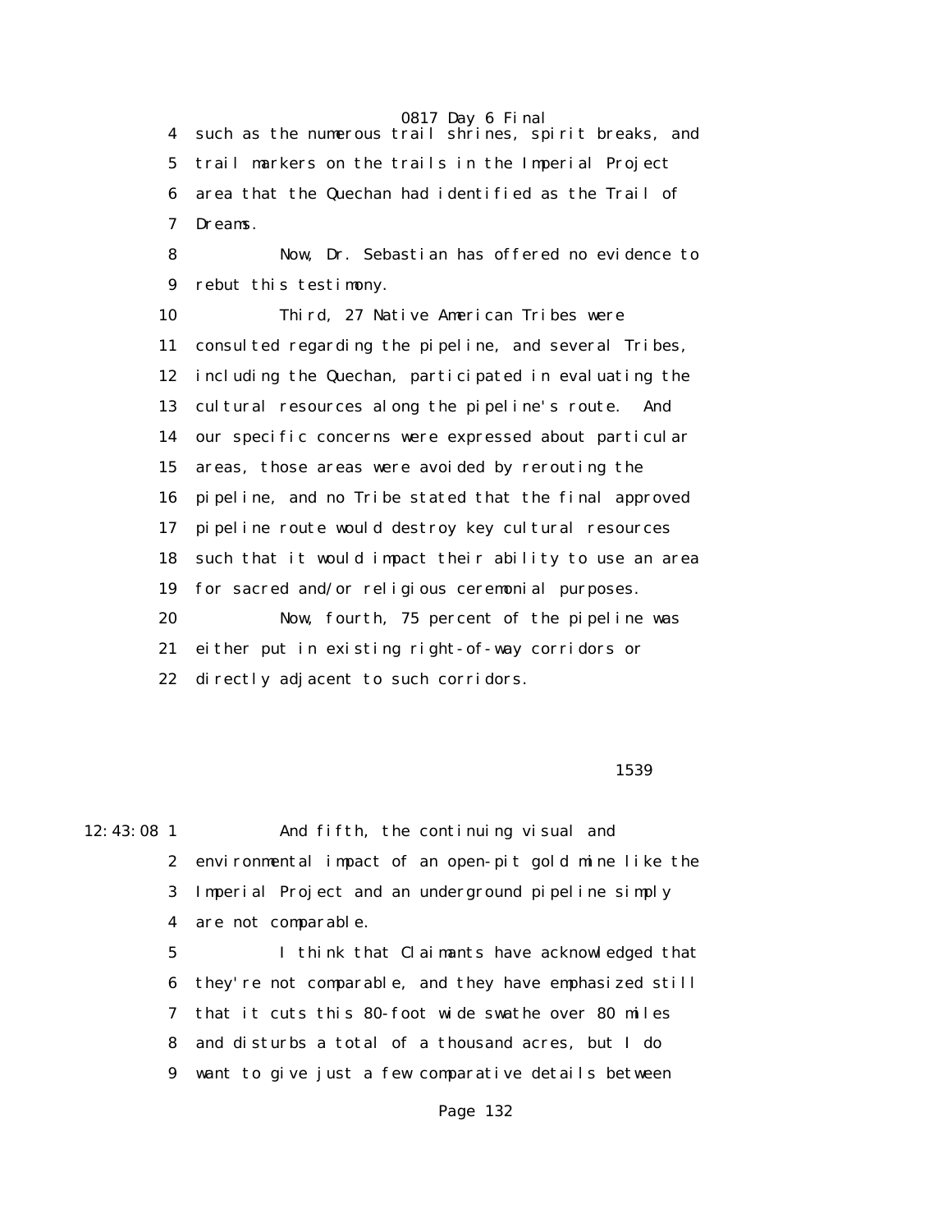4 such as the numerous trail shrines, spirit breaks, and
5 trail markers on the trails in the Imperial Project
6 area that the Quechan had identified as the Trail of
7 Dreams.

8 Now, Dr. Sebastian has offered no evidence to
9 rebut this testimony.

10 Third, 27 Native American Tribes were
11 consulted regarding the pipeline, and several Tribes,
12 including the Quechan, participated in evaluating the
13 cultural resources along the pipeline's route. And
14 our specific concerns were expressed about particular
15 areas, those areas were avoided by rerouting the
16 pipeline, and no Tribe stated that the final approved
17 pipeline route would destroy key cultural resources
18 such that it would impact their ability to use an area
19 for sacred and/or religious ceremonial purposes.

20 Now, fourth, 75 percent of the pipeline was
21 either put in existing right-of-way corridors or
22 directly adjacent to such corridors.

1539

12:43:08 1 And fifth, the continuing visual and
2 environmental impact of an open-pit gold mine like the
3 Imperial Project and an underground pipeline simply
4 are not comparable.

5 I think that Claimants have acknowledged that
6 they're not comparable, and they have emphasized still
7 that it cuts this 80-foot wide swathe over 80 miles
8 and disturbs a total of a thousand acres, but I do
9 want to give just a few comparative details between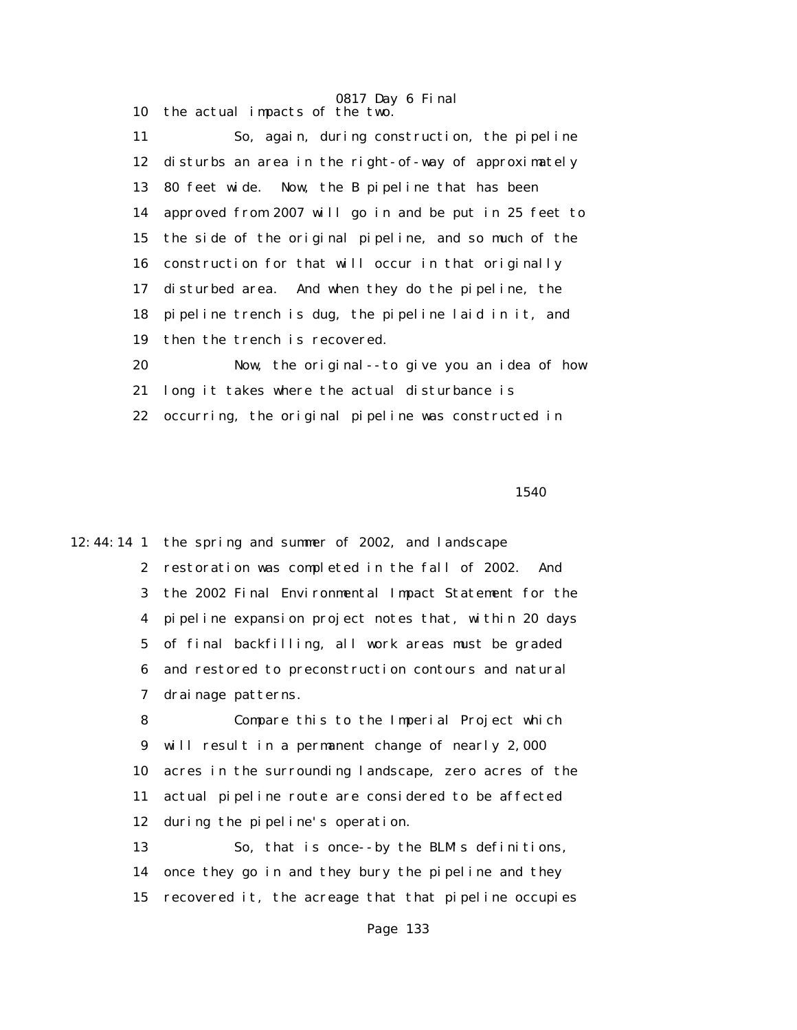10 the actual impacts of the two.

11 So, again, during construction, the pipeline

12 disturbs an area in the right-of-way of approximately

13 80 feet wide. Now, the B pipeline that has been

14 approved from 2007 will go in and be put in 25 feet to

15 the side of the original pipeline, and so much of the

16 construction for that will occur in that originally

17 disturbed area. And when they do the pipeline, the

18 pipeline trench is dug, the pipeline laid in it, and

19 then the trench is recovered.

20 Now, the original--to give you an idea of how

21 long it takes where the actual disturbance is

22 occurring, the original pipeline was constructed in

1540

12:44:14 1 the spring and summer of 2002, and landscape

2 restoration was completed in the fall of 2002. And

3 the 2002 Final Environmental Impact Statement for the

4 pipeline expansion project notes that, within 20 days

5 of final backfilling, all work areas must be graded

6 and restored to preconstruction contours and natural

7 drainage patterns.

8 Compare this to the Imperial Project which

9 will result in a permanent change of nearly 2,000

10 acres in the surrounding landscape, zero acres of the

11 actual pipeline route are considered to be affected

12 during the pipeline's operation.

13 So, that is once--by the BLM's definitions,

14 once they go in and they bury the pipeline and they

15 recovered it, the acreage that that pipeline occupies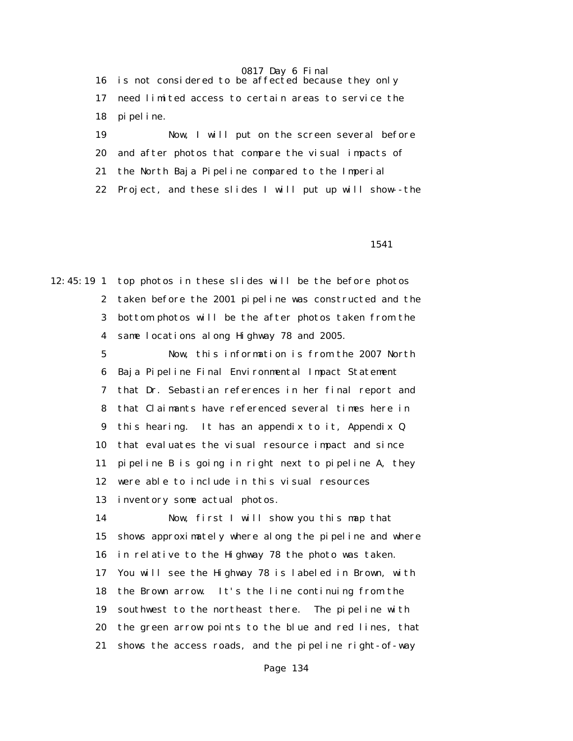16 is not considered to be affected because they only
17 need limited access to certain areas to service the
18 pipeline.
19 Now, I will put on the screen several before
20 and after photos that compare the visual impacts of
21 the North Baja Pipeline compared to the Imperial
22 Project, and these slides I will put up will show--the

1541

12:45:19 1 top photos in these slides will be the before photos
2 taken before the 2001 pipeline was constructed and the
3 bottom photos will be the after photos taken from the
4 same locations along Highway 78 and 2005.
5 Now, this information is from the 2007 North
6 Baja Pipeline Final Environmental Impact Statement
7 that Dr. Sebastian references in her final report and
8 that Claimants have referenced several times here in
9 this hearing. It has an appendix to it, Appendix Q
10 that evaluates the visual resource impact and since
11 pipeline B is going in right next to pipeline A, they
12 were able to include in this visual resources
13 inventory some actual photos.
14 Now, first I will show you this map that
15 shows approximately where along the pipeline and where
16 in relative to the Highway 78 the photo was taken.
17 You will see the Highway 78 is labeled in Brown, with
18 the Brown arrow. It's the line continuing from the
19 southwest to the northeast there. The pipeline with
20 the green arrow points to the blue and red lines, that
21 shows the access roads, and the pipeline right-of-way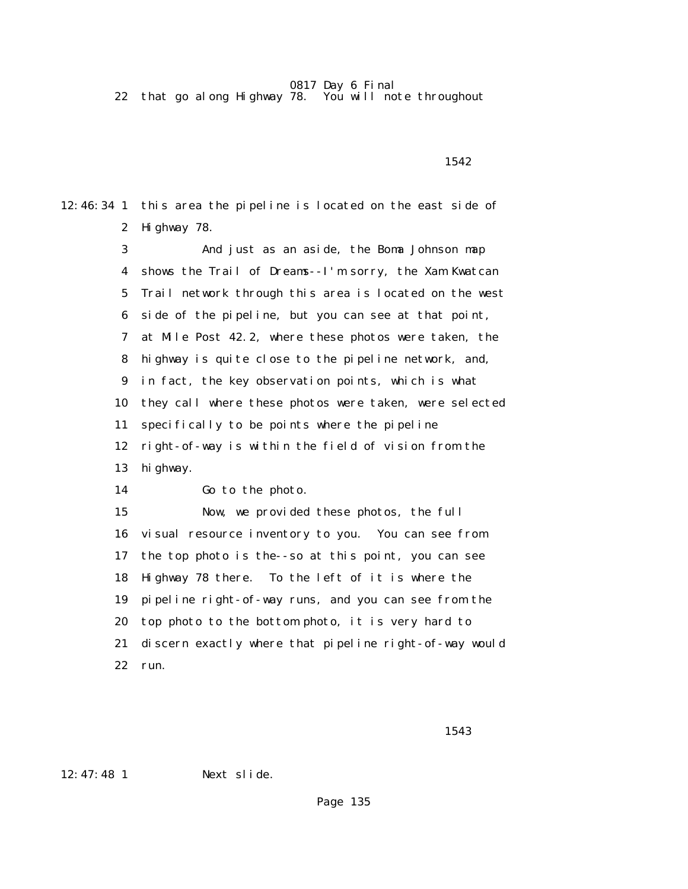22 that go along Highway 78. You will note throughout

1542

12:46:34 1 this area the pipeline is located on the east side of

2 Highway 78.

3 And just as an aside, the Boma Johnson map

4 shows the Trail of Dreams--I'm sorry, the Xam Kwatcan

5 Trail network through this area is located on the west

6 side of the pipeline, but you can see at that point,

7 at Mile Post 42.2, where these photos were taken, the

8 highway is quite close to the pipeline network, and,

9 in fact, the key observation points, which is what

10 they call where these photos were taken, were selected

11 specifically to be points where the pipeline

12 right-of-way is within the field of vision from the

13 highway.

14 Go to the photo.

15 Now, we provided these photos, the full

16 visual resource inventory to you. You can see from

17 the top photo is the--so at this point, you can see

18 Highway 78 there. To the left of it is where the

19 pipeline right-of-way runs, and you can see from the

20 top photo to the bottom photo, it is very hard to

21 discern exactly where that pipeline right-of-way would

22 run.

1543

12:47:48 1 Next slide.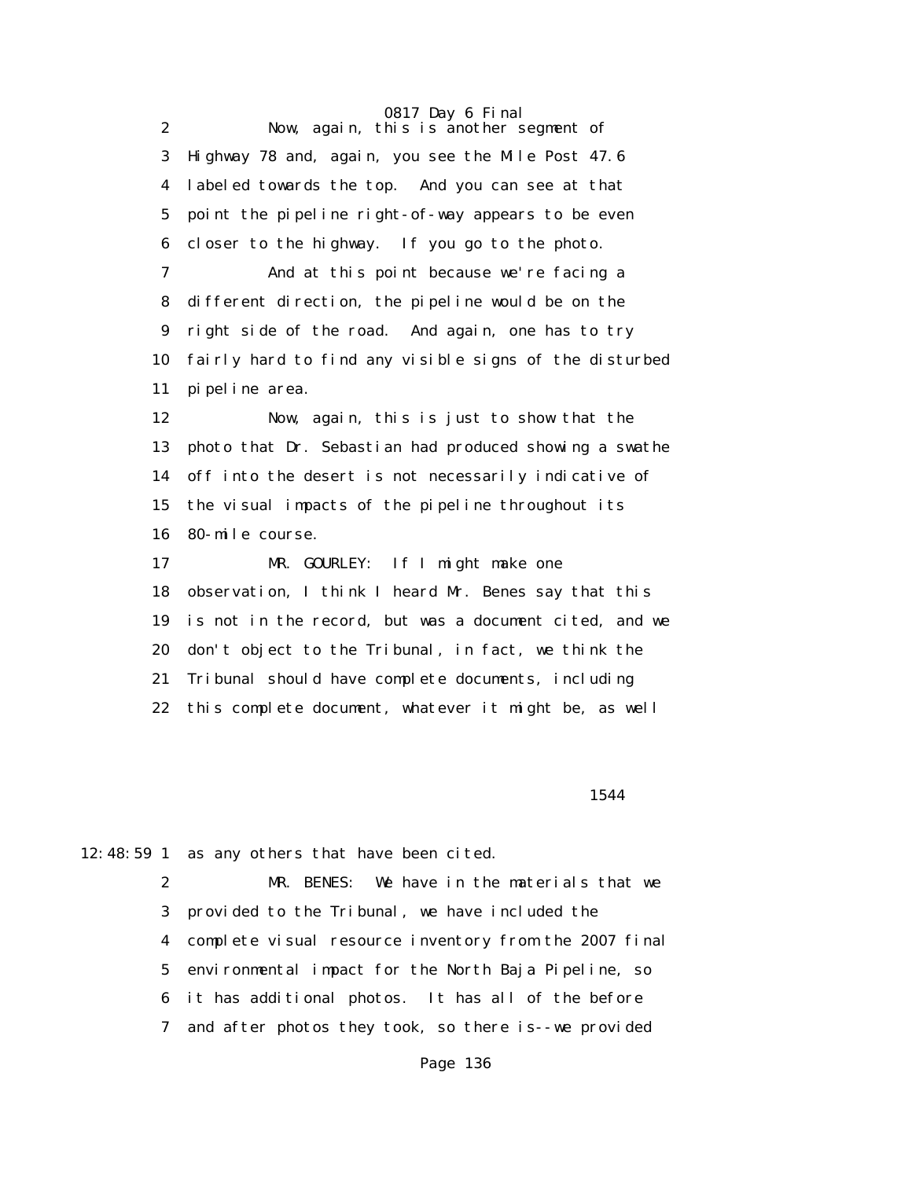2 Now, again, this is another segment of

3 Highway 78 and, again, you see the Mile Post 47.6

4 labeled towards the top. And you can see at that

5 point the pipeline right-of-way appears to be even

6 closer to the highway. If you go to the photo.

7 And at this point because we're facing a

8 different direction, the pipeline would be on the

9 right side of the road. And again, one has to try

10 fairly hard to find any visible signs of the disturbed

11 pipeline area.

12 Now, again, this is just to show that the

13 photo that Dr. Sebastian had produced showing a swathe

14 off into the desert is not necessarily indicative of

15 the visual impacts of the pipeline throughout its

16 80-mile course.

17 MR. GOURLEY: If I might make one

18 observation, I think I heard Mr. Benes say that this

19 is not in the record, but was a document cited, and we

20 don't object to the Tribunal, in fact, we think the

21 Tribunal should have complete documents, including

22 this complete document, whatever it might be, as well

1544

12:48:59 1 as any others that have been cited.

2 MR. BENES: We have in the materials that we

3 provided to the Tribunal, we have included the

4 complete visual resource inventory from the 2007 final

5 environmental impact for the North Baja Pipeline, so

6 it has additional photos. It has all of the before

7 and after photos they took, so there is--we provided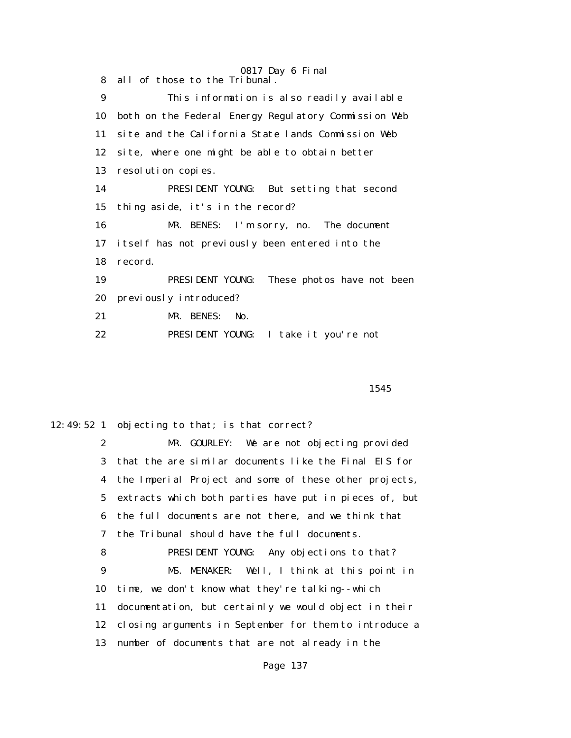8 all of those to the Tribunal.

9 This information is also readily available

10 both on the Federal Energy Regulatory Commission Web

11 site and the California State lands Commission Web

12 site, where one might be able to obtain better

13 resolution copies.

14 PRESIDENT YOUNG: But setting that second

15 thing aside, it's in the record?

16 MR. BENES: I'm sorry, no. The document

17 itself has not previously been entered into the

18 record.

19 PRESIDENT YOUNG: These photos have not been

20 previously introduced?

21 MR. BENES: No.

22 PRESIDENT YOUNG: I take it you're not

1545

12:49:52 1 objecting to that; is that correct?

2 MR. GOURLEY: We are not objecting provided

3 that the are similar documents like the Final EIS for

4 the Imperial Project and some of these other projects,

5 extracts which both parties have put in pieces of, but

6 the full documents are not there, and we think that

7 the Tribunal should have the full documents.

8 PRESIDENT YOUNG: Any objections to that?

9 MS. MENAKER: Well, I think at this point in

10 time, we don't know what they're talking--which

11 documentation, but certainly we would object in their

12 closing arguments in September for them to introduce a

13 number of documents that are not already in the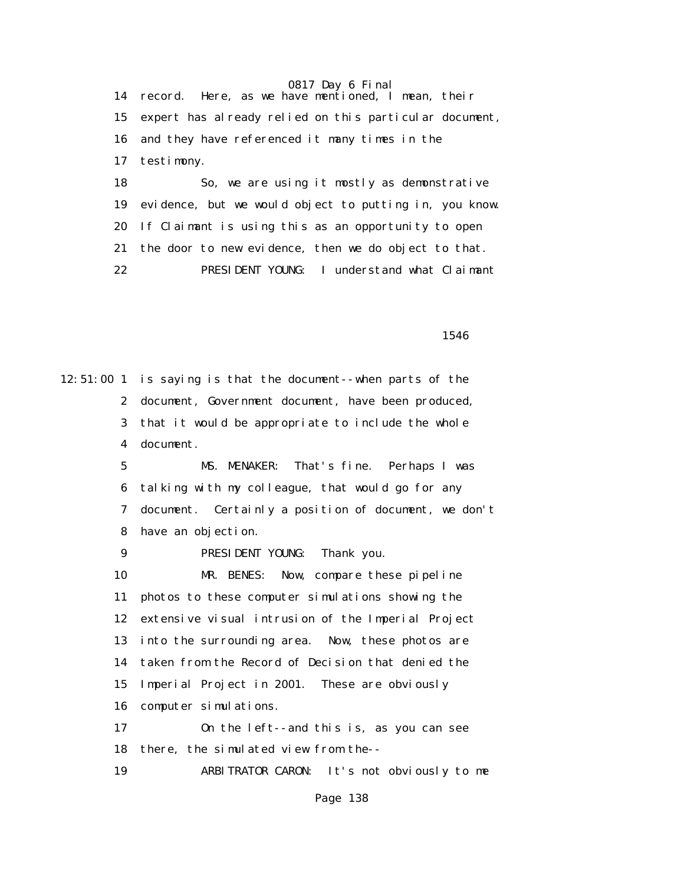14 record. Here, as we have mentioned, I mean, their

15 expert has already relied on this particular document,

16 and they have referenced it many times in the

17 testimony.

18 So, we are using it mostly as demonstrative

19 evidence, but we would object to putting in, you know.

20 If Claimant is using this as an opportunity to open

21 the door to new evidence, then we do object to that.

22 PRESIDENT YOUNG: I understand what Claimant

1546

12:51:00 1 is saying is that the document--when parts of the

2 document, Government document, have been produced,

3 that it would be appropriate to include the whole

4 document.

5 MS. MENAKER: That's fine. Perhaps I was

6 talking with my colleague, that would go for any

7 document. Certainly a position of document, we don't

8 have an objection.

9 PRESIDENT YOUNG: Thank you.

10 MR. BENES: Now, compare these pipeline

11 photos to these computer simulations showing the

12 extensive visual intrusion of the Imperial Project

13 into the surrounding area. Now, these photos are

14 taken from the Record of Decision that denied the

15 Imperial Project in 2001. These are obviously

16 computer simulations.

17 On the left--and this is, as you can see

18 there, the simulated view from the--

19 ARBITRATOR CARON: It's not obviously to me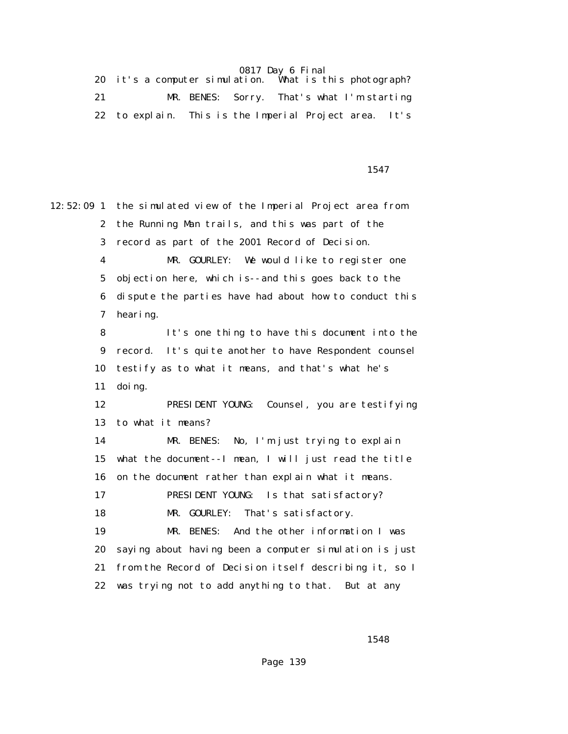20 it's a computer simulation. What is this photograph?

21 MR. BENES: Sorry. That's what I'm starting

22 to explain. This is the Imperial Project area. It's

1547

12:52:09 1 the simulated view of the Imperial Project area from

2 the Running Man trails, and this was part of the

3 record as part of the 2001 Record of Decision.

4 MR. GOURLEY: We would like to register one

5 objection here, which is--and this goes back to the

6 dispute the parties have had about how to conduct this

7 hearing.

8 It's one thing to have this document into the

9 record. It's quite another to have Respondent counsel

10 testify as to what it means, and that's what he's

11 doing.

12 PRESIDENT YOUNG: Counsel, you are testifying

13 to what it means?

14 MR. BENES: No, I'm just trying to explain

15 what the document--I mean, I will just read the title

16 on the document rather than explain what it means.

17 PRESIDENT YOUNG: Is that satisfactory?

18 MR. GOURLEY: That's satisfactory.

19 MR. BENES: And the other information I was

20 saying about having been a computer simulation is just

21 from the Record of Decision itself describing it, so I

22 was trying not to add anything to that. But at any

1548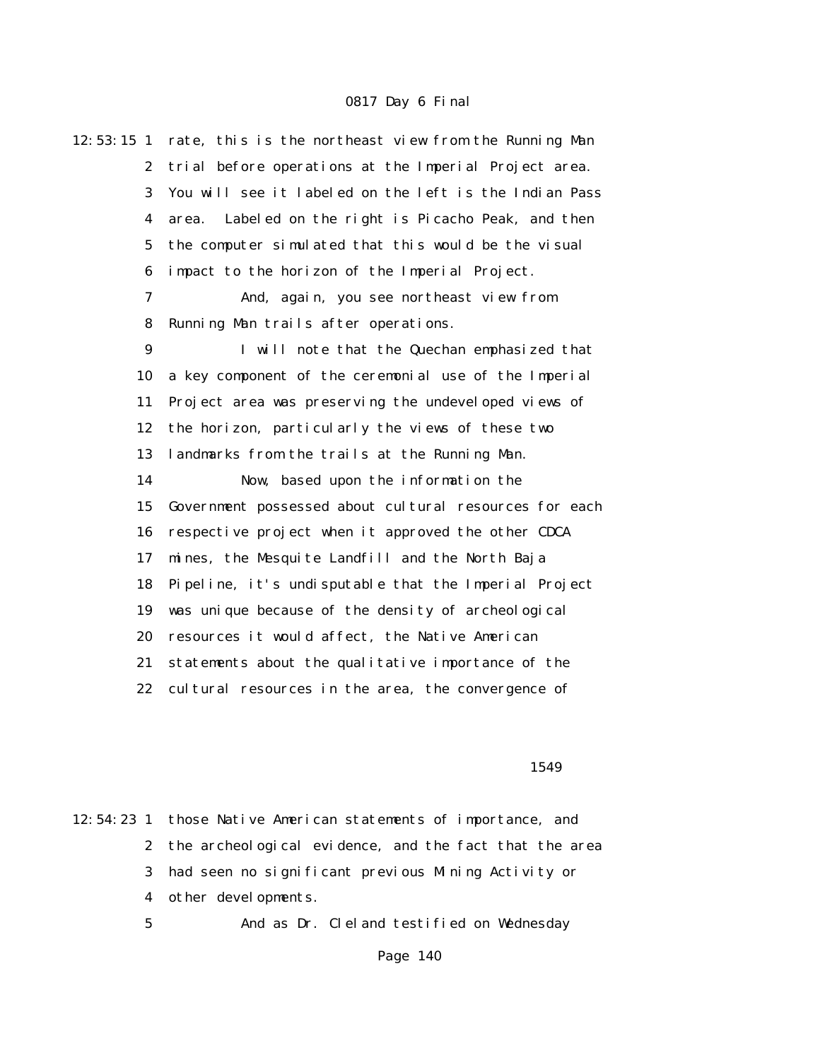12:53:15 1 rate, this is the northeast view from the Running Man
2 trial before operations at the Imperial Project area.
3 You will see it labeled on the left is the Indian Pass
4 area. Labeled on the right is Picacho Peak, and then
5 the computer simulated that this would be the visual
6 impact to the horizon of the Imperial Project.
7 And, again, you see northeast view from
8 Running Man trails after operations.
9 I will note that the Quechan emphasized that
10 a key component of the ceremonial use of the Imperial
11 Project area was preserving the undeveloped views of
12 the horizon, particularly the views of these two
13 landmarks from the trails at the Running Man.
14 Now, based upon the information the
15 Government possessed about cultural resources for each
16 respective project when it approved the other CDCA
17 mines, the Mesquite Landfill and the North Baja
18 Pipeline, it's undisputable that the Imperial Project
19 was unique because of the density of archeological
20 resources it would affect, the Native American
21 statements about the qualitative importance of the
22 cultural resources in the area, the convergence of

1549

12:54:23 1 those Native American statements of importance, and
2 the archeological evidence, and the fact that the area
3 had seen no significant previous Mining Activity or
4 other developments.
5 And as Dr. Cleland testified on Wednesday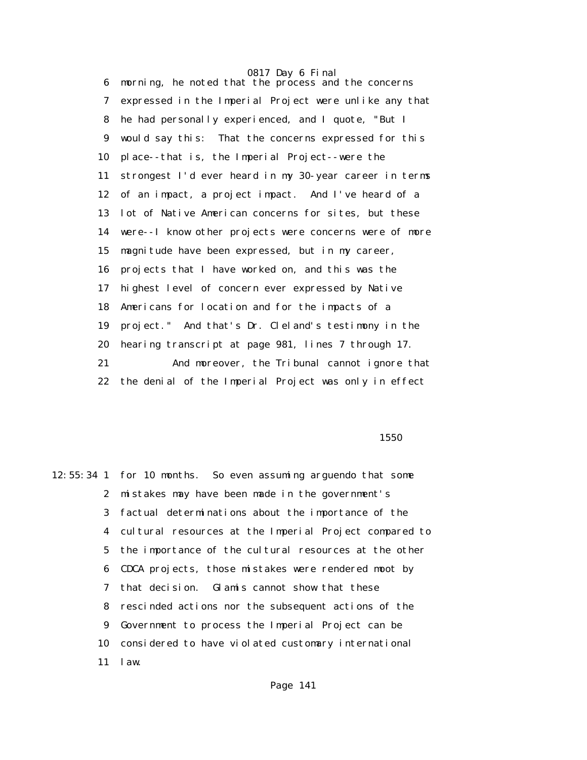morning, he noted that the process and the concerns expressed in the Imperial Project were unlike any that he had personally experienced, and I quote, "But I would say this: That the concerns expressed for this place--that is, the Imperial Project--were the strongest I'd ever heard in my 30-year career in terms of an impact, a project impact. And I've heard of a lot of Native American concerns for sites, but these were--I know other projects were concerns were of more magnitude have been expressed, but in my career, projects that I have worked on, and this was the highest level of concern ever expressed by Native Americans for location and for the impacts of a project." And that's Dr. Cleland's testimony in the hearing transcript at page 981, lines 7 through 17.

And moreover, the Tribunal cannot ignore that the denial of the Imperial Project was only in effect for 10 months. So even assuming arguendo that some mistakes may have been made in the government's factual determinations about the importance of the cultural resources at the Imperial Project compared to the importance of the cultural resources at the other CDCA projects, those mistakes were rendered moot by that decision. Glamis cannot show that these rescinded actions nor the subsequent actions of the Government to process the Imperial Project can be considered to have violated customary international law.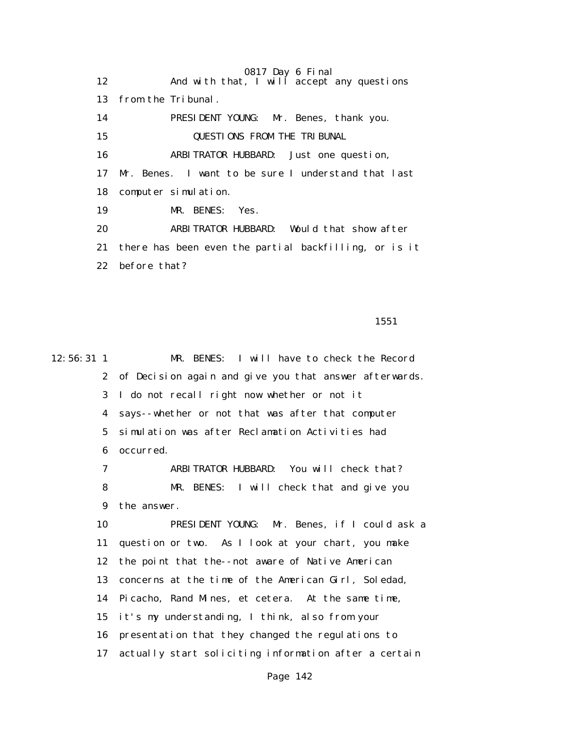12 And with that, I will accept any questions

13 from the Tribunal.

14 PRESIDENT YOUNG: Mr. Benes, thank you.

15 QUESTIONS FROM THE TRIBUNAL

16 ARBITRATOR HUBBARD: Just one question,

17 Mr. Benes. I want to be sure I understand that last

18 computer simulation.

19 MR. BENES: Yes.

20 ARBITRATOR HUBBARD: Would that show after

21 there has been even the partial backfilling, or is it

22 before that?

1551

12:56:31 1 MR. BENES: I will have to check the Record

2 of Decision again and give you that answer afterwards.

3 I do not recall right now whether or not it

4 says--whether or not that was after that computer

5 simulation was after Reclamation Activities had

6 occurred.

7 ARBITRATOR HUBBARD: You will check that?

8 MR. BENES: I will check that and give you

9 the answer.

10 PRESIDENT YOUNG: Mr. Benes, if I could ask a

11 question or two. As I look at your chart, you make

12 the point that the--not aware of Native American

13 concerns at the time of the American Girl, Soledad,

14 Picacho, Rand Mines, et cetera. At the same time,

15 it's my understanding, I think, also from your

16 presentation that they changed the regulations to

17 actually start soliciting information after a certain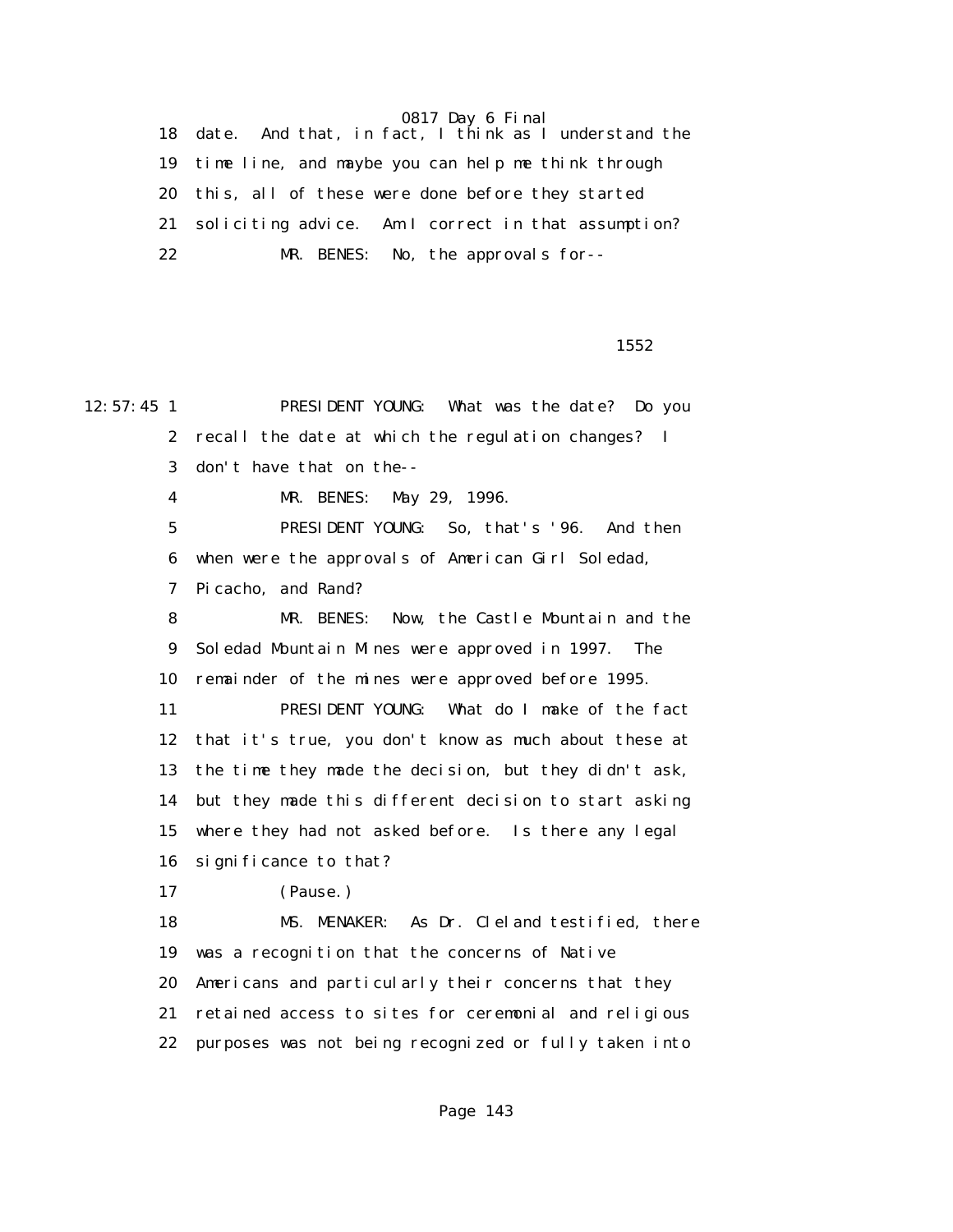18 date. And that, in fact, I think as I understand the
19 time line, and maybe you can help me think through
20 this, all of these were done before they started
21 soliciting advice. Am I correct in that assumption?
22 MR. BENES: No, the approvals for--

1552

12:57:45 1 PRESIDENT YOUNG: What was the date? Do you
2 recall the date at which the regulation changes? I
3 don't have that on the--
4 MR. BENES: May 29, 1996.
5 PRESIDENT YOUNG: So, that's '96. And then
6 when were the approvals of American Girl Soledad,
7 Picacho, and Rand?
8 MR. BENES: Now, the Castle Mountain and the
9 Soledad Mountain Mines were approved in 1997. The
10 remainder of the mines were approved before 1995.
11 PRESIDENT YOUNG: What do I make of the fact
12 that it's true, you don't know as much about these at
13 the time they made the decision, but they didn't ask,
14 but they made this different decision to start asking
15 where they had not asked before. Is there any legal
16 significance to that?
17 (Pause.)
18 MS. MENAKER: As Dr. Cleland testified, there
19 was a recognition that the concerns of Native
20 Americans and particularly their concerns that they
21 retained access to sites for ceremonial and religious
22 purposes was not being recognized or fully taken into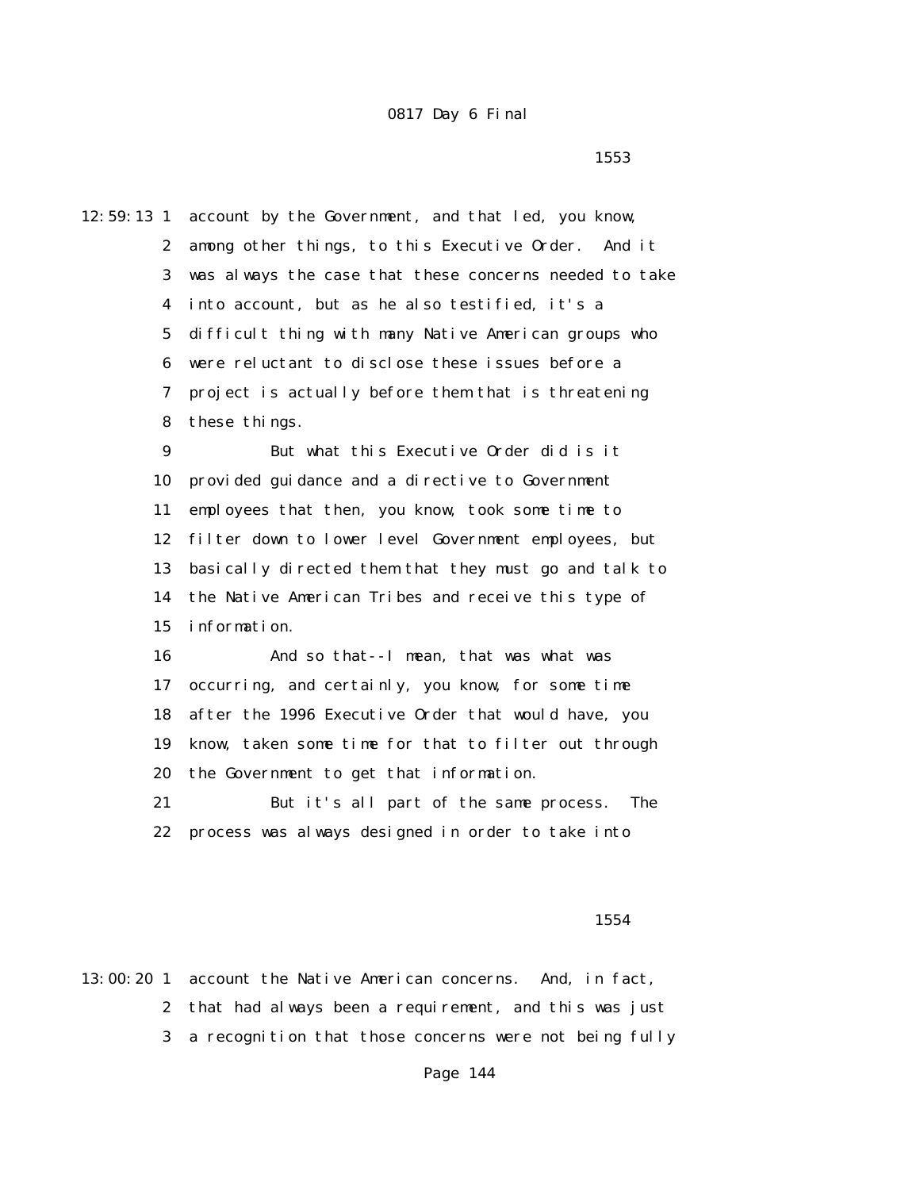account by the Government, and that led, you know, among other things, to this Executive Order. And it was always the case that these concerns needed to take into account, but as he also testified, it's a difficult thing with many Native American groups who were reluctant to disclose these issues before a project is actually before them that is threatening these things.

But what this Executive Order did is it provided guidance and a directive to Government employees that then, you know, took some time to filter down to lower level Government employees, but basically directed them that they must go and talk to the Native American Tribes and receive this type of information.

And so that--I mean, that was what was occurring, and certainly, you know, for some time after the 1996 Executive Order that would have, you know, taken some time for that to filter out through the Government to get that information.

But it's all part of the same process. The process was always designed in order to take into account the Native American concerns. And, in fact, that had always been a requirement, and this was just a recognition that those concerns were not being fully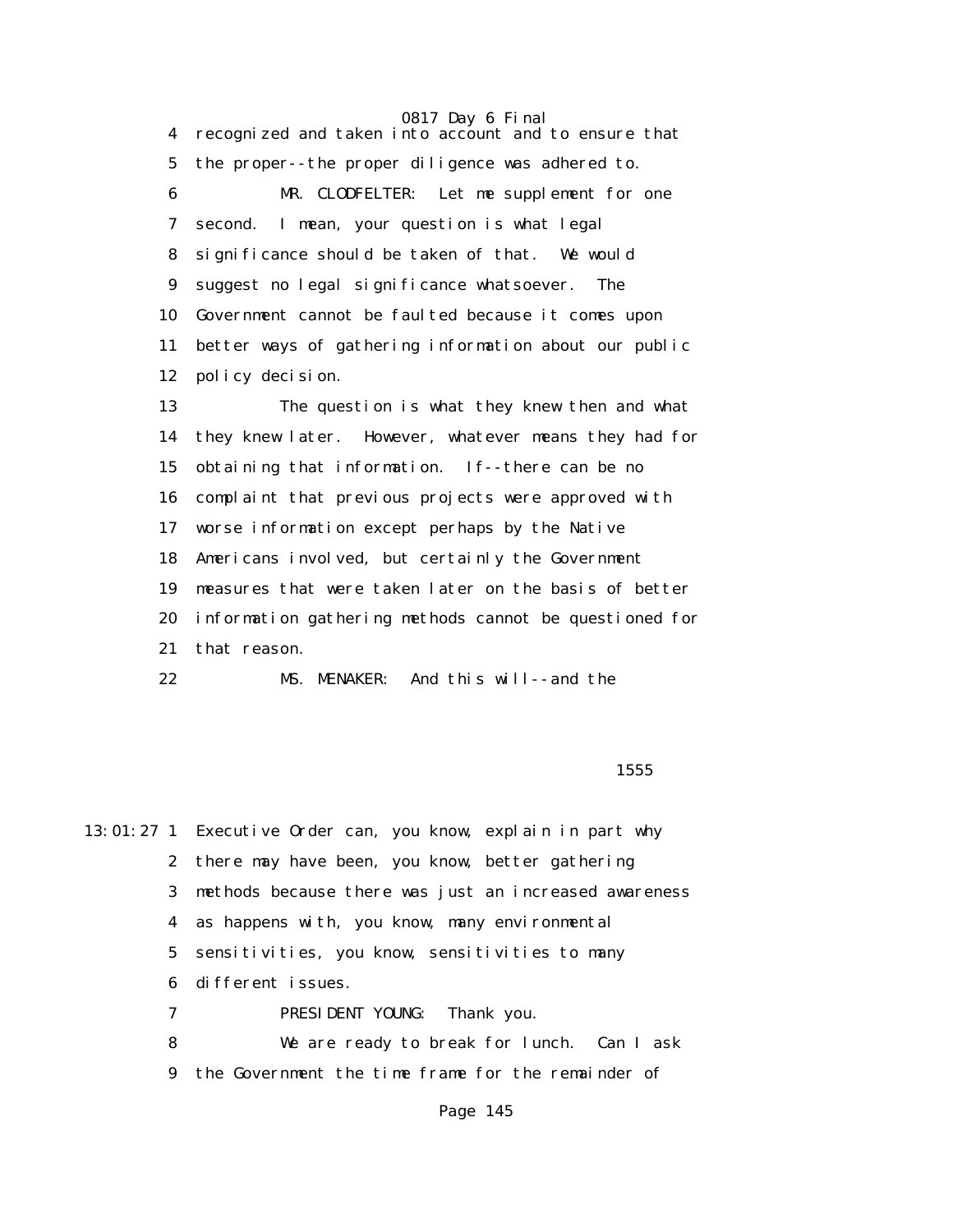4 recognized and taken into account and to ensure that

5 the proper--the proper diligence was adhered to.

6 MR. CLODFELTER: Let me supplement for one

7 second. I mean, your question is what legal

8 significance should be taken of that. We would

9 suggest no legal significance whatsoever. The

10 Government cannot be faulted because it comes upon

11 better ways of gathering information about our public

12 policy decision.

13 The question is what they knew then and what

14 they knew later. However, whatever means they had for

15 obtaining that information. If--there can be no

16 complaint that previous projects were approved with

17 worse information except perhaps by the Native

18 Americans involved, but certainly the Government

19 measures that were taken later on the basis of better

20 information gathering methods cannot be questioned for

21 that reason.

22 MS. MENAKER: And this will--and the

1555

13:01:27 1 Executive Order can, you know, explain in part why

2 there may have been, you know, better gathering

3 methods because there was just an increased awareness

4 as happens with, you know, many environmental

5 sensitivities, you know, sensitivities to many

6 different issues.

7 PRESIDENT YOUNG: Thank you.

8 We are ready to break for lunch. Can I ask

9 the Government the time frame for the remainder of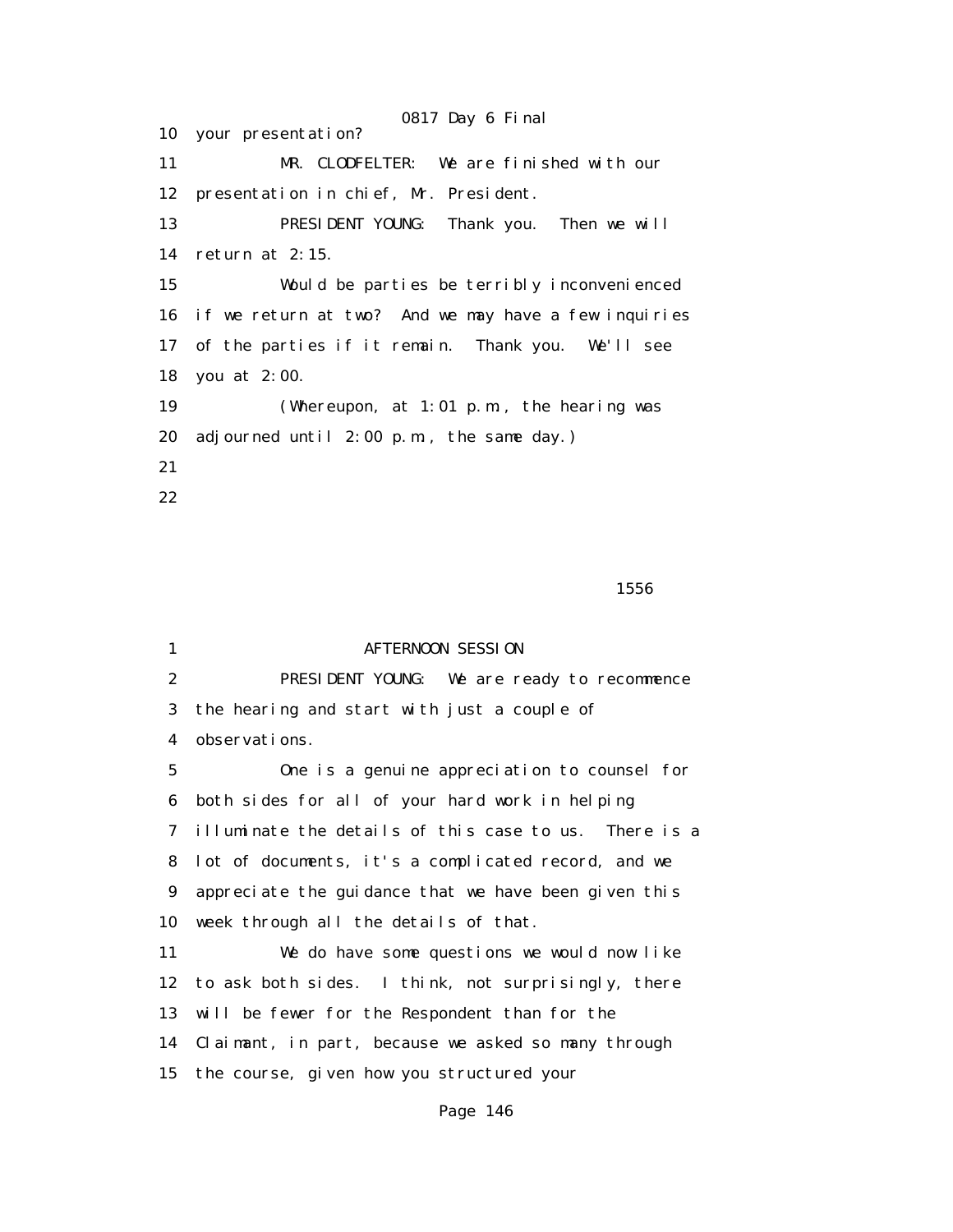10 your presentation?

11 MR. CLODFELTER: We are finished with our

12 presentation in chief, Mr. President.

13 PRESIDENT YOUNG: Thank you. Then we will

14 return at 2:15.

15 Would be parties be terribly inconvenienced

16 if we return at two? And we may have a few inquiries

17 of the parties if it remain. Thank you. We'll see

18 you at 2:00.

19 (Whereupon, at 1:01 p.m., the hearing was

20 adjourned until 2:00 p.m., the same day.)

21

22

1556

1 AFTERNOON SESSION

2 PRESIDENT YOUNG: We are ready to recommence

3 the hearing and start with just a couple of

4 observations.

5 One is a genuine appreciation to counsel for

6 both sides for all of your hard work in helping

7 illuminate the details of this case to us. There is a

8 lot of documents, it's a complicated record, and we

9 appreciate the guidance that we have been given this

10 week through all the details of that.

11 We do have some questions we would now like

12 to ask both sides. I think, not surprisingly, there

13 will be fewer for the Respondent than for the

14 Claimant, in part, because we asked so many through

15 the course, given how you structured your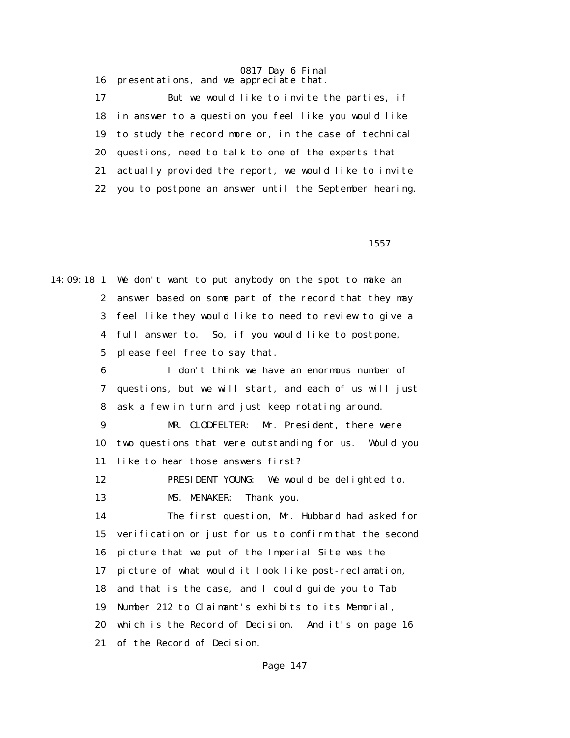16 presentations, and we appreciate that.

17 But we would like to invite the parties, if

18 in answer to a question you feel like you would like

19 to study the record more or, in the case of technical

20 questions, need to talk to one of the experts that

21 actually provided the report, we would like to invite

22 you to postpone an answer until the September hearing.

1557

14:09:18 1 We don't want to put anybody on the spot to make an

2 answer based on some part of the record that they may

3 feel like they would like to need to review to give a

4 full answer to. So, if you would like to postpone,

5 please feel free to say that.

6 I don't think we have an enormous number of

7 questions, but we will start, and each of us will just

8 ask a few in turn and just keep rotating around.

9 MR. CLODFELTER: Mr. President, there were

10 two questions that were outstanding for us. Would you

11 like to hear those answers first?

12 PRESIDENT YOUNG: We would be delighted to.

13 MS. MENAKER: Thank you.

14 The first question, Mr. Hubbard had asked for

15 verification or just for us to confirm that the second

16 picture that we put of the Imperial Site was the

17 picture of what would it look like post-reclamation,

18 and that is the case, and I could guide you to Tab

19 Number 212 to Claimant's exhibits to its Memorial,

20 which is the Record of Decision. And it's on page 16

21 of the Record of Decision.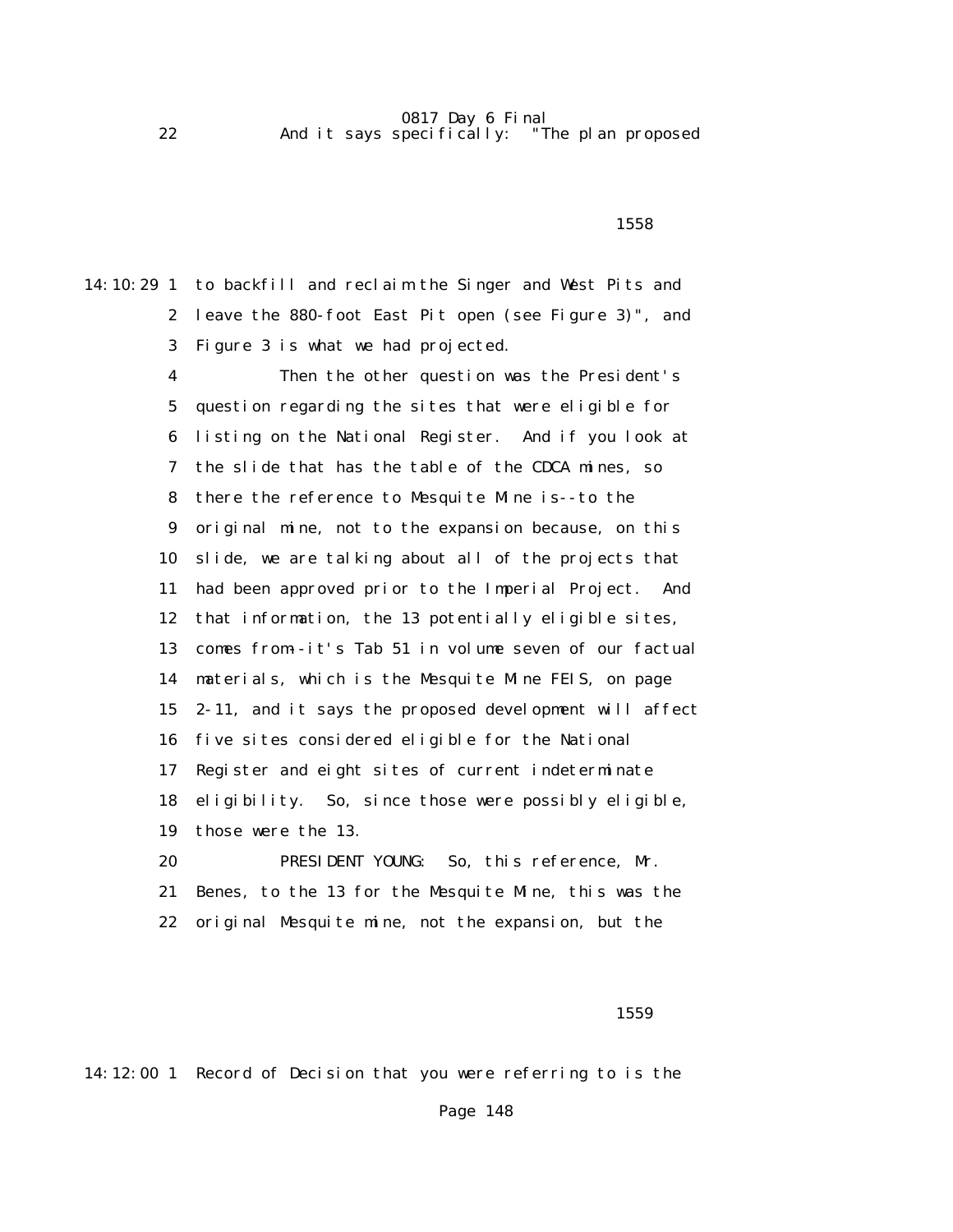22 And it says specifically: "The plan proposed

1558

14:10:29 1 to backfill and reclaim the Singer and West Pits and
2 leave the 880-foot East Pit open (see Figure 3)", and
3 Figure 3 is what we had projected.
4 Then the other question was the President's
5 question regarding the sites that were eligible for
6 listing on the National Register. And if you look at
7 the slide that has the table of the CDCA mines, so
8 there the reference to Mesquite Mine is--to the
9 original mine, not to the expansion because, on this
10 slide, we are talking about all of the projects that
11 had been approved prior to the Imperial Project. And
12 that information, the 13 potentially eligible sites,
13 comes from--it's Tab 51 in volume seven of our factual
14 materials, which is the Mesquite Mine FEIS, on page
15 2-11, and it says the proposed development will affect
16 five sites considered eligible for the National
17 Register and eight sites of current indeterminate
18 eligibility. So, since those were possibly eligible,
19 those were the 13.
20 PRESIDENT YOUNG: So, this reference, Mr.
21 Benes, to the 13 for the Mesquite Mine, this was the
22 original Mesquite mine, not the expansion, but the

1559

14:12:00 1 Record of Decision that you were referring to is the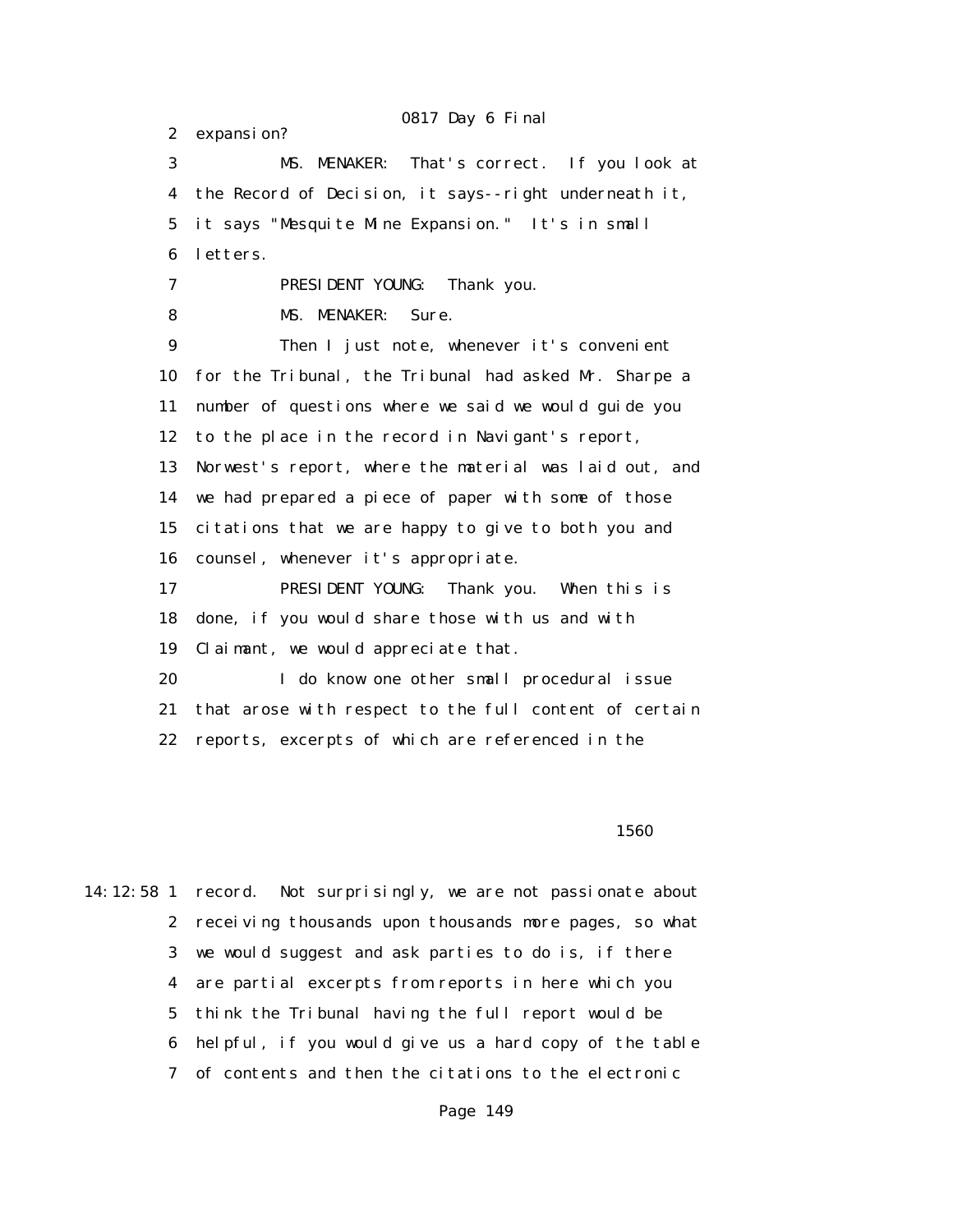2 expansion?

3 MS. MENAKER: That's correct. If you look at

4 the Record of Decision, it says--right underneath it,

5 it says "Mesquite Mine Expansion." It's in small

6 letters.

7 PRESIDENT YOUNG: Thank you.

8 MS. MENAKER: Sure.

9 Then I just note, whenever it's convenient

10 for the Tribunal, the Tribunal had asked Mr. Sharpe a

11 number of questions where we said we would guide you

12 to the place in the record in Navigant's report,

13 Norwest's report, where the material was laid out, and

14 we had prepared a piece of paper with some of those

15 citations that we are happy to give to both you and

16 counsel, whenever it's appropriate.

17 PRESIDENT YOUNG: Thank you. When this is

18 done, if you would share those with us and with

19 Claimant, we would appreciate that.

20 I do know one other small procedural issue

21 that arose with respect to the full content of certain

22 reports, excerpts of which are referenced in the

1560

14:12:58 1 record. Not surprisingly, we are not passionate about

2 receiving thousands upon thousands more pages, so what

3 we would suggest and ask parties to do is, if there

4 are partial excerpts from reports in here which you

5 think the Tribunal having the full report would be

6 helpful, if you would give us a hard copy of the table

7 of contents and then the citations to the electronic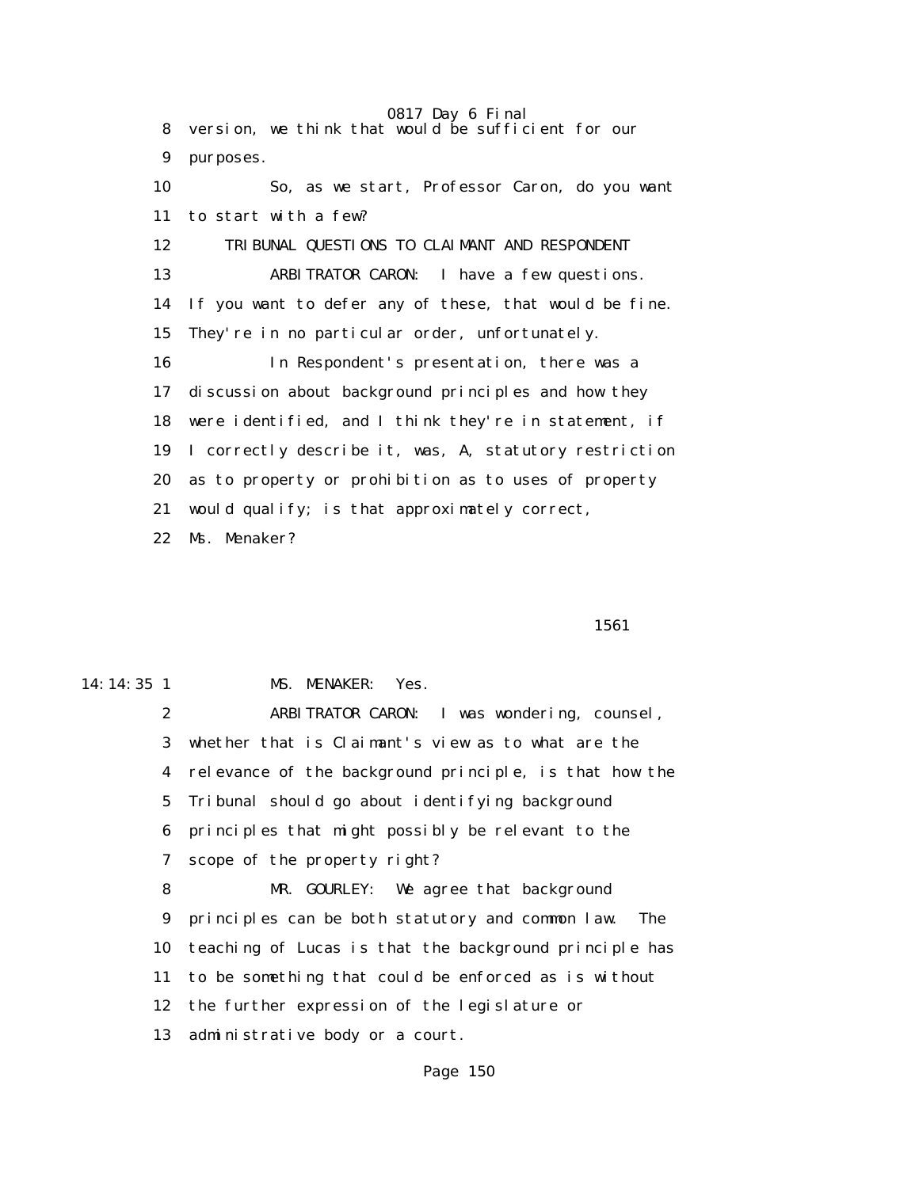8 version, we think that would be sufficient for our

9 purposes.

10 So, as we start, Professor Caron, do you want

11 to start with a few?

12 TRIBUNAL QUESTIONS TO CLAIMANT AND RESPONDENT

13 ARBITRATOR CARON: I have a few questions.

14 If you want to defer any of these, that would be fine.

15 They're in no particular order, unfortunately.

16 In Respondent's presentation, there was a

17 discussion about background principles and how they

18 were identified, and I think they're in statement, if

19 I correctly describe it, was, A, statutory restriction

20 as to property or prohibition as to uses of property

21 would qualify; is that approximately correct,

22 Ms. Menaker?

1561

14:14:35 1 MS. MENAKER: Yes.

2 ARBITRATOR CARON: I was wondering, counsel,

3 whether that is Claimant's view as to what are the

4 relevance of the background principle, is that how the

5 Tribunal should go about identifying background

6 principles that might possibly be relevant to the

7 scope of the property right?

8 MR. GOURLEY: We agree that background

9 principles can be both statutory and common law. The

10 teaching of Lucas is that the background principle has

11 to be something that could be enforced as is without

12 the further expression of the legislature or

13 administrative body or a court.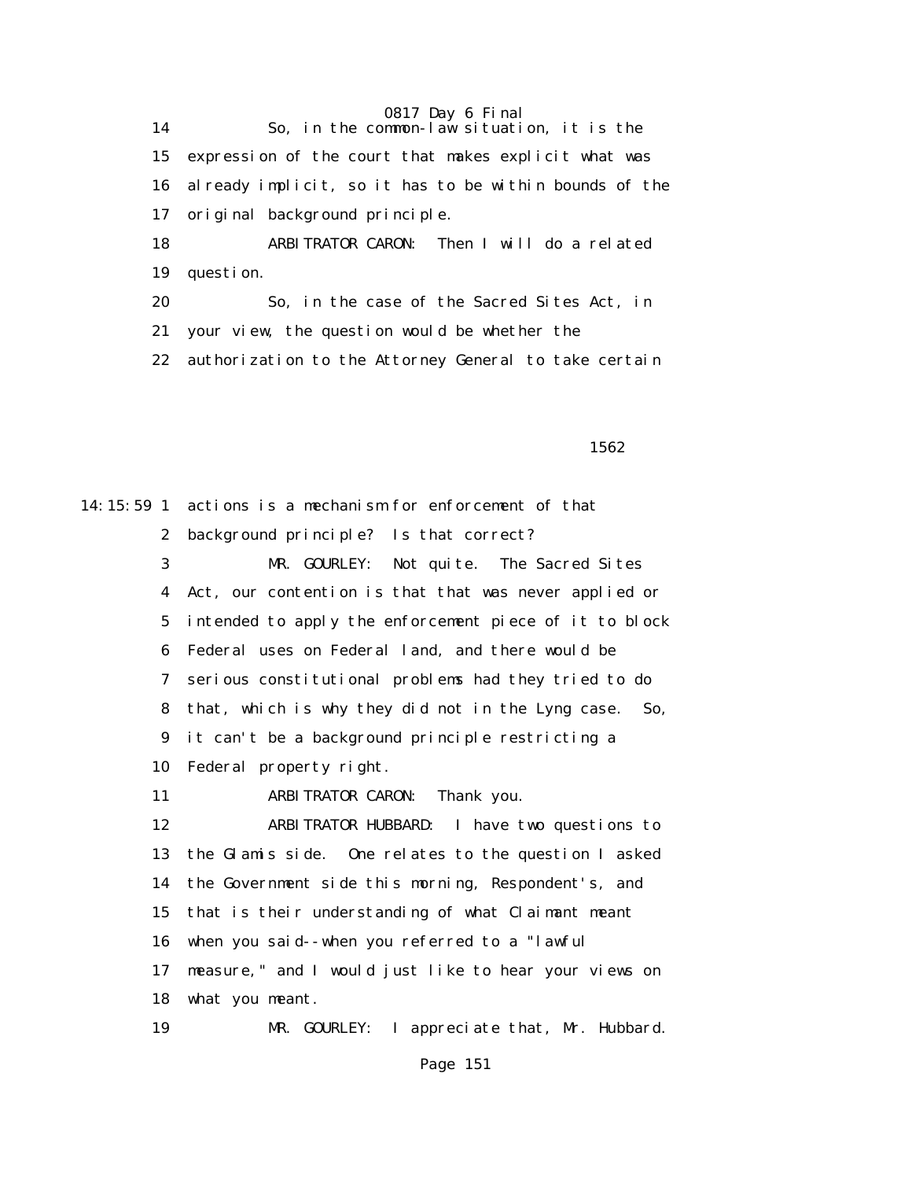14 So, in the common-law situation, it is the
15 expression of the court that makes explicit what was
16 already implicit, so it has to be within bounds of the
17 original background principle.
18 ARBITRATOR CARON: Then I will do a related
19 question.
20 So, in the case of the Sacred Sites Act, in
21 your view, the question would be whether the
22 authorization to the Attorney General to take certain

1562

14:15:59 1 actions is a mechanism for enforcement of that
2 background principle? Is that correct?
3 MR. GOURLEY: Not quite. The Sacred Sites
4 Act, our contention is that that was never applied or
5 intended to apply the enforcement piece of it to block
6 Federal uses on Federal land, and there would be
7 serious constitutional problems had they tried to do
8 that, which is why they did not in the Lyng case. So,
9 it can't be a background principle restricting a
10 Federal property right.
11 ARBITRATOR CARON: Thank you.
12 ARBITRATOR HUBBARD: I have two questions to
13 the Glamis side. One relates to the question I asked
14 the Government side this morning, Respondent's, and
15 that is their understanding of what Claimant meant
16 when you said--when you referred to a "lawful
17 measure," and I would just like to hear your views on
18 what you meant.
19 MR. GOURLEY: I appreciate that, Mr. Hubbard.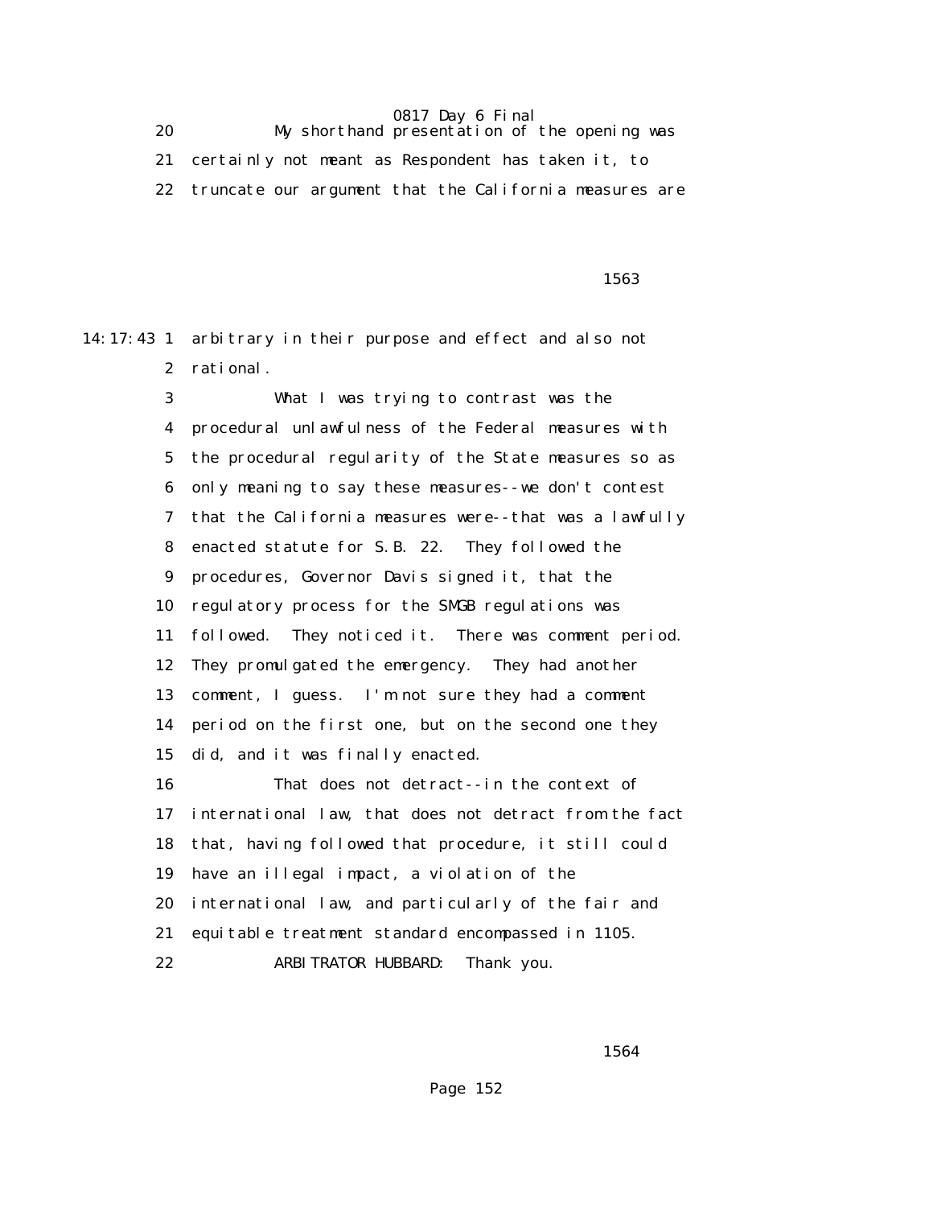20 My shorthand presentation of the opening was
21 certainly not meant as Respondent has taken it, to
22 truncate our argument that the California measures are

1563

14:17:43 1 arbitrary in their purpose and effect and also not
2 rational.
3 What I was trying to contrast was the
4 procedural unlawfulness of the Federal measures with
5 the procedural regularity of the State measures so as
6 only meaning to say these measures--we don't contest
7 that the California measures were--that was a lawfully
8 enacted statute for S.B. 22. They followed the
9 procedures, Governor Davis signed it, that the
10 regulatory process for the SMGB regulations was
11 followed. They noticed it. There was comment period.
12 They promulgated the emergency. They had another
13 comment, I guess. I'm not sure they had a comment
14 period on the first one, but on the second one they
15 did, and it was finally enacted.
16 That does not detract--in the context of
17 international law, that does not detract from the fact
18 that, having followed that procedure, it still could
19 have an illegal impact, a violation of the
20 international law, and particularly of the fair and
21 equitable treatment standard encompassed in 1105.
22 ARBITRATOR HUBBARD: Thank you.

1564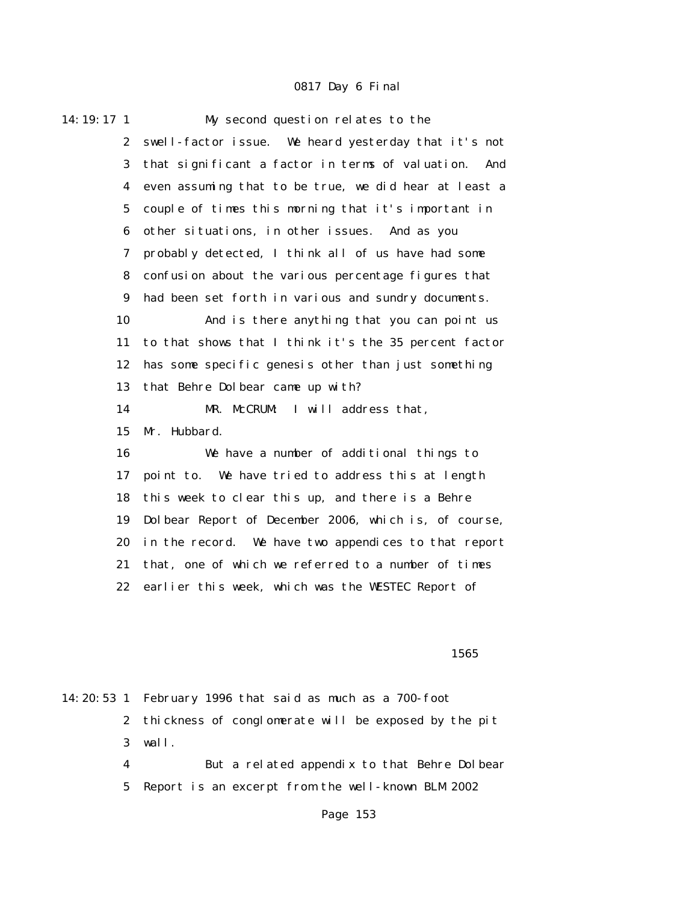14:19:17 1 My second question relates to the
2 swell-factor issue. We heard yesterday that it's not
3 that significant a factor in terms of valuation. And
4 even assuming that to be true, we did hear at least a
5 couple of times this morning that it's important in
6 other situations, in other issues. And as you
7 probably detected, I think all of us have had some
8 confusion about the various percentage figures that
9 had been set forth in various and sundry documents.
10 And is there anything that you can point us
11 to that shows that I think it's the 35 percent factor
12 has some specific genesis other than just something
13 that Behre Dolbear came up with?
14 MR. McCRUM: I will address that,
15 Mr. Hubbard.
16 We have a number of additional things to
17 point to. We have tried to address this at length
18 this week to clear this up, and there is a Behre
19 Dolbear Report of December 2006, which is, of course,
20 in the record. We have two appendices to that report
21 that, one of which we referred to a number of times
22 earlier this week, which was the WESTEC Report of

1565

14:20:53 1 February 1996 that said as much as a 700-foot
2 thickness of conglomerate will be exposed by the pit
3 wall.
4 But a related appendix to that Behre Dolbear
5 Report is an excerpt from the well-known BLM 2002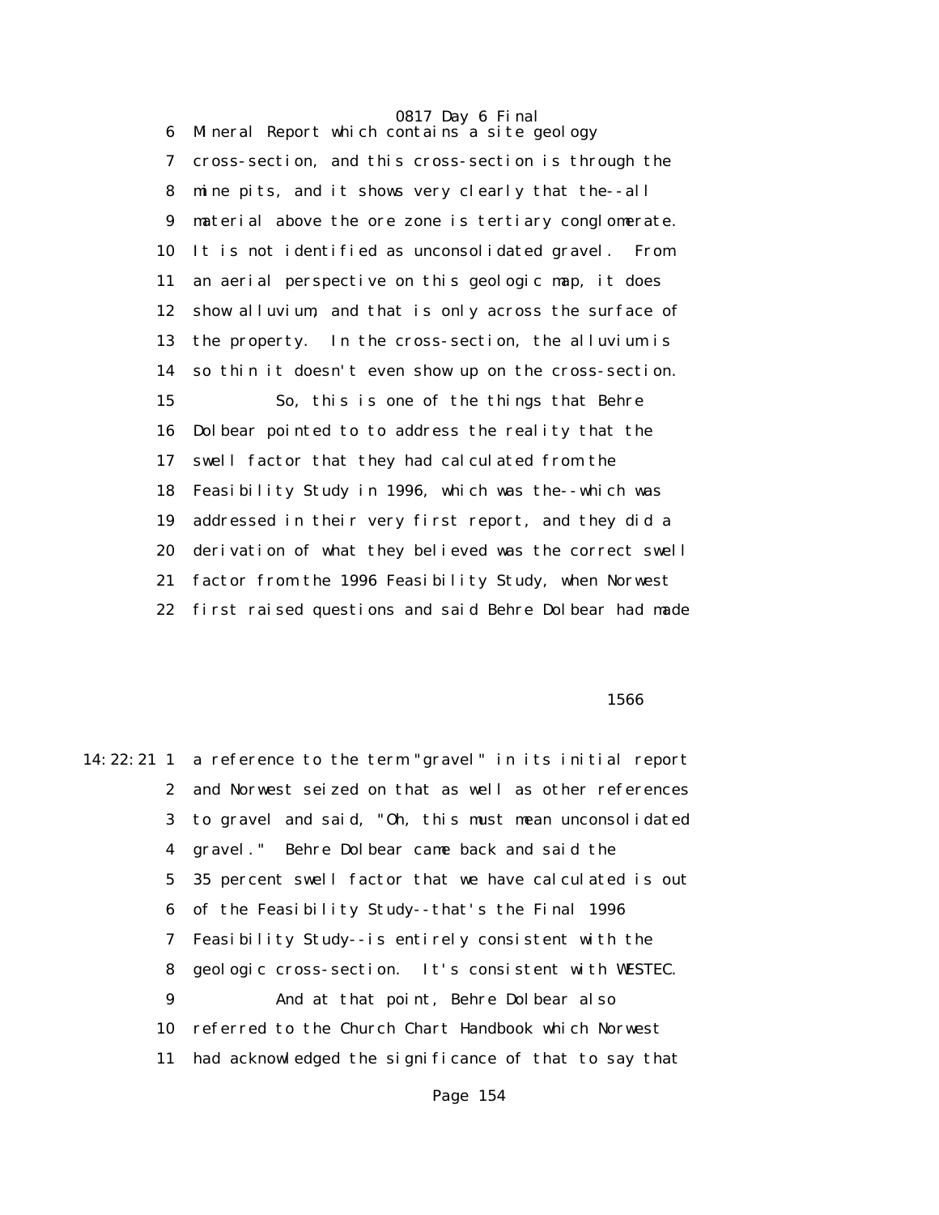6 Mineral Report which contains a site geology
7 cross-section, and this cross-section is through the
8 mine pits, and it shows very clearly that the--all
9 material above the ore zone is tertiary conglomerate.
10 It is not identified as unconsolidated gravel. From
11 an aerial perspective on this geologic map, it does
12 show alluvium, and that is only across the surface of
13 the property. In the cross-section, the alluvium is
14 so thin it doesn't even show up on the cross-section.
15 So, this is one of the things that Behre
16 Dolbear pointed to to address the reality that the
17 swell factor that they had calculated from the
18 Feasibility Study in 1996, which was the--which was
19 addressed in their very first report, and they did a
20 derivation of what they believed was the correct swell
21 factor from the 1996 Feasibility Study, when Norwest
22 first raised questions and said Behre Dolbear had made

1566

14:22:21 1 a reference to the term "gravel" in its initial report
2 and Norwest seized on that as well as other references
3 to gravel and said, "Oh, this must mean unconsolidated
4 gravel." Behre Dolbear came back and said the
5 35 percent swell factor that we have calculated is out
6 of the Feasibility Study--that's the Final 1996
7 Feasibility Study--is entirely consistent with the
8 geologic cross-section. It's consistent with WESTEC.
9 And at that point, Behre Dolbear also
10 referred to the Church Chart Handbook which Norwest
11 had acknowledged the significance of that to say that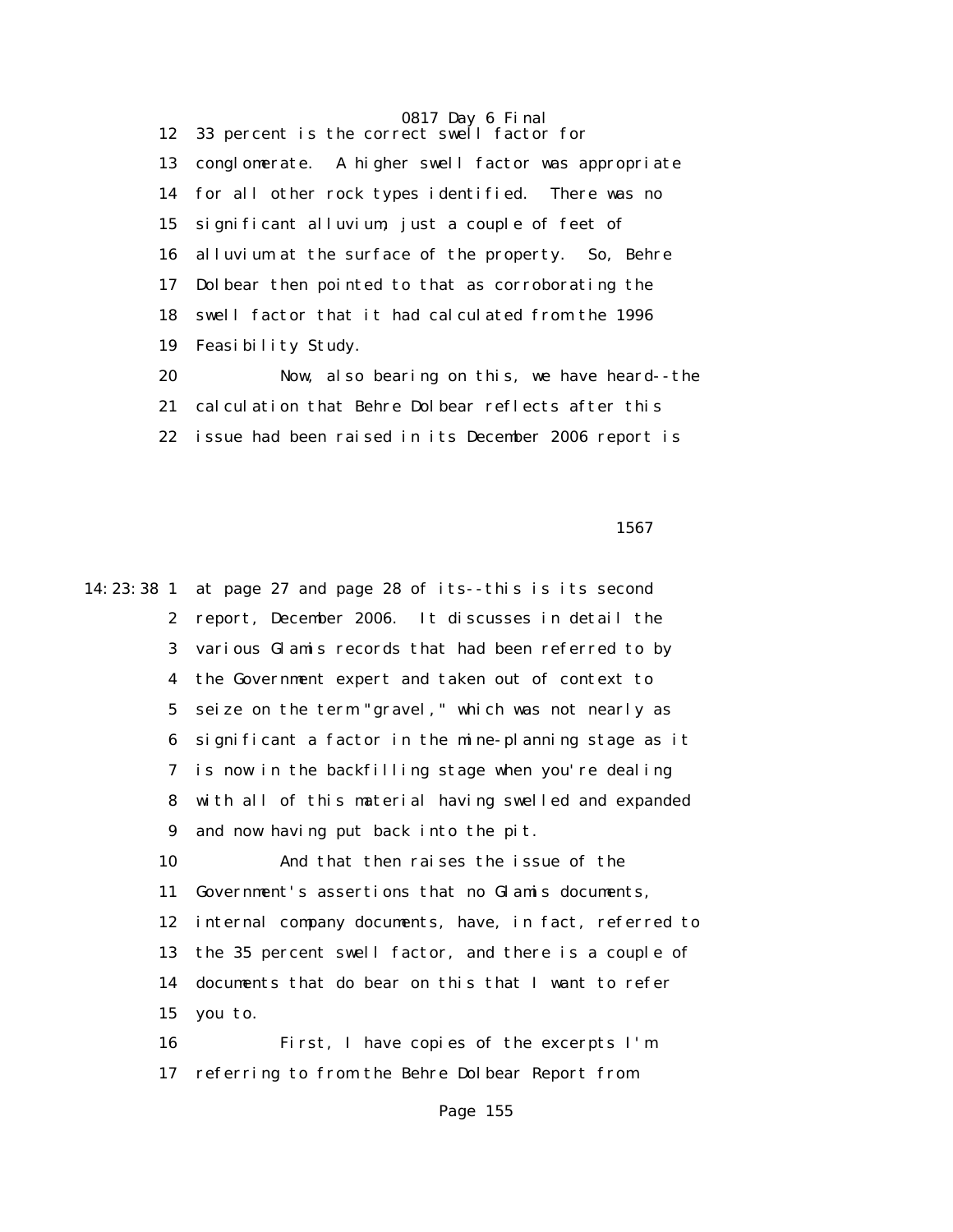12 33 percent is the correct swell factor for

13 conglomerate. A higher swell factor was appropriate

14 for all other rock types identified. There was no

15 significant alluvium, just a couple of feet of

16 alluvium at the surface of the property. So, Behre

17 Dolbear then pointed to that as corroborating the

18 swell factor that it had calculated from the 1996

19 Feasibility Study.

20 Now, also bearing on this, we have heard--the

21 calculation that Behre Dolbear reflects after this

22 issue had been raised in its December 2006 report is

1567

14:23:38 1 at page 27 and page 28 of its--this is its second

2 report, December 2006. It discusses in detail the

3 various Glamis records that had been referred to by

4 the Government expert and taken out of context to

5 seize on the term "gravel," which was not nearly as

6 significant a factor in the mine-planning stage as it

7 is now in the backfilling stage when you're dealing

8 with all of this material having swelled and expanded

9 and now having put back into the pit.

10 And that then raises the issue of the

11 Government's assertions that no Glamis documents,

12 internal company documents, have, in fact, referred to

13 the 35 percent swell factor, and there is a couple of

14 documents that do bear on this that I want to refer

15 you to.

16 First, I have copies of the excerpts I'm

17 referring to from the Behre Dolbear Report from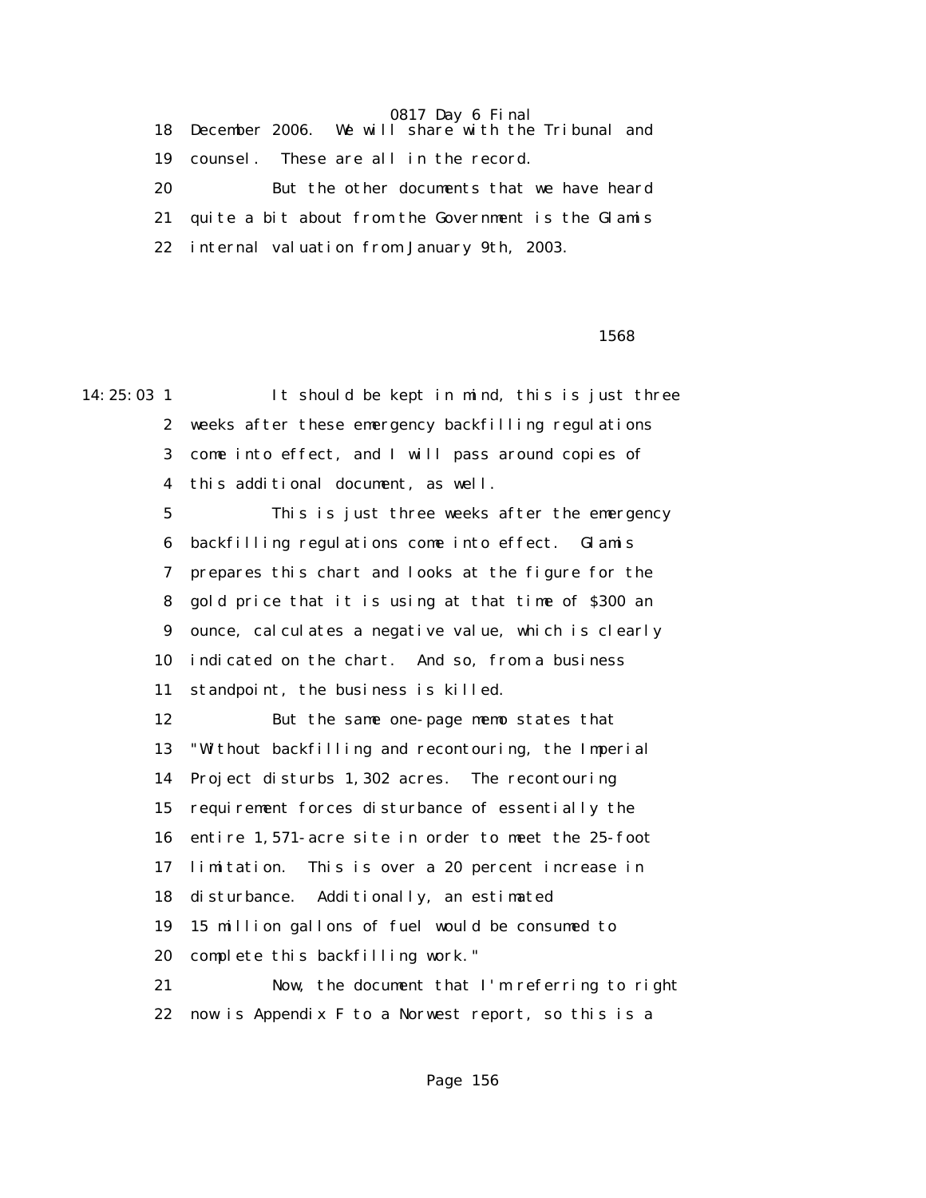18 December 2006. We will share with the Tribunal and

19 counsel. These are all in the record.

20 But the other documents that we have heard

21 quite a bit about from the Government is the Glamis

22 internal valuation from January 9th, 2003.

1568

14:25:03 1 It should be kept in mind, this is just three

2 weeks after these emergency backfilling regulations

3 come into effect, and I will pass around copies of

4 this additional document, as well.

5 This is just three weeks after the emergency

6 backfilling regulations come into effect. Glamis

7 prepares this chart and looks at the figure for the

8 gold price that it is using at that time of $300 an

9 ounce, calculates a negative value, which is clearly

10 indicated on the chart. And so, from a business

11 standpoint, the business is killed.

12 But the same one-page memo states that

13 "Without backfilling and recontouring, the Imperial

14 Project disturbs 1,302 acres. The recontouring

15 requirement forces disturbance of essentially the

16 entire 1,571-acre site in order to meet the 25-foot

17 limitation. This is over a 20 percent increase in

18 disturbance. Additionally, an estimated

19 15 million gallons of fuel would be consumed to

20 complete this backfilling work."

21 Now, the document that I'm referring to right

22 now is Appendix F to a Norwest report, so this is a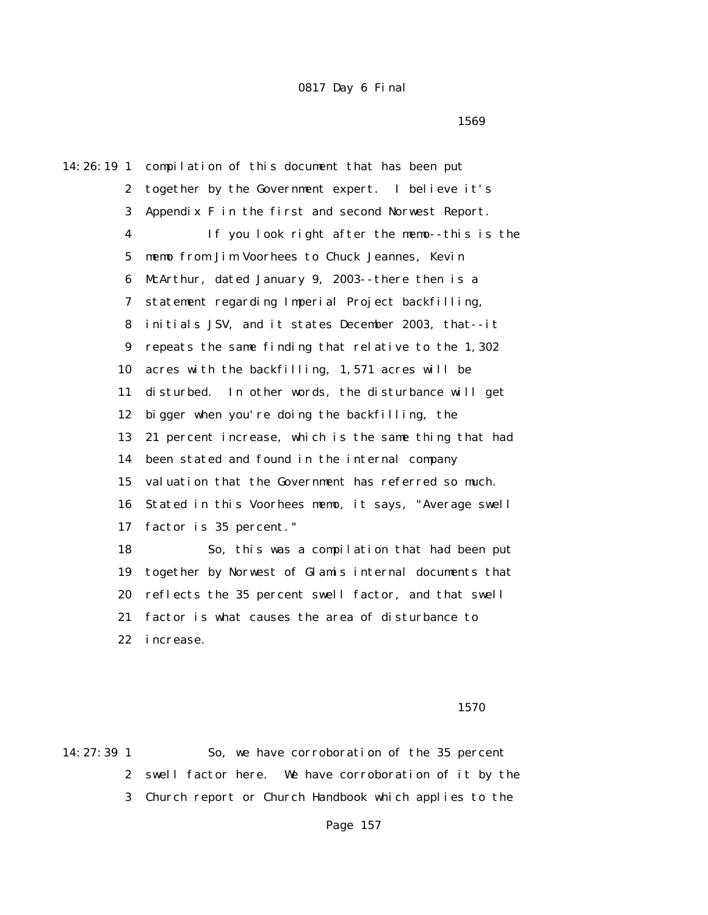0817 Day 6 Final

1569

14:26:19 1 compilation of this document that has been put
2 together by the Government expert. I believe it's
3 Appendix F in the first and second Norwest Report.
4 If you look right after the memo--this is the
5 memo from Jim Voorhees to Chuck Jeannes, Kevin
6 McArthur, dated January 9, 2003--there then is a
7 statement regarding Imperial Project backfilling,
8 initials JSV, and it states December 2003, that--it
9 repeats the same finding that relative to the 1,302
10 acres with the backfilling, 1,571 acres will be
11 disturbed. In other words, the disturbance will get
12 bigger when you're doing the backfilling, the
13 21 percent increase, which is the same thing that had
14 been stated and found in the internal company
15 valuation that the Government has referred so much.
16 Stated in this Voorhees memo, it says, "Average swell
17 factor is 35 percent."
18 So, this was a compilation that had been put
19 together by Norwest of Glamis internal documents that
20 reflects the 35 percent swell factor, and that swell
21 factor is what causes the area of disturbance to
22 increase.

1570

14:27:39 1 So, we have corroboration of the 35 percent
2 swell factor here. We have corroboration of it by the
3 Church report or Church Handbook which applies to the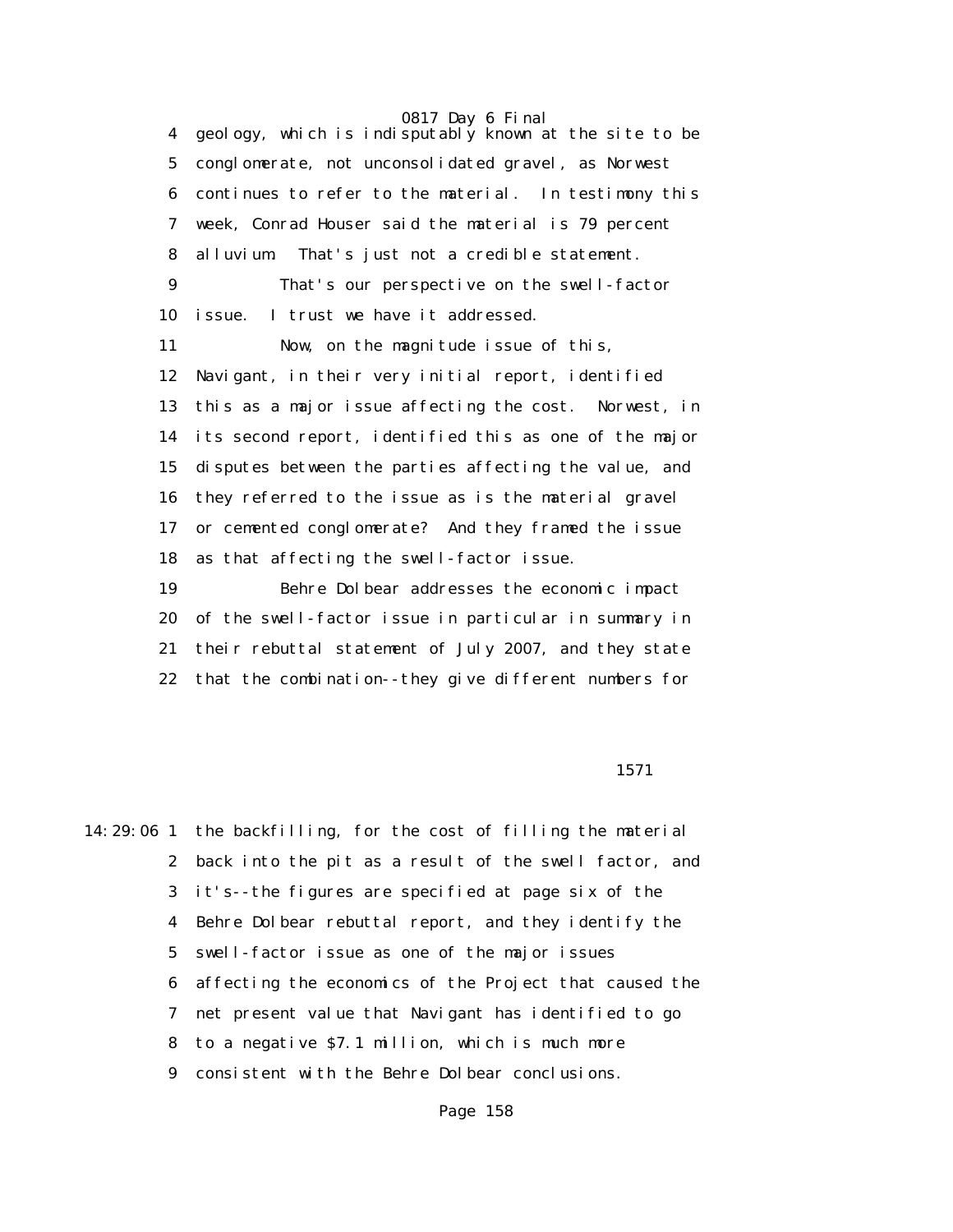4 geology, which is indisputably known at the site to be
5 conglomerate, not unconsolidated gravel, as Norwest
6 continues to refer to the material. In testimony this
7 week, Conrad Houser said the material is 79 percent
8 alluvium. That's just not a credible statement.

9 That's our perspective on the swell-factor
10 issue. I trust we have it addressed.

11 Now, on the magnitude issue of this,
12 Navigant, in their very initial report, identified
13 this as a major issue affecting the cost. Norwest, in
14 its second report, identified this as one of the major
15 disputes between the parties affecting the value, and
16 they referred to the issue as is the material gravel
17 or cemented conglomerate? And they framed the issue
18 as that affecting the swell-factor issue.

19 Behre Dolbear addresses the economic impact
20 of the swell-factor issue in particular in summary in
21 their rebuttal statement of July 2007, and they state
22 that the combination--they give different numbers for

1571

14:29:06 1 the backfilling, for the cost of filling the material
2 back into the pit as a result of the swell factor, and
3 it's--the figures are specified at page six of the
4 Behre Dolbear rebuttal report, and they identify the
5 swell-factor issue as one of the major issues
6 affecting the economics of the Project that caused the
7 net present value that Navigant has identified to go
8 to a negative $7.1 million, which is much more
9 consistent with the Behre Dolbear conclusions.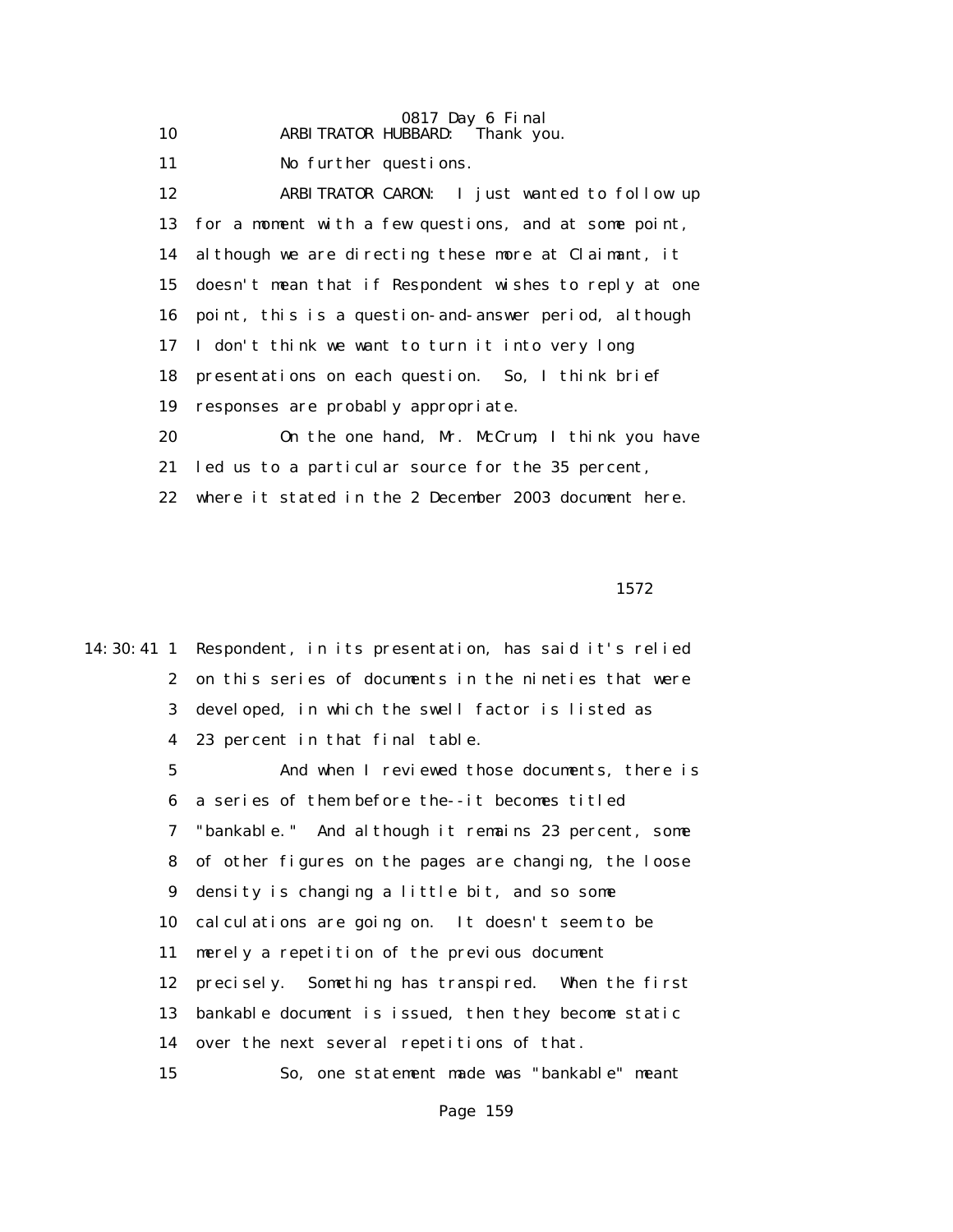10 ARBITRATOR HUBBARD: Thank you.

11 No further questions.

12 ARBITRATOR CARON: I just wanted to follow up

13 for a moment with a few questions, and at some point,

14 although we are directing these more at Claimant, it

15 doesn't mean that if Respondent wishes to reply at one

16 point, this is a question-and-answer period, although

17 I don't think we want to turn it into very long

18 presentations on each question. So, I think brief

19 responses are probably appropriate.

20 On the one hand, Mr. McCrum, I think you have

21 led us to a particular source for the 35 percent,

22 where it stated in the 2 December 2003 document here.

1572

14:30:41 1 Respondent, in its presentation, has said it's relied

2 on this series of documents in the nineties that were

3 developed, in which the swell factor is listed as

4 23 percent in that final table.

5 And when I reviewed those documents, there is

6 a series of them before the--it becomes titled

7 "bankable." And although it remains 23 percent, some

8 of other figures on the pages are changing, the loose

9 density is changing a little bit, and so some

10 calculations are going on. It doesn't seem to be

11 merely a repetition of the previous document

12 precisely. Something has transpired. When the first

13 bankable document is issued, then they become static

14 over the next several repetitions of that.

15 So, one statement made was "bankable" meant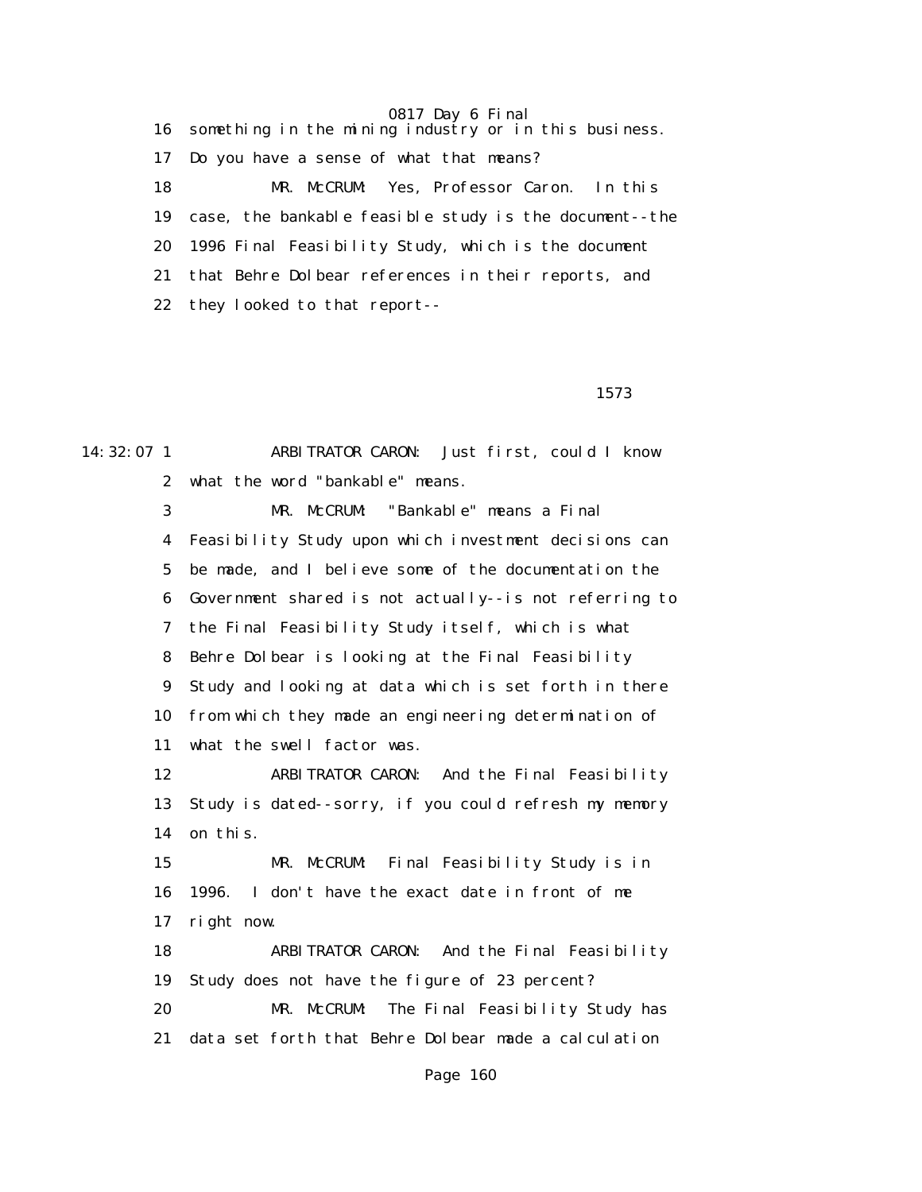16 something in the mining industry or in this business.

17 Do you have a sense of what that means?

18 MR. McCRUM: Yes, Professor Caron. In this

19 case, the bankable feasible study is the document--the

20 1996 Final Feasibility Study, which is the document

21 that Behre Dolbear references in their reports, and

22 they looked to that report--

1573

14:32:07 1 ARBITRATOR CARON: Just first, could I know

2 what the word "bankable" means.

3 MR. McCRUM: "Bankable" means a Final

4 Feasibility Study upon which investment decisions can

5 be made, and I believe some of the documentation the

6 Government shared is not actually--is not referring to

7 the Final Feasibility Study itself, which is what

8 Behre Dolbear is looking at the Final Feasibility

9 Study and looking at data which is set forth in there

10 from which they made an engineering determination of

11 what the swell factor was.

12 ARBITRATOR CARON: And the Final Feasibility

13 Study is dated--sorry, if you could refresh my memory

14 on this.

15 MR. McCRUM: Final Feasibility Study is in

16 1996. I don't have the exact date in front of me

17 right now.

18 ARBITRATOR CARON: And the Final Feasibility

19 Study does not have the figure of 23 percent?

20 MR. McCRUM: The Final Feasibility Study has

21 data set forth that Behre Dolbear made a calculation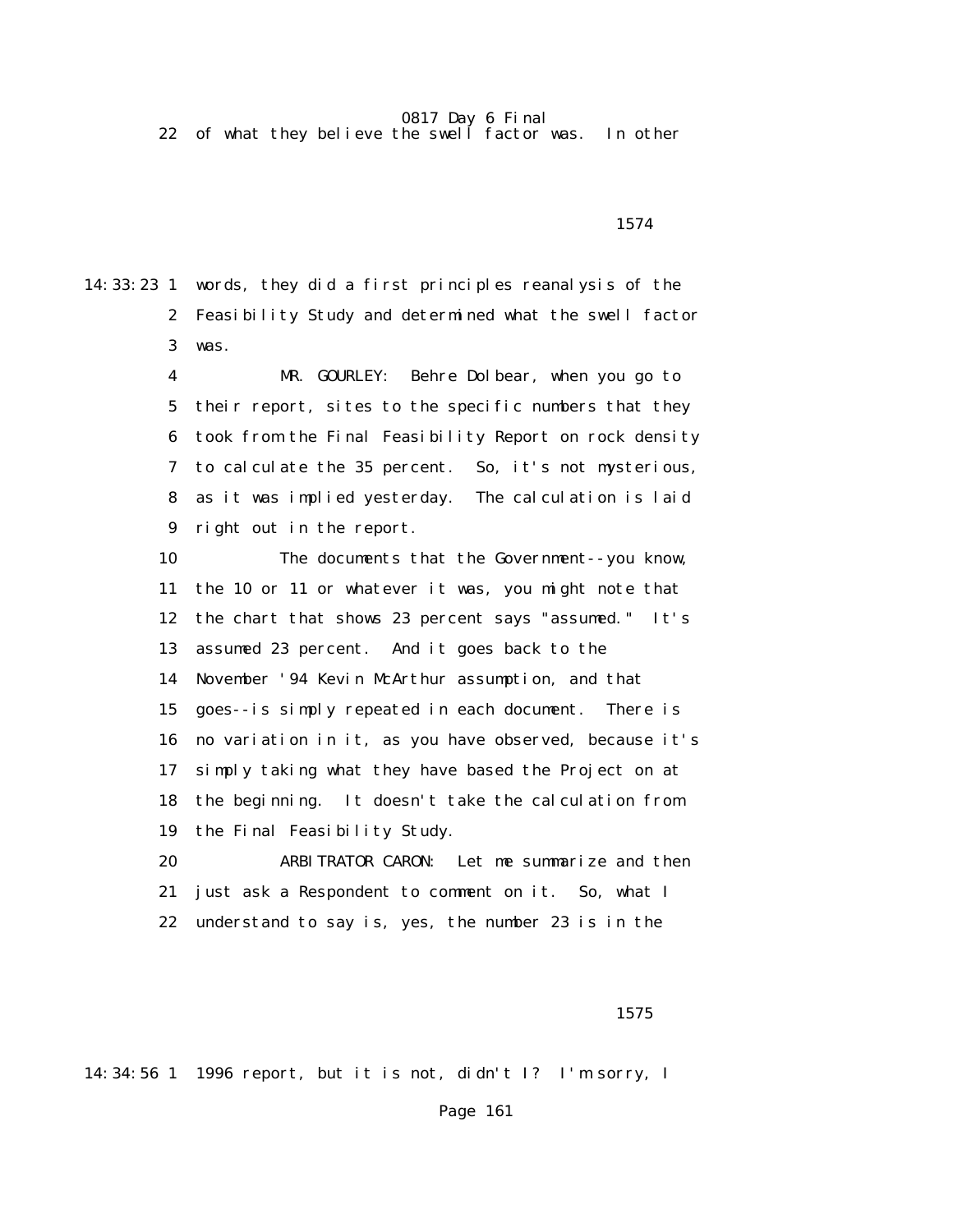22 of what they believe the swell factor was. In other

1574

14:33:23 1 words, they did a first principles reanalysis of the
2 Feasibility Study and determined what the swell factor
3 was.

4 MR. GOURLEY: Behre Dolbear, when you go to
5 their report, sites to the specific numbers that they
6 took from the Final Feasibility Report on rock density
7 to calculate the 35 percent. So, it's not mysterious,
8 as it was implied yesterday. The calculation is laid
9 right out in the report.

10 The documents that the Government--you know,
11 the 10 or 11 or whatever it was, you might note that
12 the chart that shows 23 percent says "assumed." It's
13 assumed 23 percent. And it goes back to the
14 November '94 Kevin McArthur assumption, and that
15 goes--is simply repeated in each document. There is
16 no variation in it, as you have observed, because it's
17 simply taking what they have based the Project on at
18 the beginning. It doesn't take the calculation from
19 the Final Feasibility Study.

20 ARBITRATOR CARON: Let me summarize and then
21 just ask a Respondent to comment on it. So, what I
22 understand to say is, yes, the number 23 is in the

1575

14:34:56 1 1996 report, but it is not, didn't I? I'm sorry, I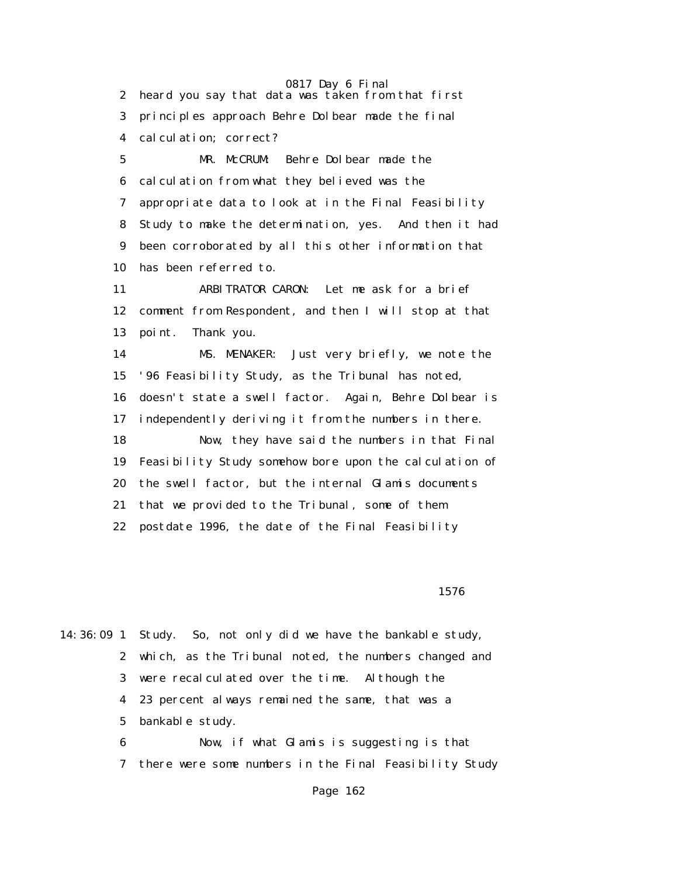heard you say that data was taken from that first principles approach Behre Dolbear made the final calculation; correct?

MR. McCRUM: Behre Dolbear made the calculation from what they believed was the appropriate data to look at in the Final Feasibility Study to make the determination, yes. And then it had been corroborated by all this other information that has been referred to.

ARBITRATOR CARON: Let me ask for a brief comment from Respondent, and then I will stop at that point. Thank you.

MS. MENAKER: Just very briefly, we note the '96 Feasibility Study, as the Tribunal has noted, doesn't state a swell factor. Again, Behre Dolbear is independently deriving it from the numbers in there.

Now, they have said the numbers in that Final Feasibility Study somehow bore upon the calculation of the swell factor, but the internal Glamis documents that we provided to the Tribunal, some of them postdate 1996, the date of the Final Feasibility

1576

14:36:09 Study. So, not only did we have the bankable study, which, as the Tribunal noted, the numbers changed and were recalculated over the time. Although the 23 percent always remained the same, that was a bankable study.

Now, if what Glamis is suggesting is that there were some numbers in the Final Feasibility Study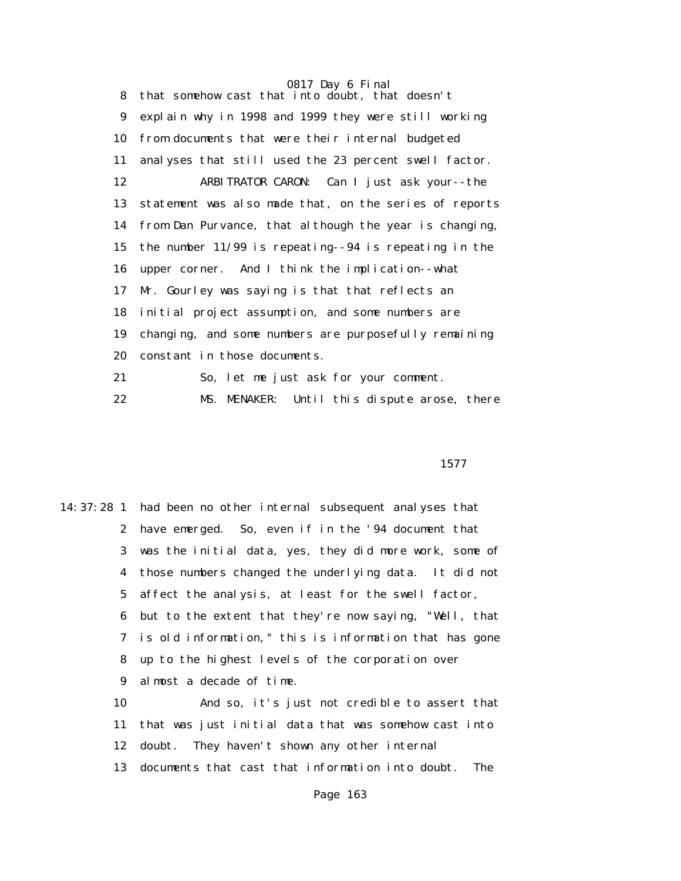8 that somehow cast that into doubt, that doesn't

9 explain why in 1998 and 1999 they were still working

10 from documents that were their internal budgeted

11 analyses that still used the 23 percent swell factor.

12 ARBITRATOR CARON: Can I just ask your--the

13 statement was also made that, on the series of reports

14 from Dan Purvance, that although the year is changing,

15 the number 11/99 is repeating--94 is repeating in the

16 upper corner. And I think the implication--what

17 Mr. Gourley was saying is that that reflects an

18 initial project assumption, and some numbers are

19 changing, and some numbers are purposefully remaining

20 constant in those documents.

21 So, let me just ask for your comment.

22 MS. MENAKER: Until this dispute arose, there

1577

14:37:28 1 had been no other internal subsequent analyses that

2 have emerged. So, even if in the '94 document that

3 was the initial data, yes, they did more work, some of

4 those numbers changed the underlying data. It did not

5 affect the analysis, at least for the swell factor,

6 but to the extent that they're now saying, "Well, that

7 is old information," this is information that has gone

8 up to the highest levels of the corporation over

9 almost a decade of time.

10 And so, it's just not credible to assert that

11 that was just initial data that was somehow cast into

12 doubt. They haven't shown any other internal

13 documents that cast that information into doubt. The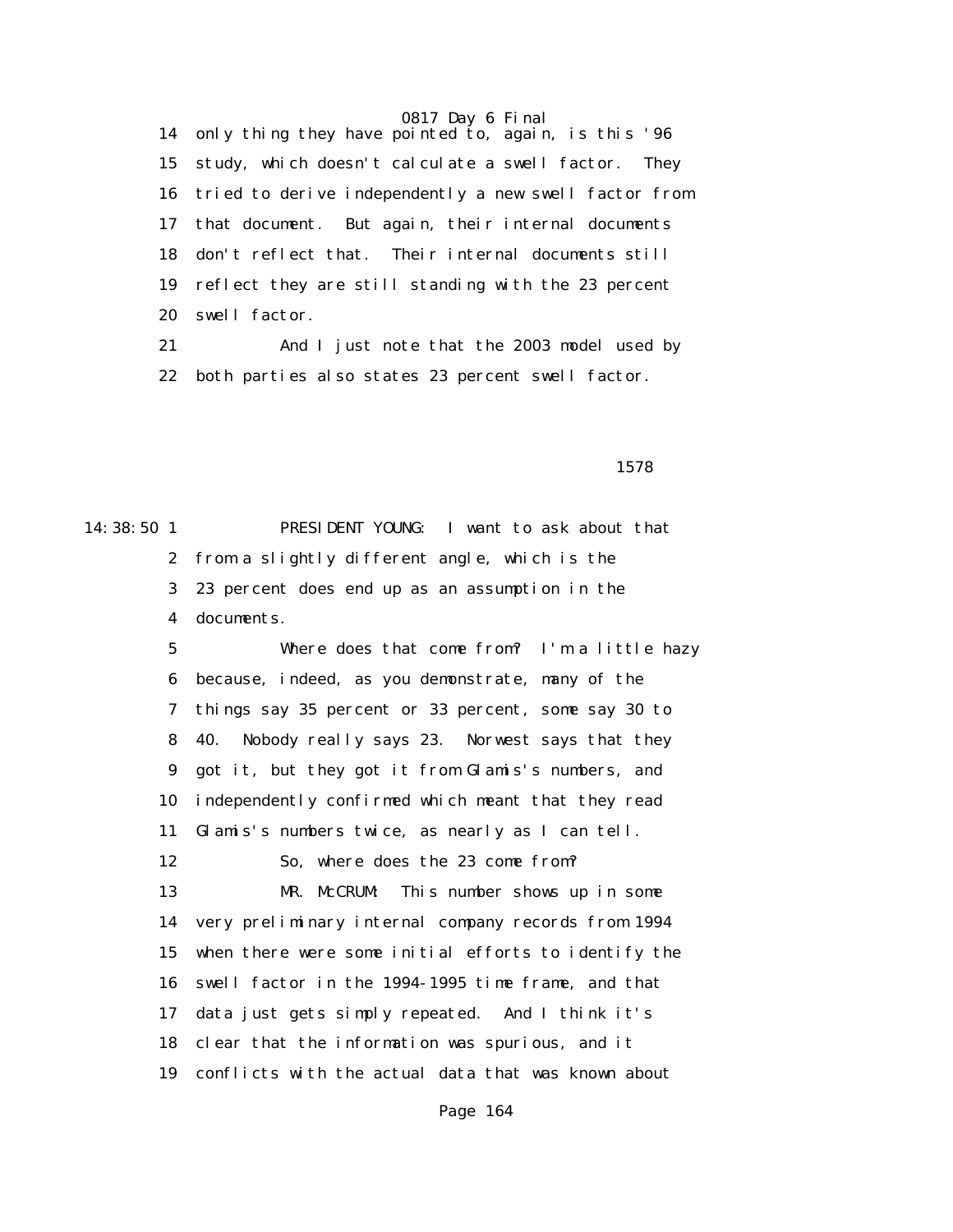14 only thing they have pointed to, again, is this '96
15 study, which doesn't calculate a swell factor. They
16 tried to derive independently a new swell factor from
17 that document. But again, their internal documents
18 don't reflect that. Their internal documents still
19 reflect they are still standing with the 23 percent
20 swell factor.
21 And I just note that the 2003 model used by
22 both parties also states 23 percent swell factor.

1578

14:38:50 1 PRESIDENT YOUNG: I want to ask about that
2 from a slightly different angle, which is the
3 23 percent does end up as an assumption in the
4 documents.
5 Where does that come from? I'm a little hazy
6 because, indeed, as you demonstrate, many of the
7 things say 35 percent or 33 percent, some say 30 to
8 40. Nobody really says 23. Norwest says that they
9 got it, but they got it from Glamis's numbers, and
10 independently confirmed which meant that they read
11 Glamis's numbers twice, as nearly as I can tell.
12 So, where does the 23 come from?
13 MR. McCRUM: This number shows up in some
14 very preliminary internal company records from 1994
15 when there were some initial efforts to identify the
16 swell factor in the 1994-1995 time frame, and that
17 data just gets simply repeated. And I think it's
18 clear that the information was spurious, and it
19 conflicts with the actual data that was known about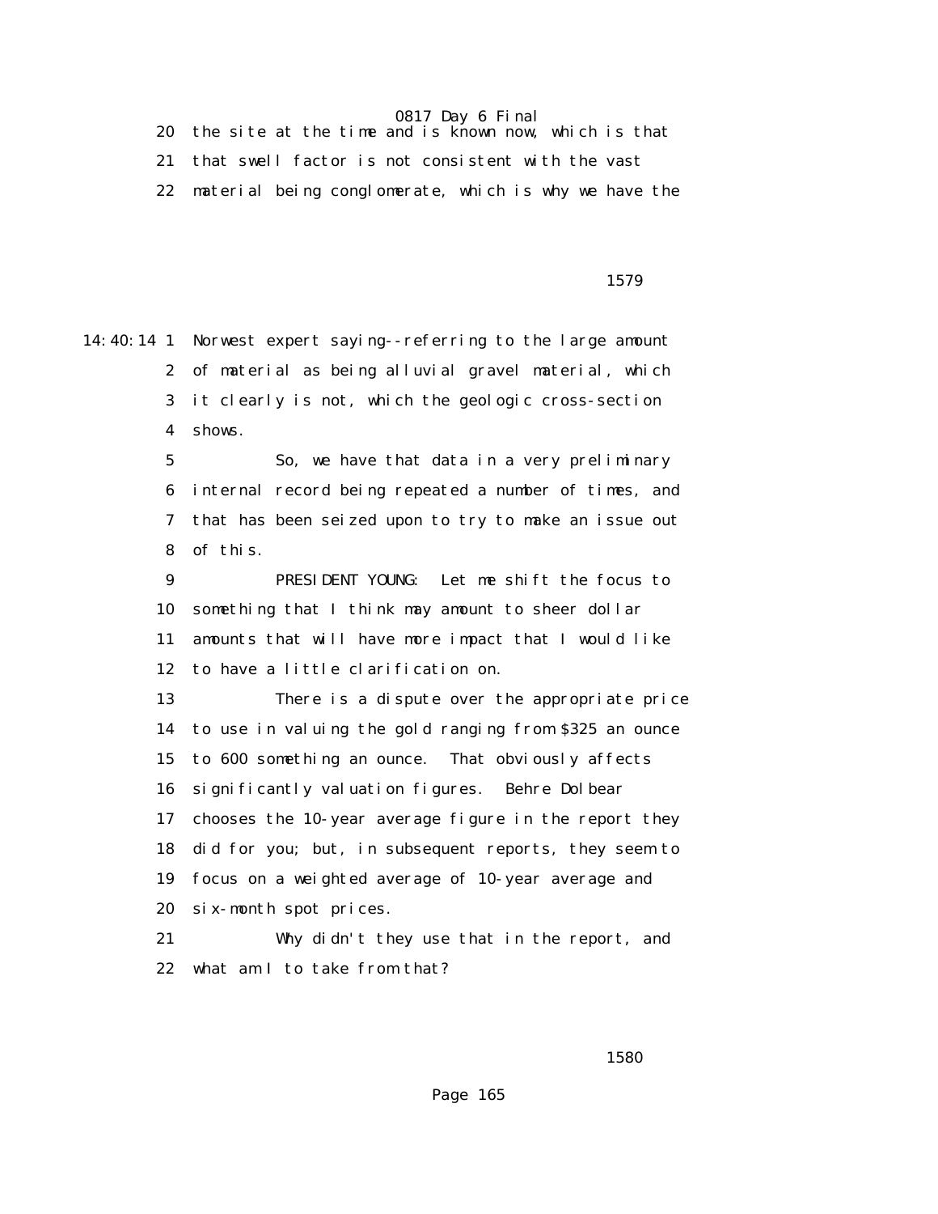20 the site at the time and is known now, which is that

21 that swell factor is not consistent with the vast

22 material being conglomerate, which is why we have the

1579

14:40:14 1 Norwest expert saying--referring to the large amount

2 of material as being alluvial gravel material, which

3 it clearly is not, which the geologic cross-section

4 shows.

5 So, we have that data in a very preliminary

6 internal record being repeated a number of times, and

7 that has been seized upon to try to make an issue out

8 of this.

9 PRESIDENT YOUNG: Let me shift the focus to

10 something that I think may amount to sheer dollar

11 amounts that will have more impact that I would like

12 to have a little clarification on.

13 There is a dispute over the appropriate price

14 to use in valuing the gold ranging from $325 an ounce

15 to 600 something an ounce. That obviously affects

16 significantly valuation figures. Behre Dolbear

17 chooses the 10-year average figure in the report they

18 did for you; but, in subsequent reports, they seem to

19 focus on a weighted average of 10-year average and

20 six-month spot prices.

21 Why didn't they use that in the report, and

22 what am I to take from that?

1580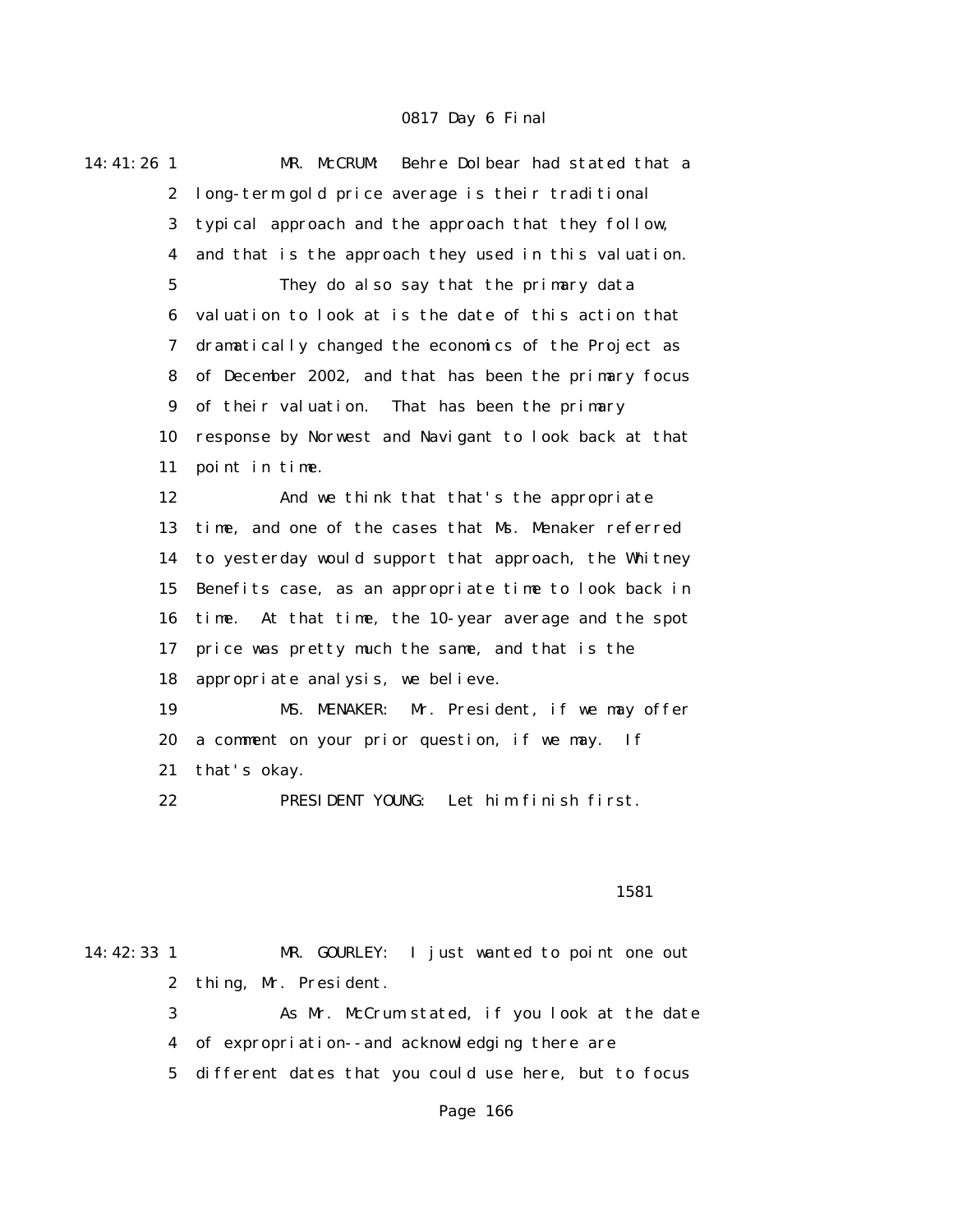14:41:26 1 MR. McCRUM: Behre Dolbear had stated that a
2 long-term gold price average is their traditional
3 typical approach and the approach that they follow,
4 and that is the approach they used in this valuation.
5 They do also say that the primary data
6 valuation to look at is the date of this action that
7 dramatically changed the economics of the Project as
8 of December 2002, and that has been the primary focus
9 of their valuation. That has been the primary
10 response by Norwest and Navigant to look back at that
11 point in time.
12 And we think that that's the appropriate
13 time, and one of the cases that Ms. Menaker referred
14 to yesterday would support that approach, the Whitney
15 Benefits case, as an appropriate time to look back in
16 time. At that time, the 10-year average and the spot
17 price was pretty much the same, and that is the
18 appropriate analysis, we believe.
19 MS. MENAKER: Mr. President, if we may offer
20 a comment on your prior question, if we may. If
21 that's okay.
22 PRESIDENT YOUNG: Let him finish first.

1581

14:42:33 1 MR. GOURLEY: I just wanted to point one out
2 thing, Mr. President.
3 As Mr. McCrum stated, if you look at the date
4 of expropriation--and acknowledging there are
5 different dates that you could use here, but to focus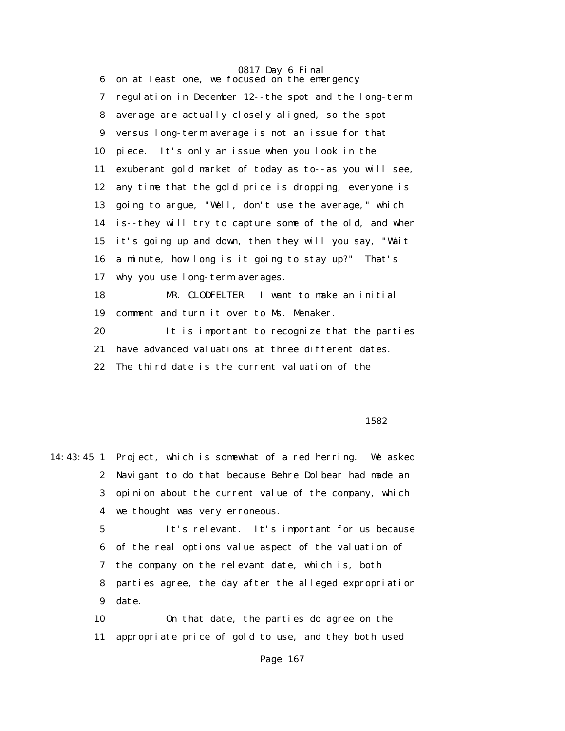6 on at least one, we focused on the emergency

7 regulation in December 12--the spot and the long-term

8 average are actually closely aligned, so the spot

9 versus long-term average is not an issue for that

10 piece. It's only an issue when you look in the

11 exuberant gold market of today as to--as you will see,

12 any time that the gold price is dropping, everyone is

13 going to argue, "Well, don't use the average," which

14 is--they will try to capture some of the old, and when

15 it's going up and down, then they will you say, "Wait

16 a minute, how long is it going to stay up?" That's

17 why you use long-term averages.

18 MR. CLODFELTER: I want to make an initial

19 comment and turn it over to Ms. Menaker.

20 It is important to recognize that the parties

21 have advanced valuations at three different dates.

22 The third date is the current valuation of the

1582

14:43:45 1 Project, which is somewhat of a red herring. We asked

2 Navigant to do that because Behre Dolbear had made an

3 opinion about the current value of the company, which

4 we thought was very erroneous.

5 It's relevant. It's important for us because

6 of the real options value aspect of the valuation of

7 the company on the relevant date, which is, both

8 parties agree, the day after the alleged expropriation

9 date.

10 On that date, the parties do agree on the

11 appropriate price of gold to use, and they both used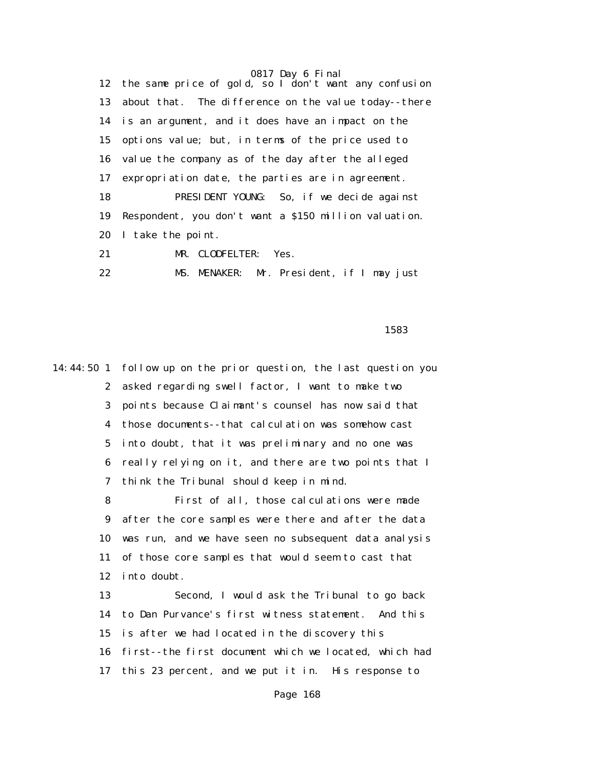12 the same price of gold, so I don't want any confusion
13 about that. The difference on the value today--there
14 is an argument, and it does have an impact on the
15 options value; but, in terms of the price used to
16 value the company as of the day after the alleged
17 expropriation date, the parties are in agreement.
18 PRESIDENT YOUNG: So, if we decide against
19 Respondent, you don't want a $150 million valuation.
20 I take the point.
21 MR. CLODFELTER: Yes.
22 MS. MENAKER: Mr. President, if I may just

1583

14:44:50 1 follow up on the prior question, the last question you
2 asked regarding swell factor, I want to make two
3 points because Claimant's counsel has now said that
4 those documents--that calculation was somehow cast
5 into doubt, that it was preliminary and no one was
6 really relying on it, and there are two points that I
7 think the Tribunal should keep in mind.
8 First of all, those calculations were made
9 after the core samples were there and after the data
10 was run, and we have seen no subsequent data analysis
11 of those core samples that would seem to cast that
12 into doubt.
13 Second, I would ask the Tribunal to go back
14 to Dan Purvance's first witness statement. And this
15 is after we had located in the discovery this
16 first--the first document which we located, which had
17 this 23 percent, and we put it in. His response to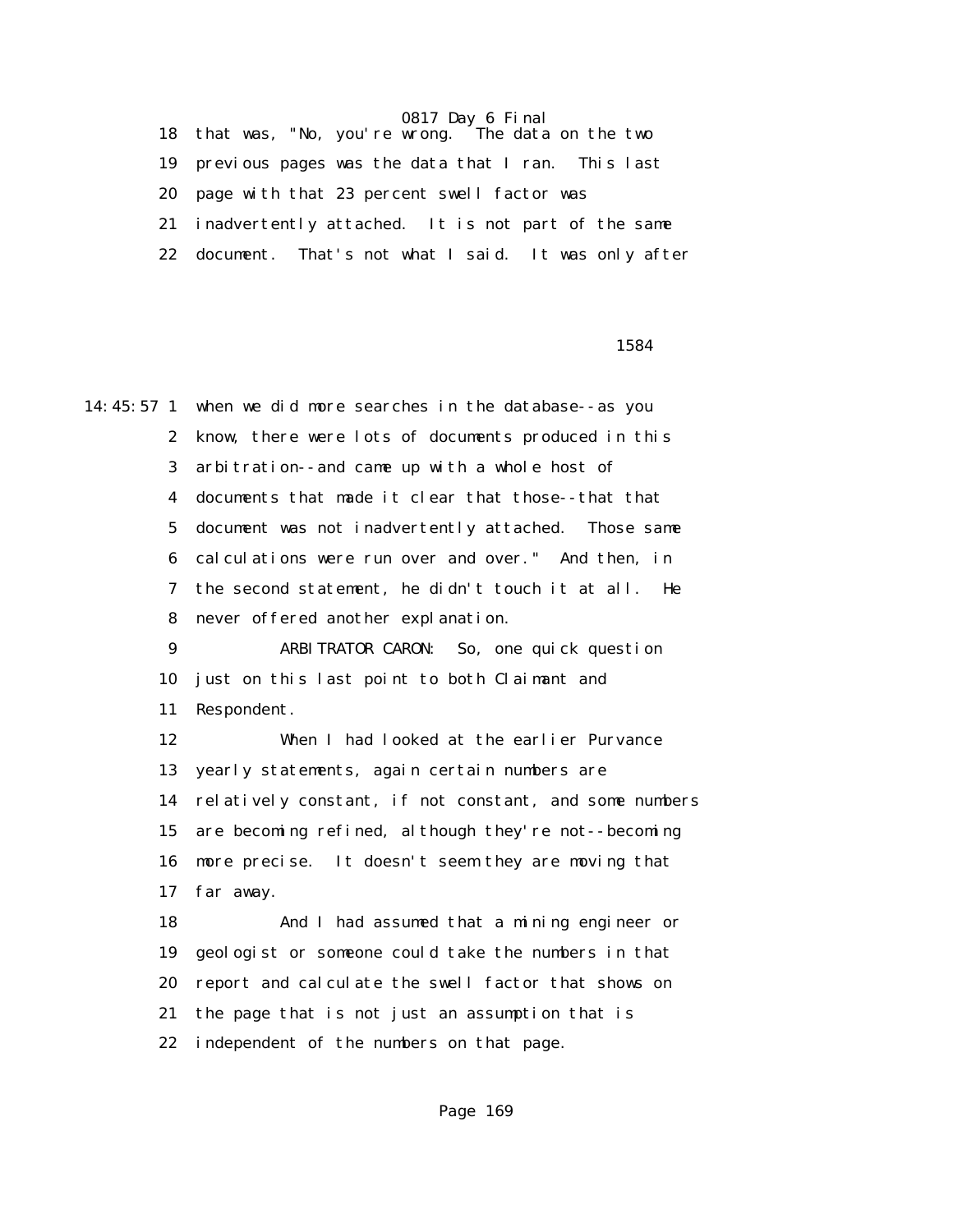18 that was, "No, you're wrong. The data on the two
19 previous pages was the data that I ran. This last
20 page with that 23 percent swell factor was
21 inadvertently attached. It is not part of the same
22 document. That's not what I said. It was only after

1584

14:45:57 1 when we did more searches in the database--as you
2 know, there were lots of documents produced in this
3 arbitration--and came up with a whole host of
4 documents that made it clear that those--that that
5 document was not inadvertently attached. Those same
6 calculations were run over and over." And then, in
7 the second statement, he didn't touch it at all. He
8 never offered another explanation.

9 ARBITRATOR CARON: So, one quick question
10 just on this last point to both Claimant and
11 Respondent.

12 When I had looked at the earlier Purvance
13 yearly statements, again certain numbers are
14 relatively constant, if not constant, and some numbers
15 are becoming refined, although they're not--becoming
16 more precise. It doesn't seem they are moving that
17 far away.

18 And I had assumed that a mining engineer or
19 geologist or someone could take the numbers in that
20 report and calculate the swell factor that shows on
21 the page that is not just an assumption that is
22 independent of the numbers on that page.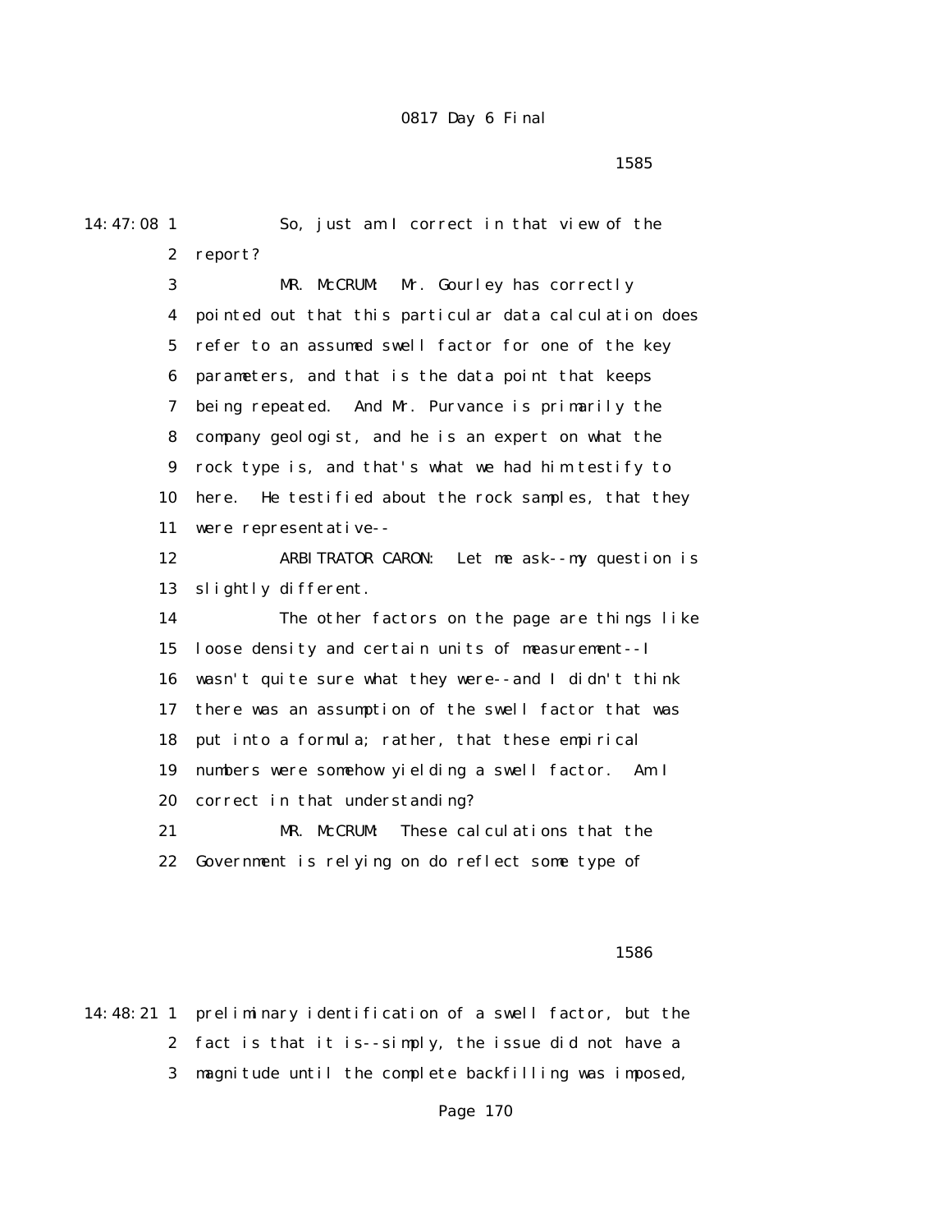1585

14:47:08 1 So, just am I correct in that view of the
2 report?
3 MR. McCRUM: Mr. Gourley has correctly
4 pointed out that this particular data calculation does
5 refer to an assumed swell factor for one of the key
6 parameters, and that is the data point that keeps
7 being repeated. And Mr. Purvance is primarily the
8 company geologist, and he is an expert on what the
9 rock type is, and that's what we had him testify to
10 here. He testified about the rock samples, that they
11 were representative--
12 ARBITRATOR CARON: Let me ask--my question is
13 slightly different.
14 The other factors on the page are things like
15 loose density and certain units of measurement--I
16 wasn't quite sure what they were--and I didn't think
17 there was an assumption of the swell factor that was
18 put into a formula; rather, that these empirical
19 numbers were somehow yielding a swell factor. Am I
20 correct in that understanding?
21 MR. McCRUM: These calculations that the
22 Government is relying on do reflect some type of

1586

14:48:21 1 preliminary identification of a swell factor, but the
2 fact is that it is--simply, the issue did not have a
3 magnitude until the complete backfilling was imposed,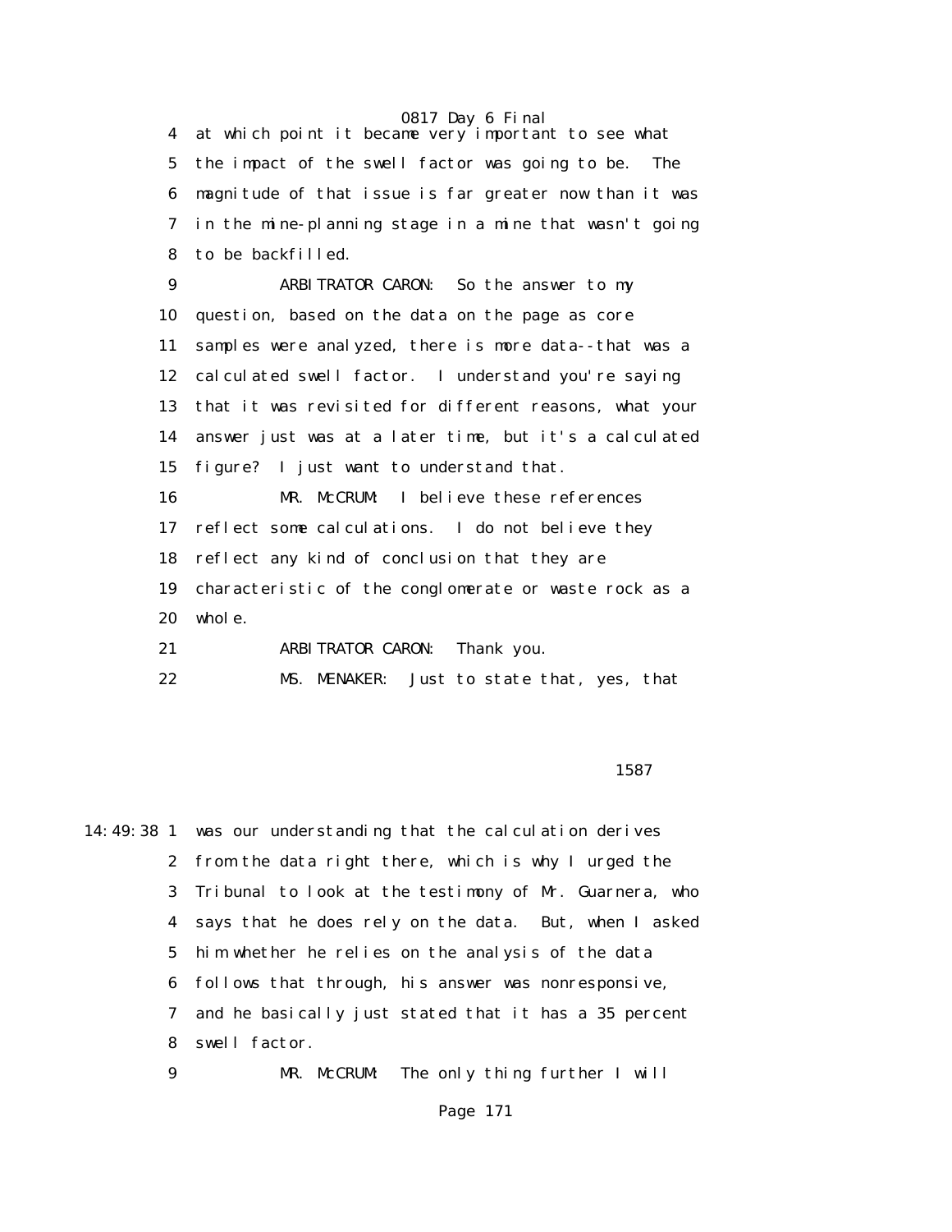at which point it became very important to see what the impact of the swell factor was going to be. The magnitude of that issue is far greater now than it was in the mine-planning stage in a mine that wasn't going to be backfilled.

ARBITRATOR CARON: So the answer to my question, based on the data on the page as core samples were analyzed, there is more data--that was a calculated swell factor. I understand you're saying that it was revisited for different reasons, what your answer just was at a later time, but it's a calculated figure? I just want to understand that.

MR. McCRUM: I believe these references reflect some calculations. I do not believe they reflect any kind of conclusion that they are characteristic of the conglomerate or waste rock as a whole.

ARBITRATOR CARON: Thank you.

MS. MENAKER: Just to state that, yes, that was our understanding that the calculation derives from the data right there, which is why I urged the Tribunal to look at the testimony of Mr. Guarnera, who says that he does rely on the data. But, when I asked him whether he relies on the analysis of the data follows that through, his answer was nonresponsive, and he basically just stated that it has a 35 percent swell factor.

MR. McCRUM: The only thing further I will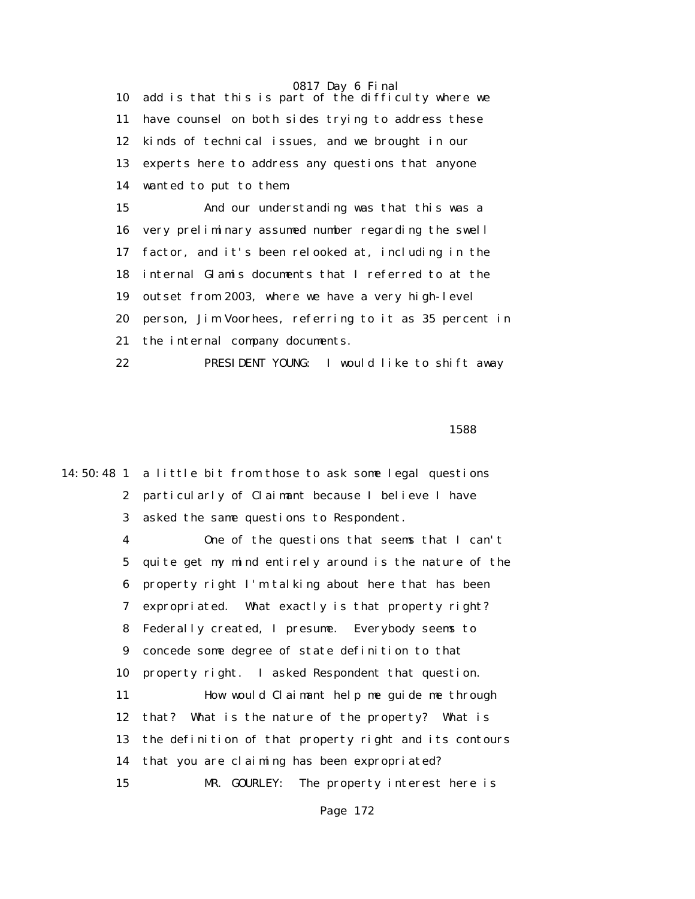10 add is that this is part of the difficulty where we
11 have counsel on both sides trying to address these
12 kinds of technical issues, and we brought in our
13 experts here to address any questions that anyone
14 wanted to put to them.
15 And our understanding was that this was a
16 very preliminary assumed number regarding the swell
17 factor, and it's been relooked at, including in the
18 internal Glamis documents that I referred to at the
19 outset from 2003, where we have a very high-level
20 person, Jim Voorhees, referring to it as 35 percent in
21 the internal company documents.
22 PRESIDENT YOUNG: I would like to shift away

1588

14:50:48 1 a little bit from those to ask some legal questions
2 particularly of Claimant because I believe I have
3 asked the same questions to Respondent.
4 One of the questions that seems that I can't
5 quite get my mind entirely around is the nature of the
6 property right I'm talking about here that has been
7 expropriated. What exactly is that property right?
8 Federally created, I presume. Everybody seems to
9 concede some degree of state definition to that
10 property right. I asked Respondent that question.
11 How would Claimant help me guide me through
12 that? What is the nature of the property? What is
13 the definition of that property right and its contours
14 that you are claiming has been expropriated?
15 MR. GOURLEY: The property interest here is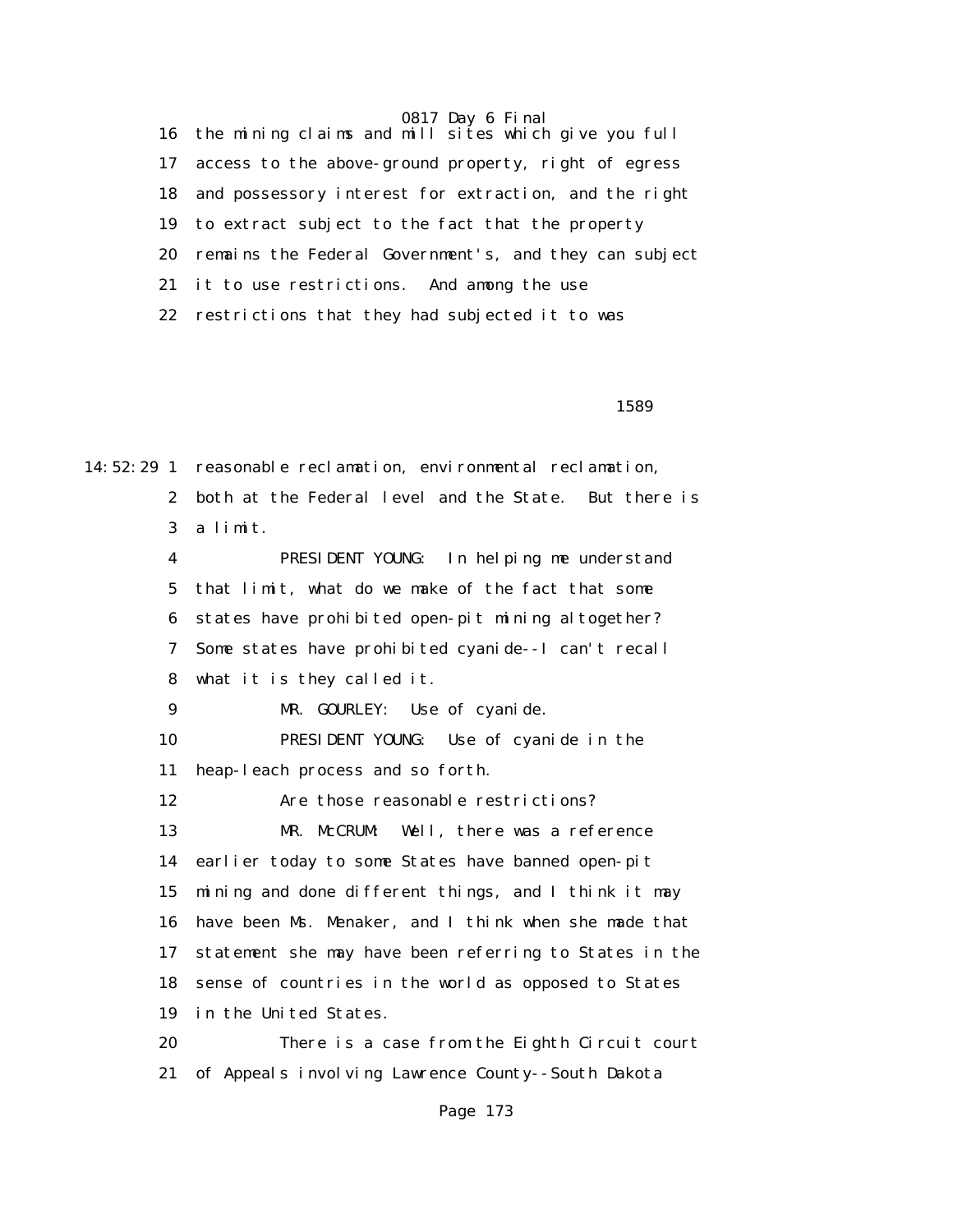16 the mining claims and mill sites which give you full
17 access to the above-ground property, right of egress
18 and possessory interest for extraction, and the right
19 to extract subject to the fact that the property
20 remains the Federal Government's, and they can subject
21 it to use restrictions. And among the use
22 restrictions that they had subjected it to was

1589

14:52:29 1 reasonable reclamation, environmental reclamation,
2 both at the Federal level and the State. But there is
3 a limit.
4 PRESIDENT YOUNG: In helping me understand
5 that limit, what do we make of the fact that some
6 states have prohibited open-pit mining altogether?
7 Some states have prohibited cyanide--I can't recall
8 what it is they called it.
9 MR. GOURLEY: Use of cyanide.
10 PRESIDENT YOUNG: Use of cyanide in the
11 heap-leach process and so forth.
12 Are those reasonable restrictions?
13 MR. McCRUM: Well, there was a reference
14 earlier today to some States have banned open-pit
15 mining and done different things, and I think it may
16 have been Ms. Menaker, and I think when she made that
17 statement she may have been referring to States in the
18 sense of countries in the world as opposed to States
19 in the United States.
20 There is a case from the Eighth Circuit court
21 of Appeals involving Lawrence County--South Dakota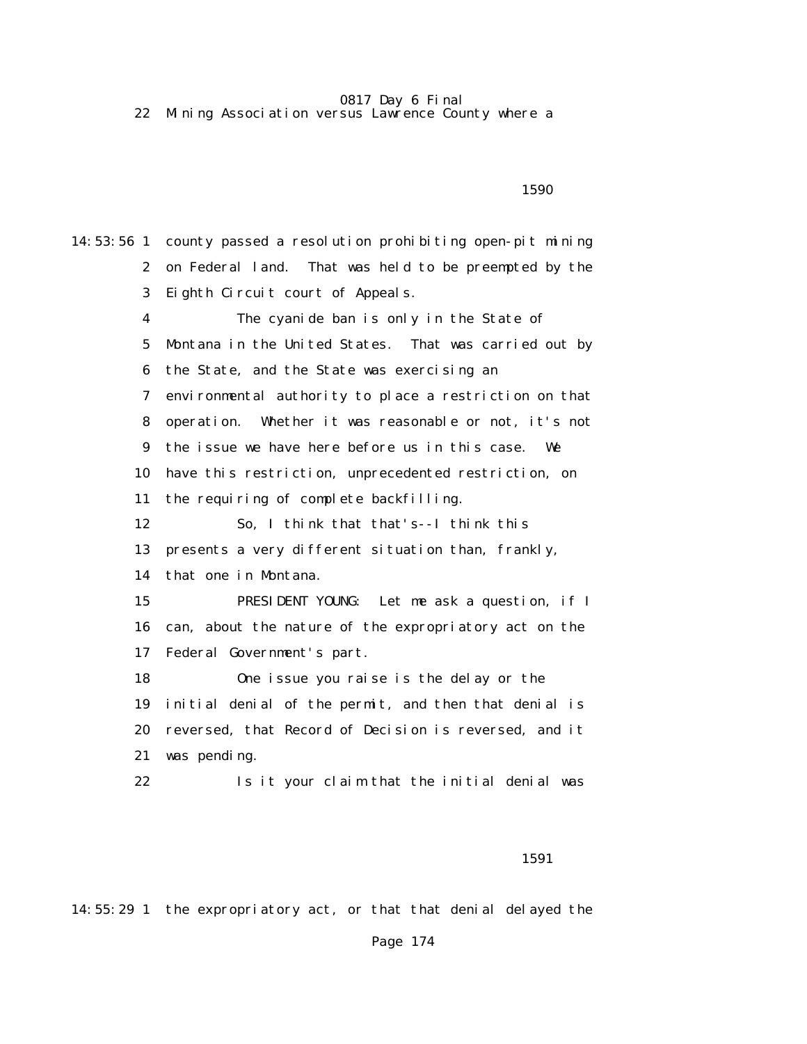22 Mining Association versus Lawrence County where a

1590

14:53:56 1 county passed a resolution prohibiting open-pit mining
2 on Federal land. That was held to be preempted by the
3 Eighth Circuit court of Appeals.
4 The cyanide ban is only in the State of
5 Montana in the United States. That was carried out by
6 the State, and the State was exercising an
7 environmental authority to place a restriction on that
8 operation. Whether it was reasonable or not, it's not
9 the issue we have here before us in this case. We
10 have this restriction, unprecedented restriction, on
11 the requiring of complete backfilling.
12 So, I think that that's--I think this
13 presents a very different situation than, frankly,
14 that one in Montana.
15 PRESIDENT YOUNG: Let me ask a question, if I
16 can, about the nature of the expropriatory act on the
17 Federal Government's part.
18 One issue you raise is the delay or the
19 initial denial of the permit, and then that denial is
20 reversed, that Record of Decision is reversed, and it
21 was pending.
22 Is it your claim that the initial denial was

1591

14:55:29 1 the expropriatory act, or that that denial delayed the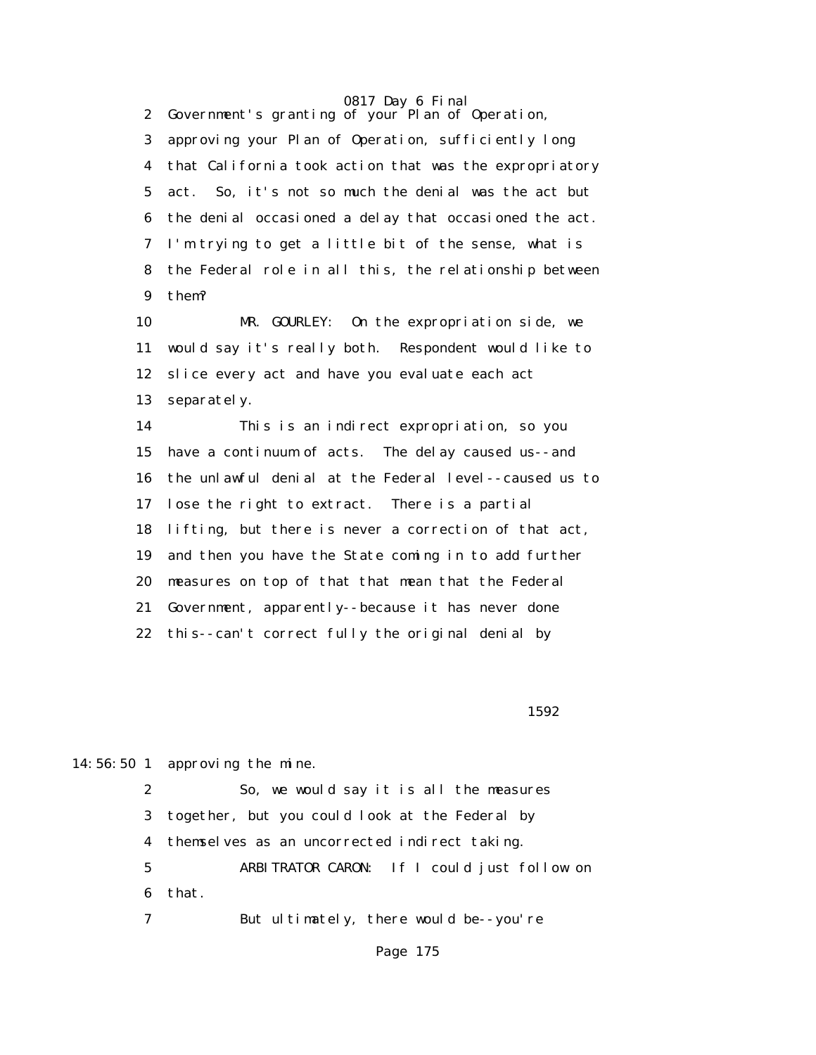2 Government's granting of your Plan of Operation,

3 approving your Plan of Operation, sufficiently long

4 that California took action that was the expropriatory

5 act. So, it's not so much the denial was the act but

6 the denial occasioned a delay that occasioned the act.

7 I'm trying to get a little bit of the sense, what is

8 the Federal role in all this, the relationship between

9 them?

10 MR. GOURLEY: On the expropriation side, we

11 would say it's really both. Respondent would like to

12 slice every act and have you evaluate each act

13 separately.

14 This is an indirect expropriation, so you

15 have a continuum of acts. The delay caused us--and

16 the unlawful denial at the Federal level--caused us to

17 lose the right to extract. There is a partial

18 lifting, but there is never a correction of that act,

19 and then you have the State coming in to add further

20 measures on top of that that mean that the Federal

21 Government, apparently--because it has never done

22 this--can't correct fully the original denial by

1592

14:56:50 1 approving the mine.

2 So, we would say it is all the measures

3 together, but you could look at the Federal by

4 themselves as an uncorrected indirect taking.

5 ARBITRATOR CARON: If I could just follow on

6 that.

7 But ultimately, there would be--you're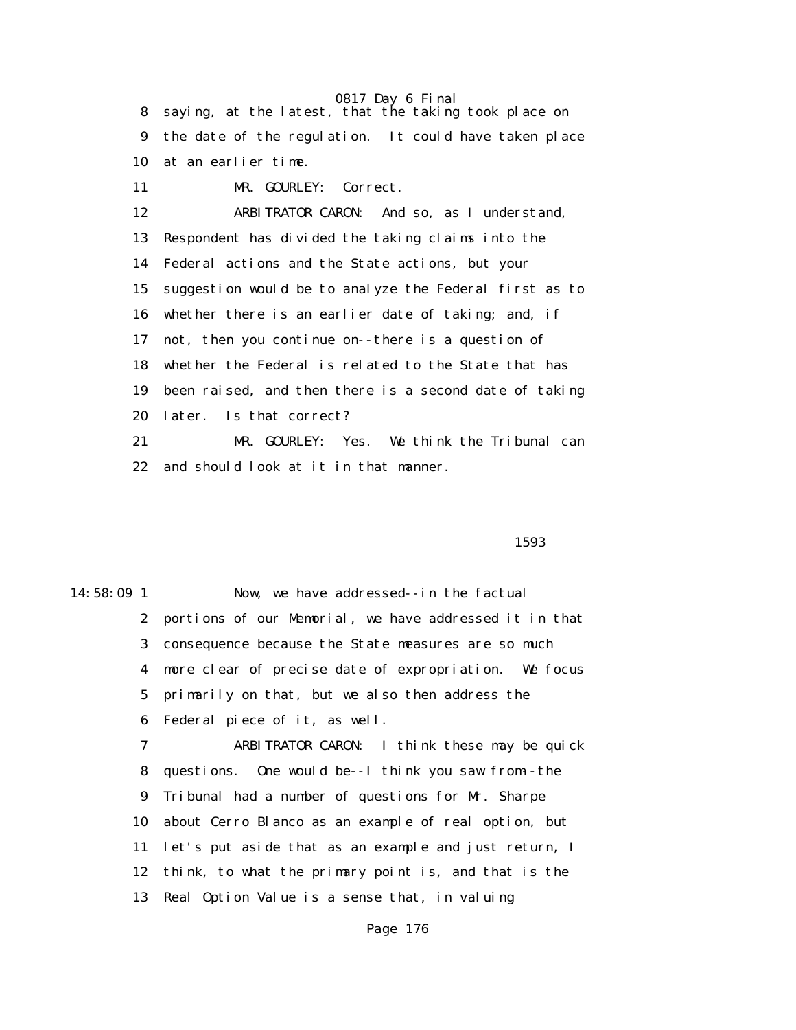8 saying, at the latest, that the taking took place on
9 the date of the regulation. It could have taken place
10 at an earlier time.

11 MR. GOURLEY: Correct.

12 ARBITRATOR CARON: And so, as I understand,
13 Respondent has divided the taking claims into the
14 Federal actions and the State actions, but your
15 suggestion would be to analyze the Federal first as to
16 whether there is an earlier date of taking; and, if
17 not, then you continue on--there is a question of
18 whether the Federal is related to the State that has
19 been raised, and then there is a second date of taking
20 later. Is that correct?

21 MR. GOURLEY: Yes. We think the Tribunal can
22 and should look at it in that manner.

1593

14:58:09 1 Now, we have addressed--in the factual
2 portions of our Memorial, we have addressed it in that
3 consequence because the State measures are so much
4 more clear of precise date of expropriation. We focus
5 primarily on that, but we also then address the
6 Federal piece of it, as well.

7 ARBITRATOR CARON: I think these may be quick
8 questions. One would be--I think you saw from--the
9 Tribunal had a number of questions for Mr. Sharpe
10 about Cerro Blanco as an example of real option, but
11 let's put aside that as an example and just return, I
12 think, to what the primary point is, and that is the
13 Real Option Value is a sense that, in valuing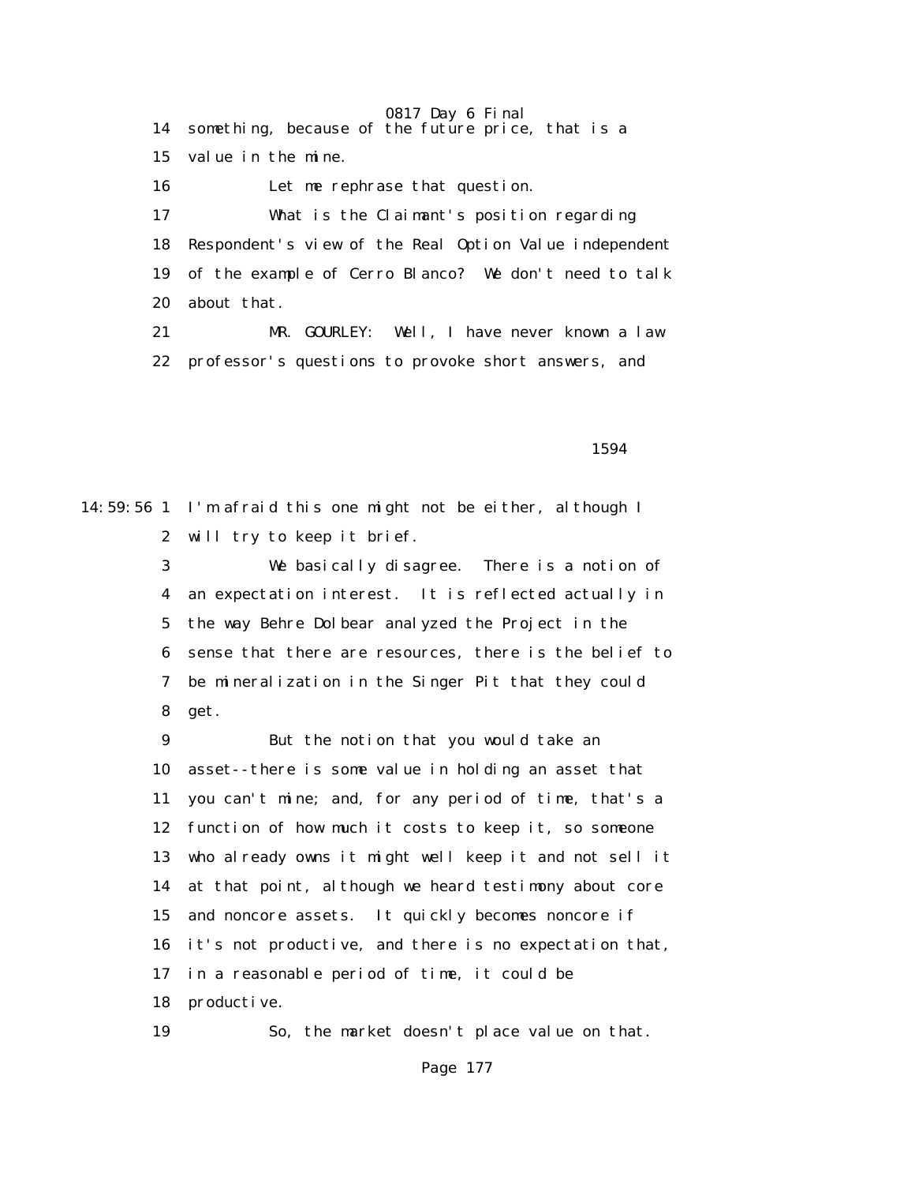14 something, because of the future price, that is a

15 value in the mine.

16 Let me rephrase that question.

17 What is the Claimant's position regarding

18 Respondent's view of the Real Option Value independent

19 of the example of Cerro Blanco? We don't need to talk

20 about that.

21 MR. GOURLEY: Well, I have never known a law

22 professor's questions to provoke short answers, and

1594

14:59:56 1 I'm afraid this one might not be either, although I

2 will try to keep it brief.

3 We basically disagree. There is a notion of

4 an expectation interest. It is reflected actually in

5 the way Behre Dolbear analyzed the Project in the

6 sense that there are resources, there is the belief to

7 be mineralization in the Singer Pit that they could

8 get.

9 But the notion that you would take an

10 asset--there is some value in holding an asset that

11 you can't mine; and, for any period of time, that's a

12 function of how much it costs to keep it, so someone

13 who already owns it might well keep it and not sell it

14 at that point, although we heard testimony about core

15 and noncore assets. It quickly becomes noncore if

16 it's not productive, and there is no expectation that,

17 in a reasonable period of time, it could be

18 productive.

19 So, the market doesn't place value on that.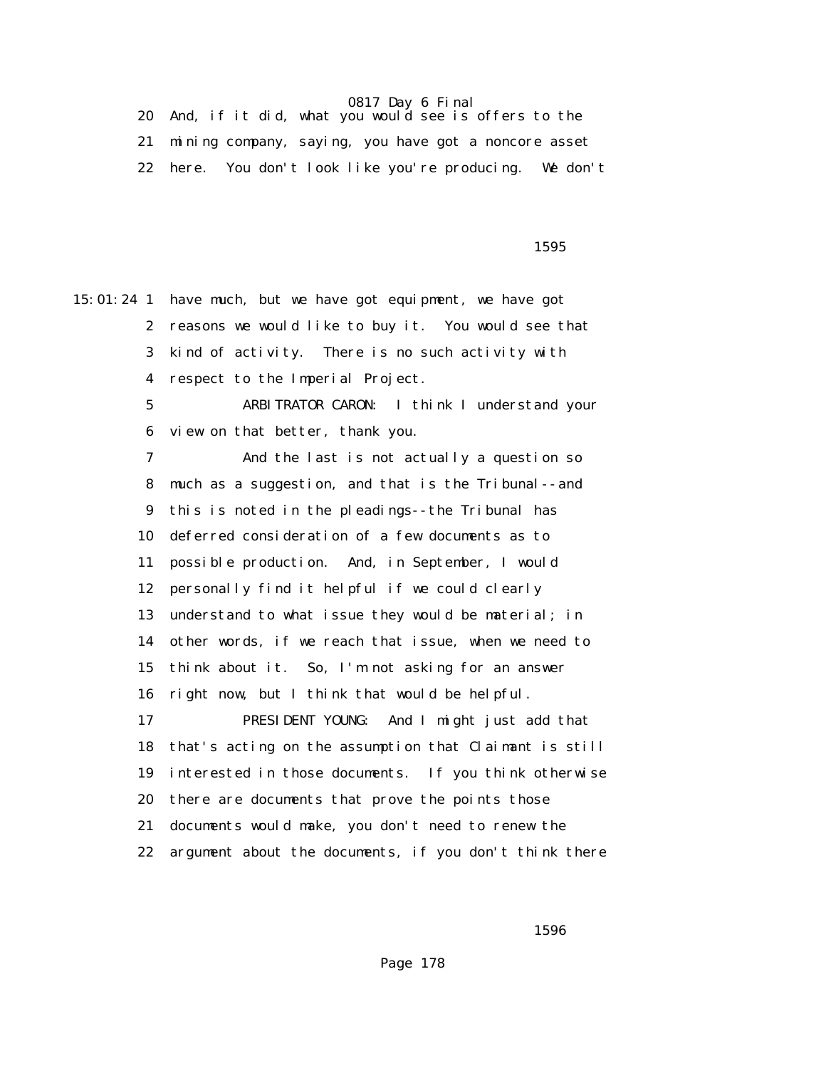20 And, if it did, what you would see is offers to the
21 mining company, saying, you have got a noncore asset
22 here. You don't look like you're producing. We don't

15:01:24 1 have much, but we have got equipment, we have got
2 reasons we would like to buy it. You would see that
3 kind of activity. There is no such activity with
4 respect to the Imperial Project.
5 ARBITRATOR CARON: I think I understand your
6 view on that better, thank you.
7 And the last is not actually a question so
8 much as a suggestion, and that is the Tribunal--and
9 this is noted in the pleadings--the Tribunal has
10 deferred consideration of a few documents as to
11 possible production. And, in September, I would
12 personally find it helpful if we could clearly
13 understand to what issue they would be material; in
14 other words, if we reach that issue, when we need to
15 think about it. So, I'm not asking for an answer
16 right now, but I think that would be helpful.
17 PRESIDENT YOUNG: And I might just add that
18 that's acting on the assumption that Claimant is still
19 interested in those documents. If you think otherwise
20 there are documents that prove the points those
21 documents would make, you don't need to renew the
22 argument about the documents, if you don't think there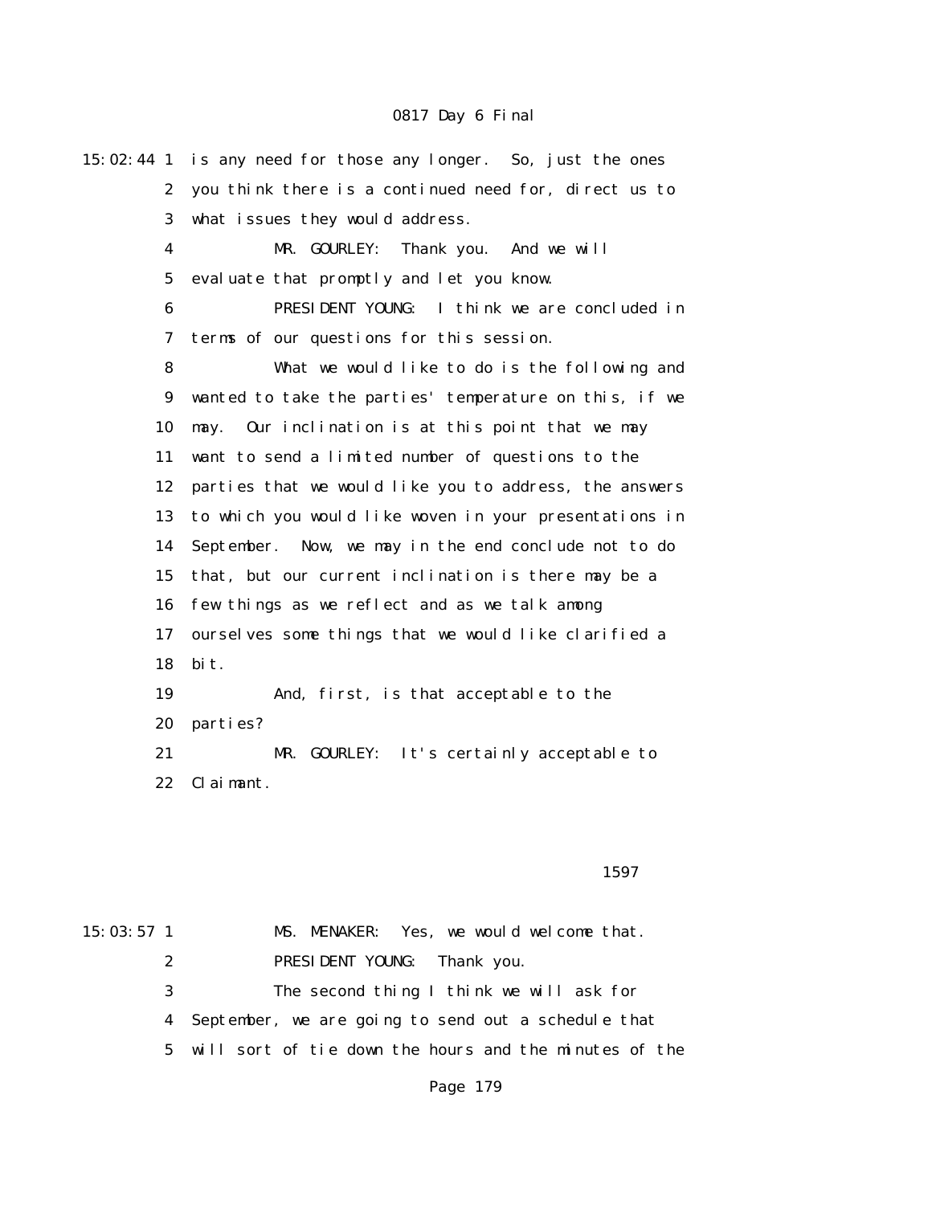15:02:44 1 is any need for those any longer. So, just the ones
2 you think there is a continued need for, direct us to
3 what issues they would address.
4 MR. GOURLEY: Thank you. And we will
5 evaluate that promptly and let you know.
6 PRESIDENT YOUNG: I think we are concluded in
7 terms of our questions for this session.
8 What we would like to do is the following and
9 wanted to take the parties' temperature on this, if we
10 may. Our inclination is at this point that we may
11 want to send a limited number of questions to the
12 parties that we would like you to address, the answers
13 to which you would like woven in your presentations in
14 September. Now, we may in the end conclude not to do
15 that, but our current inclination is there may be a
16 few things as we reflect and as we talk among
17 ourselves some things that we would like clarified a
18 bit.
19 And, first, is that acceptable to the
20 parties?
21 MR. GOURLEY: It's certainly acceptable to
22 Claimant.

1597

15:03:57 1 MS. MENAKER: Yes, we would welcome that.
2 PRESIDENT YOUNG: Thank you.
3 The second thing I think we will ask for
4 September, we are going to send out a schedule that
5 will sort of tie down the hours and the minutes of the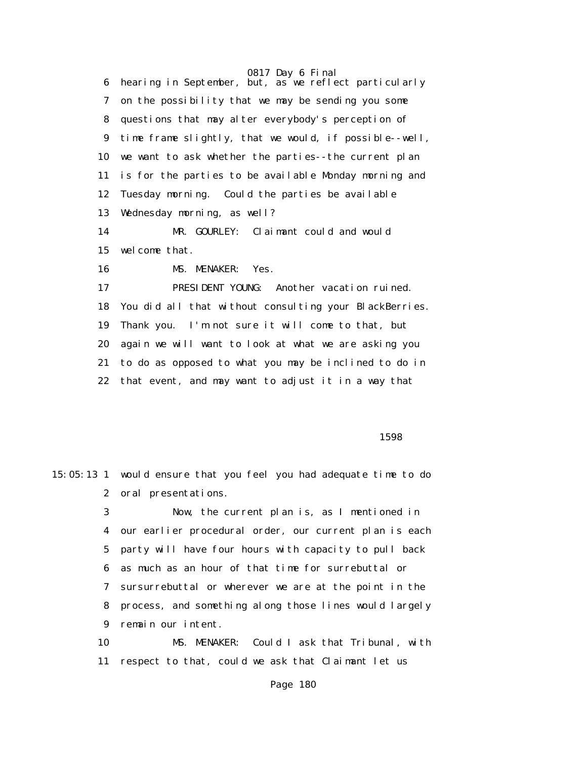6 hearing in September, but, as we reflect particularly
7 on the possibility that we may be sending you some
8 questions that may alter everybody's perception of
9 time frame slightly, that we would, if possible--well,
10 we want to ask whether the parties--the current plan
11 is for the parties to be available Monday morning and
12 Tuesday morning. Could the parties be available
13 Wednesday morning, as well?

14 MR. GOURLEY: Claimant could and would
15 welcome that.

16 MS. MENAKER: Yes.

17 PRESIDENT YOUNG: Another vacation ruined.
18 You did all that without consulting your BlackBerries.
19 Thank you. I'm not sure it will come to that, but
20 again we will want to look at what we are asking you
21 to do as opposed to what you may be inclined to do in
22 that event, and may want to adjust it in a way that

1598

15:05:13 1 would ensure that you feel you had adequate time to do
2 oral presentations.

3 Now, the current plan is, as I mentioned in
4 our earlier procedural order, our current plan is each
5 party will have four hours with capacity to pull back
6 as much as an hour of that time for surrebuttal or
7 sursurrebuttal or wherever we are at the point in the
8 process, and something along those lines would largely
9 remain our intent.

10 MS. MENAKER: Could I ask that Tribunal, with
11 respect to that, could we ask that Claimant let us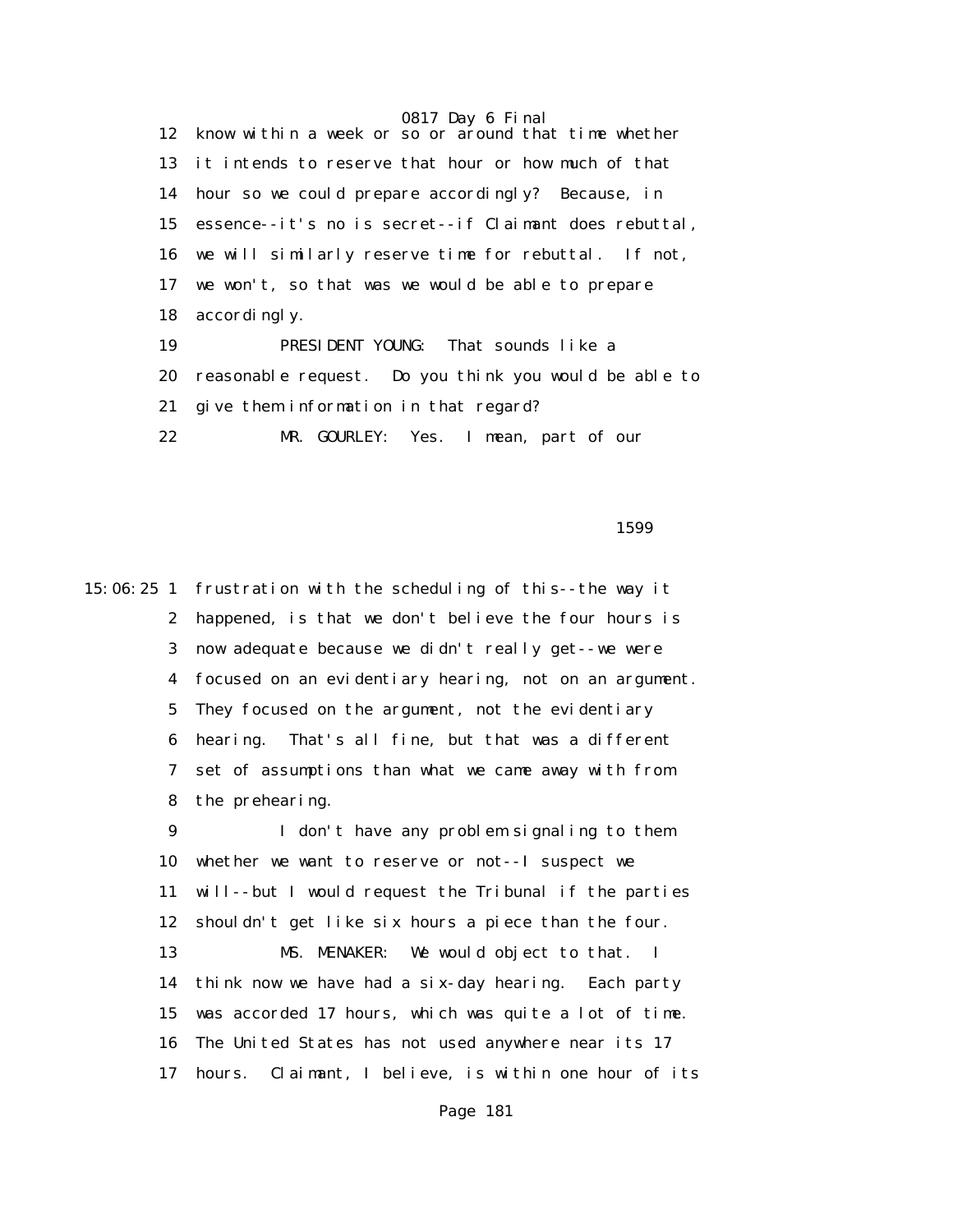12 know within a week or so or around that time whether

13 it intends to reserve that hour or how much of that

14 hour so we could prepare accordingly? Because, in

15 essence--it's no is secret--if Claimant does rebuttal,

16 we will similarly reserve time for rebuttal. If not,

17 we won't, so that was we would be able to prepare

18 accordingly.

19 PRESIDENT YOUNG: That sounds like a

20 reasonable request. Do you think you would be able to

21 give them information in that regard?

22 MR. GOURLEY: Yes. I mean, part of our

1599

15:06:25 1 frustration with the scheduling of this--the way it

2 happened, is that we don't believe the four hours is

3 now adequate because we didn't really get--we were

4 focused on an evidentiary hearing, not on an argument.

5 They focused on the argument, not the evidentiary

6 hearing. That's all fine, but that was a different

7 set of assumptions than what we came away with from

8 the prehearing.

9 I don't have any problem signaling to them

10 whether we want to reserve or not--I suspect we

11 will--but I would request the Tribunal if the parties

12 shouldn't get like six hours a piece than the four.

13 MS. MENAKER: We would object to that. I

14 think now we have had a six-day hearing. Each party

15 was accorded 17 hours, which was quite a lot of time.

16 The United States has not used anywhere near its 17

17 hours. Claimant, I believe, is within one hour of its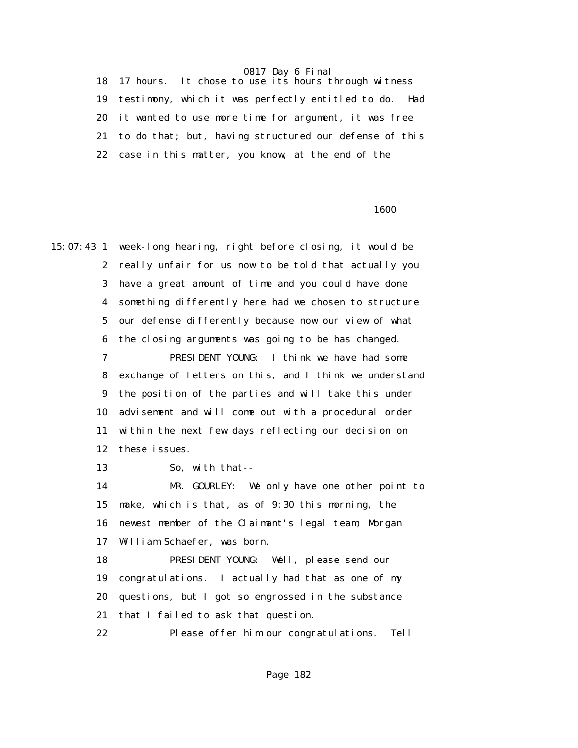18 17 hours. It chose to use its hours through witness
19 testimony, which it was perfectly entitled to do. Had
20 it wanted to use more time for argument, it was free
21 to do that; but, having structured our defense of this
22 case in this matter, you know, at the end of the

1600

15:07:43 1 week-long hearing, right before closing, it would be
2 really unfair for us now to be told that actually you
3 have a great amount of time and you could have done
4 something differently here had we chosen to structure
5 our defense differently because now our view of what
6 the closing arguments was going to be has changed.
7 PRESIDENT YOUNG: I think we have had some
8 exchange of letters on this, and I think we understand
9 the position of the parties and will take this under
10 advisement and will come out with a procedural order
11 within the next few days reflecting our decision on
12 these issues.
13 So, with that--
14 MR. GOURLEY: We only have one other point to
15 make, which is that, as of 9:30 this morning, the
16 newest member of the Claimant's legal team, Morgan
17 William Schaefer, was born.
18 PRESIDENT YOUNG: Well, please send our
19 congratulations. I actually had that as one of my
20 questions, but I got so engrossed in the substance
21 that I failed to ask that question.
22 Please offer him our congratulations. Tell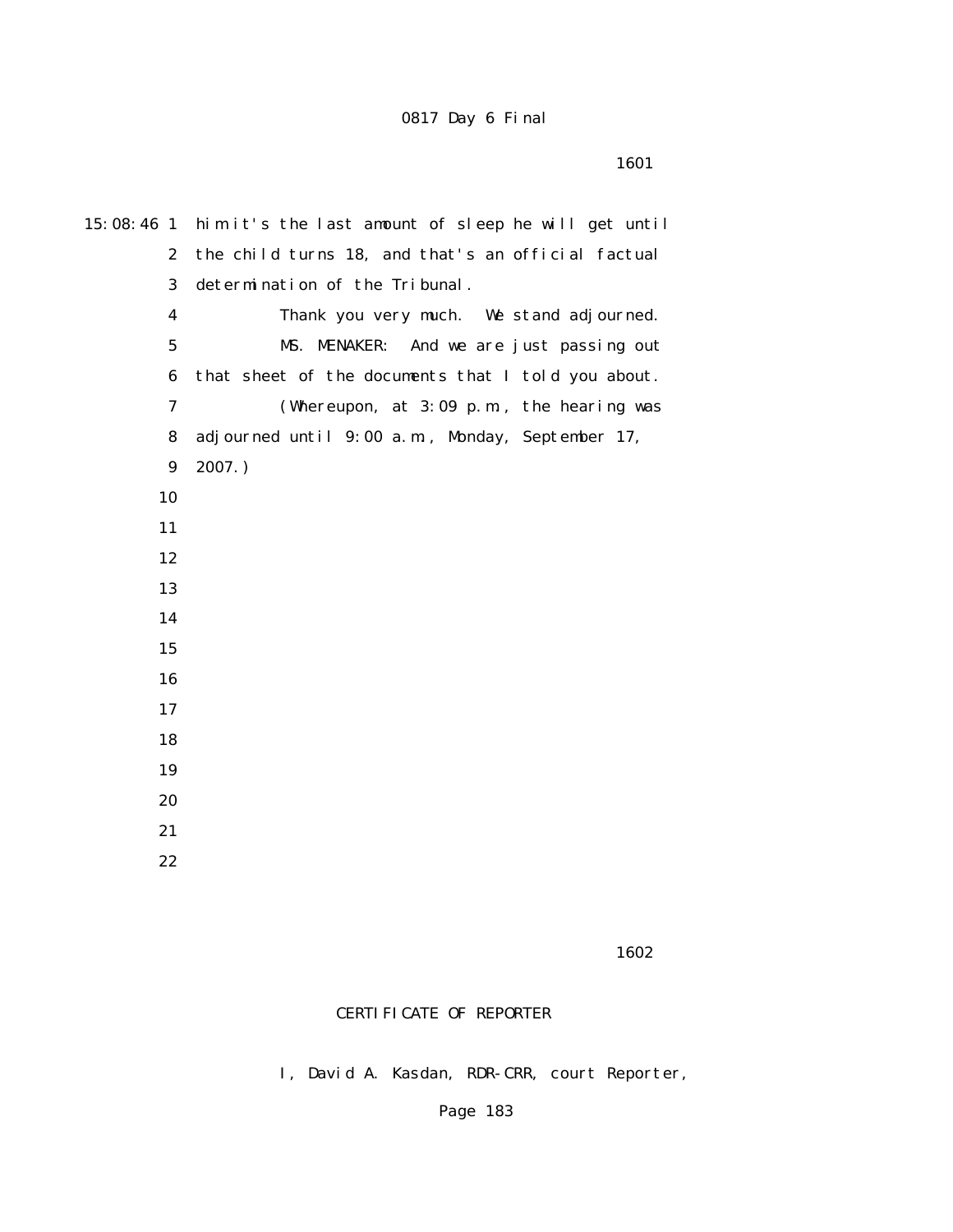15:08:46 1 him it's the last amount of sleep he will get until
2 the child turns 18, and that's an official factual
3 determination of the Tribunal.
4 Thank you very much. We stand adjourned.
5 MS. MENAKER: And we are just passing out
6 that sheet of the documents that I told you about.
7 (Whereupon, at 3:09 p.m., the hearing was
8 adjourned until 9:00 a.m., Monday, September 17,
9 2007.)
10
11
12
13
14
15
16
17
18
19
20
21
22

1602

CERTIFICATE OF REPORTER

I, David A. Kasdan, RDR-CRR, court Reporter,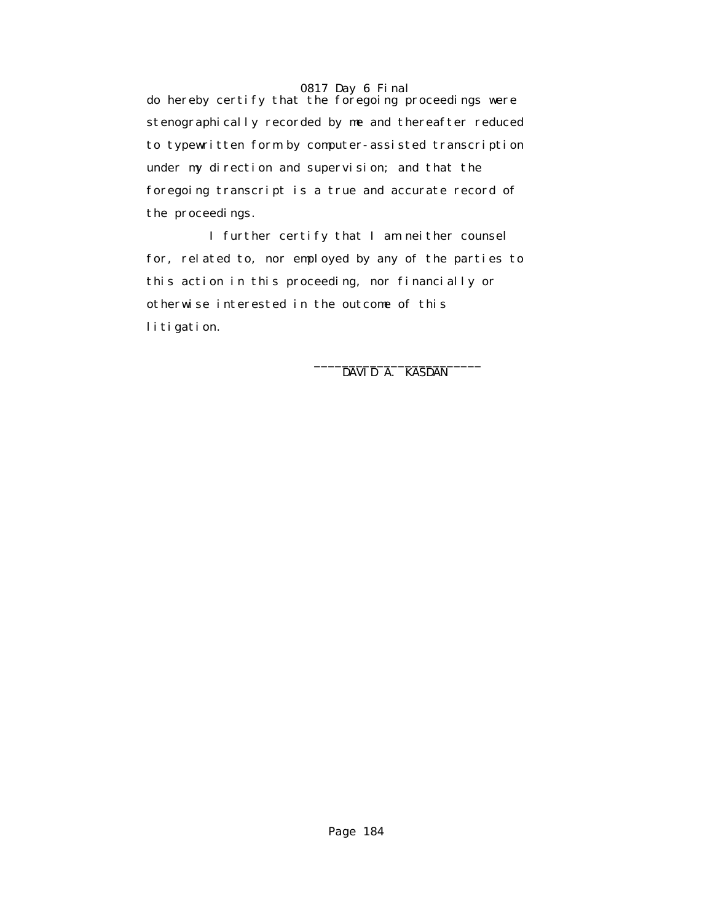do hereby certify that the foregoing proceedings were stenographically recorded by me and thereafter reduced to typewritten form by computer-assisted transcription under my direction and supervision; and that the foregoing transcript is a true and accurate record of the proceedings.

I further certify that I am neither counsel for, related to, nor employed by any of the parties to this action in this proceeding, nor financially or otherwise interested in the outcome of this litigation.

________________________

DAVID A. KASDAN